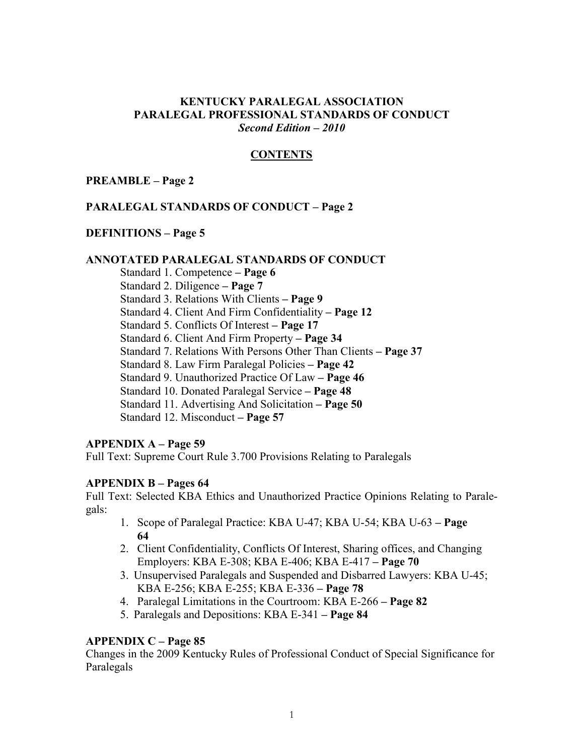# KENTUCKY PARALEGAL ASSOCIATION
# PARALEGAL PROFESSIONAL STANDARDS OF CONDUCT
***Second Edition – 2010***

## CONTENTS

**PREAMBLE – Page 2**

**PARALEGAL STANDARDS OF CONDUCT – Page 2**

**DEFINITIONS – Page 5**

**ANNOTATED PARALEGAL STANDARDS OF CONDUCT**

- Standard 1. Competence **– Page 6**
- Standard 2. Diligence **– Page 7**
- Standard 3. Relations With Clients **– Page 9**
- Standard 4. Client And Firm Confidentiality **– Page 12**
- Standard 5. Conflicts Of Interest **– Page 17**
- Standard 6. Client And Firm Property **– Page 34**
- Standard 7. Relations With Persons Other Than Clients **– Page 37**
- Standard 8. Law Firm Paralegal Policies **– Page 42**
- Standard 9. Unauthorized Practice Of Law **– Page 46**
- Standard 10. Donated Paralegal Service **– Page 48**
- Standard 11. Advertising And Solicitation **– Page 50**
- Standard 12. Misconduct **– Page 57**

**APPENDIX A – Page 59**

Full Text: Supreme Court Rule 3.700 Provisions Relating to Paralegals

**APPENDIX B – Pages 64**

Full Text: Selected KBA Ethics and Unauthorized Practice Opinions Relating to Paralegals:

1. Scope of Paralegal Practice: KBA U-47; KBA U-54; KBA U-63 **– Page 64**
2. Client Confidentiality, Conflicts Of Interest, Sharing offices, and Changing Employers: KBA E-308; KBA E-406; KBA E-417 **– Page 70**
3. Unsupervised Paralegals and Suspended and Disbarred Lawyers: KBA U-45; KBA E-256; KBA E-255; KBA E-336 **– Page 78**
4. Paralegal Limitations in the Courtroom: KBA E-266 **– Page 82**
5. Paralegals and Depositions: KBA E-341 **– Page 84**

**APPENDIX C – Page 85**

Changes in the 2009 Kentucky Rules of Professional Conduct of Special Significance for Paralegals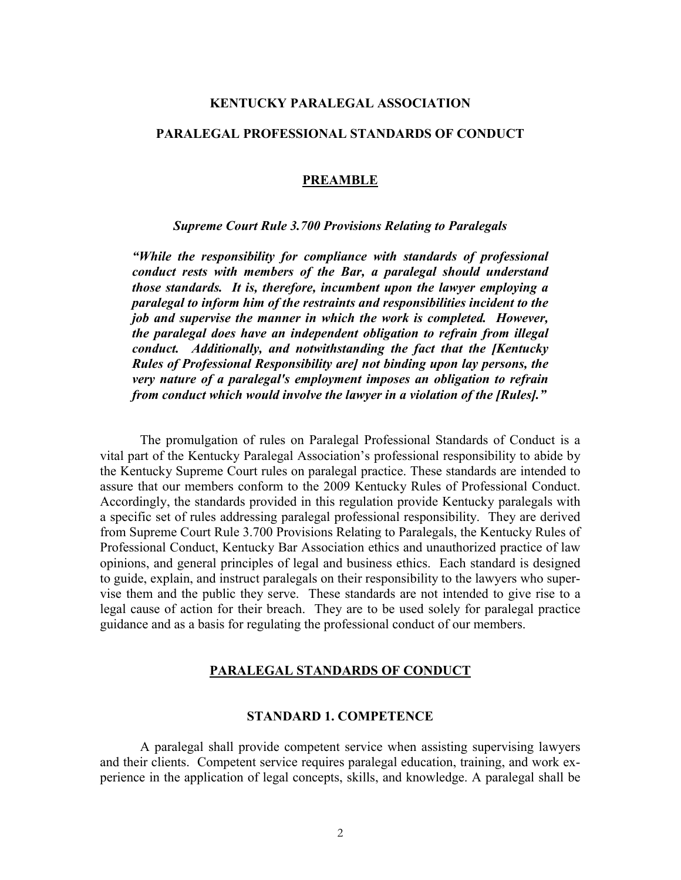**KENTUCKY PARALEGAL ASSOCIATION**

**PARALEGAL PROFESSIONAL STANDARDS OF CONDUCT**

## PREAMBLE

***Supreme Court Rule 3.700 Provisions Relating to Paralegals***

> ***"While the responsibility for compliance with standards of professional conduct rests with members of the Bar, a paralegal should understand those standards. It is, therefore, incumbent upon the lawyer employing a paralegal to inform him of the restraints and responsibilities incident to the job and supervise the manner in which the work is completed. However, the paralegal does have an independent obligation to refrain from illegal conduct. Additionally, and notwithstanding the fact that the [Kentucky Rules of Professional Responsibility are] not binding upon lay persons, the very nature of a paralegal's employment imposes an obligation to refrain from conduct which would involve the lawyer in a violation of the [Rules]."***

The promulgation of rules on Paralegal Professional Standards of Conduct is a vital part of the Kentucky Paralegal Association's professional responsibility to abide by the Kentucky Supreme Court rules on paralegal practice. These standards are intended to assure that our members conform to the 2009 Kentucky Rules of Professional Conduct. Accordingly, the standards provided in this regulation provide Kentucky paralegals with a specific set of rules addressing paralegal professional responsibility. They are derived from Supreme Court Rule 3.700 Provisions Relating to Paralegals, the Kentucky Rules of Professional Conduct, Kentucky Bar Association ethics and unauthorized practice of law opinions, and general principles of legal and business ethics. Each standard is designed to guide, explain, and instruct paralegals on their responsibility to the lawyers who supervise them and the public they serve. These standards are not intended to give rise to a legal cause of action for their breach. They are to be used solely for paralegal practice guidance and as a basis for regulating the professional conduct of our members.

## PARALEGAL STANDARDS OF CONDUCT

### STANDARD 1. COMPETENCE

A paralegal shall provide competent service when assisting supervising lawyers and their clients. Competent service requires paralegal education, training, and work experience in the application of legal concepts, skills, and knowledge. A paralegal shall be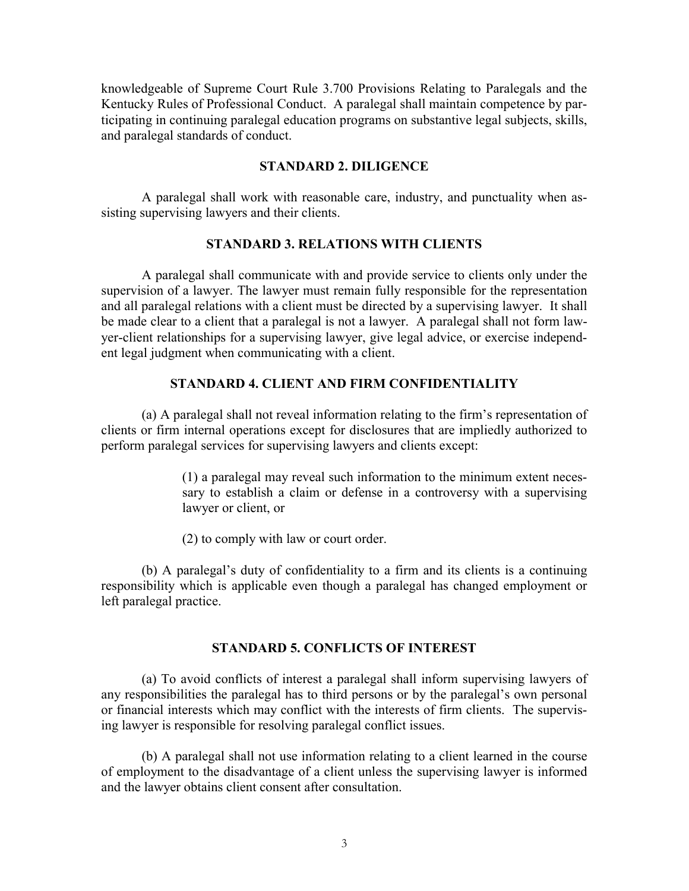knowledgeable of Supreme Court Rule 3.700 Provisions Relating to Paralegals and the Kentucky Rules of Professional Conduct. A paralegal shall maintain competence by participating in continuing paralegal education programs on substantive legal subjects, skills, and paralegal standards of conduct.

## STANDARD 2. DILIGENCE

A paralegal shall work with reasonable care, industry, and punctuality when assisting supervising lawyers and their clients.

## STANDARD 3. RELATIONS WITH CLIENTS

A paralegal shall communicate with and provide service to clients only under the supervision of a lawyer. The lawyer must remain fully responsible for the representation and all paralegal relations with a client must be directed by a supervising lawyer. It shall be made clear to a client that a paralegal is not a lawyer. A paralegal shall not form lawyer-client relationships for a supervising lawyer, give legal advice, or exercise independent legal judgment when communicating with a client.

## STANDARD 4. CLIENT AND FIRM CONFIDENTIALITY

(a) A paralegal shall not reveal information relating to the firm's representation of clients or firm internal operations except for disclosures that are impliedly authorized to perform paralegal services for supervising lawyers and clients except:

> (1) a paralegal may reveal such information to the minimum extent necessary to establish a claim or defense in a controversy with a supervising lawyer or client, or
>
> (2) to comply with law or court order.

(b) A paralegal's duty of confidentiality to a firm and its clients is a continuing responsibility which is applicable even though a paralegal has changed employment or left paralegal practice.

## STANDARD 5. CONFLICTS OF INTEREST

(a) To avoid conflicts of interest a paralegal shall inform supervising lawyers of any responsibilities the paralegal has to third persons or by the paralegal's own personal or financial interests which may conflict with the interests of firm clients. The supervising lawyer is responsible for resolving paralegal conflict issues.

(b) A paralegal shall not use information relating to a client learned in the course of employment to the disadvantage of a client unless the supervising lawyer is informed and the lawyer obtains client consent after consultation.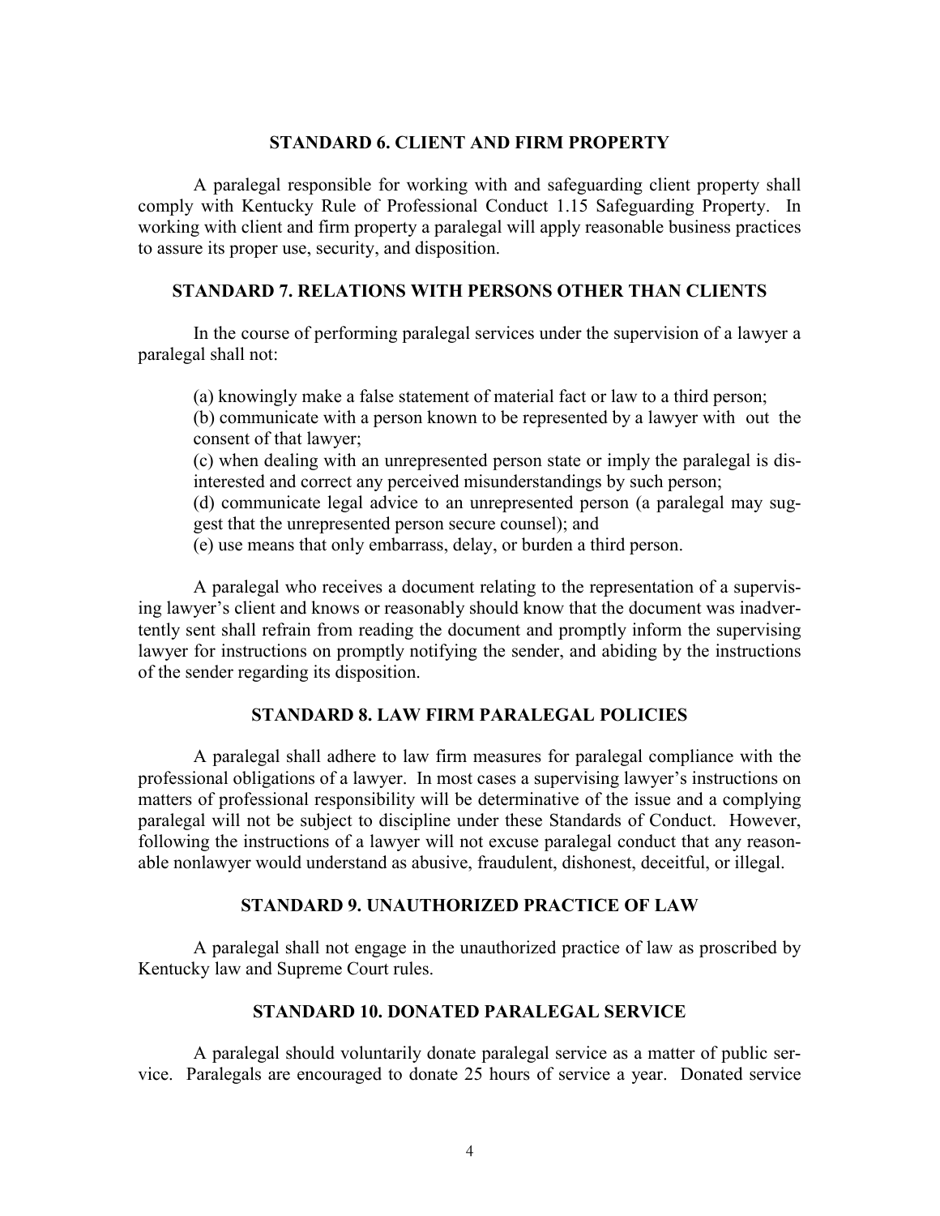### STANDARD 6. CLIENT AND FIRM PROPERTY

A paralegal responsible for working with and safeguarding client property shall comply with Kentucky Rule of Professional Conduct 1.15 Safeguarding Property. In working with client and firm property a paralegal will apply reasonable business practices to assure its proper use, security, and disposition.

### STANDARD 7. RELATIONS WITH PERSONS OTHER THAN CLIENTS

In the course of performing paralegal services under the supervision of a lawyer a paralegal shall not:

(a) knowingly make a false statement of material fact or law to a third person;
(b) communicate with a person known to be represented by a lawyer with out the consent of that lawyer;
(c) when dealing with an unrepresented person state or imply the paralegal is disinterested and correct any perceived misunderstandings by such person;
(d) communicate legal advice to an unrepresented person (a paralegal may suggest that the unrepresented person secure counsel); and
(e) use means that only embarrass, delay, or burden a third person.

A paralegal who receives a document relating to the representation of a supervising lawyer's client and knows or reasonably should know that the document was inadvertently sent shall refrain from reading the document and promptly inform the supervising lawyer for instructions on promptly notifying the sender, and abiding by the instructions of the sender regarding its disposition.

### STANDARD 8. LAW FIRM PARALEGAL POLICIES

A paralegal shall adhere to law firm measures for paralegal compliance with the professional obligations of a lawyer. In most cases a supervising lawyer's instructions on matters of professional responsibility will be determinative of the issue and a complying paralegal will not be subject to discipline under these Standards of Conduct. However, following the instructions of a lawyer will not excuse paralegal conduct that any reasonable nonlawyer would understand as abusive, fraudulent, dishonest, deceitful, or illegal.

### STANDARD 9. UNAUTHORIZED PRACTICE OF LAW

A paralegal shall not engage in the unauthorized practice of law as proscribed by Kentucky law and Supreme Court rules.

### STANDARD 10. DONATED PARALEGAL SERVICE

A paralegal should voluntarily donate paralegal service as a matter of public service. Paralegals are encouraged to donate 25 hours of service a year. Donated service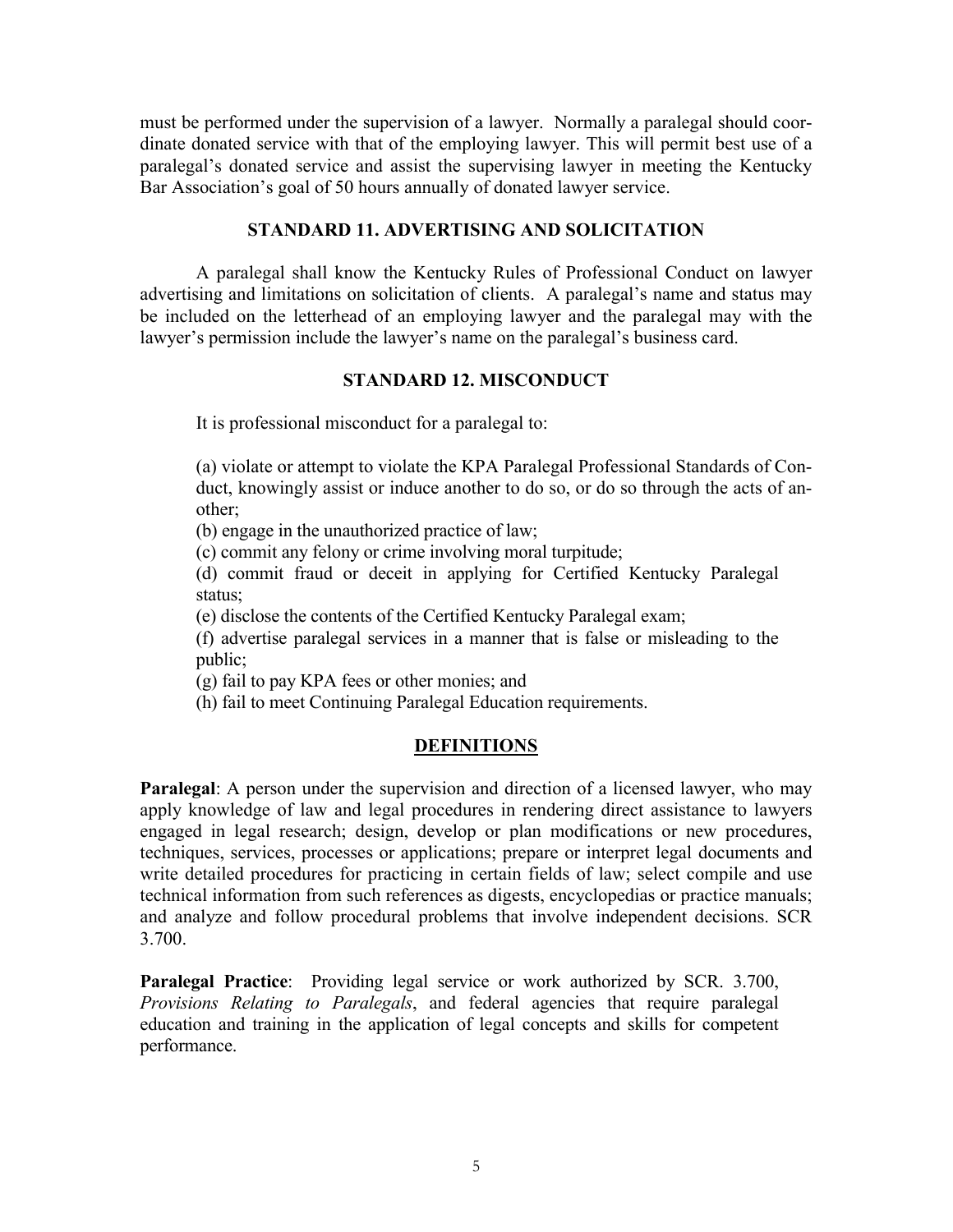must be performed under the supervision of a lawyer. Normally a paralegal should coordinate donated service with that of the employing lawyer. This will permit best use of a paralegal's donated service and assist the supervising lawyer in meeting the Kentucky Bar Association's goal of 50 hours annually of donated lawyer service.

### STANDARD 11. ADVERTISING AND SOLICITATION

A paralegal shall know the Kentucky Rules of Professional Conduct on lawyer advertising and limitations on solicitation of clients. A paralegal's name and status may be included on the letterhead of an employing lawyer and the paralegal may with the lawyer's permission include the lawyer's name on the paralegal's business card.

### STANDARD 12. MISCONDUCT

It is professional misconduct for a paralegal to:

(a) violate or attempt to violate the KPA Paralegal Professional Standards of Conduct, knowingly assist or induce another to do so, or do so through the acts of another;
(b) engage in the unauthorized practice of law;
(c) commit any felony or crime involving moral turpitude;
(d) commit fraud or deceit in applying for Certified Kentucky Paralegal status;
(e) disclose the contents of the Certified Kentucky Paralegal exam;
(f) advertise paralegal services in a manner that is false or misleading to the public;
(g) fail to pay KPA fees or other monies; and
(h) fail to meet Continuing Paralegal Education requirements.

## DEFINITIONS

**Paralegal**: A person under the supervision and direction of a licensed lawyer, who may apply knowledge of law and legal procedures in rendering direct assistance to lawyers engaged in legal research; design, develop or plan modifications or new procedures, techniques, services, processes or applications; prepare or interpret legal documents and write detailed procedures for practicing in certain fields of law; select compile and use technical information from such references as digests, encyclopedias or practice manuals; and analyze and follow procedural problems that involve independent decisions. SCR 3.700.

**Paralegal Practice**: Providing legal service or work authorized by SCR. 3.700, *Provisions Relating to Paralegals*, and federal agencies that require paralegal education and training in the application of legal concepts and skills for competent performance.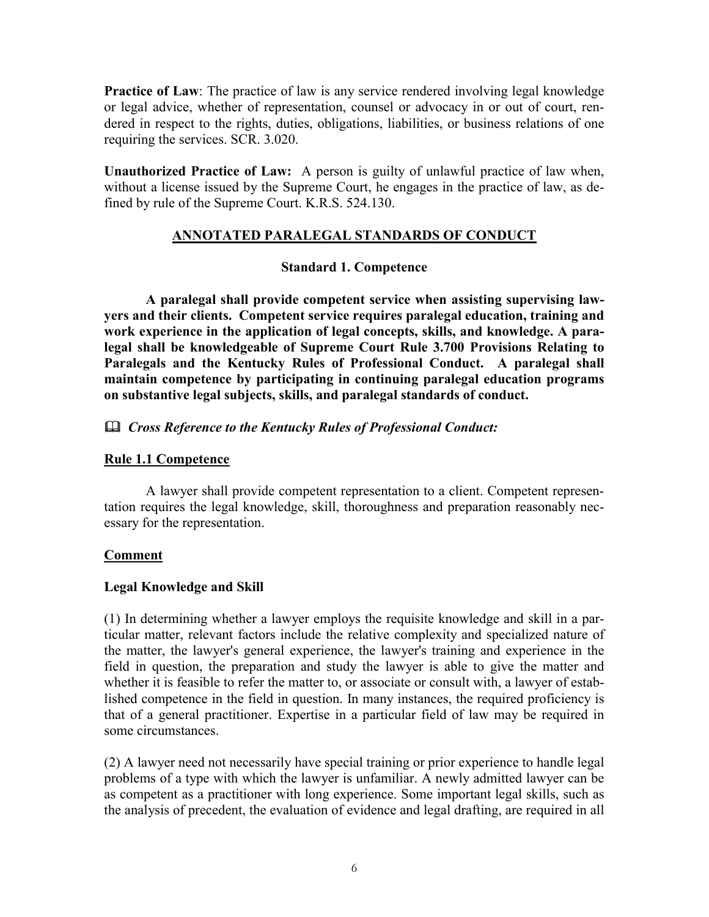**Practice of Law**: The practice of law is any service rendered involving legal knowledge or legal advice, whether of representation, counsel or advocacy in or out of court, rendered in respect to the rights, duties, obligations, liabilities, or business relations of one requiring the services. SCR. 3.020.

**Unauthorized Practice of Law:** A person is guilty of unlawful practice of law when, without a license issued by the Supreme Court, he engages in the practice of law, as defined by rule of the Supreme Court. K.R.S. 524.130.

## ANNOTATED PARALEGAL STANDARDS OF CONDUCT

### Standard 1. Competence

**A paralegal shall provide competent service when assisting supervising lawyers and their clients. Competent service requires paralegal education, training and work experience in the application of legal concepts, skills, and knowledge. A paralegal shall be knowledgeable of Supreme Court Rule 3.700 Provisions Relating to Paralegals and the Kentucky Rules of Professional Conduct. A paralegal shall maintain competence by participating in continuing paralegal education programs on substantive legal subjects, skills, and paralegal standards of conduct.**

📖 ***Cross Reference to the Kentucky Rules of Professional Conduct:***

**Rule 1.1 Competence**

A lawyer shall provide competent representation to a client. Competent representation requires the legal knowledge, skill, thoroughness and preparation reasonably necessary for the representation.

**Comment**

**Legal Knowledge and Skill**

(1) In determining whether a lawyer employs the requisite knowledge and skill in a particular matter, relevant factors include the relative complexity and specialized nature of the matter, the lawyer's general experience, the lawyer's training and experience in the field in question, the preparation and study the lawyer is able to give the matter and whether it is feasible to refer the matter to, or associate or consult with, a lawyer of established competence in the field in question. In many instances, the required proficiency is that of a general practitioner. Expertise in a particular field of law may be required in some circumstances.

(2) A lawyer need not necessarily have special training or prior experience to handle legal problems of a type with which the lawyer is unfamiliar. A newly admitted lawyer can be as competent as a practitioner with long experience. Some important legal skills, such as the analysis of precedent, the evaluation of evidence and legal drafting, are required in all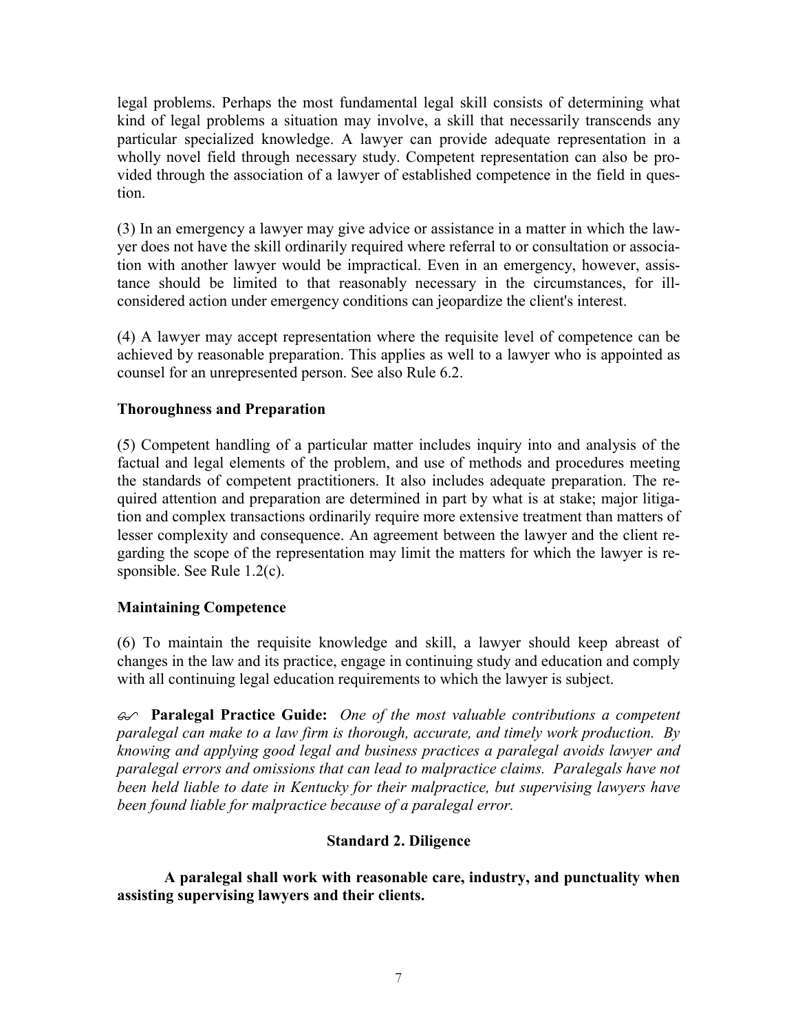legal problems. Perhaps the most fundamental legal skill consists of determining what kind of legal problems a situation may involve, a skill that necessarily transcends any particular specialized knowledge. A lawyer can provide adequate representation in a wholly novel field through necessary study. Competent representation can also be provided through the association of a lawyer of established competence in the field in question.

(3) In an emergency a lawyer may give advice or assistance in a matter in which the lawyer does not have the skill ordinarily required where referral to or consultation or association with another lawyer would be impractical. Even in an emergency, however, assistance should be limited to that reasonably necessary in the circumstances, for ill-considered action under emergency conditions can jeopardize the client's interest.

(4) A lawyer may accept representation where the requisite level of competence can be achieved by reasonable preparation. This applies as well to a lawyer who is appointed as counsel for an unrepresented person. See also Rule 6.2.

**Thoroughness and Preparation**

(5) Competent handling of a particular matter includes inquiry into and analysis of the factual and legal elements of the problem, and use of methods and procedures meeting the standards of competent practitioners. It also includes adequate preparation. The required attention and preparation are determined in part by what is at stake; major litigation and complex transactions ordinarily require more extensive treatment than matters of lesser complexity and consequence. An agreement between the lawyer and the client regarding the scope of the representation may limit the matters for which the lawyer is responsible. See Rule 1.2(c).

**Maintaining Competence**

(6) To maintain the requisite knowledge and skill, a lawyer should keep abreast of changes in the law and its practice, engage in continuing study and education and comply with all continuing legal education requirements to which the lawyer is subject.

✍ **Paralegal Practice Guide:** *One of the most valuable contributions a competent paralegal can make to a law firm is thorough, accurate, and timely work production. By knowing and applying good legal and business practices a paralegal avoids lawyer and paralegal errors and omissions that can lead to malpractice claims. Paralegals have not been held liable to date in Kentucky for their malpractice, but supervising lawyers have been found liable for malpractice because of a paralegal error.*

**Standard 2. Diligence**

**A paralegal shall work with reasonable care, industry, and punctuality when assisting supervising lawyers and their clients.**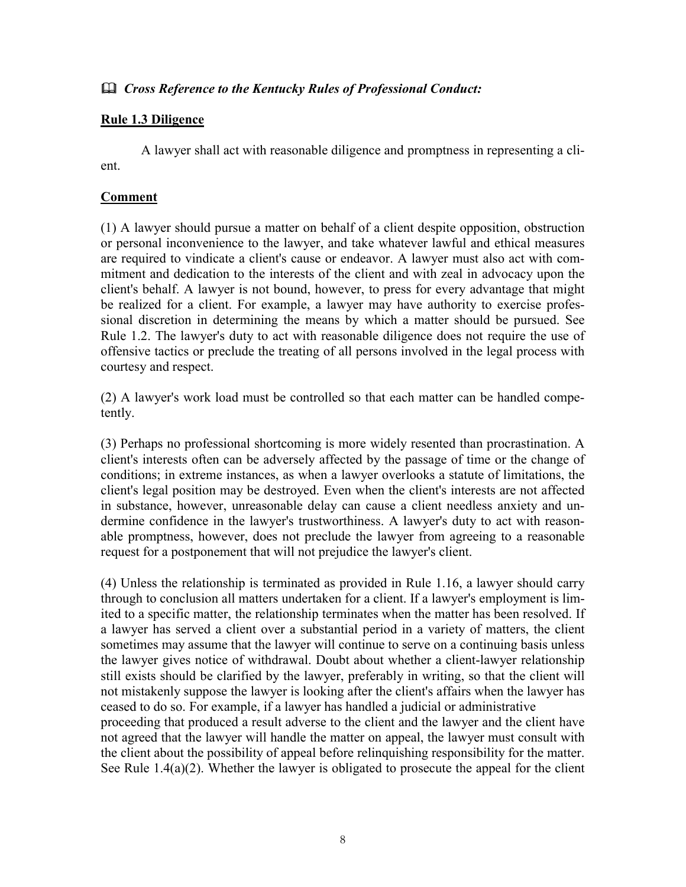*Cross Reference to the Kentucky Rules of Professional Conduct:*

**Rule 1.3 Diligence**

A lawyer shall act with reasonable diligence and promptness in representing a client.

**Comment**

(1) A lawyer should pursue a matter on behalf of a client despite opposition, obstruction or personal inconvenience to the lawyer, and take whatever lawful and ethical measures are required to vindicate a client's cause or endeavor. A lawyer must also act with commitment and dedication to the interests of the client and with zeal in advocacy upon the client's behalf. A lawyer is not bound, however, to press for every advantage that might be realized for a client. For example, a lawyer may have authority to exercise professional discretion in determining the means by which a matter should be pursued. See Rule 1.2. The lawyer's duty to act with reasonable diligence does not require the use of offensive tactics or preclude the treating of all persons involved in the legal process with courtesy and respect.

(2) A lawyer's work load must be controlled so that each matter can be handled competently.

(3) Perhaps no professional shortcoming is more widely resented than procrastination. A client's interests often can be adversely affected by the passage of time or the change of conditions; in extreme instances, as when a lawyer overlooks a statute of limitations, the client's legal position may be destroyed. Even when the client's interests are not affected in substance, however, unreasonable delay can cause a client needless anxiety and undermine confidence in the lawyer's trustworthiness. A lawyer's duty to act with reasonable promptness, however, does not preclude the lawyer from agreeing to a reasonable request for a postponement that will not prejudice the lawyer's client.

(4) Unless the relationship is terminated as provided in Rule 1.16, a lawyer should carry through to conclusion all matters undertaken for a client. If a lawyer's employment is limited to a specific matter, the relationship terminates when the matter has been resolved. If a lawyer has served a client over a substantial period in a variety of matters, the client sometimes may assume that the lawyer will continue to serve on a continuing basis unless the lawyer gives notice of withdrawal. Doubt about whether a client-lawyer relationship still exists should be clarified by the lawyer, preferably in writing, so that the client will not mistakenly suppose the lawyer is looking after the client's affairs when the lawyer has ceased to do so. For example, if a lawyer has handled a judicial or administrative proceeding that produced a result adverse to the client and the lawyer and the client have not agreed that the lawyer will handle the matter on appeal, the lawyer must consult with the client about the possibility of appeal before relinquishing responsibility for the matter. See Rule 1.4(a)(2). Whether the lawyer is obligated to prosecute the appeal for the client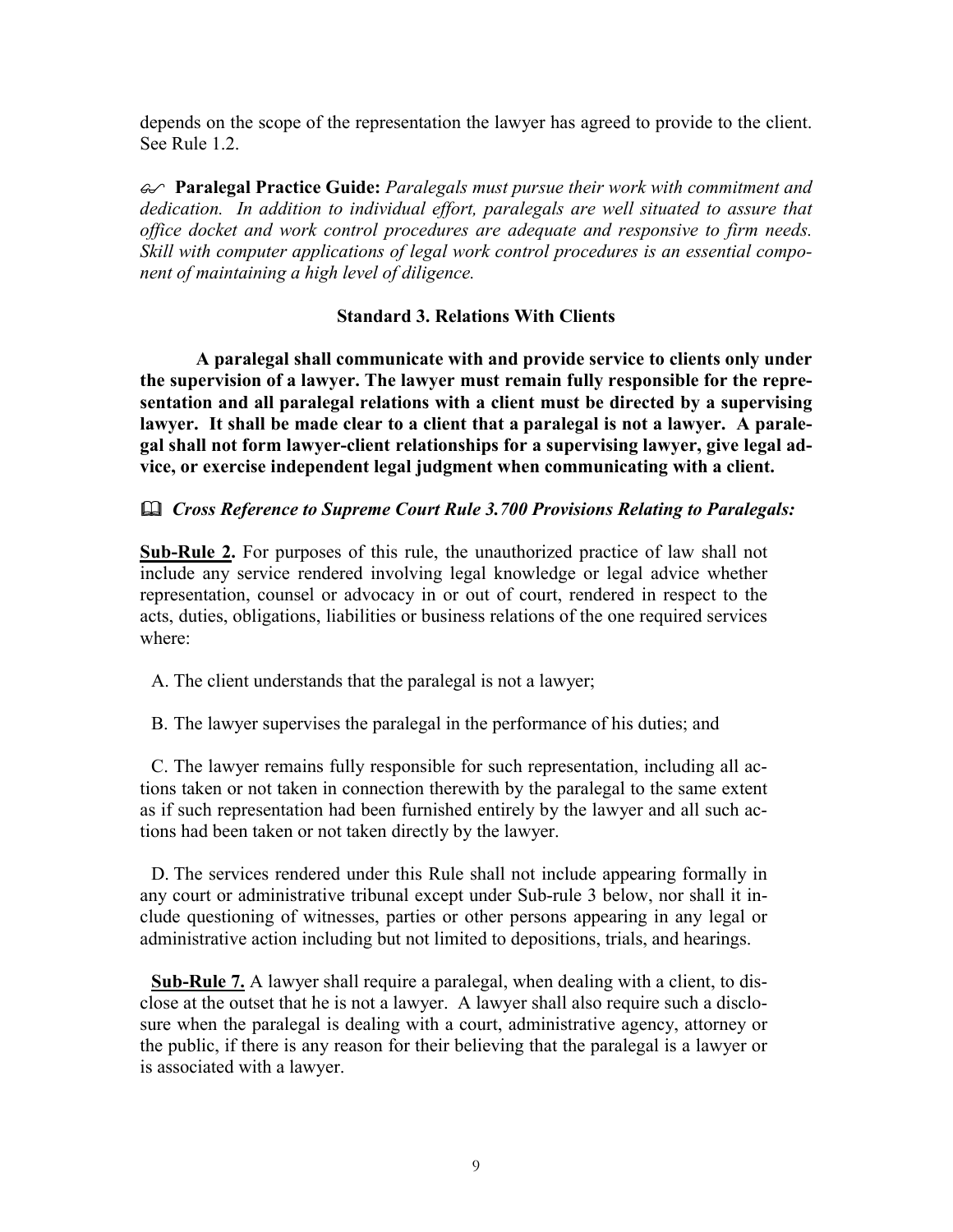depends on the scope of the representation the lawyer has agreed to provide to the client. See Rule 1.2.

✍ **Paralegal Practice Guide:** *Paralegals must pursue their work with commitment and dedication. In addition to individual effort, paralegals are well situated to assure that office docket and work control procedures are adequate and responsive to firm needs. Skill with computer applications of legal work control procedures is an essential component of maintaining a high level of diligence.*

### Standard 3. Relations With Clients

**A paralegal shall communicate with and provide service to clients only under the supervision of a lawyer. The lawyer must remain fully responsible for the representation and all paralegal relations with a client must be directed by a supervising lawyer. It shall be made clear to a client that a paralegal is not a lawyer. A paralegal shall not form lawyer-client relationships for a supervising lawyer, give legal advice, or exercise independent legal judgment when communicating with a client.**

📖 ***Cross Reference to Supreme Court Rule 3.700 Provisions Relating to Paralegals:***

**Sub-Rule 2.** For purposes of this rule, the unauthorized practice of law shall not include any service rendered involving legal knowledge or legal advice whether representation, counsel or advocacy in or out of court, rendered in respect to the acts, duties, obligations, liabilities or business relations of the one required services where:

A. The client understands that the paralegal is not a lawyer;

B. The lawyer supervises the paralegal in the performance of his duties; and

C. The lawyer remains fully responsible for such representation, including all actions taken or not taken in connection therewith by the paralegal to the same extent as if such representation had been furnished entirely by the lawyer and all such actions had been taken or not taken directly by the lawyer.

D. The services rendered under this Rule shall not include appearing formally in any court or administrative tribunal except under Sub-rule 3 below, nor shall it include questioning of witnesses, parties or other persons appearing in any legal or administrative action including but not limited to depositions, trials, and hearings.

**Sub-Rule 7.** A lawyer shall require a paralegal, when dealing with a client, to disclose at the outset that he is not a lawyer. A lawyer shall also require such a disclosure when the paralegal is dealing with a court, administrative agency, attorney or the public, if there is any reason for their believing that the paralegal is a lawyer or is associated with a lawyer.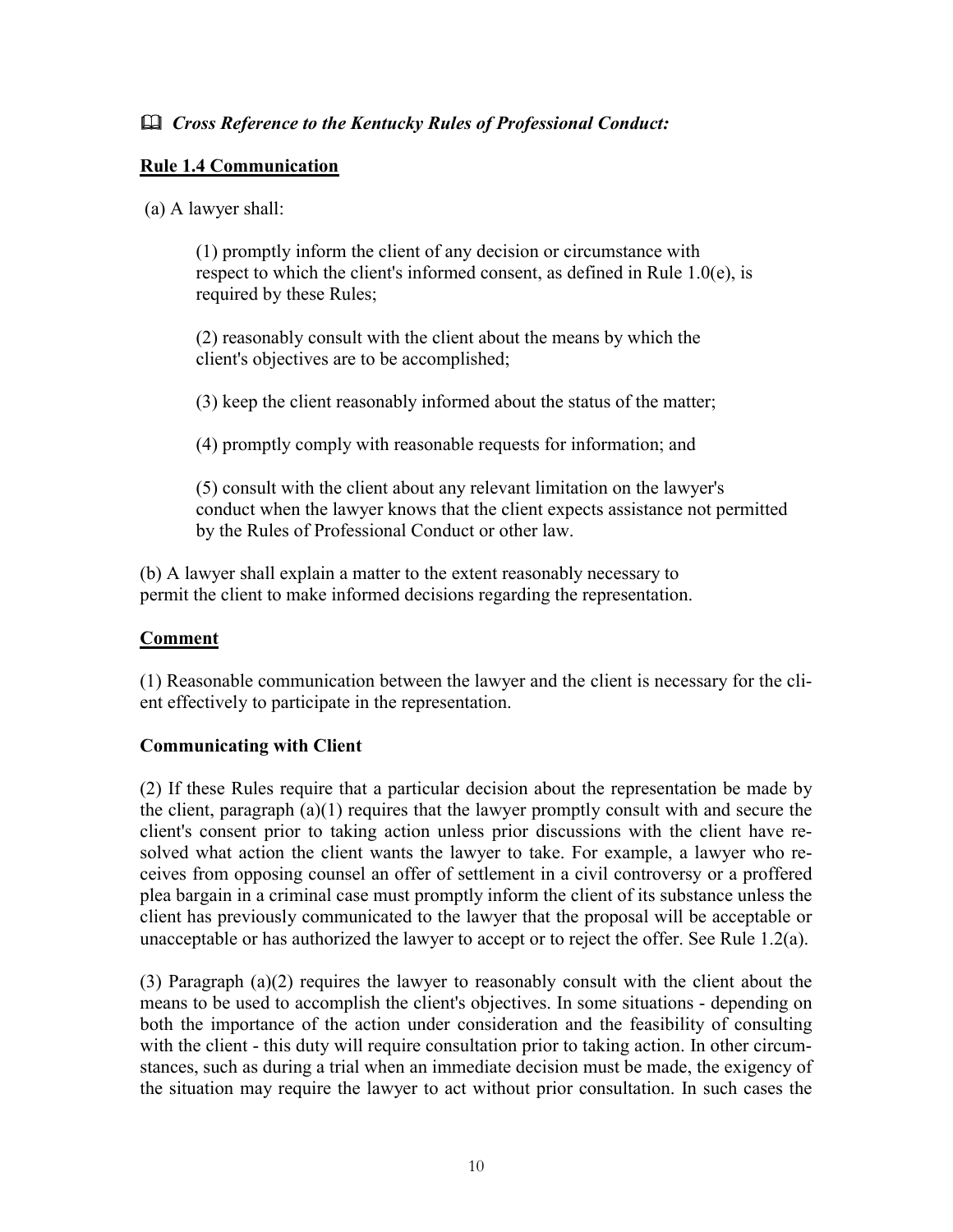📖 ***Cross Reference to the Kentucky Rules of Professional Conduct:***

**Rule 1.4 Communication**

(a) A lawyer shall:

(1) promptly inform the client of any decision or circumstance with respect to which the client's informed consent, as defined in Rule 1.0(e), is required by these Rules;

(2) reasonably consult with the client about the means by which the client's objectives are to be accomplished;

(3) keep the client reasonably informed about the status of the matter;

(4) promptly comply with reasonable requests for information; and

(5) consult with the client about any relevant limitation on the lawyer's conduct when the lawyer knows that the client expects assistance not permitted by the Rules of Professional Conduct or other law.

(b) A lawyer shall explain a matter to the extent reasonably necessary to permit the client to make informed decisions regarding the representation.

**Comment**

(1) Reasonable communication between the lawyer and the client is necessary for the client effectively to participate in the representation.

**Communicating with Client**

(2) If these Rules require that a particular decision about the representation be made by the client, paragraph (a)(1) requires that the lawyer promptly consult with and secure the client's consent prior to taking action unless prior discussions with the client have resolved what action the client wants the lawyer to take. For example, a lawyer who receives from opposing counsel an offer of settlement in a civil controversy or a proffered plea bargain in a criminal case must promptly inform the client of its substance unless the client has previously communicated to the lawyer that the proposal will be acceptable or unacceptable or has authorized the lawyer to accept or to reject the offer. See Rule 1.2(a).

(3) Paragraph (a)(2) requires the lawyer to reasonably consult with the client about the means to be used to accomplish the client's objectives. In some situations - depending on both the importance of the action under consideration and the feasibility of consulting with the client - this duty will require consultation prior to taking action. In other circumstances, such as during a trial when an immediate decision must be made, the exigency of the situation may require the lawyer to act without prior consultation. In such cases the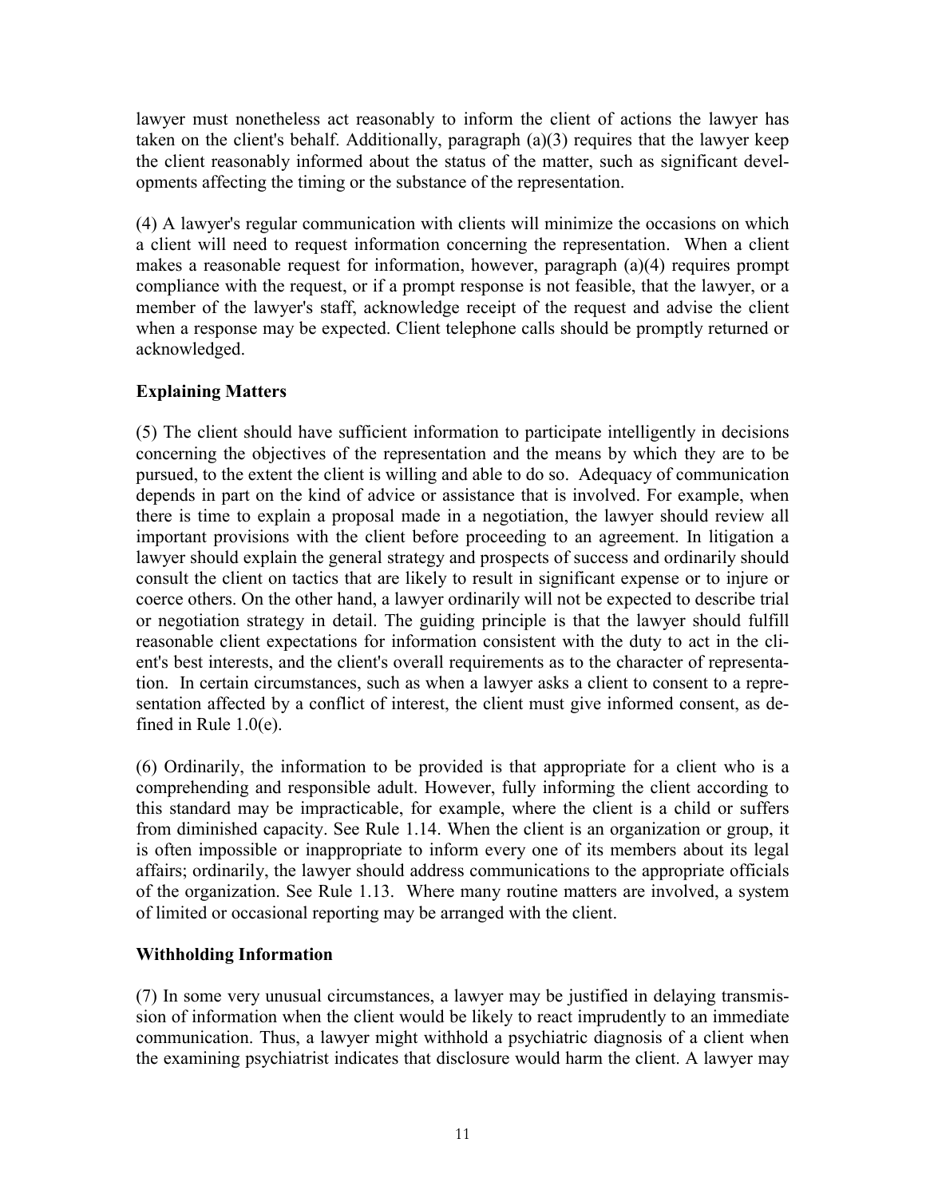lawyer must nonetheless act reasonably to inform the client of actions the lawyer has taken on the client's behalf. Additionally, paragraph (a)(3) requires that the lawyer keep the client reasonably informed about the status of the matter, such as significant developments affecting the timing or the substance of the representation.

(4) A lawyer's regular communication with clients will minimize the occasions on which a client will need to request information concerning the representation. When a client makes a reasonable request for information, however, paragraph (a)(4) requires prompt compliance with the request, or if a prompt response is not feasible, that the lawyer, or a member of the lawyer's staff, acknowledge receipt of the request and advise the client when a response may be expected. Client telephone calls should be promptly returned or acknowledged.

**Explaining Matters**

(5) The client should have sufficient information to participate intelligently in decisions concerning the objectives of the representation and the means by which they are to be pursued, to the extent the client is willing and able to do so. Adequacy of communication depends in part on the kind of advice or assistance that is involved. For example, when there is time to explain a proposal made in a negotiation, the lawyer should review all important provisions with the client before proceeding to an agreement. In litigation a lawyer should explain the general strategy and prospects of success and ordinarily should consult the client on tactics that are likely to result in significant expense or to injure or coerce others. On the other hand, a lawyer ordinarily will not be expected to describe trial or negotiation strategy in detail. The guiding principle is that the lawyer should fulfill reasonable client expectations for information consistent with the duty to act in the client's best interests, and the client's overall requirements as to the character of representation. In certain circumstances, such as when a lawyer asks a client to consent to a representation affected by a conflict of interest, the client must give informed consent, as defined in Rule 1.0(e).

(6) Ordinarily, the information to be provided is that appropriate for a client who is a comprehending and responsible adult. However, fully informing the client according to this standard may be impracticable, for example, where the client is a child or suffers from diminished capacity. See Rule 1.14. When the client is an organization or group, it is often impossible or inappropriate to inform every one of its members about its legal affairs; ordinarily, the lawyer should address communications to the appropriate officials of the organization. See Rule 1.13. Where many routine matters are involved, a system of limited or occasional reporting may be arranged with the client.

**Withholding Information**

(7) In some very unusual circumstances, a lawyer may be justified in delaying transmission of information when the client would be likely to react imprudently to an immediate communication. Thus, a lawyer might withhold a psychiatric diagnosis of a client when the examining psychiatrist indicates that disclosure would harm the client. A lawyer may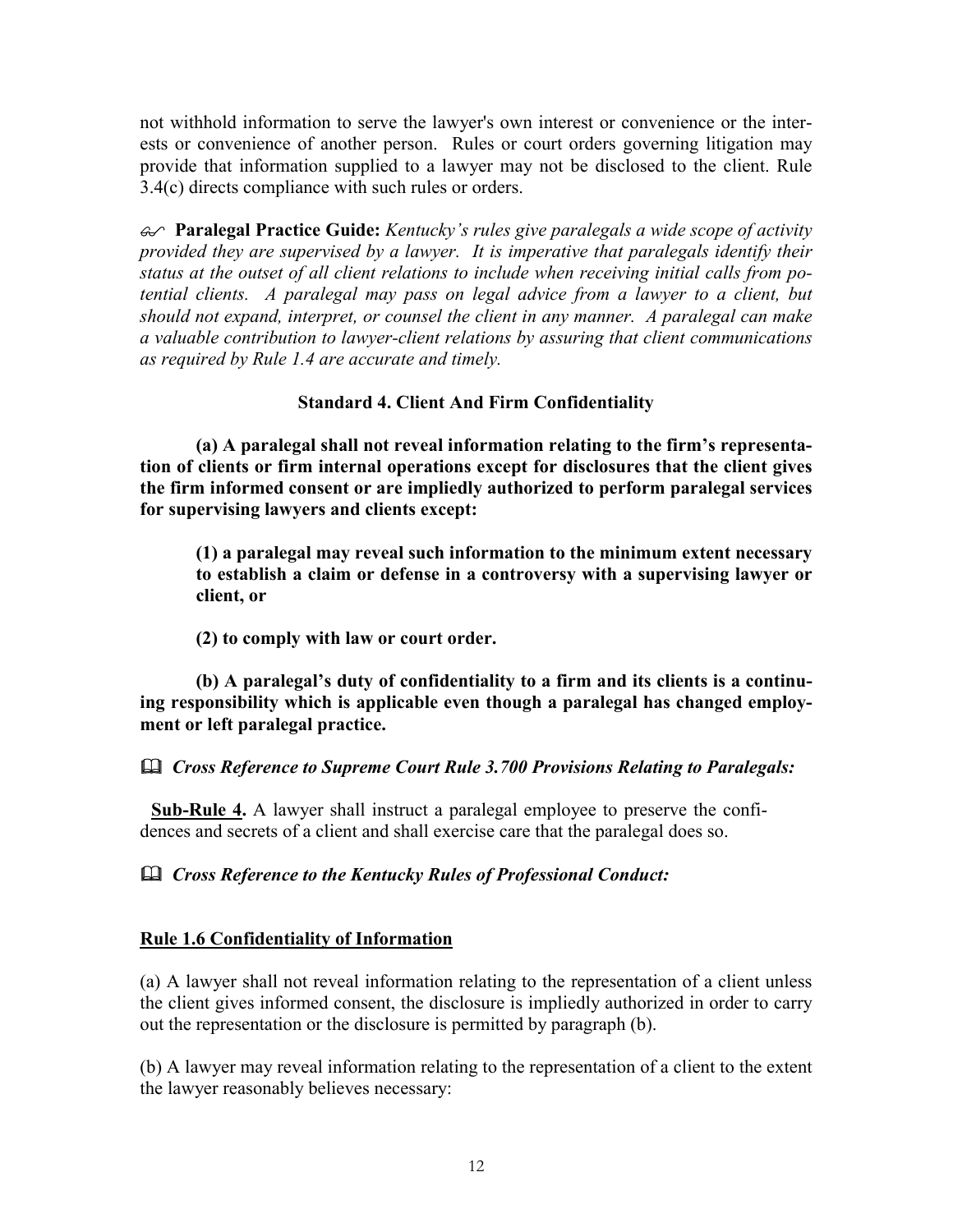not withhold information to serve the lawyer's own interest or convenience or the interests or convenience of another person. Rules or court orders governing litigation may provide that information supplied to a lawyer may not be disclosed to the client. Rule 3.4(c) directs compliance with such rules or orders.

**Paralegal Practice Guide:** *Kentucky's rules give paralegals a wide scope of activity provided they are supervised by a lawyer. It is imperative that paralegals identify their status at the outset of all client relations to include when receiving initial calls from potential clients. A paralegal may pass on legal advice from a lawyer to a client, but should not expand, interpret, or counsel the client in any manner. A paralegal can make a valuable contribution to lawyer-client relations by assuring that client communications as required by Rule 1.4 are accurate and timely.*

### Standard 4. Client And Firm Confidentiality

**(a) A paralegal shall not reveal information relating to the firm's representation of clients or firm internal operations except for disclosures that the client gives the firm informed consent or are impliedly authorized to perform paralegal services for supervising lawyers and clients except:**

> **(1) a paralegal may reveal such information to the minimum extent necessary to establish a claim or defense in a controversy with a supervising lawyer or client, or**
>
> **(2) to comply with law or court order.**

**(b) A paralegal's duty of confidentiality to a firm and its clients is a continuing responsibility which is applicable even though a paralegal has changed employment or left paralegal practice.**

***Cross Reference to Supreme Court Rule 3.700 Provisions Relating to Paralegals:***

**Sub-Rule 4.** A lawyer shall instruct a paralegal employee to preserve the confidences and secrets of a client and shall exercise care that the paralegal does so.

***Cross Reference to the Kentucky Rules of Professional Conduct:***

**Rule 1.6 Confidentiality of Information**

(a) A lawyer shall not reveal information relating to the representation of a client unless the client gives informed consent, the disclosure is impliedly authorized in order to carry out the representation or the disclosure is permitted by paragraph (b).

(b) A lawyer may reveal information relating to the representation of a client to the extent the lawyer reasonably believes necessary: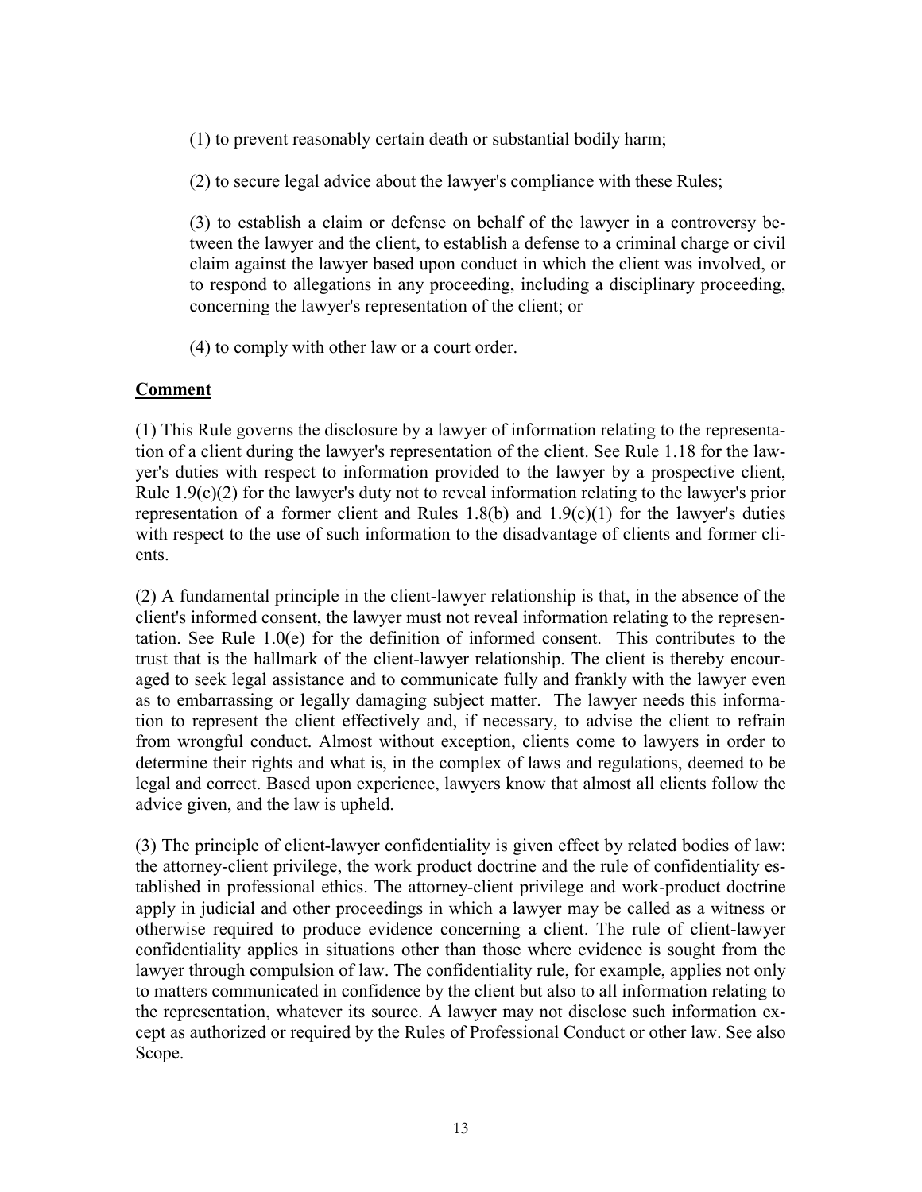(1) to prevent reasonably certain death or substantial bodily harm;

(2) to secure legal advice about the lawyer's compliance with these Rules;

(3) to establish a claim or defense on behalf of the lawyer in a controversy between the lawyer and the client, to establish a defense to a criminal charge or civil claim against the lawyer based upon conduct in which the client was involved, or to respond to allegations in any proceeding, including a disciplinary proceeding, concerning the lawyer's representation of the client; or

(4) to comply with other law or a court order.

**Comment**

(1) This Rule governs the disclosure by a lawyer of information relating to the representation of a client during the lawyer's representation of the client. See Rule 1.18 for the lawyer's duties with respect to information provided to the lawyer by a prospective client, Rule 1.9(c)(2) for the lawyer's duty not to reveal information relating to the lawyer's prior representation of a former client and Rules 1.8(b) and 1.9(c)(1) for the lawyer's duties with respect to the use of such information to the disadvantage of clients and former clients.

(2) A fundamental principle in the client-lawyer relationship is that, in the absence of the client's informed consent, the lawyer must not reveal information relating to the representation. See Rule 1.0(e) for the definition of informed consent. This contributes to the trust that is the hallmark of the client-lawyer relationship. The client is thereby encouraged to seek legal assistance and to communicate fully and frankly with the lawyer even as to embarrassing or legally damaging subject matter. The lawyer needs this information to represent the client effectively and, if necessary, to advise the client to refrain from wrongful conduct. Almost without exception, clients come to lawyers in order to determine their rights and what is, in the complex of laws and regulations, deemed to be legal and correct. Based upon experience, lawyers know that almost all clients follow the advice given, and the law is upheld.

(3) The principle of client-lawyer confidentiality is given effect by related bodies of law: the attorney-client privilege, the work product doctrine and the rule of confidentiality established in professional ethics. The attorney-client privilege and work-product doctrine apply in judicial and other proceedings in which a lawyer may be called as a witness or otherwise required to produce evidence concerning a client. The rule of client-lawyer confidentiality applies in situations other than those where evidence is sought from the lawyer through compulsion of law. The confidentiality rule, for example, applies not only to matters communicated in confidence by the client but also to all information relating to the representation, whatever its source. A lawyer may not disclose such information except as authorized or required by the Rules of Professional Conduct or other law. See also Scope.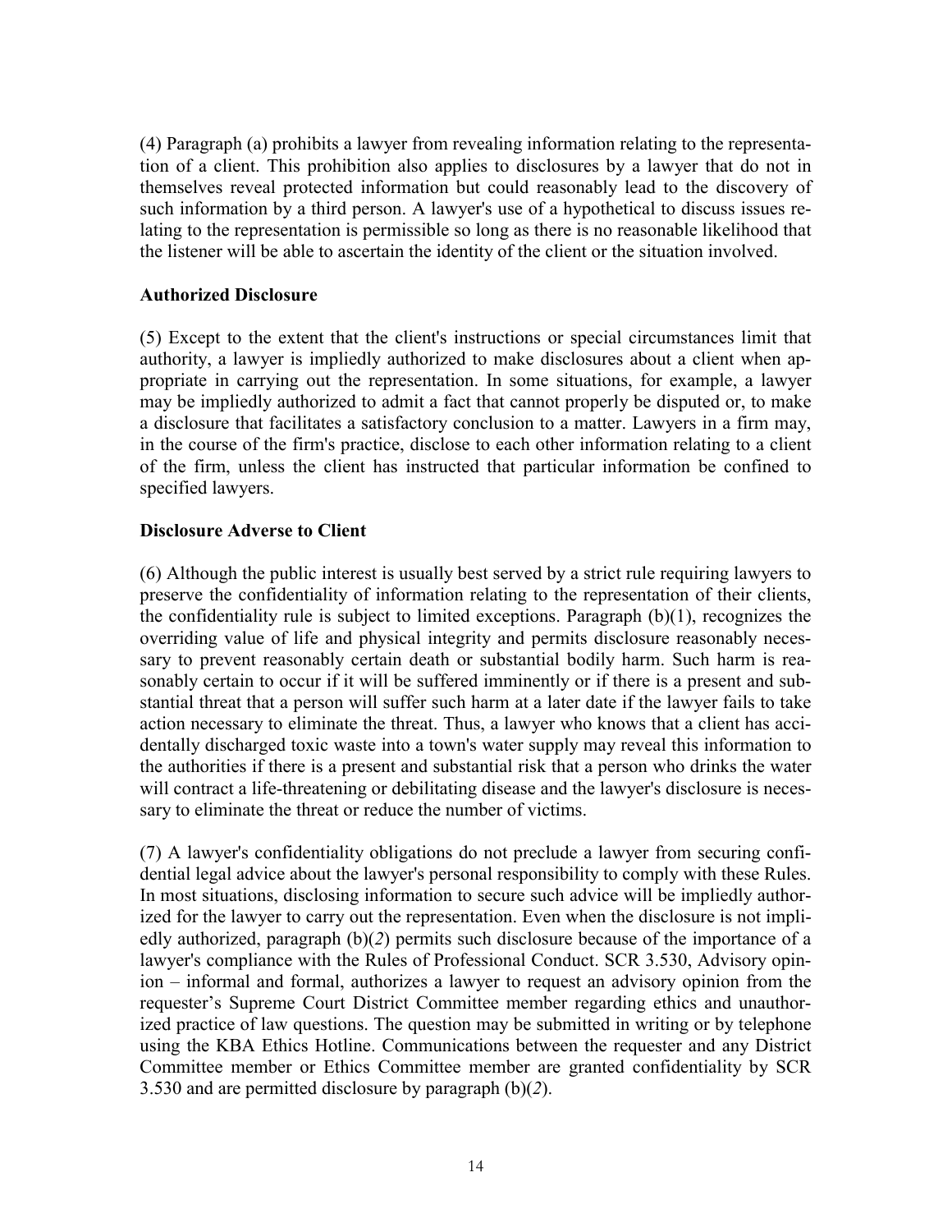(4) Paragraph (a) prohibits a lawyer from revealing information relating to the representation of a client. This prohibition also applies to disclosures by a lawyer that do not in themselves reveal protected information but could reasonably lead to the discovery of such information by a third person. A lawyer's use of a hypothetical to discuss issues relating to the representation is permissible so long as there is no reasonable likelihood that the listener will be able to ascertain the identity of the client or the situation involved.

**Authorized Disclosure**

(5) Except to the extent that the client's instructions or special circumstances limit that authority, a lawyer is impliedly authorized to make disclosures about a client when appropriate in carrying out the representation. In some situations, for example, a lawyer may be impliedly authorized to admit a fact that cannot properly be disputed or, to make a disclosure that facilitates a satisfactory conclusion to a matter. Lawyers in a firm may, in the course of the firm's practice, disclose to each other information relating to a client of the firm, unless the client has instructed that particular information be confined to specified lawyers.

**Disclosure Adverse to Client**

(6) Although the public interest is usually best served by a strict rule requiring lawyers to preserve the confidentiality of information relating to the representation of their clients, the confidentiality rule is subject to limited exceptions. Paragraph (b)(1), recognizes the overriding value of life and physical integrity and permits disclosure reasonably necessary to prevent reasonably certain death or substantial bodily harm. Such harm is reasonably certain to occur if it will be suffered imminently or if there is a present and substantial threat that a person will suffer such harm at a later date if the lawyer fails to take action necessary to eliminate the threat. Thus, a lawyer who knows that a client has accidentally discharged toxic waste into a town's water supply may reveal this information to the authorities if there is a present and substantial risk that a person who drinks the water will contract a life-threatening or debilitating disease and the lawyer's disclosure is necessary to eliminate the threat or reduce the number of victims.

(7) A lawyer's confidentiality obligations do not preclude a lawyer from securing confidential legal advice about the lawyer's personal responsibility to comply with these Rules. In most situations, disclosing information to secure such advice will be impliedly authorized for the lawyer to carry out the representation. Even when the disclosure is not impliedly authorized, paragraph (b)(*2*) permits such disclosure because of the importance of a lawyer's compliance with the Rules of Professional Conduct. SCR 3.530, Advisory opinion – informal and formal, authorizes a lawyer to request an advisory opinion from the requester's Supreme Court District Committee member regarding ethics and unauthorized practice of law questions. The question may be submitted in writing or by telephone using the KBA Ethics Hotline. Communications between the requester and any District Committee member or Ethics Committee member are granted confidentiality by SCR 3.530 and are permitted disclosure by paragraph (b)(*2*).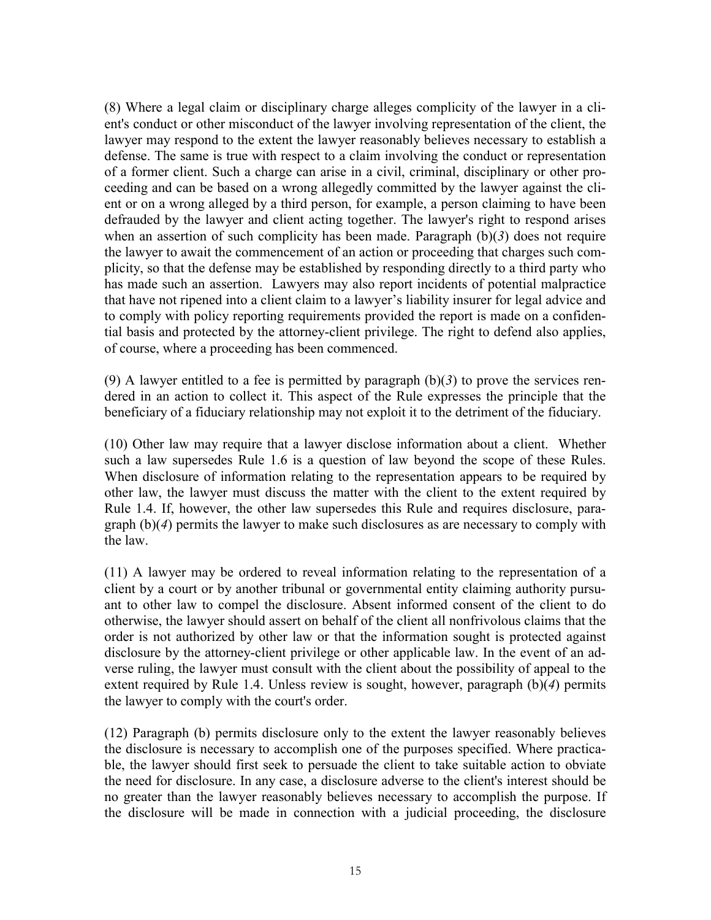(8) Where a legal claim or disciplinary charge alleges complicity of the lawyer in a client's conduct or other misconduct of the lawyer involving representation of the client, the lawyer may respond to the extent the lawyer reasonably believes necessary to establish a defense. The same is true with respect to a claim involving the conduct or representation of a former client. Such a charge can arise in a civil, criminal, disciplinary or other proceeding and can be based on a wrong allegedly committed by the lawyer against the client or on a wrong alleged by a third person, for example, a person claiming to have been defrauded by the lawyer and client acting together. The lawyer's right to respond arises when an assertion of such complicity has been made. Paragraph (b)(*3*) does not require the lawyer to await the commencement of an action or proceeding that charges such complicity, so that the defense may be established by responding directly to a third party who has made such an assertion. Lawyers may also report incidents of potential malpractice that have not ripened into a client claim to a lawyer's liability insurer for legal advice and to comply with policy reporting requirements provided the report is made on a confidential basis and protected by the attorney-client privilege. The right to defend also applies, of course, where a proceeding has been commenced.

(9) A lawyer entitled to a fee is permitted by paragraph (b)(*3*) to prove the services rendered in an action to collect it. This aspect of the Rule expresses the principle that the beneficiary of a fiduciary relationship may not exploit it to the detriment of the fiduciary.

(10) Other law may require that a lawyer disclose information about a client. Whether such a law supersedes Rule 1.6 is a question of law beyond the scope of these Rules. When disclosure of information relating to the representation appears to be required by other law, the lawyer must discuss the matter with the client to the extent required by Rule 1.4. If, however, the other law supersedes this Rule and requires disclosure, paragraph (b)(*4*) permits the lawyer to make such disclosures as are necessary to comply with the law.

(11) A lawyer may be ordered to reveal information relating to the representation of a client by a court or by another tribunal or governmental entity claiming authority pursuant to other law to compel the disclosure. Absent informed consent of the client to do otherwise, the lawyer should assert on behalf of the client all nonfrivolous claims that the order is not authorized by other law or that the information sought is protected against disclosure by the attorney-client privilege or other applicable law. In the event of an adverse ruling, the lawyer must consult with the client about the possibility of appeal to the extent required by Rule 1.4. Unless review is sought, however, paragraph (b)(*4*) permits the lawyer to comply with the court's order.

(12) Paragraph (b) permits disclosure only to the extent the lawyer reasonably believes the disclosure is necessary to accomplish one of the purposes specified. Where practicable, the lawyer should first seek to persuade the client to take suitable action to obviate the need for disclosure. In any case, a disclosure adverse to the client's interest should be no greater than the lawyer reasonably believes necessary to accomplish the purpose. If the disclosure will be made in connection with a judicial proceeding, the disclosure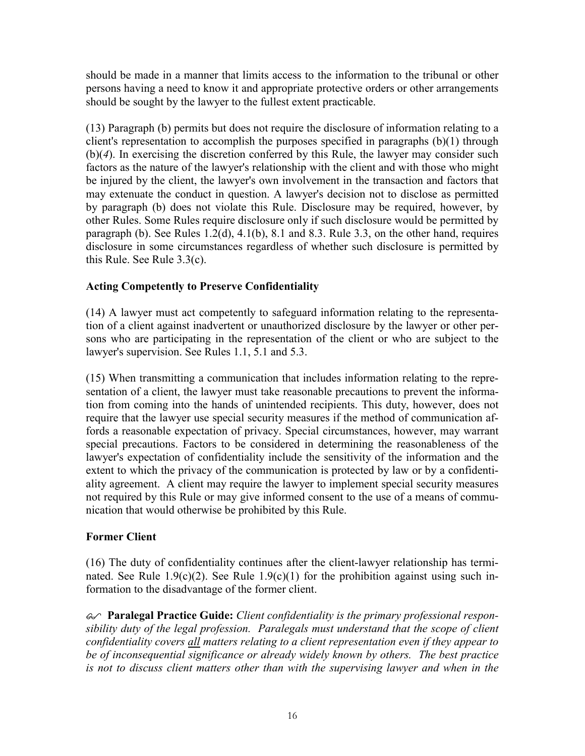should be made in a manner that limits access to the information to the tribunal or other persons having a need to know it and appropriate protective orders or other arrangements should be sought by the lawyer to the fullest extent practicable.

(13) Paragraph (b) permits but does not require the disclosure of information relating to a client's representation to accomplish the purposes specified in paragraphs (b)(1) through (b)(*4*). In exercising the discretion conferred by this Rule, the lawyer may consider such factors as the nature of the lawyer's relationship with the client and with those who might be injured by the client, the lawyer's own involvement in the transaction and factors that may extenuate the conduct in question. A lawyer's decision not to disclose as permitted by paragraph (b) does not violate this Rule. Disclosure may be required, however, by other Rules. Some Rules require disclosure only if such disclosure would be permitted by paragraph (b). See Rules 1.2(d), 4.1(b), 8.1 and 8.3. Rule 3.3, on the other hand, requires disclosure in some circumstances regardless of whether such disclosure is permitted by this Rule. See Rule 3.3(c).

**Acting Competently to Preserve Confidentiality**

(14) A lawyer must act competently to safeguard information relating to the representation of a client against inadvertent or unauthorized disclosure by the lawyer or other persons who are participating in the representation of the client or who are subject to the lawyer's supervision. See Rules 1.1, 5.1 and 5.3.

(15) When transmitting a communication that includes information relating to the representation of a client, the lawyer must take reasonable precautions to prevent the information from coming into the hands of unintended recipients. This duty, however, does not require that the lawyer use special security measures if the method of communication affords a reasonable expectation of privacy. Special circumstances, however, may warrant special precautions. Factors to be considered in determining the reasonableness of the lawyer's expectation of confidentiality include the sensitivity of the information and the extent to which the privacy of the communication is protected by law or by a confidentiality agreement. A client may require the lawyer to implement special security measures not required by this Rule or may give informed consent to the use of a means of communication that would otherwise be prohibited by this Rule.

**Former Client**

(16) The duty of confidentiality continues after the client-lawyer relationship has terminated. See Rule 1.9(c)(2). See Rule 1.9(c)(1) for the prohibition against using such information to the disadvantage of the former client.

**Paralegal Practice Guide:** *Client confidentiality is the primary professional responsibility duty of the legal profession. Paralegals must understand that the scope of client confidentiality covers <u>all</u> matters relating to a client representation even if they appear to be of inconsequential significance or already widely known by others. The best practice is not to discuss client matters other than with the supervising lawyer and when in the*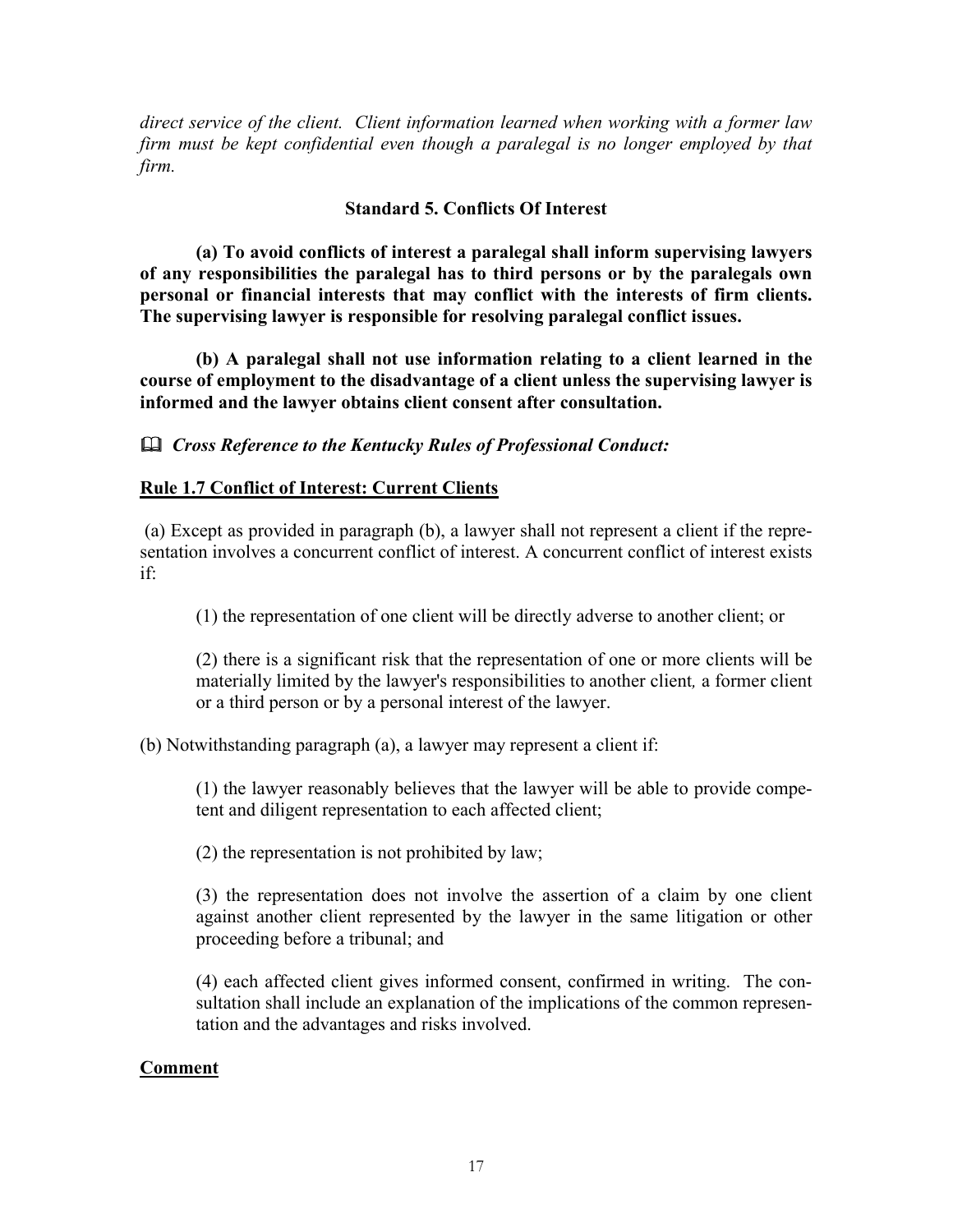*direct service of the client. Client information learned when working with a former law firm must be kept confidential even though a paralegal is no longer employed by that firm.*

### Standard 5. Conflicts Of Interest

**(a) To avoid conflicts of interest a paralegal shall inform supervising lawyers of any responsibilities the paralegal has to third persons or by the paralegals own personal or financial interests that may conflict with the interests of firm clients. The supervising lawyer is responsible for resolving paralegal conflict issues.**

**(b) A paralegal shall not use information relating to a client learned in the course of employment to the disadvantage of a client unless the supervising lawyer is informed and the lawyer obtains client consent after consultation.**

📖 ***Cross Reference to the Kentucky Rules of Professional Conduct:***

**Rule 1.7 Conflict of Interest: Current Clients**

(a) Except as provided in paragraph (b), a lawyer shall not represent a client if the representation involves a concurrent conflict of interest. A concurrent conflict of interest exists if:

> (1) the representation of one client will be directly adverse to another client; or
>
> (2) there is a significant risk that the representation of one or more clients will be materially limited by the lawyer's responsibilities to another client*,* a former client or a third person or by a personal interest of the lawyer.

(b) Notwithstanding paragraph (a), a lawyer may represent a client if:

> (1) the lawyer reasonably believes that the lawyer will be able to provide competent and diligent representation to each affected client;
>
> (2) the representation is not prohibited by law;
>
> (3) the representation does not involve the assertion of a claim by one client against another client represented by the lawyer in the same litigation or other proceeding before a tribunal; and
>
> (4) each affected client gives informed consent, confirmed in writing. The consultation shall include an explanation of the implications of the common representation and the advantages and risks involved.

**Comment**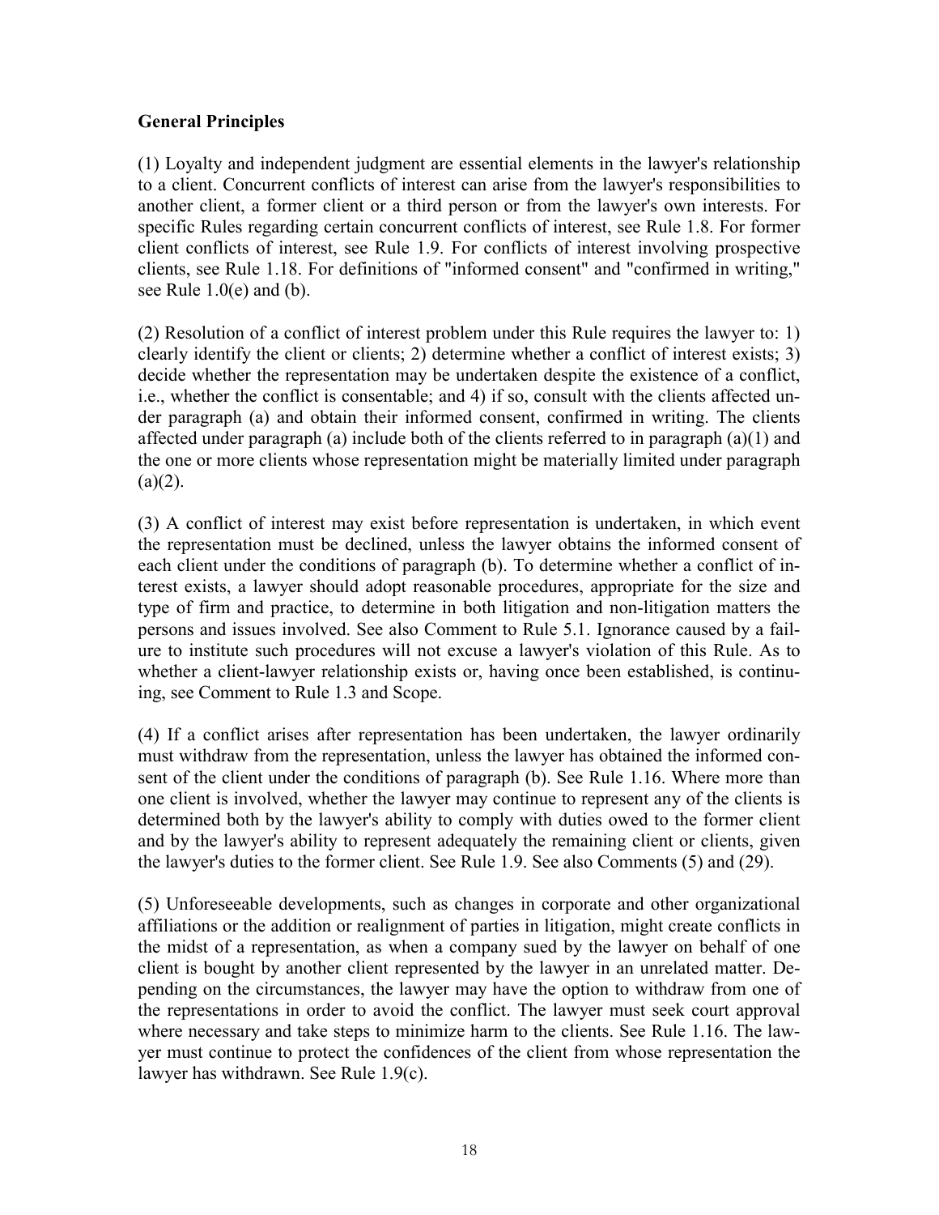**General Principles**

(1) Loyalty and independent judgment are essential elements in the lawyer's relationship to a client. Concurrent conflicts of interest can arise from the lawyer's responsibilities to another client, a former client or a third person or from the lawyer's own interests. For specific Rules regarding certain concurrent conflicts of interest, see Rule 1.8. For former client conflicts of interest, see Rule 1.9. For conflicts of interest involving prospective clients, see Rule 1.18. For definitions of "informed consent" and "confirmed in writing," see Rule 1.0(e) and (b).

(2) Resolution of a conflict of interest problem under this Rule requires the lawyer to: 1) clearly identify the client or clients; 2) determine whether a conflict of interest exists; 3) decide whether the representation may be undertaken despite the existence of a conflict, i.e., whether the conflict is consentable; and 4) if so, consult with the clients affected under paragraph (a) and obtain their informed consent, confirmed in writing. The clients affected under paragraph (a) include both of the clients referred to in paragraph (a)(1) and the one or more clients whose representation might be materially limited under paragraph (a)(2).

(3) A conflict of interest may exist before representation is undertaken, in which event the representation must be declined, unless the lawyer obtains the informed consent of each client under the conditions of paragraph (b). To determine whether a conflict of interest exists, a lawyer should adopt reasonable procedures, appropriate for the size and type of firm and practice, to determine in both litigation and non-litigation matters the persons and issues involved. See also Comment to Rule 5.1. Ignorance caused by a failure to institute such procedures will not excuse a lawyer's violation of this Rule. As to whether a client-lawyer relationship exists or, having once been established, is continuing, see Comment to Rule 1.3 and Scope.

(4) If a conflict arises after representation has been undertaken, the lawyer ordinarily must withdraw from the representation, unless the lawyer has obtained the informed consent of the client under the conditions of paragraph (b). See Rule 1.16. Where more than one client is involved, whether the lawyer may continue to represent any of the clients is determined both by the lawyer's ability to comply with duties owed to the former client and by the lawyer's ability to represent adequately the remaining client or clients, given the lawyer's duties to the former client. See Rule 1.9. See also Comments (5) and (29).

(5) Unforeseeable developments, such as changes in corporate and other organizational affiliations or the addition or realignment of parties in litigation, might create conflicts in the midst of a representation, as when a company sued by the lawyer on behalf of one client is bought by another client represented by the lawyer in an unrelated matter. Depending on the circumstances, the lawyer may have the option to withdraw from one of the representations in order to avoid the conflict. The lawyer must seek court approval where necessary and take steps to minimize harm to the clients. See Rule 1.16. The lawyer must continue to protect the confidences of the client from whose representation the lawyer has withdrawn. See Rule 1.9(c).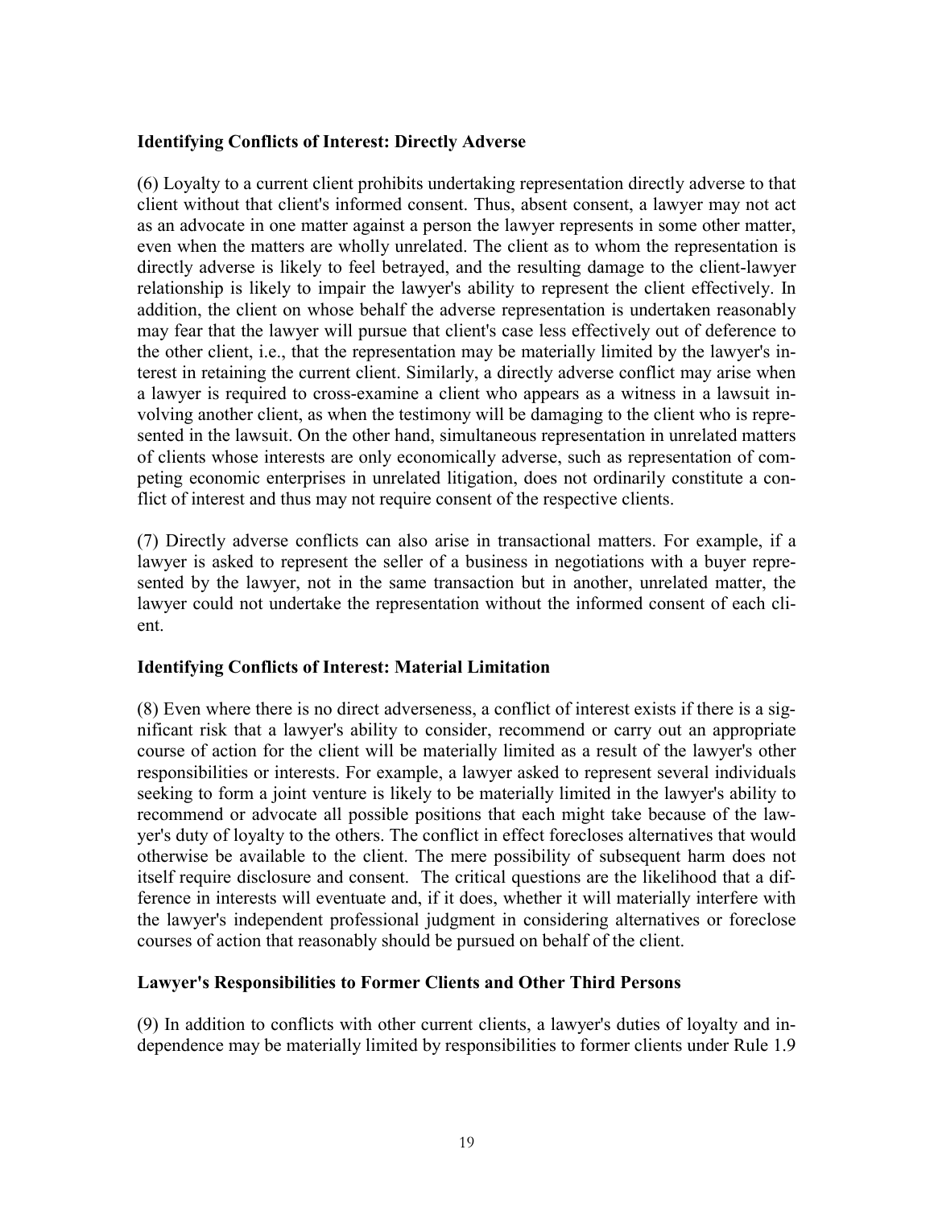**Identifying Conflicts of Interest: Directly Adverse**

(6) Loyalty to a current client prohibits undertaking representation directly adverse to that client without that client's informed consent. Thus, absent consent, a lawyer may not act as an advocate in one matter against a person the lawyer represents in some other matter, even when the matters are wholly unrelated. The client as to whom the representation is directly adverse is likely to feel betrayed, and the resulting damage to the client-lawyer relationship is likely to impair the lawyer's ability to represent the client effectively. In addition, the client on whose behalf the adverse representation is undertaken reasonably may fear that the lawyer will pursue that client's case less effectively out of deference to the other client, i.e., that the representation may be materially limited by the lawyer's interest in retaining the current client. Similarly, a directly adverse conflict may arise when a lawyer is required to cross-examine a client who appears as a witness in a lawsuit involving another client, as when the testimony will be damaging to the client who is represented in the lawsuit. On the other hand, simultaneous representation in unrelated matters of clients whose interests are only economically adverse, such as representation of competing economic enterprises in unrelated litigation, does not ordinarily constitute a conflict of interest and thus may not require consent of the respective clients.

(7) Directly adverse conflicts can also arise in transactional matters. For example, if a lawyer is asked to represent the seller of a business in negotiations with a buyer represented by the lawyer, not in the same transaction but in another, unrelated matter, the lawyer could not undertake the representation without the informed consent of each client.

**Identifying Conflicts of Interest: Material Limitation**

(8) Even where there is no direct adverseness, a conflict of interest exists if there is a significant risk that a lawyer's ability to consider, recommend or carry out an appropriate course of action for the client will be materially limited as a result of the lawyer's other responsibilities or interests. For example, a lawyer asked to represent several individuals seeking to form a joint venture is likely to be materially limited in the lawyer's ability to recommend or advocate all possible positions that each might take because of the lawyer's duty of loyalty to the others. The conflict in effect forecloses alternatives that would otherwise be available to the client. The mere possibility of subsequent harm does not itself require disclosure and consent. The critical questions are the likelihood that a difference in interests will eventuate and, if it does, whether it will materially interfere with the lawyer's independent professional judgment in considering alternatives or foreclose courses of action that reasonably should be pursued on behalf of the client.

**Lawyer's Responsibilities to Former Clients and Other Third Persons**

(9) In addition to conflicts with other current clients, a lawyer's duties of loyalty and independence may be materially limited by responsibilities to former clients under Rule 1.9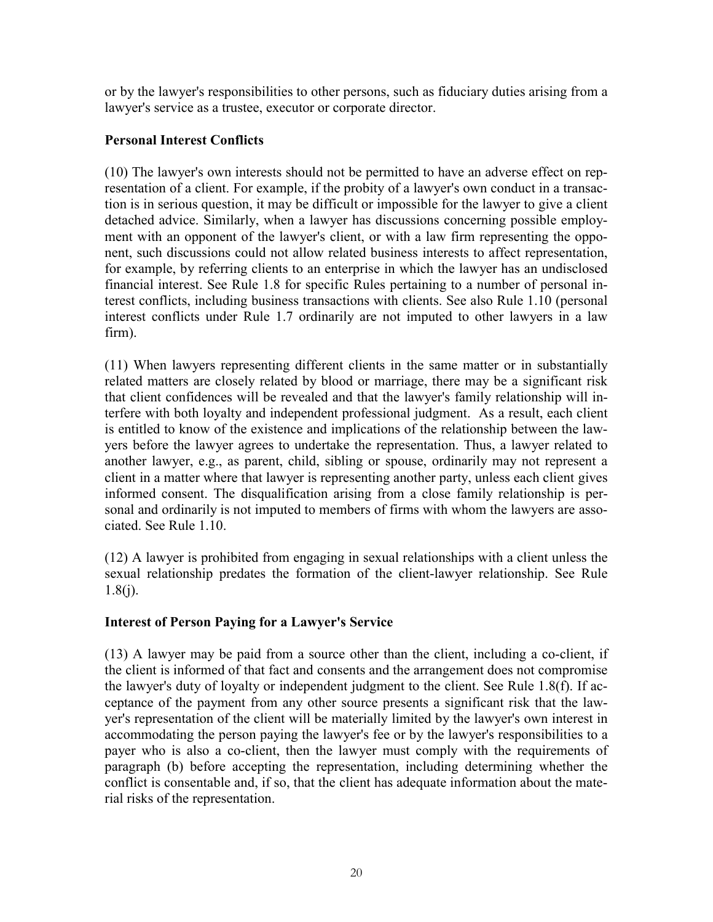or by the lawyer's responsibilities to other persons, such as fiduciary duties arising from a lawyer's service as a trustee, executor or corporate director.

**Personal Interest Conflicts**

(10) The lawyer's own interests should not be permitted to have an adverse effect on representation of a client. For example, if the probity of a lawyer's own conduct in a transaction is in serious question, it may be difficult or impossible for the lawyer to give a client detached advice. Similarly, when a lawyer has discussions concerning possible employment with an opponent of the lawyer's client, or with a law firm representing the opponent, such discussions could not allow related business interests to affect representation, for example, by referring clients to an enterprise in which the lawyer has an undisclosed financial interest. See Rule 1.8 for specific Rules pertaining to a number of personal interest conflicts, including business transactions with clients. See also Rule 1.10 (personal interest conflicts under Rule 1.7 ordinarily are not imputed to other lawyers in a law firm).

(11) When lawyers representing different clients in the same matter or in substantially related matters are closely related by blood or marriage, there may be a significant risk that client confidences will be revealed and that the lawyer's family relationship will interfere with both loyalty and independent professional judgment. As a result, each client is entitled to know of the existence and implications of the relationship between the lawyers before the lawyer agrees to undertake the representation. Thus, a lawyer related to another lawyer, e.g., as parent, child, sibling or spouse, ordinarily may not represent a client in a matter where that lawyer is representing another party, unless each client gives informed consent. The disqualification arising from a close family relationship is personal and ordinarily is not imputed to members of firms with whom the lawyers are associated. See Rule 1.10.

(12) A lawyer is prohibited from engaging in sexual relationships with a client unless the sexual relationship predates the formation of the client-lawyer relationship. See Rule 1.8(j).

**Interest of Person Paying for a Lawyer's Service**

(13) A lawyer may be paid from a source other than the client, including a co-client, if the client is informed of that fact and consents and the arrangement does not compromise the lawyer's duty of loyalty or independent judgment to the client. See Rule 1.8(f). If acceptance of the payment from any other source presents a significant risk that the lawyer's representation of the client will be materially limited by the lawyer's own interest in accommodating the person paying the lawyer's fee or by the lawyer's responsibilities to a payer who is also a co-client, then the lawyer must comply with the requirements of paragraph (b) before accepting the representation, including determining whether the conflict is consentable and, if so, that the client has adequate information about the material risks of the representation.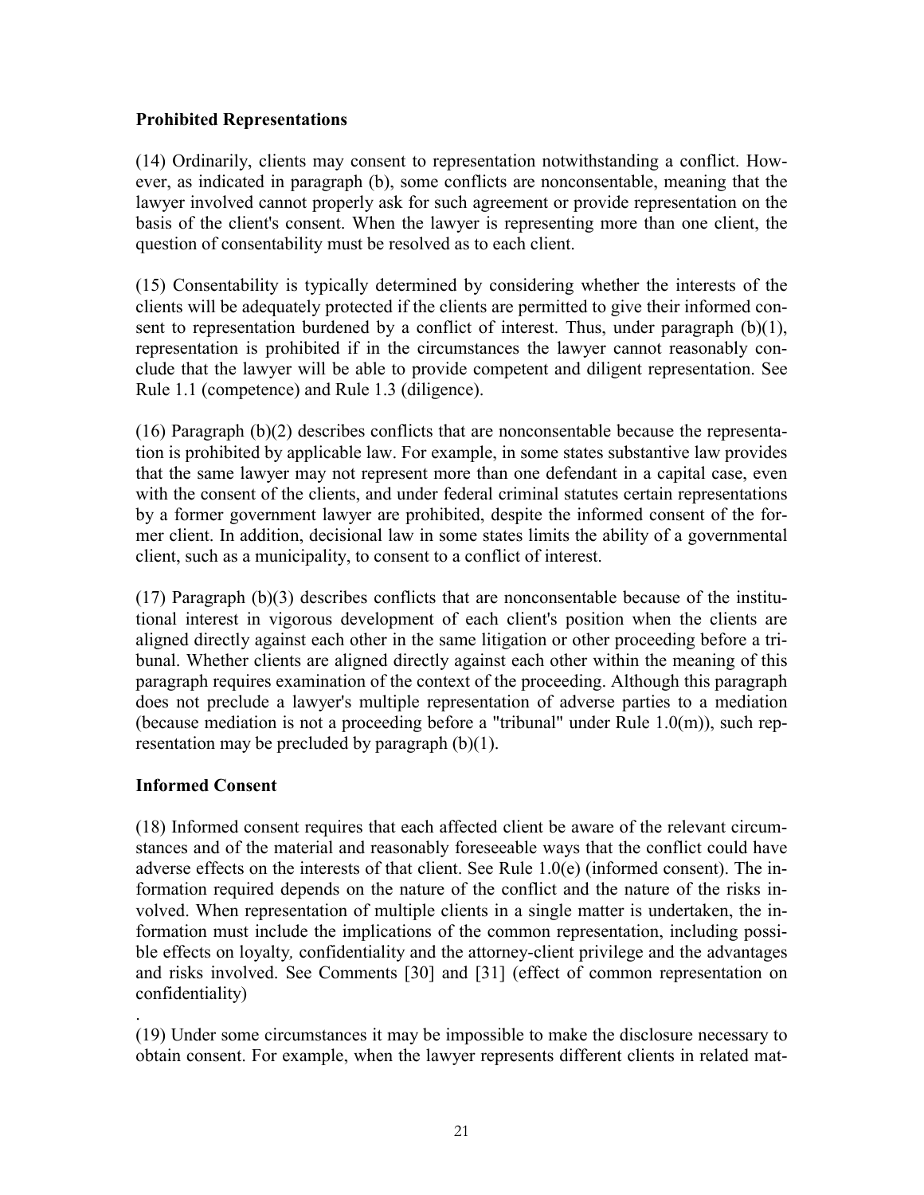### Prohibited Representations

(14) Ordinarily, clients may consent to representation notwithstanding a conflict. However, as indicated in paragraph (b), some conflicts are nonconsentable, meaning that the lawyer involved cannot properly ask for such agreement or provide representation on the basis of the client's consent. When the lawyer is representing more than one client, the question of consentability must be resolved as to each client.

(15) Consentability is typically determined by considering whether the interests of the clients will be adequately protected if the clients are permitted to give their informed consent to representation burdened by a conflict of interest. Thus, under paragraph (b)(1), representation is prohibited if in the circumstances the lawyer cannot reasonably conclude that the lawyer will be able to provide competent and diligent representation. See Rule 1.1 (competence) and Rule 1.3 (diligence).

(16) Paragraph (b)(2) describes conflicts that are nonconsentable because the representation is prohibited by applicable law. For example, in some states substantive law provides that the same lawyer may not represent more than one defendant in a capital case, even with the consent of the clients, and under federal criminal statutes certain representations by a former government lawyer are prohibited, despite the informed consent of the former client. In addition, decisional law in some states limits the ability of a governmental client, such as a municipality, to consent to a conflict of interest.

(17) Paragraph (b)(3) describes conflicts that are nonconsentable because of the institutional interest in vigorous development of each client's position when the clients are aligned directly against each other in the same litigation or other proceeding before a tribunal. Whether clients are aligned directly against each other within the meaning of this paragraph requires examination of the context of the proceeding. Although this paragraph does not preclude a lawyer's multiple representation of adverse parties to a mediation (because mediation is not a proceeding before a "tribunal" under Rule 1.0(m)), such representation may be precluded by paragraph (b)(1).

### Informed Consent

(18) Informed consent requires that each affected client be aware of the relevant circumstances and of the material and reasonably foreseeable ways that the conflict could have adverse effects on the interests of that client. See Rule 1.0(e) (informed consent). The information required depends on the nature of the conflict and the nature of the risks involved. When representation of multiple clients in a single matter is undertaken, the information must include the implications of the common representation, including possible effects on loyalty*,* confidentiality and the attorney-client privilege and the advantages and risks involved. See Comments [30] and [31] (effect of common representation on confidentiality)

.

(19) Under some circumstances it may be impossible to make the disclosure necessary to obtain consent. For example, when the lawyer represents different clients in related mat-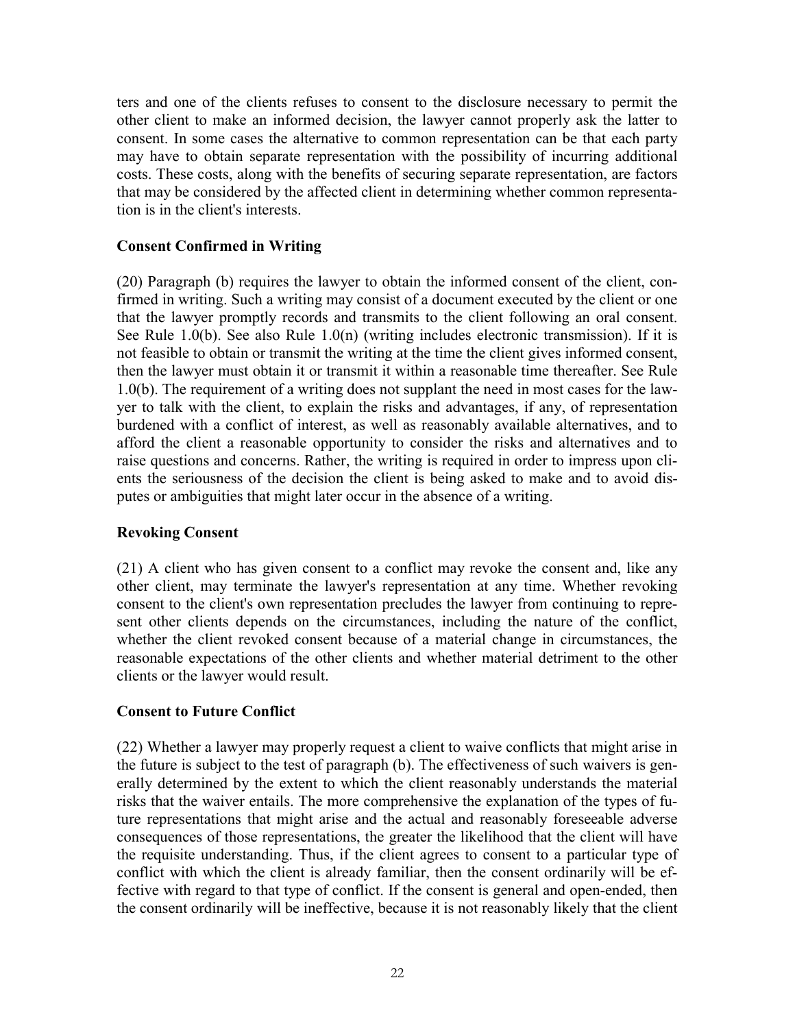ters and one of the clients refuses to consent to the disclosure necessary to permit the other client to make an informed decision, the lawyer cannot properly ask the latter to consent. In some cases the alternative to common representation can be that each party may have to obtain separate representation with the possibility of incurring additional costs. These costs, along with the benefits of securing separate representation, are factors that may be considered by the affected client in determining whether common representation is in the client's interests.

### Consent Confirmed in Writing

(20) Paragraph (b) requires the lawyer to obtain the informed consent of the client, confirmed in writing. Such a writing may consist of a document executed by the client or one that the lawyer promptly records and transmits to the client following an oral consent. See Rule 1.0(b). See also Rule 1.0(n) (writing includes electronic transmission). If it is not feasible to obtain or transmit the writing at the time the client gives informed consent, then the lawyer must obtain it or transmit it within a reasonable time thereafter. See Rule 1.0(b). The requirement of a writing does not supplant the need in most cases for the lawyer to talk with the client, to explain the risks and advantages, if any, of representation burdened with a conflict of interest, as well as reasonably available alternatives, and to afford the client a reasonable opportunity to consider the risks and alternatives and to raise questions and concerns. Rather, the writing is required in order to impress upon clients the seriousness of the decision the client is being asked to make and to avoid disputes or ambiguities that might later occur in the absence of a writing.

### Revoking Consent

(21) A client who has given consent to a conflict may revoke the consent and, like any other client, may terminate the lawyer's representation at any time. Whether revoking consent to the client's own representation precludes the lawyer from continuing to represent other clients depends on the circumstances, including the nature of the conflict, whether the client revoked consent because of a material change in circumstances, the reasonable expectations of the other clients and whether material detriment to the other clients or the lawyer would result.

### Consent to Future Conflict

(22) Whether a lawyer may properly request a client to waive conflicts that might arise in the future is subject to the test of paragraph (b). The effectiveness of such waivers is generally determined by the extent to which the client reasonably understands the material risks that the waiver entails. The more comprehensive the explanation of the types of future representations that might arise and the actual and reasonably foreseeable adverse consequences of those representations, the greater the likelihood that the client will have the requisite understanding. Thus, if the client agrees to consent to a particular type of conflict with which the client is already familiar, then the consent ordinarily will be effective with regard to that type of conflict. If the consent is general and open-ended, then the consent ordinarily will be ineffective, because it is not reasonably likely that the client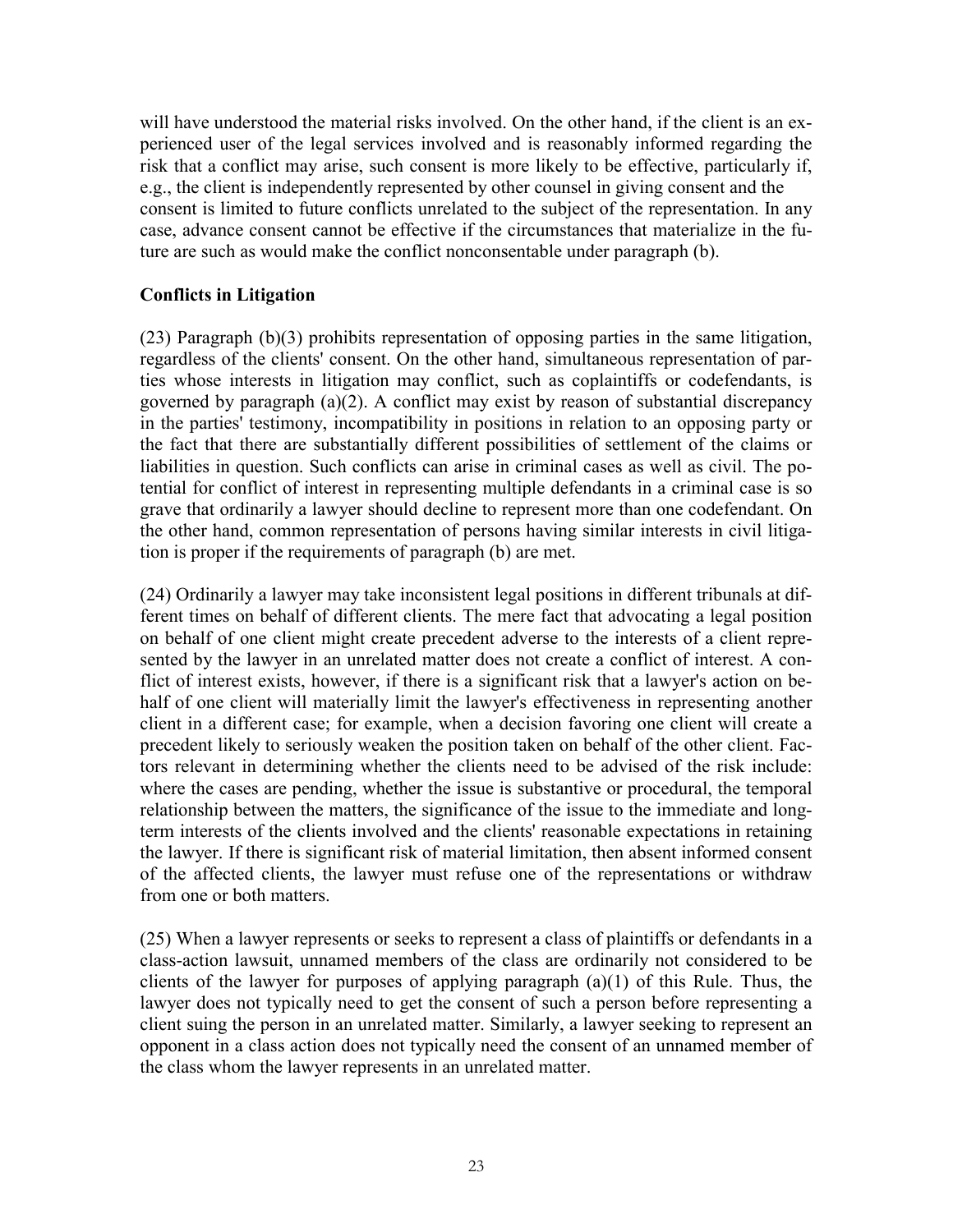will have understood the material risks involved. On the other hand, if the client is an experienced user of the legal services involved and is reasonably informed regarding the risk that a conflict may arise, such consent is more likely to be effective, particularly if, e.g., the client is independently represented by other counsel in giving consent and the consent is limited to future conflicts unrelated to the subject of the representation. In any case, advance consent cannot be effective if the circumstances that materialize in the future are such as would make the conflict nonconsentable under paragraph (b).

**Conflicts in Litigation**

(23) Paragraph (b)(3) prohibits representation of opposing parties in the same litigation, regardless of the clients' consent. On the other hand, simultaneous representation of parties whose interests in litigation may conflict, such as coplaintiffs or codefendants, is governed by paragraph (a)(2). A conflict may exist by reason of substantial discrepancy in the parties' testimony, incompatibility in positions in relation to an opposing party or the fact that there are substantially different possibilities of settlement of the claims or liabilities in question. Such conflicts can arise in criminal cases as well as civil. The potential for conflict of interest in representing multiple defendants in a criminal case is so grave that ordinarily a lawyer should decline to represent more than one codefendant. On the other hand, common representation of persons having similar interests in civil litigation is proper if the requirements of paragraph (b) are met.

(24) Ordinarily a lawyer may take inconsistent legal positions in different tribunals at different times on behalf of different clients. The mere fact that advocating a legal position on behalf of one client might create precedent adverse to the interests of a client represented by the lawyer in an unrelated matter does not create a conflict of interest. A conflict of interest exists, however, if there is a significant risk that a lawyer's action on behalf of one client will materially limit the lawyer's effectiveness in representing another client in a different case; for example, when a decision favoring one client will create a precedent likely to seriously weaken the position taken on behalf of the other client. Factors relevant in determining whether the clients need to be advised of the risk include: where the cases are pending, whether the issue is substantive or procedural, the temporal relationship between the matters, the significance of the issue to the immediate and long-term interests of the clients involved and the clients' reasonable expectations in retaining the lawyer. If there is significant risk of material limitation, then absent informed consent of the affected clients, the lawyer must refuse one of the representations or withdraw from one or both matters.

(25) When a lawyer represents or seeks to represent a class of plaintiffs or defendants in a class-action lawsuit, unnamed members of the class are ordinarily not considered to be clients of the lawyer for purposes of applying paragraph (a)(1) of this Rule. Thus, the lawyer does not typically need to get the consent of such a person before representing a client suing the person in an unrelated matter. Similarly, a lawyer seeking to represent an opponent in a class action does not typically need the consent of an unnamed member of the class whom the lawyer represents in an unrelated matter.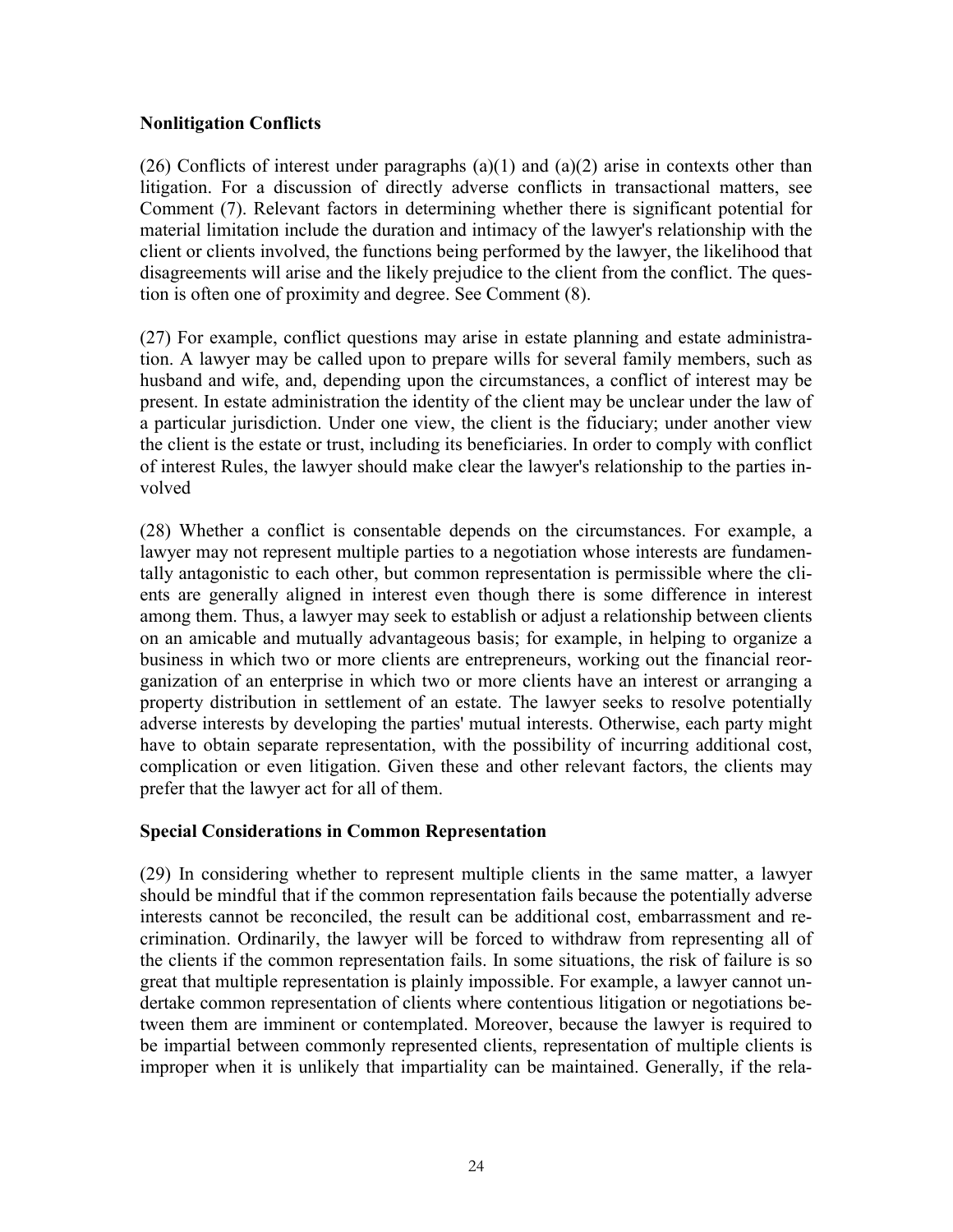**Nonlitigation Conflicts**

(26) Conflicts of interest under paragraphs (a)(1) and (a)(2) arise in contexts other than litigation. For a discussion of directly adverse conflicts in transactional matters, see Comment (7). Relevant factors in determining whether there is significant potential for material limitation include the duration and intimacy of the lawyer's relationship with the client or clients involved, the functions being performed by the lawyer, the likelihood that disagreements will arise and the likely prejudice to the client from the conflict. The question is often one of proximity and degree. See Comment (8).

(27) For example, conflict questions may arise in estate planning and estate administration. A lawyer may be called upon to prepare wills for several family members, such as husband and wife, and, depending upon the circumstances, a conflict of interest may be present. In estate administration the identity of the client may be unclear under the law of a particular jurisdiction. Under one view, the client is the fiduciary; under another view the client is the estate or trust, including its beneficiaries. In order to comply with conflict of interest Rules, the lawyer should make clear the lawyer's relationship to the parties involved

(28) Whether a conflict is consentable depends on the circumstances. For example, a lawyer may not represent multiple parties to a negotiation whose interests are fundamentally antagonistic to each other, but common representation is permissible where the clients are generally aligned in interest even though there is some difference in interest among them. Thus, a lawyer may seek to establish or adjust a relationship between clients on an amicable and mutually advantageous basis; for example, in helping to organize a business in which two or more clients are entrepreneurs, working out the financial reorganization of an enterprise in which two or more clients have an interest or arranging a property distribution in settlement of an estate. The lawyer seeks to resolve potentially adverse interests by developing the parties' mutual interests. Otherwise, each party might have to obtain separate representation, with the possibility of incurring additional cost, complication or even litigation. Given these and other relevant factors, the clients may prefer that the lawyer act for all of them.

**Special Considerations in Common Representation**

(29) In considering whether to represent multiple clients in the same matter, a lawyer should be mindful that if the common representation fails because the potentially adverse interests cannot be reconciled, the result can be additional cost, embarrassment and recrimination. Ordinarily, the lawyer will be forced to withdraw from representing all of the clients if the common representation fails. In some situations, the risk of failure is so great that multiple representation is plainly impossible. For example, a lawyer cannot undertake common representation of clients where contentious litigation or negotiations between them are imminent or contemplated. Moreover, because the lawyer is required to be impartial between commonly represented clients, representation of multiple clients is improper when it is unlikely that impartiality can be maintained. Generally, if the rela-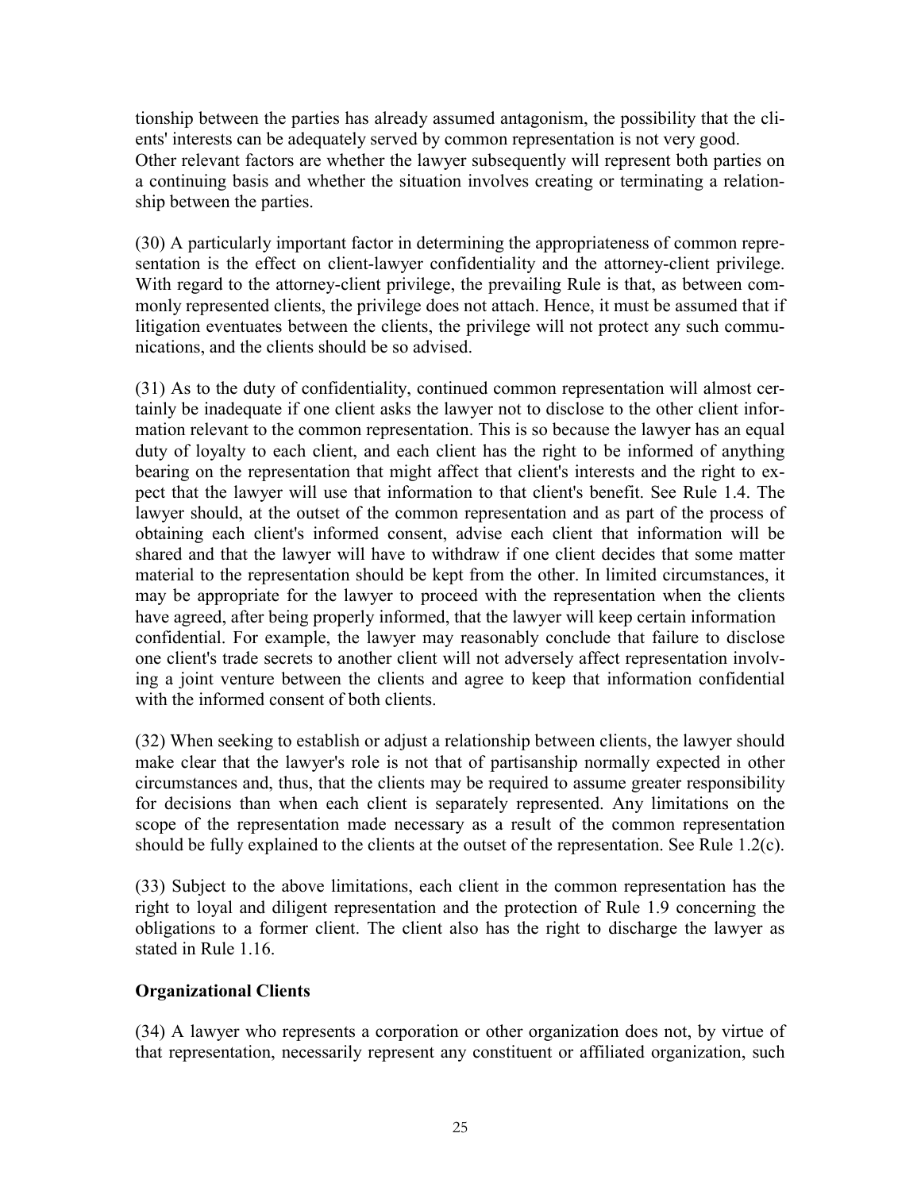tionship between the parties has already assumed antagonism, the possibility that the clients' interests can be adequately served by common representation is not very good. Other relevant factors are whether the lawyer subsequently will represent both parties on a continuing basis and whether the situation involves creating or terminating a relationship between the parties.

(30) A particularly important factor in determining the appropriateness of common representation is the effect on client-lawyer confidentiality and the attorney-client privilege. With regard to the attorney-client privilege, the prevailing Rule is that, as between commonly represented clients, the privilege does not attach. Hence, it must be assumed that if litigation eventuates between the clients, the privilege will not protect any such communications, and the clients should be so advised.

(31) As to the duty of confidentiality, continued common representation will almost certainly be inadequate if one client asks the lawyer not to disclose to the other client information relevant to the common representation. This is so because the lawyer has an equal duty of loyalty to each client, and each client has the right to be informed of anything bearing on the representation that might affect that client's interests and the right to expect that the lawyer will use that information to that client's benefit. See Rule 1.4. The lawyer should, at the outset of the common representation and as part of the process of obtaining each client's informed consent, advise each client that information will be shared and that the lawyer will have to withdraw if one client decides that some matter material to the representation should be kept from the other. In limited circumstances, it may be appropriate for the lawyer to proceed with the representation when the clients have agreed, after being properly informed, that the lawyer will keep certain information confidential. For example, the lawyer may reasonably conclude that failure to disclose one client's trade secrets to another client will not adversely affect representation involving a joint venture between the clients and agree to keep that information confidential with the informed consent of both clients.

(32) When seeking to establish or adjust a relationship between clients, the lawyer should make clear that the lawyer's role is not that of partisanship normally expected in other circumstances and, thus, that the clients may be required to assume greater responsibility for decisions than when each client is separately represented. Any limitations on the scope of the representation made necessary as a result of the common representation should be fully explained to the clients at the outset of the representation. See Rule 1.2(c).

(33) Subject to the above limitations, each client in the common representation has the right to loyal and diligent representation and the protection of Rule 1.9 concerning the obligations to a former client. The client also has the right to discharge the lawyer as stated in Rule 1.16.

**Organizational Clients**

(34) A lawyer who represents a corporation or other organization does not, by virtue of that representation, necessarily represent any constituent or affiliated organization, such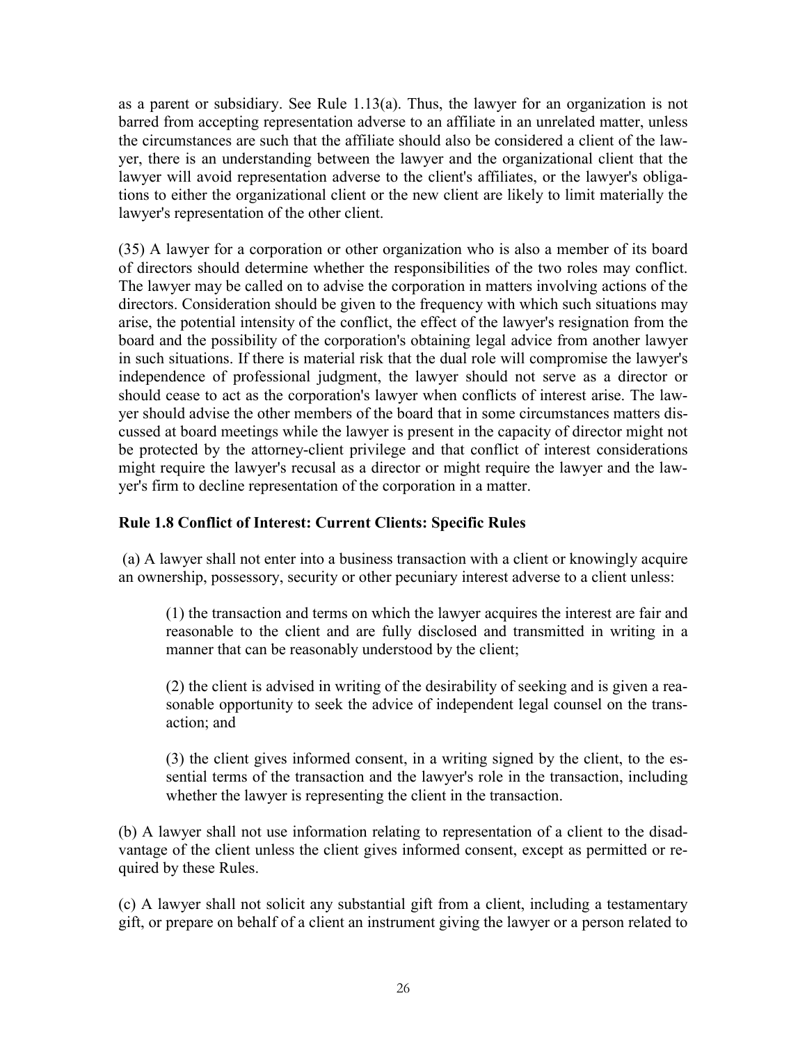as a parent or subsidiary. See Rule 1.13(a). Thus, the lawyer for an organization is not barred from accepting representation adverse to an affiliate in an unrelated matter, unless the circumstances are such that the affiliate should also be considered a client of the lawyer, there is an understanding between the lawyer and the organizational client that the lawyer will avoid representation adverse to the client's affiliates, or the lawyer's obligations to either the organizational client or the new client are likely to limit materially the lawyer's representation of the other client.

(35) A lawyer for a corporation or other organization who is also a member of its board of directors should determine whether the responsibilities of the two roles may conflict. The lawyer may be called on to advise the corporation in matters involving actions of the directors. Consideration should be given to the frequency with which such situations may arise, the potential intensity of the conflict, the effect of the lawyer's resignation from the board and the possibility of the corporation's obtaining legal advice from another lawyer in such situations. If there is material risk that the dual role will compromise the lawyer's independence of professional judgment, the lawyer should not serve as a director or should cease to act as the corporation's lawyer when conflicts of interest arise. The lawyer should advise the other members of the board that in some circumstances matters discussed at board meetings while the lawyer is present in the capacity of director might not be protected by the attorney-client privilege and that conflict of interest considerations might require the lawyer's recusal as a director or might require the lawyer and the lawyer's firm to decline representation of the corporation in a matter.

### Rule 1.8 Conflict of Interest: Current Clients: Specific Rules

(a) A lawyer shall not enter into a business transaction with a client or knowingly acquire an ownership, possessory, security or other pecuniary interest adverse to a client unless:

> (1) the transaction and terms on which the lawyer acquires the interest are fair and reasonable to the client and are fully disclosed and transmitted in writing in a manner that can be reasonably understood by the client;
>
> (2) the client is advised in writing of the desirability of seeking and is given a reasonable opportunity to seek the advice of independent legal counsel on the transaction; and
>
> (3) the client gives informed consent, in a writing signed by the client, to the essential terms of the transaction and the lawyer's role in the transaction, including whether the lawyer is representing the client in the transaction.

(b) A lawyer shall not use information relating to representation of a client to the disadvantage of the client unless the client gives informed consent, except as permitted or required by these Rules.

(c) A lawyer shall not solicit any substantial gift from a client, including a testamentary gift, or prepare on behalf of a client an instrument giving the lawyer or a person related to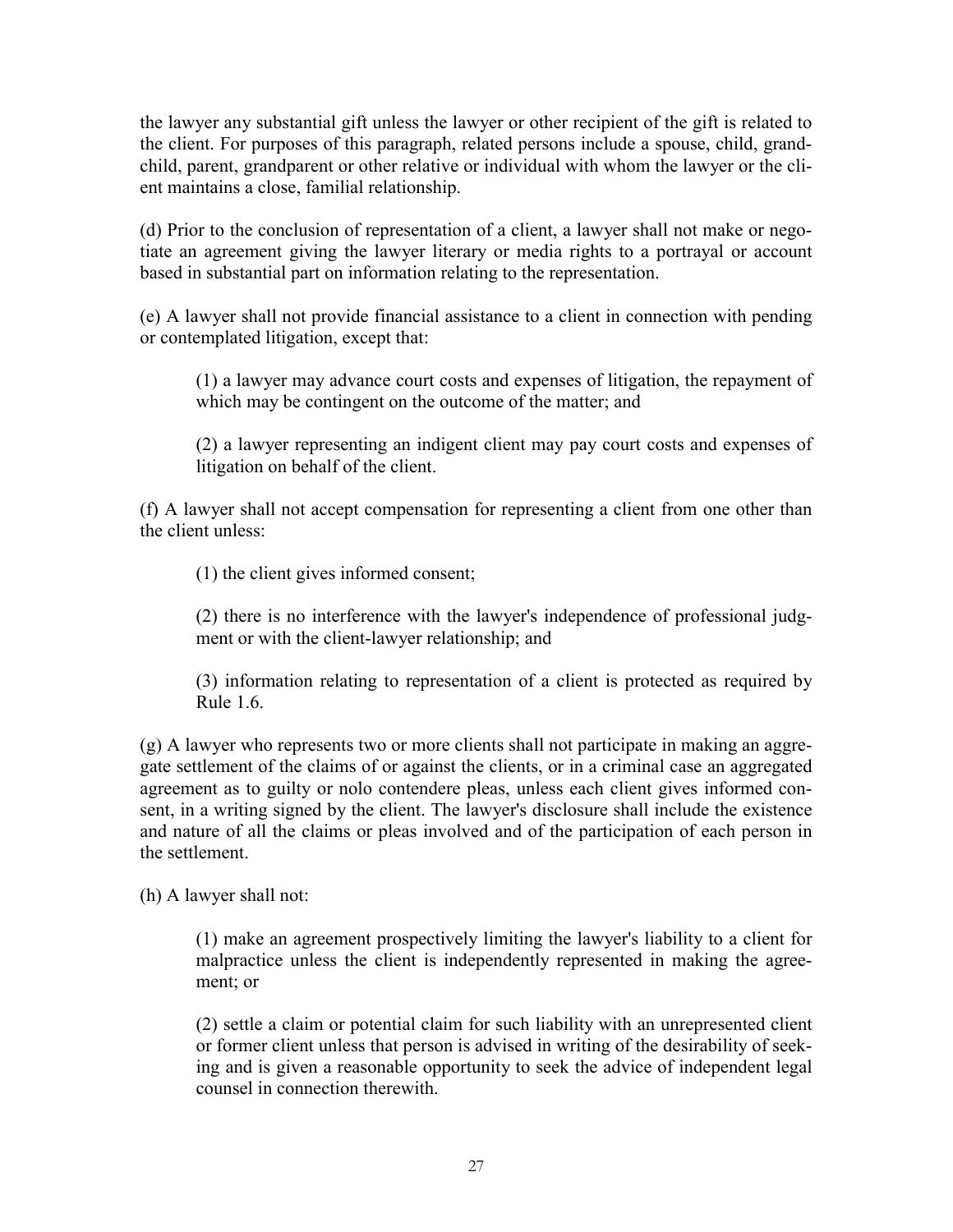the lawyer any substantial gift unless the lawyer or other recipient of the gift is related to the client. For purposes of this paragraph, related persons include a spouse, child, grandchild, parent, grandparent or other relative or individual with whom the lawyer or the client maintains a close, familial relationship.

(d) Prior to the conclusion of representation of a client, a lawyer shall not make or negotiate an agreement giving the lawyer literary or media rights to a portrayal or account based in substantial part on information relating to the representation.

(e) A lawyer shall not provide financial assistance to a client in connection with pending or contemplated litigation, except that:

> (1) a lawyer may advance court costs and expenses of litigation, the repayment of which may be contingent on the outcome of the matter; and
>
> (2) a lawyer representing an indigent client may pay court costs and expenses of litigation on behalf of the client.

(f) A lawyer shall not accept compensation for representing a client from one other than the client unless:

> (1) the client gives informed consent;
>
> (2) there is no interference with the lawyer's independence of professional judgment or with the client-lawyer relationship; and
>
> (3) information relating to representation of a client is protected as required by Rule 1.6.

(g) A lawyer who represents two or more clients shall not participate in making an aggregate settlement of the claims of or against the clients, or in a criminal case an aggregated agreement as to guilty or nolo contendere pleas, unless each client gives informed consent, in a writing signed by the client. The lawyer's disclosure shall include the existence and nature of all the claims or pleas involved and of the participation of each person in the settlement.

(h) A lawyer shall not:

> (1) make an agreement prospectively limiting the lawyer's liability to a client for malpractice unless the client is independently represented in making the agreement; or
>
> (2) settle a claim or potential claim for such liability with an unrepresented client or former client unless that person is advised in writing of the desirability of seeking and is given a reasonable opportunity to seek the advice of independent legal counsel in connection therewith.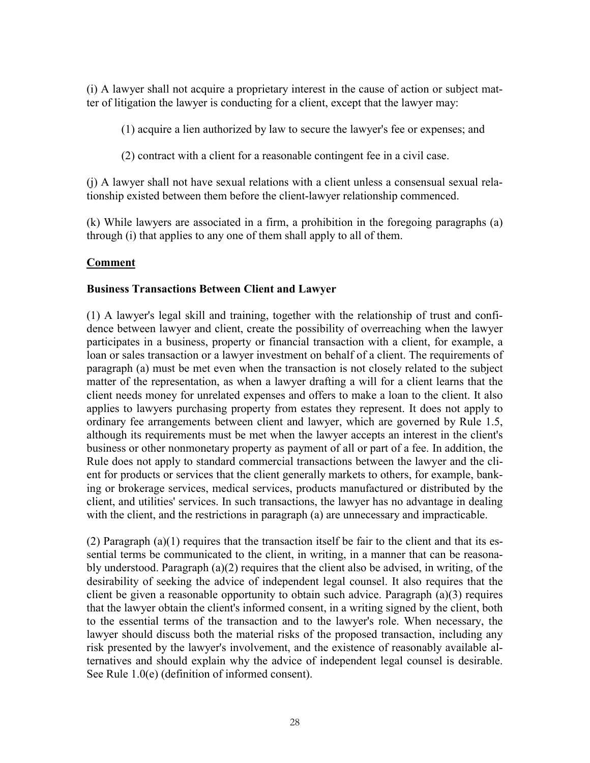(i) A lawyer shall not acquire a proprietary interest in the cause of action or subject matter of litigation the lawyer is conducting for a client, except that the lawyer may:

(1) acquire a lien authorized by law to secure the lawyer's fee or expenses; and

(2) contract with a client for a reasonable contingent fee in a civil case.

(j) A lawyer shall not have sexual relations with a client unless a consensual sexual relationship existed between them before the client-lawyer relationship commenced.

(k) While lawyers are associated in a firm, a prohibition in the foregoing paragraphs (a) through (i) that applies to any one of them shall apply to all of them.

**Comment**

**Business Transactions Between Client and Lawyer**

(1) A lawyer's legal skill and training, together with the relationship of trust and confidence between lawyer and client, create the possibility of overreaching when the lawyer participates in a business, property or financial transaction with a client, for example, a loan or sales transaction or a lawyer investment on behalf of a client. The requirements of paragraph (a) must be met even when the transaction is not closely related to the subject matter of the representation, as when a lawyer drafting a will for a client learns that the client needs money for unrelated expenses and offers to make a loan to the client. It also applies to lawyers purchasing property from estates they represent. It does not apply to ordinary fee arrangements between client and lawyer, which are governed by Rule 1.5, although its requirements must be met when the lawyer accepts an interest in the client's business or other nonmonetary property as payment of all or part of a fee. In addition, the Rule does not apply to standard commercial transactions between the lawyer and the client for products or services that the client generally markets to others, for example, banking or brokerage services, medical services, products manufactured or distributed by the client, and utilities' services. In such transactions, the lawyer has no advantage in dealing with the client, and the restrictions in paragraph (a) are unnecessary and impracticable.

(2) Paragraph (a)(1) requires that the transaction itself be fair to the client and that its essential terms be communicated to the client, in writing, in a manner that can be reasonably understood. Paragraph (a)(2) requires that the client also be advised, in writing, of the desirability of seeking the advice of independent legal counsel. It also requires that the client be given a reasonable opportunity to obtain such advice. Paragraph (a)(3) requires that the lawyer obtain the client's informed consent, in a writing signed by the client, both to the essential terms of the transaction and to the lawyer's role. When necessary, the lawyer should discuss both the material risks of the proposed transaction, including any risk presented by the lawyer's involvement, and the existence of reasonably available alternatives and should explain why the advice of independent legal counsel is desirable. See Rule 1.0(e) (definition of informed consent).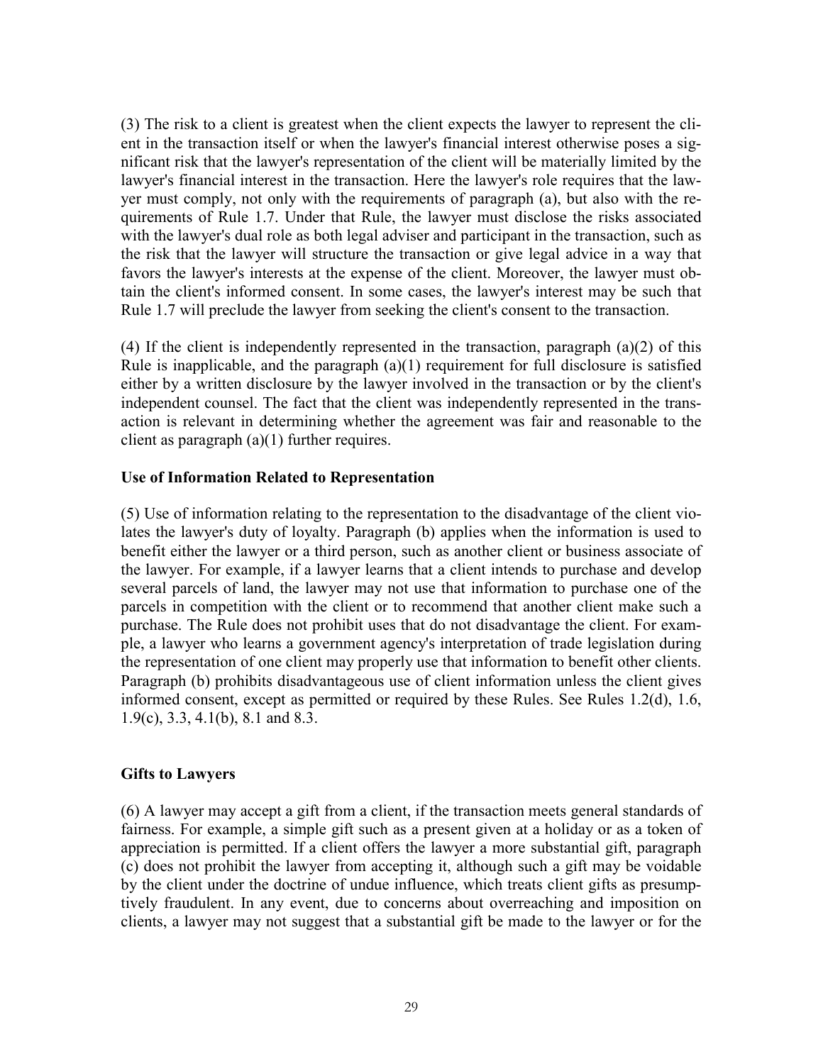(3) The risk to a client is greatest when the client expects the lawyer to represent the client in the transaction itself or when the lawyer's financial interest otherwise poses a significant risk that the lawyer's representation of the client will be materially limited by the lawyer's financial interest in the transaction. Here the lawyer's role requires that the lawyer must comply, not only with the requirements of paragraph (a), but also with the requirements of Rule 1.7. Under that Rule, the lawyer must disclose the risks associated with the lawyer's dual role as both legal adviser and participant in the transaction, such as the risk that the lawyer will structure the transaction or give legal advice in a way that favors the lawyer's interests at the expense of the client. Moreover, the lawyer must obtain the client's informed consent. In some cases, the lawyer's interest may be such that Rule 1.7 will preclude the lawyer from seeking the client's consent to the transaction.

(4) If the client is independently represented in the transaction, paragraph (a)(2) of this Rule is inapplicable, and the paragraph (a)(1) requirement for full disclosure is satisfied either by a written disclosure by the lawyer involved in the transaction or by the client's independent counsel. The fact that the client was independently represented in the transaction is relevant in determining whether the agreement was fair and reasonable to the client as paragraph (a)(1) further requires.

**Use of Information Related to Representation**

(5) Use of information relating to the representation to the disadvantage of the client violates the lawyer's duty of loyalty. Paragraph (b) applies when the information is used to benefit either the lawyer or a third person, such as another client or business associate of the lawyer. For example, if a lawyer learns that a client intends to purchase and develop several parcels of land, the lawyer may not use that information to purchase one of the parcels in competition with the client or to recommend that another client make such a purchase. The Rule does not prohibit uses that do not disadvantage the client. For example, a lawyer who learns a government agency's interpretation of trade legislation during the representation of one client may properly use that information to benefit other clients. Paragraph (b) prohibits disadvantageous use of client information unless the client gives informed consent, except as permitted or required by these Rules. See Rules 1.2(d), 1.6, 1.9(c), 3.3, 4.1(b), 8.1 and 8.3.

**Gifts to Lawyers**

(6) A lawyer may accept a gift from a client, if the transaction meets general standards of fairness. For example, a simple gift such as a present given at a holiday or as a token of appreciation is permitted. If a client offers the lawyer a more substantial gift, paragraph (c) does not prohibit the lawyer from accepting it, although such a gift may be voidable by the client under the doctrine of undue influence, which treats client gifts as presumptively fraudulent. In any event, due to concerns about overreaching and imposition on clients, a lawyer may not suggest that a substantial gift be made to the lawyer or for the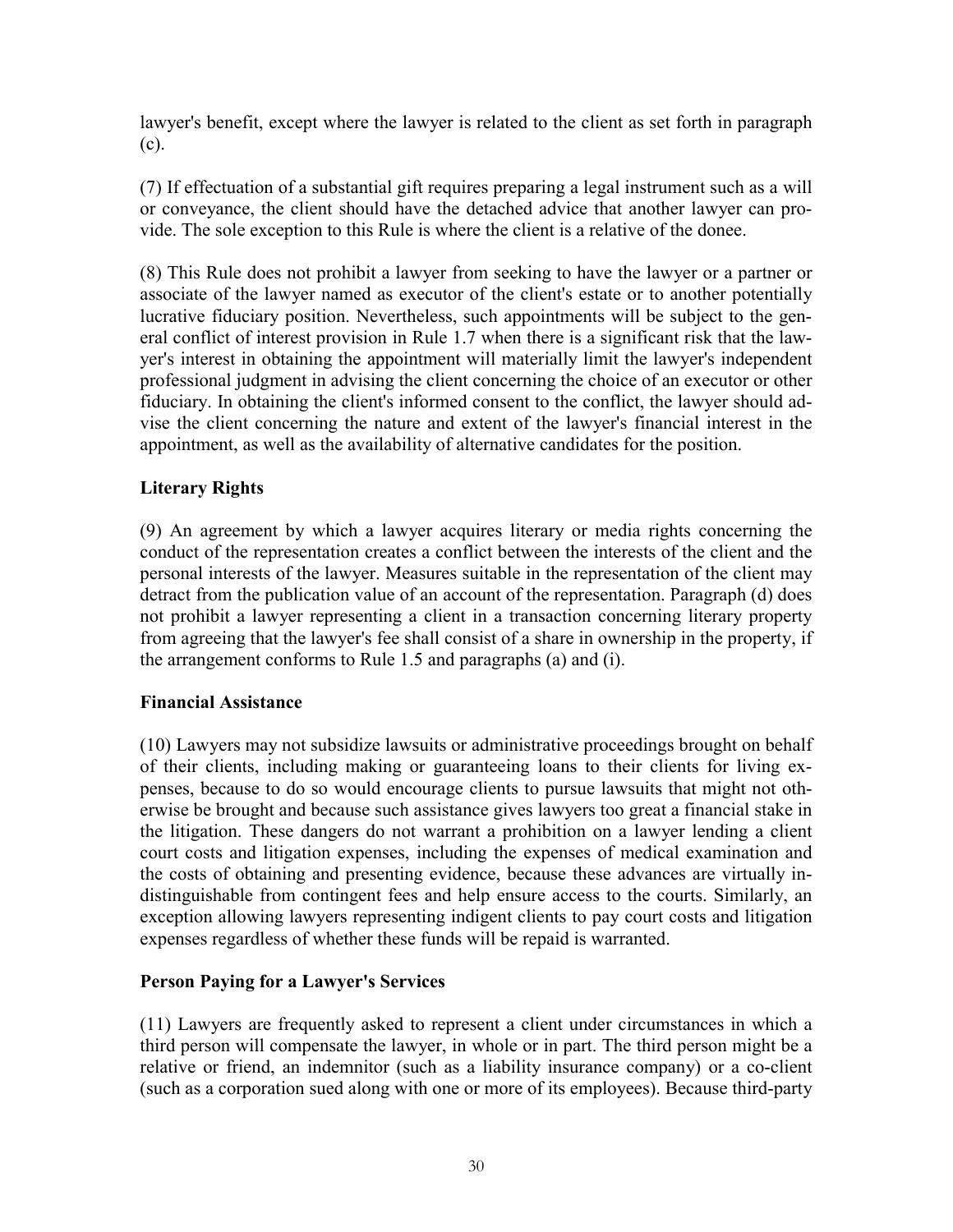lawyer's benefit, except where the lawyer is related to the client as set forth in paragraph (c).

(7) If effectuation of a substantial gift requires preparing a legal instrument such as a will or conveyance, the client should have the detached advice that another lawyer can provide. The sole exception to this Rule is where the client is a relative of the donee.

(8) This Rule does not prohibit a lawyer from seeking to have the lawyer or a partner or associate of the lawyer named as executor of the client's estate or to another potentially lucrative fiduciary position. Nevertheless, such appointments will be subject to the general conflict of interest provision in Rule 1.7 when there is a significant risk that the lawyer's interest in obtaining the appointment will materially limit the lawyer's independent professional judgment in advising the client concerning the choice of an executor or other fiduciary. In obtaining the client's informed consent to the conflict, the lawyer should advise the client concerning the nature and extent of the lawyer's financial interest in the appointment, as well as the availability of alternative candidates for the position.

**Literary Rights**

(9) An agreement by which a lawyer acquires literary or media rights concerning the conduct of the representation creates a conflict between the interests of the client and the personal interests of the lawyer. Measures suitable in the representation of the client may detract from the publication value of an account of the representation. Paragraph (d) does not prohibit a lawyer representing a client in a transaction concerning literary property from agreeing that the lawyer's fee shall consist of a share in ownership in the property, if the arrangement conforms to Rule 1.5 and paragraphs (a) and (i).

**Financial Assistance**

(10) Lawyers may not subsidize lawsuits or administrative proceedings brought on behalf of their clients, including making or guaranteeing loans to their clients for living expenses, because to do so would encourage clients to pursue lawsuits that might not otherwise be brought and because such assistance gives lawyers too great a financial stake in the litigation. These dangers do not warrant a prohibition on a lawyer lending a client court costs and litigation expenses, including the expenses of medical examination and the costs of obtaining and presenting evidence, because these advances are virtually indistinguishable from contingent fees and help ensure access to the courts. Similarly, an exception allowing lawyers representing indigent clients to pay court costs and litigation expenses regardless of whether these funds will be repaid is warranted.

**Person Paying for a Lawyer's Services**

(11) Lawyers are frequently asked to represent a client under circumstances in which a third person will compensate the lawyer, in whole or in part. The third person might be a relative or friend, an indemnitor (such as a liability insurance company) or a co-client (such as a corporation sued along with one or more of its employees). Because third-party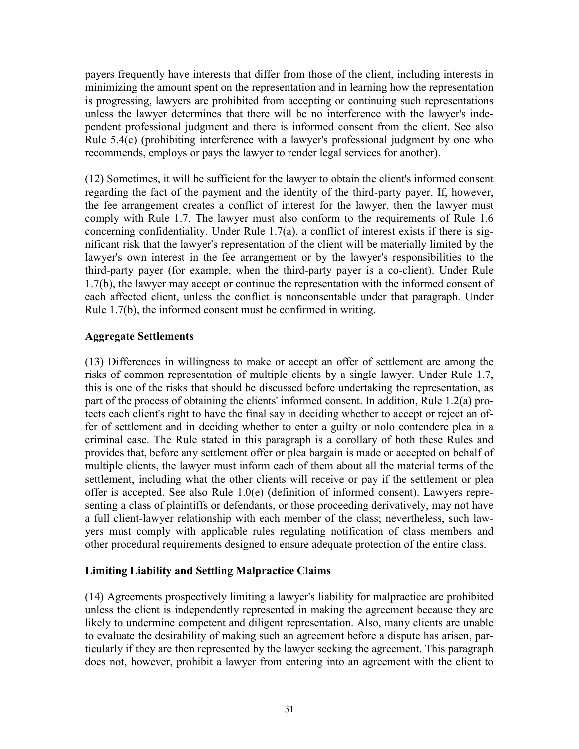payers frequently have interests that differ from those of the client, including interests in minimizing the amount spent on the representation and in learning how the representation is progressing, lawyers are prohibited from accepting or continuing such representations unless the lawyer determines that there will be no interference with the lawyer's independent professional judgment and there is informed consent from the client. See also Rule 5.4(c) (prohibiting interference with a lawyer's professional judgment by one who recommends, employs or pays the lawyer to render legal services for another).

(12) Sometimes, it will be sufficient for the lawyer to obtain the client's informed consent regarding the fact of the payment and the identity of the third-party payer. If, however, the fee arrangement creates a conflict of interest for the lawyer, then the lawyer must comply with Rule 1.7. The lawyer must also conform to the requirements of Rule 1.6 concerning confidentiality. Under Rule 1.7(a), a conflict of interest exists if there is significant risk that the lawyer's representation of the client will be materially limited by the lawyer's own interest in the fee arrangement or by the lawyer's responsibilities to the third-party payer (for example, when the third-party payer is a co-client). Under Rule 1.7(b), the lawyer may accept or continue the representation with the informed consent of each affected client, unless the conflict is nonconsentable under that paragraph. Under Rule 1.7(b), the informed consent must be confirmed in writing.

### Aggregate Settlements

(13) Differences in willingness to make or accept an offer of settlement are among the risks of common representation of multiple clients by a single lawyer. Under Rule 1.7, this is one of the risks that should be discussed before undertaking the representation, as part of the process of obtaining the clients' informed consent. In addition, Rule 1.2(a) protects each client's right to have the final say in deciding whether to accept or reject an offer of settlement and in deciding whether to enter a guilty or nolo contendere plea in a criminal case. The Rule stated in this paragraph is a corollary of both these Rules and provides that, before any settlement offer or plea bargain is made or accepted on behalf of multiple clients, the lawyer must inform each of them about all the material terms of the settlement, including what the other clients will receive or pay if the settlement or plea offer is accepted. See also Rule 1.0(e) (definition of informed consent). Lawyers representing a class of plaintiffs or defendants, or those proceeding derivatively, may not have a full client-lawyer relationship with each member of the class; nevertheless, such lawyers must comply with applicable rules regulating notification of class members and other procedural requirements designed to ensure adequate protection of the entire class.

### Limiting Liability and Settling Malpractice Claims

(14) Agreements prospectively limiting a lawyer's liability for malpractice are prohibited unless the client is independently represented in making the agreement because they are likely to undermine competent and diligent representation. Also, many clients are unable to evaluate the desirability of making such an agreement before a dispute has arisen, particularly if they are then represented by the lawyer seeking the agreement. This paragraph does not, however, prohibit a lawyer from entering into an agreement with the client to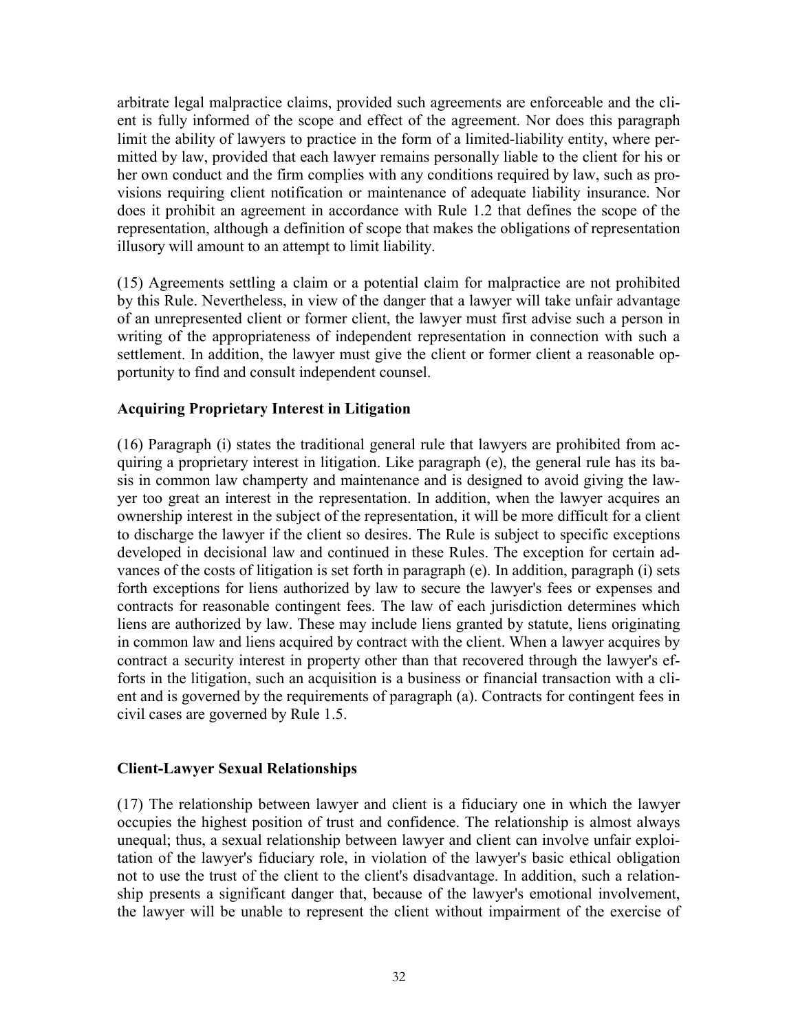arbitrate legal malpractice claims, provided such agreements are enforceable and the client is fully informed of the scope and effect of the agreement. Nor does this paragraph limit the ability of lawyers to practice in the form of a limited-liability entity, where permitted by law, provided that each lawyer remains personally liable to the client for his or her own conduct and the firm complies with any conditions required by law, such as provisions requiring client notification or maintenance of adequate liability insurance. Nor does it prohibit an agreement in accordance with Rule 1.2 that defines the scope of the representation, although a definition of scope that makes the obligations of representation illusory will amount to an attempt to limit liability.

(15) Agreements settling a claim or a potential claim for malpractice are not prohibited by this Rule. Nevertheless, in view of the danger that a lawyer will take unfair advantage of an unrepresented client or former client, the lawyer must first advise such a person in writing of the appropriateness of independent representation in connection with such a settlement. In addition, the lawyer must give the client or former client a reasonable opportunity to find and consult independent counsel.

**Acquiring Proprietary Interest in Litigation**

(16) Paragraph (i) states the traditional general rule that lawyers are prohibited from acquiring a proprietary interest in litigation. Like paragraph (e), the general rule has its basis in common law champerty and maintenance and is designed to avoid giving the lawyer too great an interest in the representation. In addition, when the lawyer acquires an ownership interest in the subject of the representation, it will be more difficult for a client to discharge the lawyer if the client so desires. The Rule is subject to specific exceptions developed in decisional law and continued in these Rules. The exception for certain advances of the costs of litigation is set forth in paragraph (e). In addition, paragraph (i) sets forth exceptions for liens authorized by law to secure the lawyer's fees or expenses and contracts for reasonable contingent fees. The law of each jurisdiction determines which liens are authorized by law. These may include liens granted by statute, liens originating in common law and liens acquired by contract with the client. When a lawyer acquires by contract a security interest in property other than that recovered through the lawyer's efforts in the litigation, such an acquisition is a business or financial transaction with a client and is governed by the requirements of paragraph (a). Contracts for contingent fees in civil cases are governed by Rule 1.5.

**Client-Lawyer Sexual Relationships**

(17) The relationship between lawyer and client is a fiduciary one in which the lawyer occupies the highest position of trust and confidence. The relationship is almost always unequal; thus, a sexual relationship between lawyer and client can involve unfair exploitation of the lawyer's fiduciary role, in violation of the lawyer's basic ethical obligation not to use the trust of the client to the client's disadvantage. In addition, such a relationship presents a significant danger that, because of the lawyer's emotional involvement, the lawyer will be unable to represent the client without impairment of the exercise of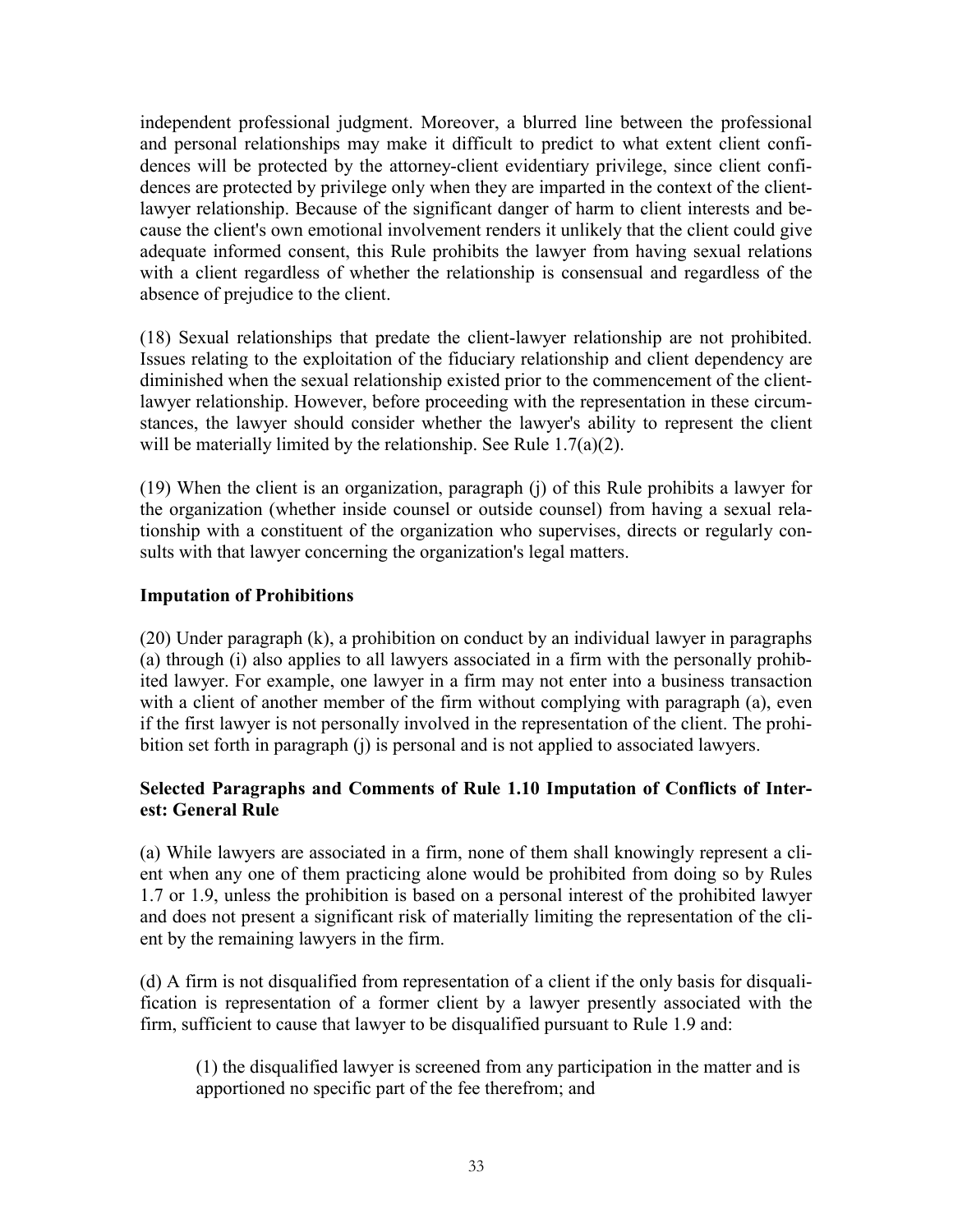independent professional judgment. Moreover, a blurred line between the professional and personal relationships may make it difficult to predict to what extent client confidences will be protected by the attorney-client evidentiary privilege, since client confidences are protected by privilege only when they are imparted in the context of the client-lawyer relationship. Because of the significant danger of harm to client interests and because the client's own emotional involvement renders it unlikely that the client could give adequate informed consent, this Rule prohibits the lawyer from having sexual relations with a client regardless of whether the relationship is consensual and regardless of the absence of prejudice to the client.

(18) Sexual relationships that predate the client-lawyer relationship are not prohibited. Issues relating to the exploitation of the fiduciary relationship and client dependency are diminished when the sexual relationship existed prior to the commencement of the client-lawyer relationship. However, before proceeding with the representation in these circumstances, the lawyer should consider whether the lawyer's ability to represent the client will be materially limited by the relationship. See Rule 1.7(a)(2).

(19) When the client is an organization, paragraph (j) of this Rule prohibits a lawyer for the organization (whether inside counsel or outside counsel) from having a sexual relationship with a constituent of the organization who supervises, directs or regularly consults with that lawyer concerning the organization's legal matters.

### Imputation of Prohibitions

(20) Under paragraph (k), a prohibition on conduct by an individual lawyer in paragraphs (a) through (i) also applies to all lawyers associated in a firm with the personally prohibited lawyer. For example, one lawyer in a firm may not enter into a business transaction with a client of another member of the firm without complying with paragraph (a), even if the first lawyer is not personally involved in the representation of the client. The prohibition set forth in paragraph (j) is personal and is not applied to associated lawyers.

### Selected Paragraphs and Comments of Rule 1.10 Imputation of Conflicts of Interest: General Rule

(a) While lawyers are associated in a firm, none of them shall knowingly represent a client when any one of them practicing alone would be prohibited from doing so by Rules 1.7 or 1.9, unless the prohibition is based on a personal interest of the prohibited lawyer and does not present a significant risk of materially limiting the representation of the client by the remaining lawyers in the firm.

(d) A firm is not disqualified from representation of a client if the only basis for disqualification is representation of a former client by a lawyer presently associated with the firm, sufficient to cause that lawyer to be disqualified pursuant to Rule 1.9 and:

> (1) the disqualified lawyer is screened from any participation in the matter and is apportioned no specific part of the fee therefrom; and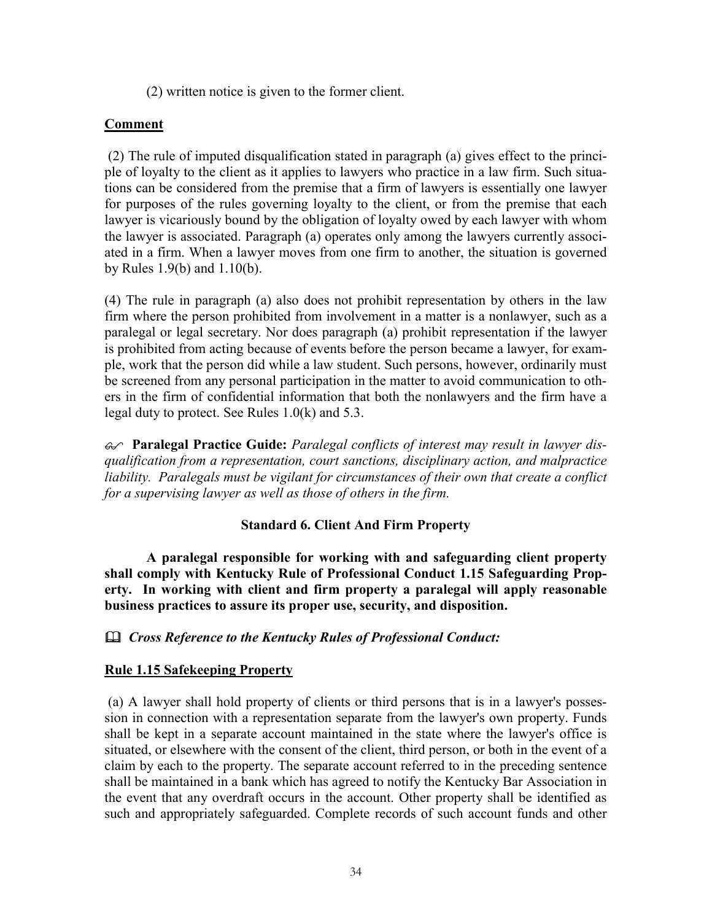(2) written notice is given to the former client.

**Comment**

(2) The rule of imputed disqualification stated in paragraph (a) gives effect to the principle of loyalty to the client as it applies to lawyers who practice in a law firm. Such situations can be considered from the premise that a firm of lawyers is essentially one lawyer for purposes of the rules governing loyalty to the client, or from the premise that each lawyer is vicariously bound by the obligation of loyalty owed by each lawyer with whom the lawyer is associated. Paragraph (a) operates only among the lawyers currently associated in a firm. When a lawyer moves from one firm to another, the situation is governed by Rules 1.9(b) and 1.10(b).

(4) The rule in paragraph (a) also does not prohibit representation by others in the law firm where the person prohibited from involvement in a matter is a nonlawyer, such as a paralegal or legal secretary. Nor does paragraph (a) prohibit representation if the lawyer is prohibited from acting because of events before the person became a lawyer, for example, work that the person did while a law student. Such persons, however, ordinarily must be screened from any personal participation in the matter to avoid communication to others in the firm of confidential information that both the nonlawyers and the firm have a legal duty to protect. See Rules 1.0(k) and 5.3.

**Paralegal Practice Guide:** *Paralegal conflicts of interest may result in lawyer disqualification from a representation, court sanctions, disciplinary action, and malpractice liability. Paralegals must be vigilant for circumstances of their own that create a conflict for a supervising lawyer as well as those of others in the firm.*

### Standard 6. Client And Firm Property

**A paralegal responsible for working with and safeguarding client property shall comply with Kentucky Rule of Professional Conduct 1.15 Safeguarding Property. In working with client and firm property a paralegal will apply reasonable business practices to assure its proper use, security, and disposition.**

***Cross Reference to the Kentucky Rules of Professional Conduct:***

**Rule 1.15 Safekeeping Property**

(a) A lawyer shall hold property of clients or third persons that is in a lawyer's possession in connection with a representation separate from the lawyer's own property. Funds shall be kept in a separate account maintained in the state where the lawyer's office is situated, or elsewhere with the consent of the client, third person, or both in the event of a claim by each to the property. The separate account referred to in the preceding sentence shall be maintained in a bank which has agreed to notify the Kentucky Bar Association in the event that any overdraft occurs in the account. Other property shall be identified as such and appropriately safeguarded. Complete records of such account funds and other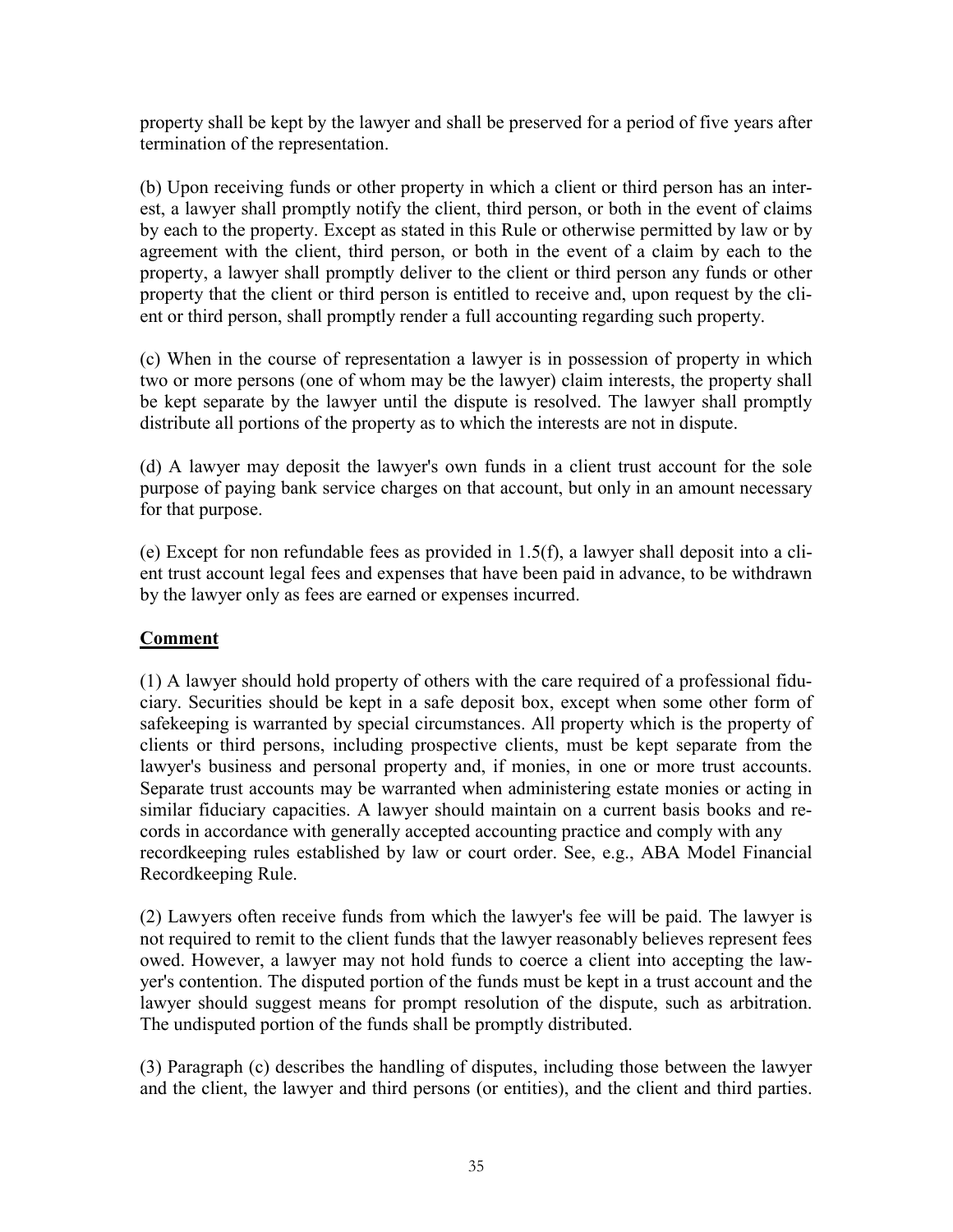property shall be kept by the lawyer and shall be preserved for a period of five years after termination of the representation.

(b) Upon receiving funds or other property in which a client or third person has an interest, a lawyer shall promptly notify the client, third person, or both in the event of claims by each to the property. Except as stated in this Rule or otherwise permitted by law or by agreement with the client, third person, or both in the event of a claim by each to the property, a lawyer shall promptly deliver to the client or third person any funds or other property that the client or third person is entitled to receive and, upon request by the client or third person, shall promptly render a full accounting regarding such property.

(c) When in the course of representation a lawyer is in possession of property in which two or more persons (one of whom may be the lawyer) claim interests, the property shall be kept separate by the lawyer until the dispute is resolved. The lawyer shall promptly distribute all portions of the property as to which the interests are not in dispute.

(d) A lawyer may deposit the lawyer's own funds in a client trust account for the sole purpose of paying bank service charges on that account, but only in an amount necessary for that purpose.

(e) Except for non refundable fees as provided in 1.5(f), a lawyer shall deposit into a client trust account legal fees and expenses that have been paid in advance, to be withdrawn by the lawyer only as fees are earned or expenses incurred.

## Comment

(1) A lawyer should hold property of others with the care required of a professional fiduciary. Securities should be kept in a safe deposit box, except when some other form of safekeeping is warranted by special circumstances. All property which is the property of clients or third persons, including prospective clients, must be kept separate from the lawyer's business and personal property and, if monies, in one or more trust accounts. Separate trust accounts may be warranted when administering estate monies or acting in similar fiduciary capacities. A lawyer should maintain on a current basis books and records in accordance with generally accepted accounting practice and comply with any recordkeeping rules established by law or court order. See, e.g., ABA Model Financial Recordkeeping Rule.

(2) Lawyers often receive funds from which the lawyer's fee will be paid. The lawyer is not required to remit to the client funds that the lawyer reasonably believes represent fees owed. However, a lawyer may not hold funds to coerce a client into accepting the lawyer's contention. The disputed portion of the funds must be kept in a trust account and the lawyer should suggest means for prompt resolution of the dispute, such as arbitration. The undisputed portion of the funds shall be promptly distributed.

(3) Paragraph (c) describes the handling of disputes, including those between the lawyer and the client, the lawyer and third persons (or entities), and the client and third parties.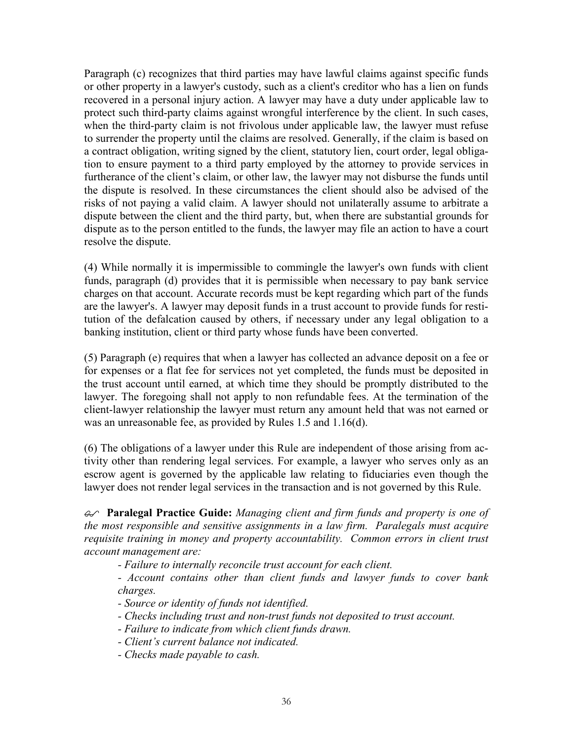Paragraph (c) recognizes that third parties may have lawful claims against specific funds or other property in a lawyer's custody, such as a client's creditor who has a lien on funds recovered in a personal injury action. A lawyer may have a duty under applicable law to protect such third-party claims against wrongful interference by the client. In such cases, when the third-party claim is not frivolous under applicable law, the lawyer must refuse to surrender the property until the claims are resolved. Generally, if the claim is based on a contract obligation, writing signed by the client, statutory lien, court order, legal obligation to ensure payment to a third party employed by the attorney to provide services in furtherance of the client's claim, or other law, the lawyer may not disburse the funds until the dispute is resolved. In these circumstances the client should also be advised of the risks of not paying a valid claim. A lawyer should not unilaterally assume to arbitrate a dispute between the client and the third party, but, when there are substantial grounds for dispute as to the person entitled to the funds, the lawyer may file an action to have a court resolve the dispute.

(4) While normally it is impermissible to commingle the lawyer's own funds with client funds, paragraph (d) provides that it is permissible when necessary to pay bank service charges on that account. Accurate records must be kept regarding which part of the funds are the lawyer's. A lawyer may deposit funds in a trust account to provide funds for restitution of the defalcation caused by others, if necessary under any legal obligation to a banking institution, client or third party whose funds have been converted.

(5) Paragraph (e) requires that when a lawyer has collected an advance deposit on a fee or for expenses or a flat fee for services not yet completed, the funds must be deposited in the trust account until earned, at which time they should be promptly distributed to the lawyer. The foregoing shall not apply to non refundable fees. At the termination of the client-lawyer relationship the lawyer must return any amount held that was not earned or was an unreasonable fee, as provided by Rules 1.5 and 1.16(d).

(6) The obligations of a lawyer under this Rule are independent of those arising from activity other than rendering legal services. For example, a lawyer who serves only as an escrow agent is governed by the applicable law relating to fiduciaries even though the lawyer does not render legal services in the transaction and is not governed by this Rule.

**Paralegal Practice Guide:** *Managing client and firm funds and property is one of the most responsible and sensitive assignments in a law firm. Paralegals must acquire requisite training in money and property accountability. Common errors in client trust account management are:*

- *Failure to internally reconcile trust account for each client.*
- *Account contains other than client funds and lawyer funds to cover bank charges.*
- *Source or identity of funds not identified.*
- *Checks including trust and non-trust funds not deposited to trust account.*
- *Failure to indicate from which client funds drawn.*
- *Client's current balance not indicated.*
- *Checks made payable to cash.*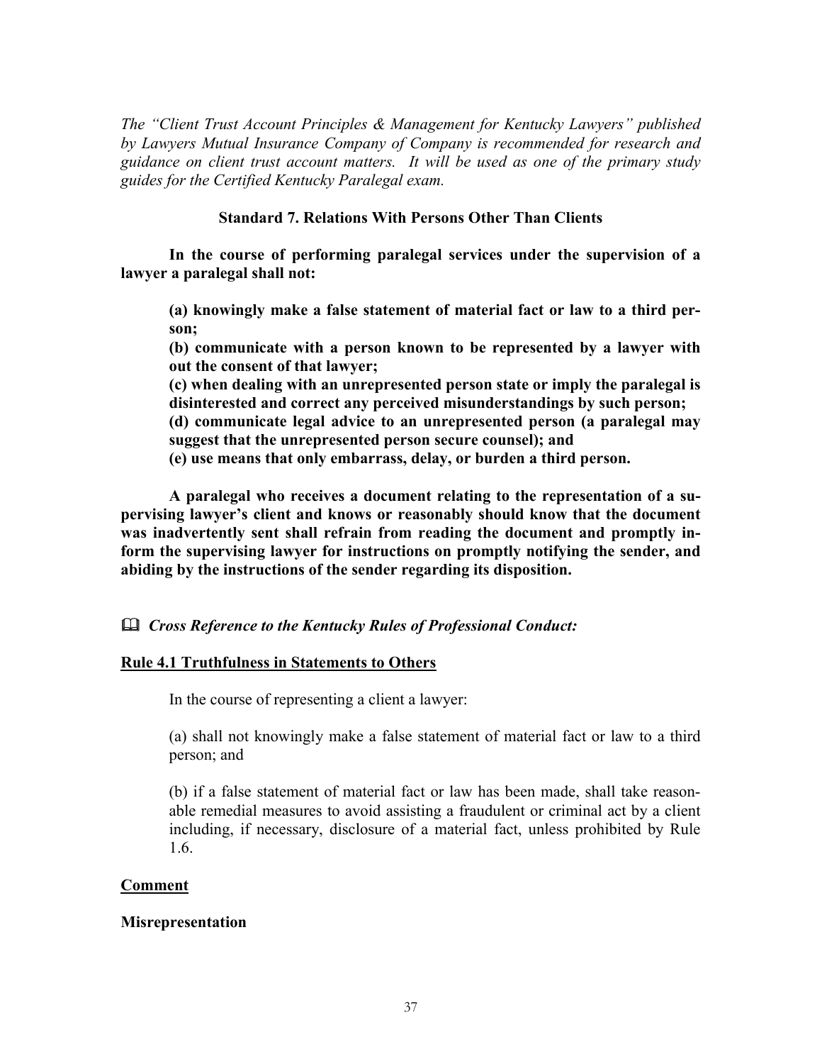*The "Client Trust Account Principles & Management for Kentucky Lawyers" published by Lawyers Mutual Insurance Company of Company is recommended for research and guidance on client trust account matters. It will be used as one of the primary study guides for the Certified Kentucky Paralegal exam.*

### Standard 7. Relations With Persons Other Than Clients

**In the course of performing paralegal services under the supervision of a lawyer a paralegal shall not:**

> **(a) knowingly make a false statement of material fact or law to a third person;**
>
> **(b) communicate with a person known to be represented by a lawyer with out the consent of that lawyer;**
>
> **(c) when dealing with an unrepresented person state or imply the paralegal is disinterested and correct any perceived misunderstandings by such person;**
>
> **(d) communicate legal advice to an unrepresented person (a paralegal may suggest that the unrepresented person secure counsel); and**
>
> **(e) use means that only embarrass, delay, or burden a third person.**

**A paralegal who receives a document relating to the representation of a supervising lawyer's client and knows or reasonably should know that the document was inadvertently sent shall refrain from reading the document and promptly inform the supervising lawyer for instructions on promptly notifying the sender, and abiding by the instructions of the sender regarding its disposition.**

📖 ***Cross Reference to the Kentucky Rules of Professional Conduct:***

**Rule 4.1 Truthfulness in Statements to Others**

In the course of representing a client a lawyer:

> (a) shall not knowingly make a false statement of material fact or law to a third person; and
>
> (b) if a false statement of material fact or law has been made, shall take reasonable remedial measures to avoid assisting a fraudulent or criminal act by a client including, if necessary, disclosure of a material fact, unless prohibited by Rule 1.6.

**Comment**

**Misrepresentation**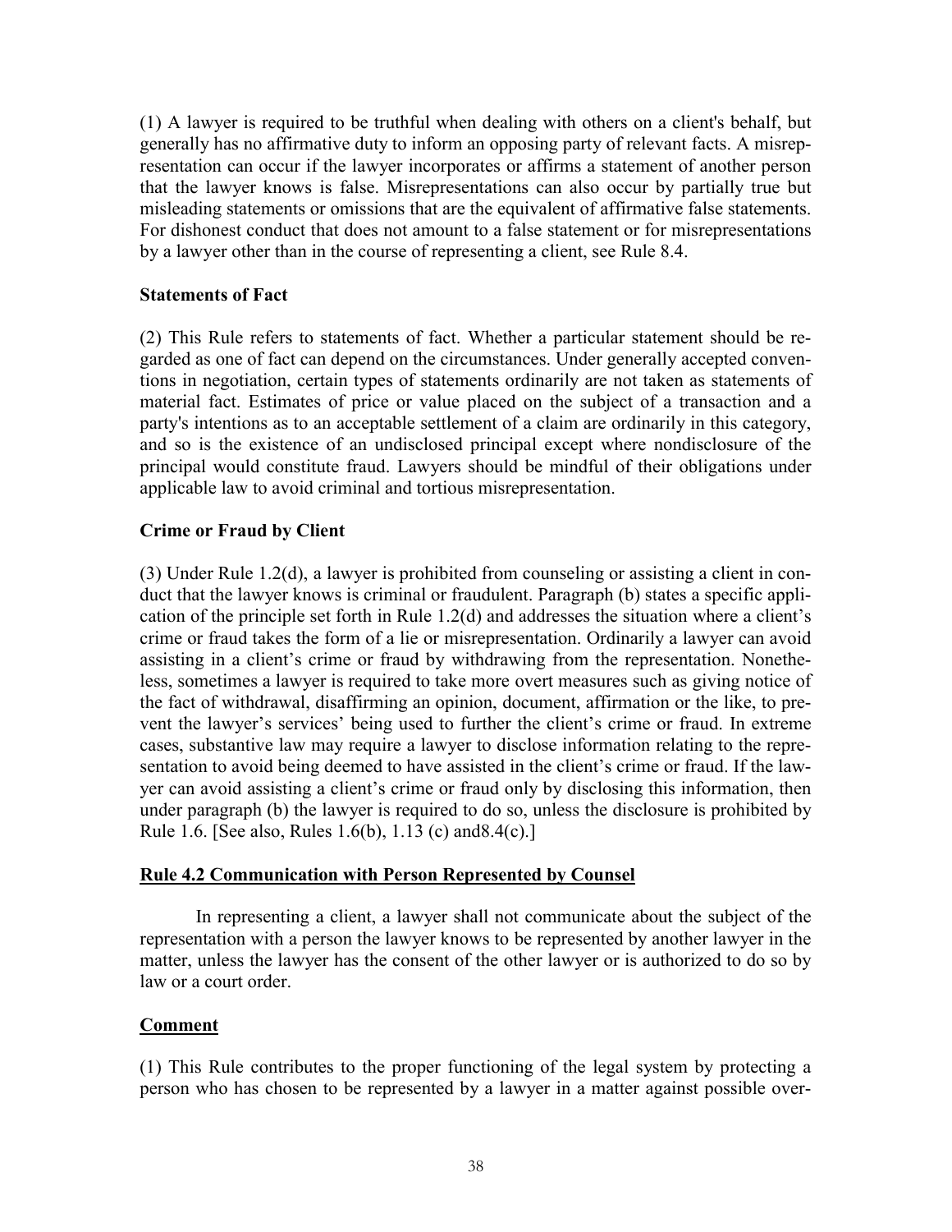(1) A lawyer is required to be truthful when dealing with others on a client's behalf, but generally has no affirmative duty to inform an opposing party of relevant facts. A misrepresentation can occur if the lawyer incorporates or affirms a statement of another person that the lawyer knows is false. Misrepresentations can also occur by partially true but misleading statements or omissions that are the equivalent of affirmative false statements. For dishonest conduct that does not amount to a false statement or for misrepresentations by a lawyer other than in the course of representing a client, see Rule 8.4.

**Statements of Fact**

(2) This Rule refers to statements of fact. Whether a particular statement should be regarded as one of fact can depend on the circumstances. Under generally accepted conventions in negotiation, certain types of statements ordinarily are not taken as statements of material fact. Estimates of price or value placed on the subject of a transaction and a party's intentions as to an acceptable settlement of a claim are ordinarily in this category, and so is the existence of an undisclosed principal except where nondisclosure of the principal would constitute fraud. Lawyers should be mindful of their obligations under applicable law to avoid criminal and tortious misrepresentation.

**Crime or Fraud by Client**

(3) Under Rule 1.2(d), a lawyer is prohibited from counseling or assisting a client in conduct that the lawyer knows is criminal or fraudulent. Paragraph (b) states a specific application of the principle set forth in Rule 1.2(d) and addresses the situation where a client's crime or fraud takes the form of a lie or misrepresentation. Ordinarily a lawyer can avoid assisting in a client's crime or fraud by withdrawing from the representation. Nonetheless, sometimes a lawyer is required to take more overt measures such as giving notice of the fact of withdrawal, disaffirming an opinion, document, affirmation or the like, to prevent the lawyer's services' being used to further the client's crime or fraud. In extreme cases, substantive law may require a lawyer to disclose information relating to the representation to avoid being deemed to have assisted in the client's crime or fraud. If the lawyer can avoid assisting a client's crime or fraud only by disclosing this information, then under paragraph (b) the lawyer is required to do so, unless the disclosure is prohibited by Rule 1.6. [See also, Rules 1.6(b), 1.13 (c) and8.4(c).]

**Rule 4.2 Communication with Person Represented by Counsel**

In representing a client, a lawyer shall not communicate about the subject of the representation with a person the lawyer knows to be represented by another lawyer in the matter, unless the lawyer has the consent of the other lawyer or is authorized to do so by law or a court order.

**Comment**

(1) This Rule contributes to the proper functioning of the legal system by protecting a person who has chosen to be represented by a lawyer in a matter against possible over-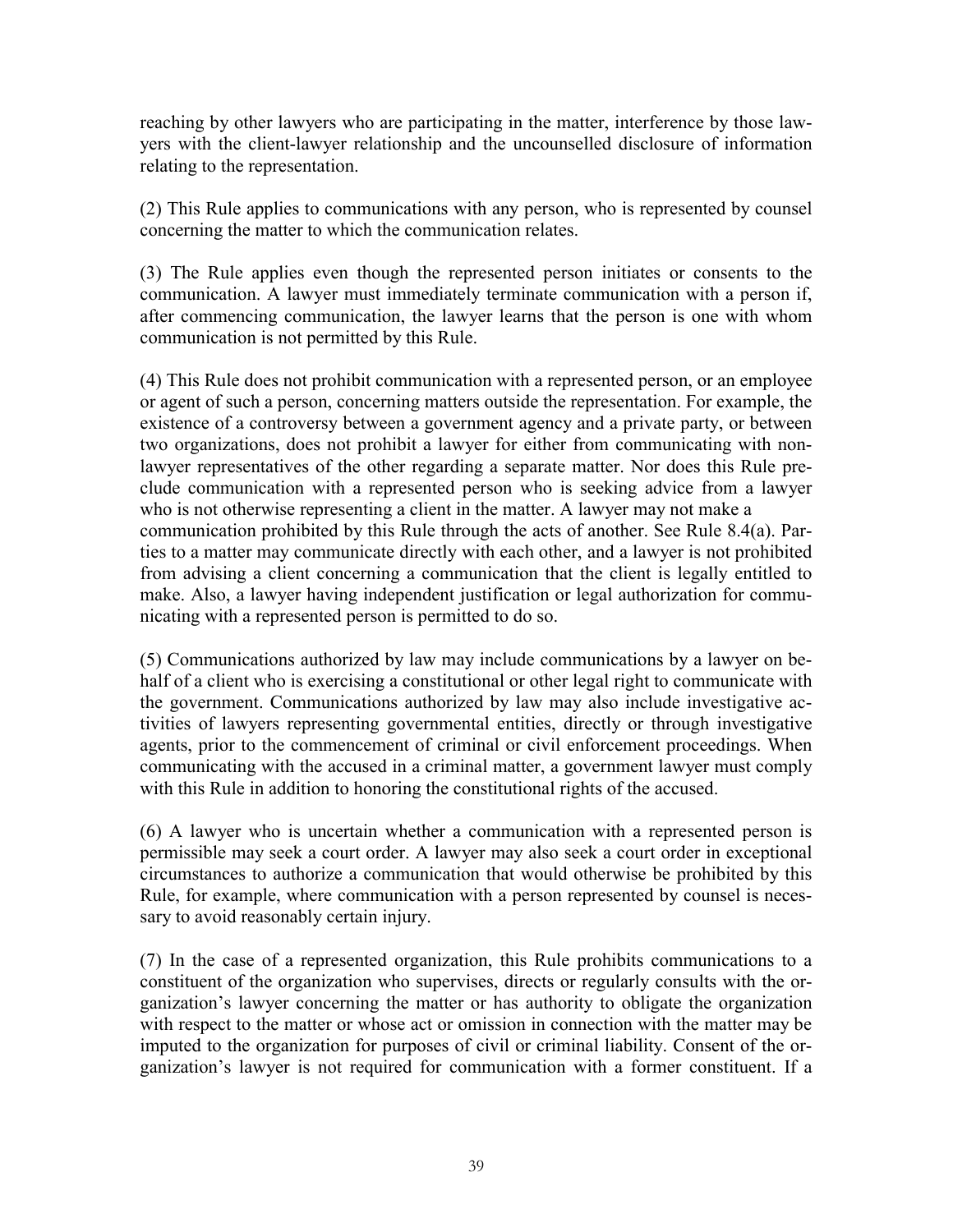reaching by other lawyers who are participating in the matter, interference by those lawyers with the client-lawyer relationship and the uncounselled disclosure of information relating to the representation.

(2) This Rule applies to communications with any person, who is represented by counsel concerning the matter to which the communication relates.

(3) The Rule applies even though the represented person initiates or consents to the communication. A lawyer must immediately terminate communication with a person if, after commencing communication, the lawyer learns that the person is one with whom communication is not permitted by this Rule.

(4) This Rule does not prohibit communication with a represented person, or an employee or agent of such a person, concerning matters outside the representation. For example, the existence of a controversy between a government agency and a private party, or between two organizations, does not prohibit a lawyer for either from communicating with nonlawyer representatives of the other regarding a separate matter. Nor does this Rule preclude communication with a represented person who is seeking advice from a lawyer who is not otherwise representing a client in the matter. A lawyer may not make a communication prohibited by this Rule through the acts of another. See Rule 8.4(a). Parties to a matter may communicate directly with each other, and a lawyer is not prohibited from advising a client concerning a communication that the client is legally entitled to make. Also, a lawyer having independent justification or legal authorization for communicating with a represented person is permitted to do so.

(5) Communications authorized by law may include communications by a lawyer on behalf of a client who is exercising a constitutional or other legal right to communicate with the government. Communications authorized by law may also include investigative activities of lawyers representing governmental entities, directly or through investigative agents, prior to the commencement of criminal or civil enforcement proceedings. When communicating with the accused in a criminal matter, a government lawyer must comply with this Rule in addition to honoring the constitutional rights of the accused.

(6) A lawyer who is uncertain whether a communication with a represented person is permissible may seek a court order. A lawyer may also seek a court order in exceptional circumstances to authorize a communication that would otherwise be prohibited by this Rule, for example, where communication with a person represented by counsel is necessary to avoid reasonably certain injury.

(7) In the case of a represented organization, this Rule prohibits communications to a constituent of the organization who supervises, directs or regularly consults with the organization's lawyer concerning the matter or has authority to obligate the organization with respect to the matter or whose act or omission in connection with the matter may be imputed to the organization for purposes of civil or criminal liability. Consent of the organization's lawyer is not required for communication with a former constituent. If a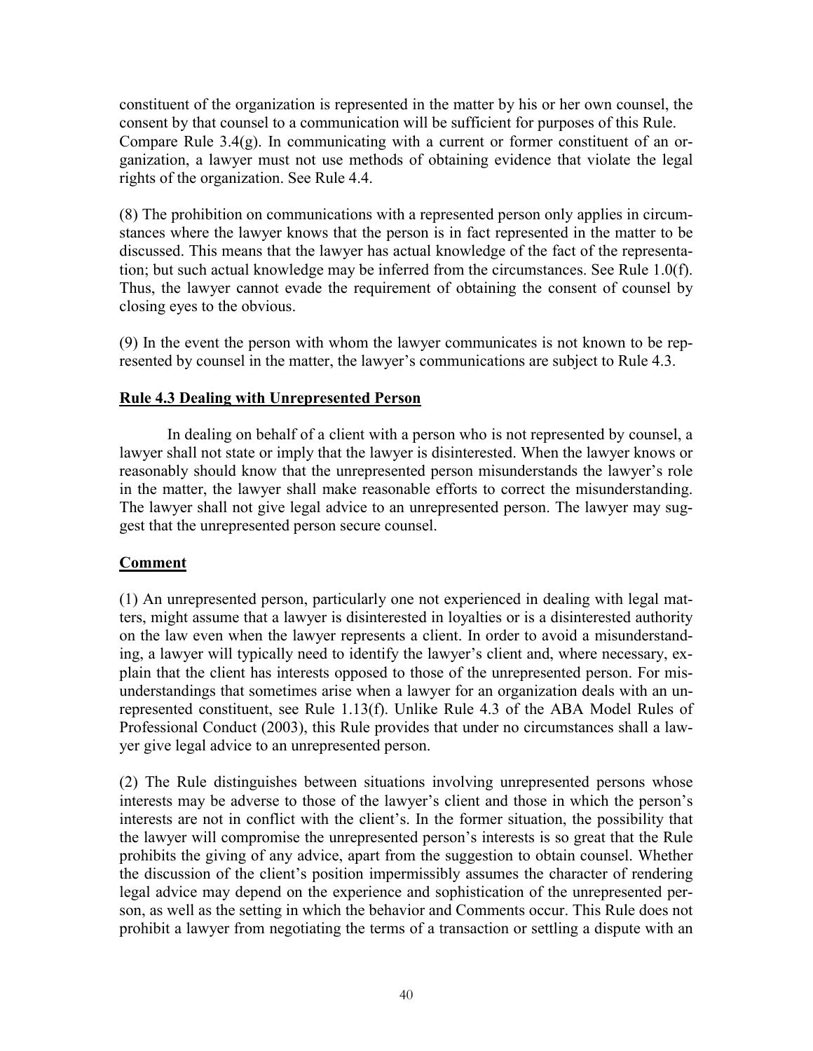constituent of the organization is represented in the matter by his or her own counsel, the consent by that counsel to a communication will be sufficient for purposes of this Rule. Compare Rule 3.4(g). In communicating with a current or former constituent of an organization, a lawyer must not use methods of obtaining evidence that violate the legal rights of the organization. See Rule 4.4.

(8) The prohibition on communications with a represented person only applies in circumstances where the lawyer knows that the person is in fact represented in the matter to be discussed. This means that the lawyer has actual knowledge of the fact of the representation; but such actual knowledge may be inferred from the circumstances. See Rule 1.0(f). Thus, the lawyer cannot evade the requirement of obtaining the consent of counsel by closing eyes to the obvious.

(9) In the event the person with whom the lawyer communicates is not known to be represented by counsel in the matter, the lawyer's communications are subject to Rule 4.3.

**Rule 4.3 Dealing with Unrepresented Person**

In dealing on behalf of a client with a person who is not represented by counsel, a lawyer shall not state or imply that the lawyer is disinterested. When the lawyer knows or reasonably should know that the unrepresented person misunderstands the lawyer's role in the matter, the lawyer shall make reasonable efforts to correct the misunderstanding. The lawyer shall not give legal advice to an unrepresented person. The lawyer may suggest that the unrepresented person secure counsel.

**Comment**

(1) An unrepresented person, particularly one not experienced in dealing with legal matters, might assume that a lawyer is disinterested in loyalties or is a disinterested authority on the law even when the lawyer represents a client. In order to avoid a misunderstanding, a lawyer will typically need to identify the lawyer's client and, where necessary, explain that the client has interests opposed to those of the unrepresented person. For misunderstandings that sometimes arise when a lawyer for an organization deals with an unrepresented constituent, see Rule 1.13(f). Unlike Rule 4.3 of the ABA Model Rules of Professional Conduct (2003), this Rule provides that under no circumstances shall a lawyer give legal advice to an unrepresented person.

(2) The Rule distinguishes between situations involving unrepresented persons whose interests may be adverse to those of the lawyer's client and those in which the person's interests are not in conflict with the client's. In the former situation, the possibility that the lawyer will compromise the unrepresented person's interests is so great that the Rule prohibits the giving of any advice, apart from the suggestion to obtain counsel. Whether the discussion of the client's position impermissibly assumes the character of rendering legal advice may depend on the experience and sophistication of the unrepresented person, as well as the setting in which the behavior and Comments occur. This Rule does not prohibit a lawyer from negotiating the terms of a transaction or settling a dispute with an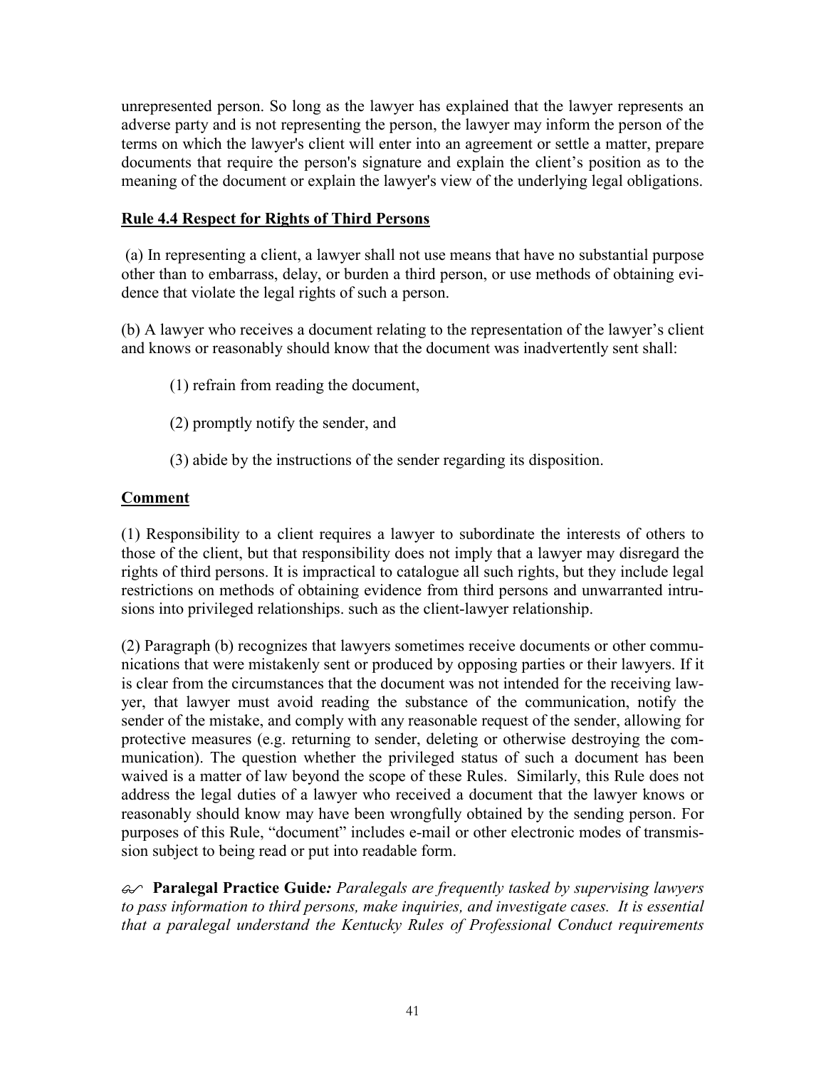unrepresented person. So long as the lawyer has explained that the lawyer represents an adverse party and is not representing the person, the lawyer may inform the person of the terms on which the lawyer's client will enter into an agreement or settle a matter, prepare documents that require the person's signature and explain the client's position as to the meaning of the document or explain the lawyer's view of the underlying legal obligations.

**Rule 4.4 Respect for Rights of Third Persons**

(a) In representing a client, a lawyer shall not use means that have no substantial purpose other than to embarrass, delay, or burden a third person, or use methods of obtaining evidence that violate the legal rights of such a person.

(b) A lawyer who receives a document relating to the representation of the lawyer's client and knows or reasonably should know that the document was inadvertently sent shall:

(1) refrain from reading the document,

(2) promptly notify the sender, and

(3) abide by the instructions of the sender regarding its disposition.

**Comment**

(1) Responsibility to a client requires a lawyer to subordinate the interests of others to those of the client, but that responsibility does not imply that a lawyer may disregard the rights of third persons. It is impractical to catalogue all such rights, but they include legal restrictions on methods of obtaining evidence from third persons and unwarranted intrusions into privileged relationships. such as the client-lawyer relationship.

(2) Paragraph (b) recognizes that lawyers sometimes receive documents or other communications that were mistakenly sent or produced by opposing parties or their lawyers. If it is clear from the circumstances that the document was not intended for the receiving lawyer, that lawyer must avoid reading the substance of the communication, notify the sender of the mistake, and comply with any reasonable request of the sender, allowing for protective measures (e.g. returning to sender, deleting or otherwise destroying the communication). The question whether the privileged status of such a document has been waived is a matter of law beyond the scope of these Rules. Similarly, this Rule does not address the legal duties of a lawyer who received a document that the lawyer knows or reasonably should know may have been wrongfully obtained by the sending person. For purposes of this Rule, "document" includes e-mail or other electronic modes of transmission subject to being read or put into readable form.

✍ **Paralegal Practice Guide***: Paralegals are frequently tasked by supervising lawyers to pass information to third persons, make inquiries, and investigate cases. It is essential that a paralegal understand the Kentucky Rules of Professional Conduct requirements*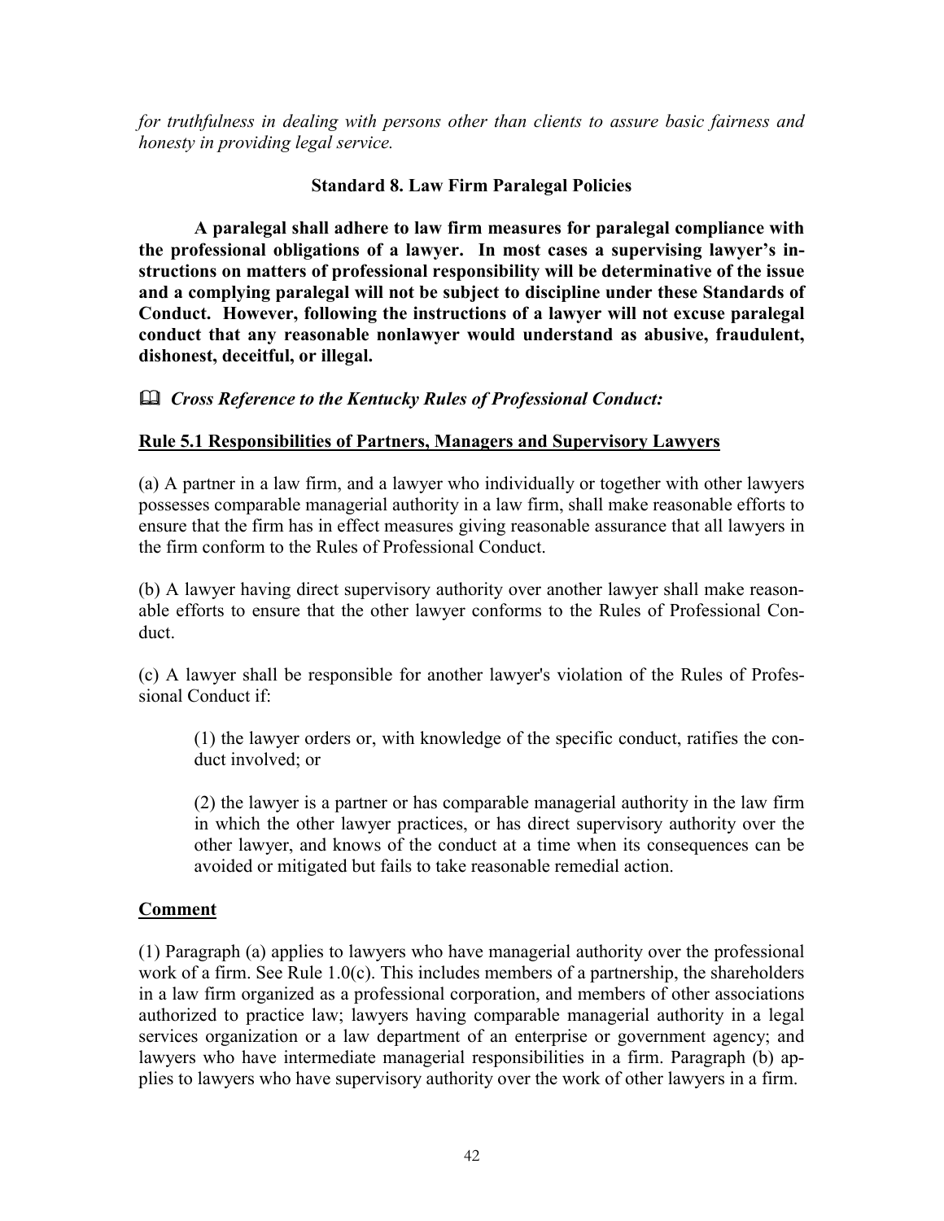*for truthfulness in dealing with persons other than clients to assure basic fairness and honesty in providing legal service.*

### Standard 8. Law Firm Paralegal Policies

**A paralegal shall adhere to law firm measures for paralegal compliance with the professional obligations of a lawyer. In most cases a supervising lawyer's instructions on matters of professional responsibility will be determinative of the issue and a complying paralegal will not be subject to discipline under these Standards of Conduct. However, following the instructions of a lawyer will not excuse paralegal conduct that any reasonable nonlawyer would understand as abusive, fraudulent, dishonest, deceitful, or illegal.**

📖 ***Cross Reference to the Kentucky Rules of Professional Conduct:***

**Rule 5.1 Responsibilities of Partners, Managers and Supervisory Lawyers**

(a) A partner in a law firm, and a lawyer who individually or together with other lawyers possesses comparable managerial authority in a law firm, shall make reasonable efforts to ensure that the firm has in effect measures giving reasonable assurance that all lawyers in the firm conform to the Rules of Professional Conduct.

(b) A lawyer having direct supervisory authority over another lawyer shall make reasonable efforts to ensure that the other lawyer conforms to the Rules of Professional Conduct.

(c) A lawyer shall be responsible for another lawyer's violation of the Rules of Professional Conduct if:

> (1) the lawyer orders or, with knowledge of the specific conduct, ratifies the conduct involved; or
>
> (2) the lawyer is a partner or has comparable managerial authority in the law firm in which the other lawyer practices, or has direct supervisory authority over the other lawyer, and knows of the conduct at a time when its consequences can be avoided or mitigated but fails to take reasonable remedial action.

**Comment**

(1) Paragraph (a) applies to lawyers who have managerial authority over the professional work of a firm. See Rule 1.0(c). This includes members of a partnership, the shareholders in a law firm organized as a professional corporation, and members of other associations authorized to practice law; lawyers having comparable managerial authority in a legal services organization or a law department of an enterprise or government agency; and lawyers who have intermediate managerial responsibilities in a firm. Paragraph (b) applies to lawyers who have supervisory authority over the work of other lawyers in a firm.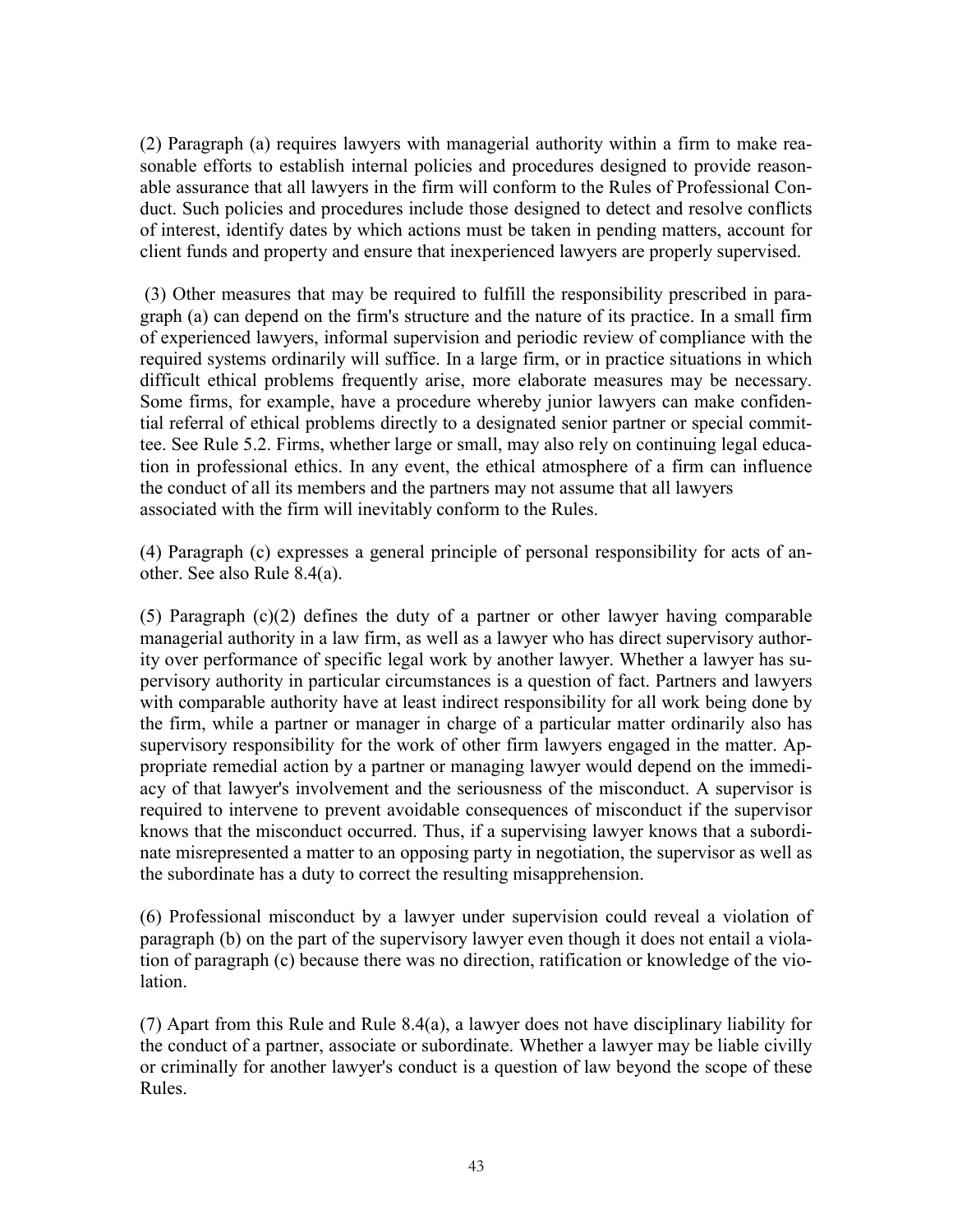(2) Paragraph (a) requires lawyers with managerial authority within a firm to make reasonable efforts to establish internal policies and procedures designed to provide reasonable assurance that all lawyers in the firm will conform to the Rules of Professional Conduct. Such policies and procedures include those designed to detect and resolve conflicts of interest, identify dates by which actions must be taken in pending matters, account for client funds and property and ensure that inexperienced lawyers are properly supervised.

(3) Other measures that may be required to fulfill the responsibility prescribed in paragraph (a) can depend on the firm's structure and the nature of its practice. In a small firm of experienced lawyers, informal supervision and periodic review of compliance with the required systems ordinarily will suffice. In a large firm, or in practice situations in which difficult ethical problems frequently arise, more elaborate measures may be necessary. Some firms, for example, have a procedure whereby junior lawyers can make confidential referral of ethical problems directly to a designated senior partner or special committee. See Rule 5.2. Firms, whether large or small, may also rely on continuing legal education in professional ethics. In any event, the ethical atmosphere of a firm can influence the conduct of all its members and the partners may not assume that all lawyers associated with the firm will inevitably conform to the Rules.

(4) Paragraph (c) expresses a general principle of personal responsibility for acts of another. See also Rule 8.4(a).

(5) Paragraph (c)(2) defines the duty of a partner or other lawyer having comparable managerial authority in a law firm, as well as a lawyer who has direct supervisory authority over performance of specific legal work by another lawyer. Whether a lawyer has supervisory authority in particular circumstances is a question of fact. Partners and lawyers with comparable authority have at least indirect responsibility for all work being done by the firm, while a partner or manager in charge of a particular matter ordinarily also has supervisory responsibility for the work of other firm lawyers engaged in the matter. Appropriate remedial action by a partner or managing lawyer would depend on the immediacy of that lawyer's involvement and the seriousness of the misconduct. A supervisor is required to intervene to prevent avoidable consequences of misconduct if the supervisor knows that the misconduct occurred. Thus, if a supervising lawyer knows that a subordinate misrepresented a matter to an opposing party in negotiation, the supervisor as well as the subordinate has a duty to correct the resulting misapprehension.

(6) Professional misconduct by a lawyer under supervision could reveal a violation of paragraph (b) on the part of the supervisory lawyer even though it does not entail a violation of paragraph (c) because there was no direction, ratification or knowledge of the violation.

(7) Apart from this Rule and Rule 8.4(a), a lawyer does not have disciplinary liability for the conduct of a partner, associate or subordinate. Whether a lawyer may be liable civilly or criminally for another lawyer's conduct is a question of law beyond the scope of these Rules.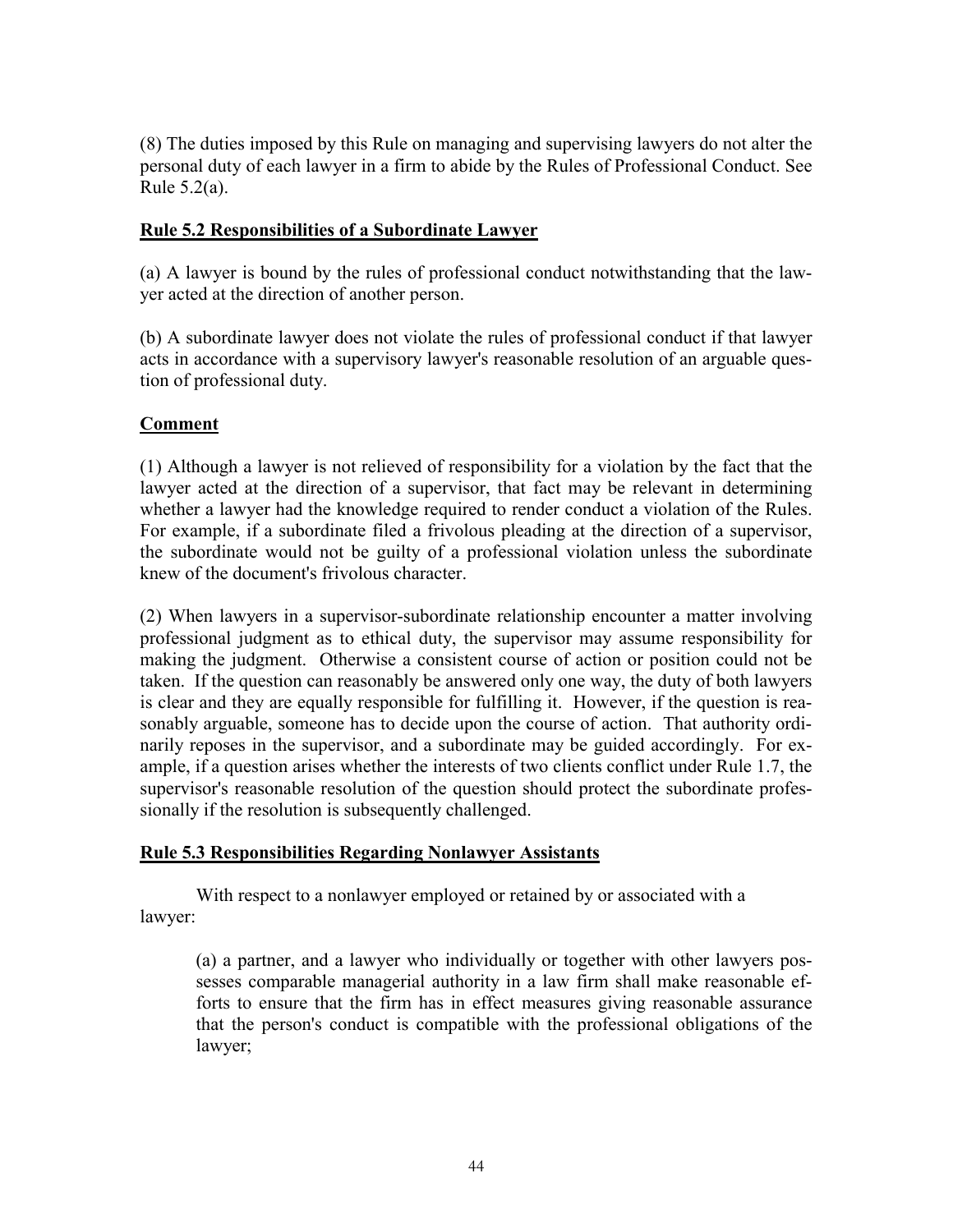(8) The duties imposed by this Rule on managing and supervising lawyers do not alter the personal duty of each lawyer in a firm to abide by the Rules of Professional Conduct. See Rule 5.2(a).

**Rule 5.2 Responsibilities of a Subordinate Lawyer**

(a) A lawyer is bound by the rules of professional conduct notwithstanding that the lawyer acted at the direction of another person.

(b) A subordinate lawyer does not violate the rules of professional conduct if that lawyer acts in accordance with a supervisory lawyer's reasonable resolution of an arguable question of professional duty.

**Comment**

(1) Although a lawyer is not relieved of responsibility for a violation by the fact that the lawyer acted at the direction of a supervisor, that fact may be relevant in determining whether a lawyer had the knowledge required to render conduct a violation of the Rules. For example, if a subordinate filed a frivolous pleading at the direction of a supervisor, the subordinate would not be guilty of a professional violation unless the subordinate knew of the document's frivolous character.

(2) When lawyers in a supervisor-subordinate relationship encounter a matter involving professional judgment as to ethical duty, the supervisor may assume responsibility for making the judgment. Otherwise a consistent course of action or position could not be taken. If the question can reasonably be answered only one way, the duty of both lawyers is clear and they are equally responsible for fulfilling it. However, if the question is reasonably arguable, someone has to decide upon the course of action. That authority ordinarily reposes in the supervisor, and a subordinate may be guided accordingly. For example, if a question arises whether the interests of two clients conflict under Rule 1.7, the supervisor's reasonable resolution of the question should protect the subordinate professionally if the resolution is subsequently challenged.

**Rule 5.3 Responsibilities Regarding Nonlawyer Assistants**

With respect to a nonlawyer employed or retained by or associated with a lawyer:

(a) a partner, and a lawyer who individually or together with other lawyers possesses comparable managerial authority in a law firm shall make reasonable efforts to ensure that the firm has in effect measures giving reasonable assurance that the person's conduct is compatible with the professional obligations of the lawyer;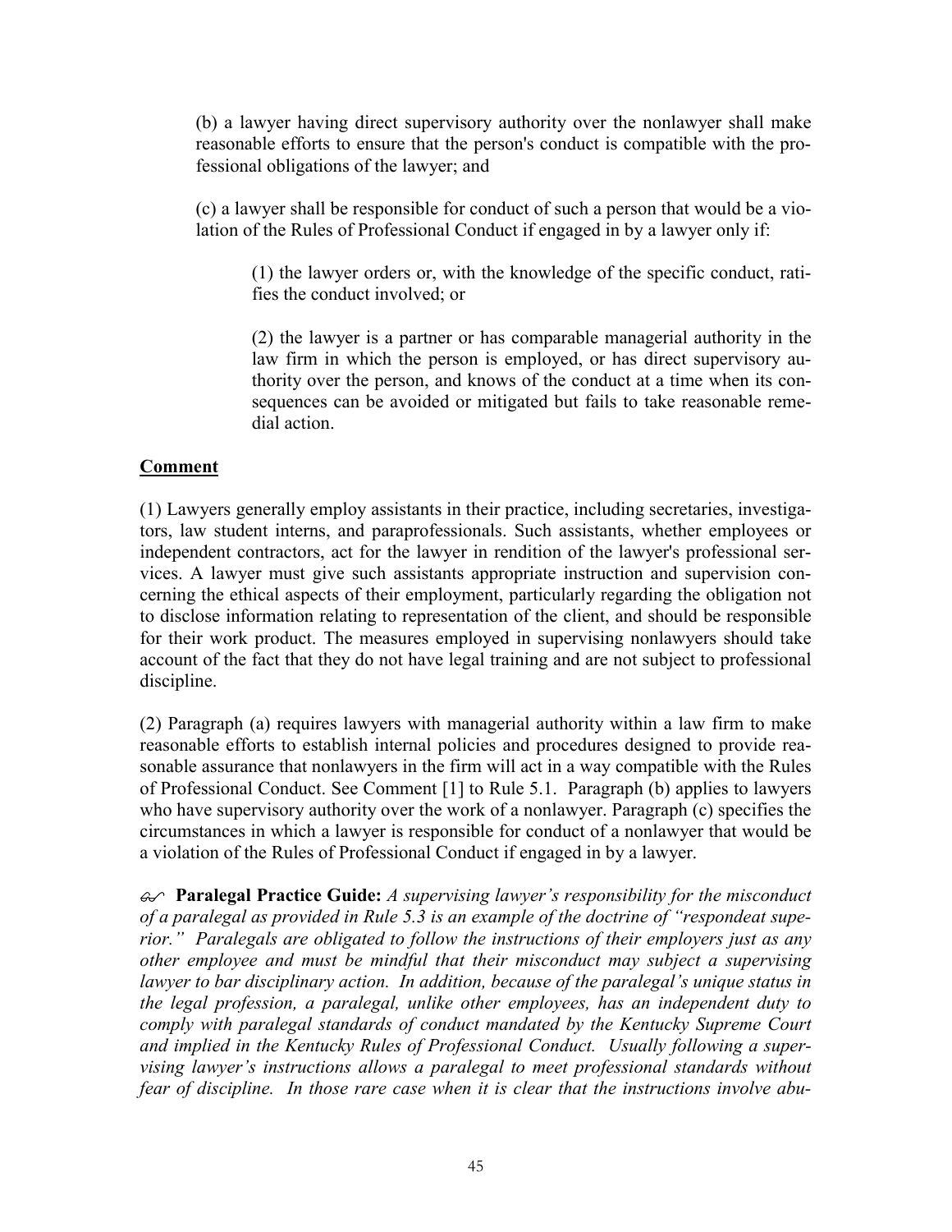(b) a lawyer having direct supervisory authority over the nonlawyer shall make reasonable efforts to ensure that the person's conduct is compatible with the professional obligations of the lawyer; and

(c) a lawyer shall be responsible for conduct of such a person that would be a violation of the Rules of Professional Conduct if engaged in by a lawyer only if:

> (1) the lawyer orders or, with the knowledge of the specific conduct, ratifies the conduct involved; or
>
> (2) the lawyer is a partner or has comparable managerial authority in the law firm in which the person is employed, or has direct supervisory authority over the person, and knows of the conduct at a time when its consequences can be avoided or mitigated but fails to take reasonable remedial action.

## Comment

(1) Lawyers generally employ assistants in their practice, including secretaries, investigators, law student interns, and paraprofessionals. Such assistants, whether employees or independent contractors, act for the lawyer in rendition of the lawyer's professional services. A lawyer must give such assistants appropriate instruction and supervision concerning the ethical aspects of their employment, particularly regarding the obligation not to disclose information relating to representation of the client, and should be responsible for their work product. The measures employed in supervising nonlawyers should take account of the fact that they do not have legal training and are not subject to professional discipline.

(2) Paragraph (a) requires lawyers with managerial authority within a law firm to make reasonable efforts to establish internal policies and procedures designed to provide reasonable assurance that nonlawyers in the firm will act in a way compatible with the Rules of Professional Conduct. See Comment [1] to Rule 5.1. Paragraph (b) applies to lawyers who have supervisory authority over the work of a nonlawyer. Paragraph (c) specifies the circumstances in which a lawyer is responsible for conduct of a nonlawyer that would be a violation of the Rules of Professional Conduct if engaged in by a lawyer.

**Paralegal Practice Guide:** *A supervising lawyer's responsibility for the misconduct of a paralegal as provided in Rule 5.3 is an example of the doctrine of "respondeat superior." Paralegals are obligated to follow the instructions of their employers just as any other employee and must be mindful that their misconduct may subject a supervising lawyer to bar disciplinary action. In addition, because of the paralegal's unique status in the legal profession, a paralegal, unlike other employees, has an independent duty to comply with paralegal standards of conduct mandated by the Kentucky Supreme Court and implied in the Kentucky Rules of Professional Conduct. Usually following a supervising lawyer's instructions allows a paralegal to meet professional standards without fear of discipline. In those rare case when it is clear that the instructions involve abu-*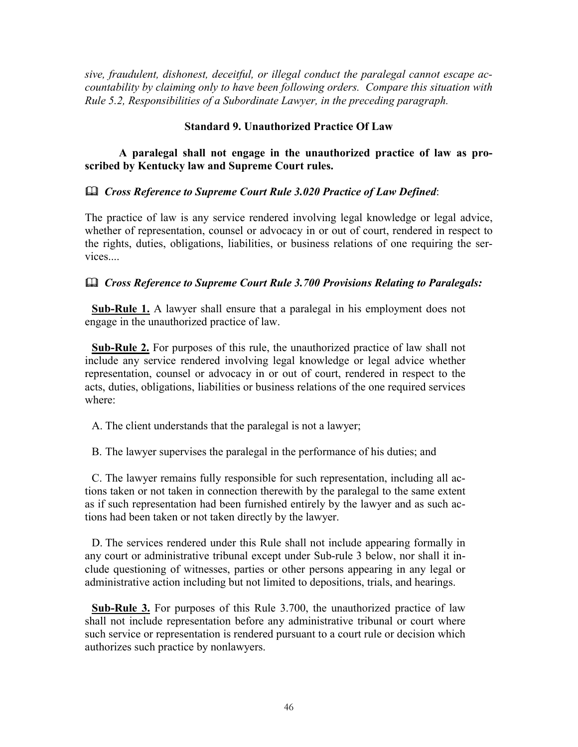*sive, fraudulent, dishonest, deceitful, or illegal conduct the paralegal cannot escape accountability by claiming only to have been following orders. Compare this situation with Rule 5.2, Responsibilities of a Subordinate Lawyer, in the preceding paragraph.*

### Standard 9. Unauthorized Practice Of Law

**A paralegal shall not engage in the unauthorized practice of law as proscribed by Kentucky law and Supreme Court rules.**

📖 ***Cross Reference to Supreme Court Rule 3.020 Practice of Law Defined***:

The practice of law is any service rendered involving legal knowledge or legal advice, whether of representation, counsel or advocacy in or out of court, rendered in respect to the rights, duties, obligations, liabilities, or business relations of one requiring the services....

📖 ***Cross Reference to Supreme Court Rule 3.700 Provisions Relating to Paralegals:***

**Sub-Rule 1.** A lawyer shall ensure that a paralegal in his employment does not engage in the unauthorized practice of law.

**Sub-Rule 2.** For purposes of this rule, the unauthorized practice of law shall not include any service rendered involving legal knowledge or legal advice whether representation, counsel or advocacy in or out of court, rendered in respect to the acts, duties, obligations, liabilities or business relations of the one required services where:

A. The client understands that the paralegal is not a lawyer;

B. The lawyer supervises the paralegal in the performance of his duties; and

C. The lawyer remains fully responsible for such representation, including all actions taken or not taken in connection therewith by the paralegal to the same extent as if such representation had been furnished entirely by the lawyer and as such actions had been taken or not taken directly by the lawyer.

D. The services rendered under this Rule shall not include appearing formally in any court or administrative tribunal except under Sub-rule 3 below, nor shall it include questioning of witnesses, parties or other persons appearing in any legal or administrative action including but not limited to depositions, trials, and hearings.

**Sub-Rule 3.** For purposes of this Rule 3.700, the unauthorized practice of law shall not include representation before any administrative tribunal or court where such service or representation is rendered pursuant to a court rule or decision which authorizes such practice by nonlawyers.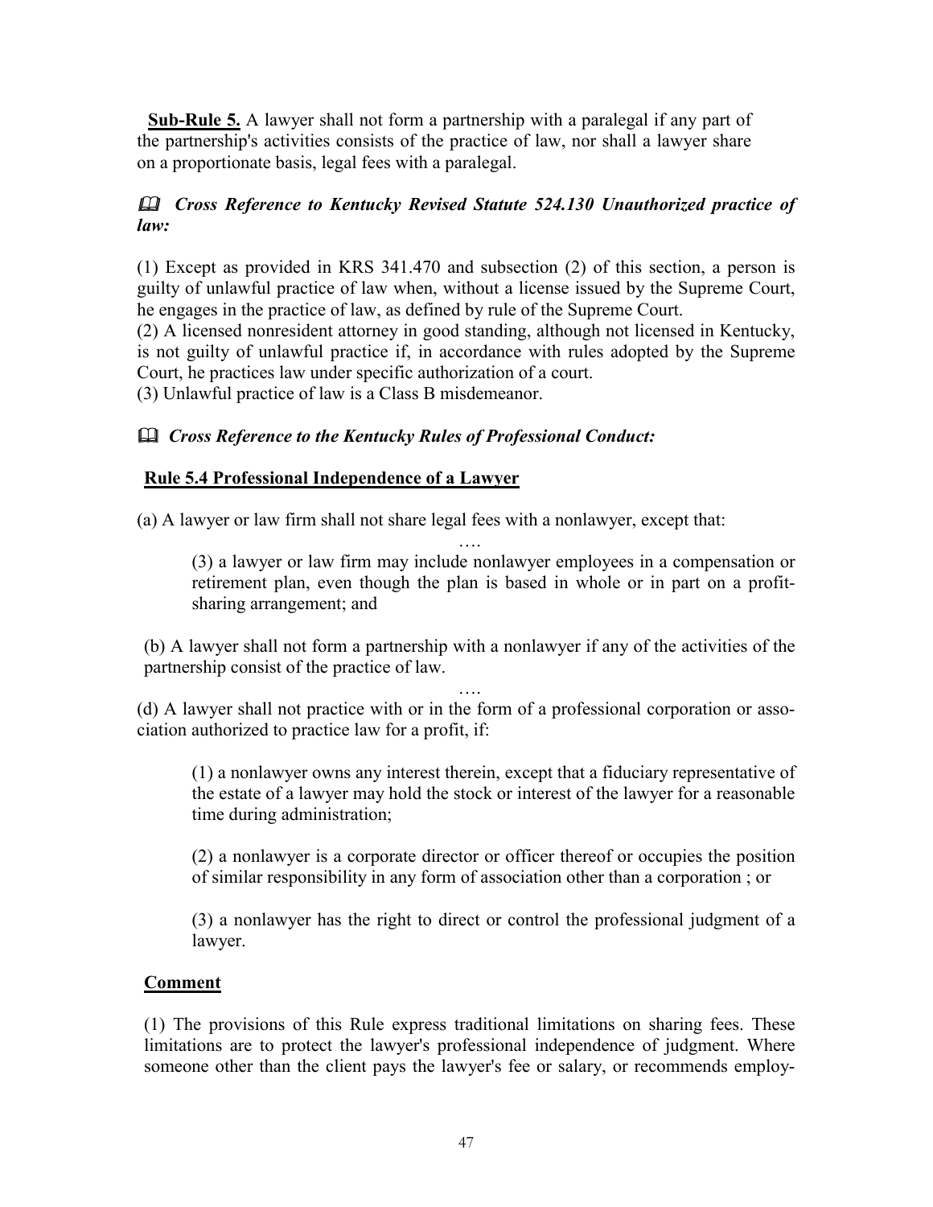**Sub-Rule 5.** A lawyer shall not form a partnership with a paralegal if any part of the partnership's activities consists of the practice of law, nor shall a lawyer share on a proportionate basis, legal fees with a paralegal.

### 🕮 *Cross Reference to Kentucky Revised Statute 524.130 Unauthorized practice of law:*

(1) Except as provided in KRS 341.470 and subsection (2) of this section, a person is guilty of unlawful practice of law when, without a license issued by the Supreme Court, he engages in the practice of law, as defined by rule of the Supreme Court.
(2) A licensed nonresident attorney in good standing, although not licensed in Kentucky, is not guilty of unlawful practice if, in accordance with rules adopted by the Supreme Court, he practices law under specific authorization of a court.
(3) Unlawful practice of law is a Class B misdemeanor.

### 🕮 *Cross Reference to the Kentucky Rules of Professional Conduct:*

**Rule 5.4 Professional Independence of a Lawyer**

(a) A lawyer or law firm shall not share legal fees with a nonlawyer, except that:

….

> (3) a lawyer or law firm may include nonlawyer employees in a compensation or retirement plan, even though the plan is based in whole or in part on a profit-sharing arrangement; and

(b) A lawyer shall not form a partnership with a nonlawyer if any of the activities of the partnership consist of the practice of law.

….

(d) A lawyer shall not practice with or in the form of a professional corporation or association authorized to practice law for a profit, if:

> (1) a nonlawyer owns any interest therein, except that a fiduciary representative of the estate of a lawyer may hold the stock or interest of the lawyer for a reasonable time during administration;
>
> (2) a nonlawyer is a corporate director or officer thereof or occupies the position of similar responsibility in any form of association other than a corporation ; or
>
> (3) a nonlawyer has the right to direct or control the professional judgment of a lawyer.

**Comment**

(1) The provisions of this Rule express traditional limitations on sharing fees. These limitations are to protect the lawyer's professional independence of judgment. Where someone other than the client pays the lawyer's fee or salary, or recommends employ-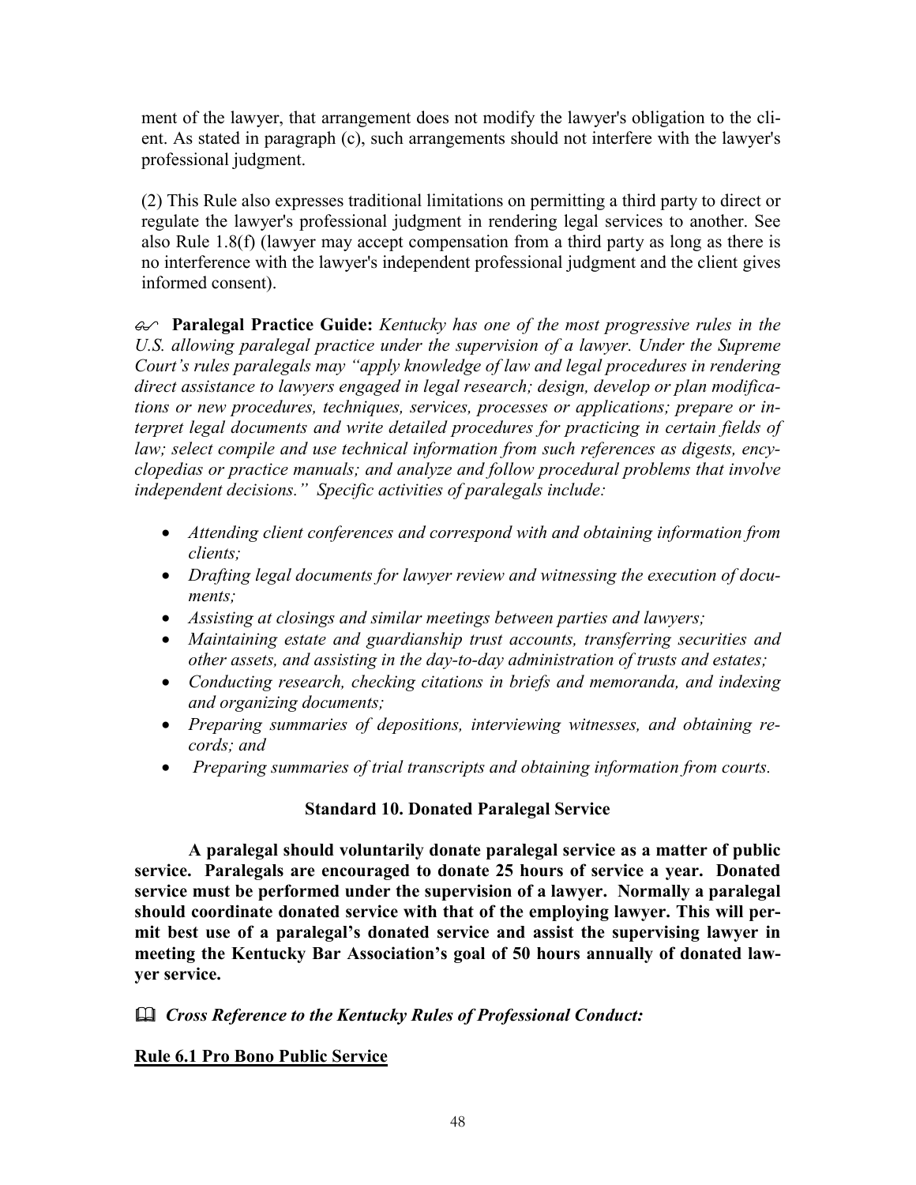ment of the lawyer, that arrangement does not modify the lawyer's obligation to the client. As stated in paragraph (c), such arrangements should not interfere with the lawyer's professional judgment.

(2) This Rule also expresses traditional limitations on permitting a third party to direct or regulate the lawyer's professional judgment in rendering legal services to another. See also Rule 1.8(f) (lawyer may accept compensation from a third party as long as there is no interference with the lawyer's independent professional judgment and the client gives informed consent).

✍ **Paralegal Practice Guide:** *Kentucky has one of the most progressive rules in the U.S. allowing paralegal practice under the supervision of a lawyer. Under the Supreme Court's rules paralegals may "apply knowledge of law and legal procedures in rendering direct assistance to lawyers engaged in legal research; design, develop or plan modifications or new procedures, techniques, services, processes or applications; prepare or interpret legal documents and write detailed procedures for practicing in certain fields of law; select compile and use technical information from such references as digests, encyclopedias or practice manuals; and analyze and follow procedural problems that involve independent decisions." Specific activities of paralegals include:*

- *Attending client conferences and correspond with and obtaining information from clients;*
- *Drafting legal documents for lawyer review and witnessing the execution of documents;*
- *Assisting at closings and similar meetings between parties and lawyers;*
- *Maintaining estate and guardianship trust accounts, transferring securities and other assets, and assisting in the day-to-day administration of trusts and estates;*
- *Conducting research, checking citations in briefs and memoranda, and indexing and organizing documents;*
- *Preparing summaries of depositions, interviewing witnesses, and obtaining records; and*
- *Preparing summaries of trial transcripts and obtaining information from courts.*

### Standard 10. Donated Paralegal Service

**A paralegal should voluntarily donate paralegal service as a matter of public service. Paralegals are encouraged to donate 25 hours of service a year. Donated service must be performed under the supervision of a lawyer. Normally a paralegal should coordinate donated service with that of the employing lawyer. This will permit best use of a paralegal's donated service and assist the supervising lawyer in meeting the Kentucky Bar Association's goal of 50 hours annually of donated lawyer service.**

📖 ***Cross Reference to the Kentucky Rules of Professional Conduct:***

**Rule 6.1 Pro Bono Public Service**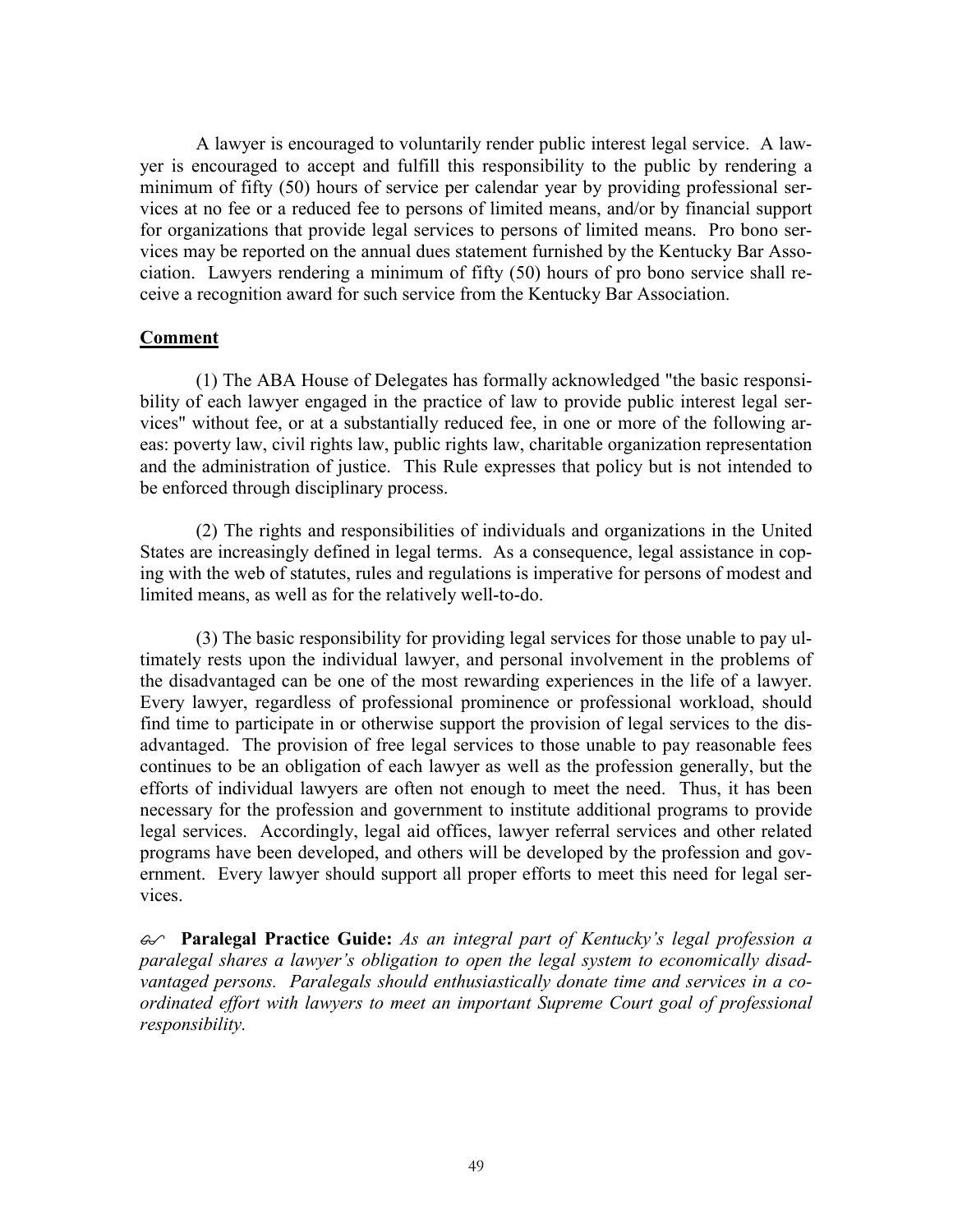A lawyer is encouraged to voluntarily render public interest legal service. A lawyer is encouraged to accept and fulfill this responsibility to the public by rendering a minimum of fifty (50) hours of service per calendar year by providing professional services at no fee or a reduced fee to persons of limited means, and/or by financial support for organizations that provide legal services to persons of limited means. Pro bono services may be reported on the annual dues statement furnished by the Kentucky Bar Association. Lawyers rendering a minimum of fifty (50) hours of pro bono service shall receive a recognition award for such service from the Kentucky Bar Association.

**Comment**

(1) The ABA House of Delegates has formally acknowledged "the basic responsibility of each lawyer engaged in the practice of law to provide public interest legal services" without fee, or at a substantially reduced fee, in one or more of the following areas: poverty law, civil rights law, public rights law, charitable organization representation and the administration of justice. This Rule expresses that policy but is not intended to be enforced through disciplinary process.

(2) The rights and responsibilities of individuals and organizations in the United States are increasingly defined in legal terms. As a consequence, legal assistance in coping with the web of statutes, rules and regulations is imperative for persons of modest and limited means, as well as for the relatively well-to-do.

(3) The basic responsibility for providing legal services for those unable to pay ultimately rests upon the individual lawyer, and personal involvement in the problems of the disadvantaged can be one of the most rewarding experiences in the life of a lawyer. Every lawyer, regardless of professional prominence or professional workload, should find time to participate in or otherwise support the provision of legal services to the disadvantaged. The provision of free legal services to those unable to pay reasonable fees continues to be an obligation of each lawyer as well as the profession generally, but the efforts of individual lawyers are often not enough to meet the need. Thus, it has been necessary for the profession and government to institute additional programs to provide legal services. Accordingly, legal aid offices, lawyer referral services and other related programs have been developed, and others will be developed by the profession and government. Every lawyer should support all proper efforts to meet this need for legal services.

**Paralegal Practice Guide:** *As an integral part of Kentucky's legal profession a paralegal shares a lawyer's obligation to open the legal system to economically disadvantaged persons. Paralegals should enthusiastically donate time and services in a coordinated effort with lawyers to meet an important Supreme Court goal of professional responsibility.*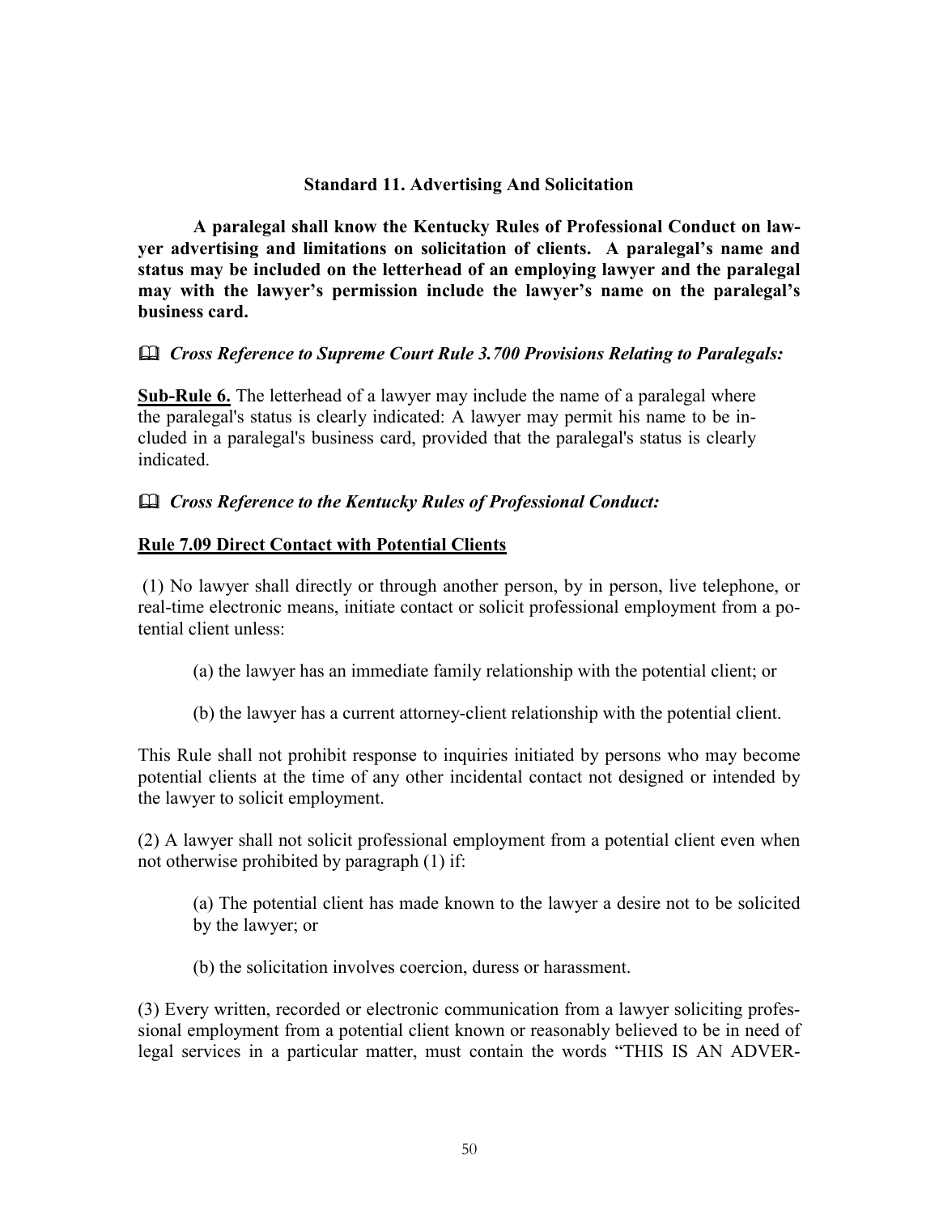### Standard 11. Advertising And Solicitation

**A paralegal shall know the Kentucky Rules of Professional Conduct on lawyer advertising and limitations on solicitation of clients. A paralegal's name and status may be included on the letterhead of an employing lawyer and the paralegal may with the lawyer's permission include the lawyer's name on the paralegal's business card.**

📖 ***Cross Reference to Supreme Court Rule 3.700 Provisions Relating to Paralegals:***

**Sub-Rule 6.** The letterhead of a lawyer may include the name of a paralegal where the paralegal's status is clearly indicated: A lawyer may permit his name to be included in a paralegal's business card, provided that the paralegal's status is clearly indicated.

📖 ***Cross Reference to the Kentucky Rules of Professional Conduct:***

**Rule 7.09 Direct Contact with Potential Clients**

(1) No lawyer shall directly or through another person, by in person, live telephone, or real-time electronic means, initiate contact or solicit professional employment from a potential client unless:

(a) the lawyer has an immediate family relationship with the potential client; or

(b) the lawyer has a current attorney-client relationship with the potential client.

This Rule shall not prohibit response to inquiries initiated by persons who may become potential clients at the time of any other incidental contact not designed or intended by the lawyer to solicit employment.

(2) A lawyer shall not solicit professional employment from a potential client even when not otherwise prohibited by paragraph (1) if:

(a) The potential client has made known to the lawyer a desire not to be solicited by the lawyer; or

(b) the solicitation involves coercion, duress or harassment.

(3) Every written, recorded or electronic communication from a lawyer soliciting professional employment from a potential client known or reasonably believed to be in need of legal services in a particular matter, must contain the words "THIS IS AN ADVER-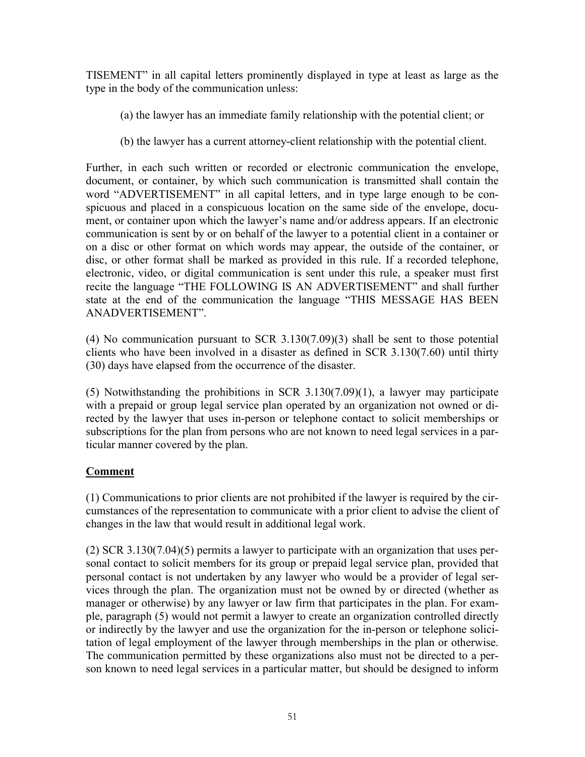TISEMENT" in all capital letters prominently displayed in type at least as large as the type in the body of the communication unless:

(a) the lawyer has an immediate family relationship with the potential client; or

(b) the lawyer has a current attorney-client relationship with the potential client.

Further, in each such written or recorded or electronic communication the envelope, document, or container, by which such communication is transmitted shall contain the word "ADVERTISEMENT" in all capital letters, and in type large enough to be conspicuous and placed in a conspicuous location on the same side of the envelope, document, or container upon which the lawyer's name and/or address appears. If an electronic communication is sent by or on behalf of the lawyer to a potential client in a container or on a disc or other format on which words may appear, the outside of the container, or disc, or other format shall be marked as provided in this rule. If a recorded telephone, electronic, video, or digital communication is sent under this rule, a speaker must first recite the language "THE FOLLOWING IS AN ADVERTISEMENT" and shall further state at the end of the communication the language "THIS MESSAGE HAS BEEN ANADVERTISEMENT".

(4) No communication pursuant to SCR 3.130(7.09)(3) shall be sent to those potential clients who have been involved in a disaster as defined in SCR 3.130(7.60) until thirty (30) days have elapsed from the occurrence of the disaster.

(5) Notwithstanding the prohibitions in SCR 3.130(7.09)(1), a lawyer may participate with a prepaid or group legal service plan operated by an organization not owned or directed by the lawyer that uses in-person or telephone contact to solicit memberships or subscriptions for the plan from persons who are not known to need legal services in a particular manner covered by the plan.

**Comment**

(1) Communications to prior clients are not prohibited if the lawyer is required by the circumstances of the representation to communicate with a prior client to advise the client of changes in the law that would result in additional legal work.

(2) SCR 3.130(7.04)(5) permits a lawyer to participate with an organization that uses personal contact to solicit members for its group or prepaid legal service plan, provided that personal contact is not undertaken by any lawyer who would be a provider of legal services through the plan. The organization must not be owned by or directed (whether as manager or otherwise) by any lawyer or law firm that participates in the plan. For example, paragraph (5) would not permit a lawyer to create an organization controlled directly or indirectly by the lawyer and use the organization for the in-person or telephone solicitation of legal employment of the lawyer through memberships in the plan or otherwise. The communication permitted by these organizations also must not be directed to a person known to need legal services in a particular matter, but should be designed to inform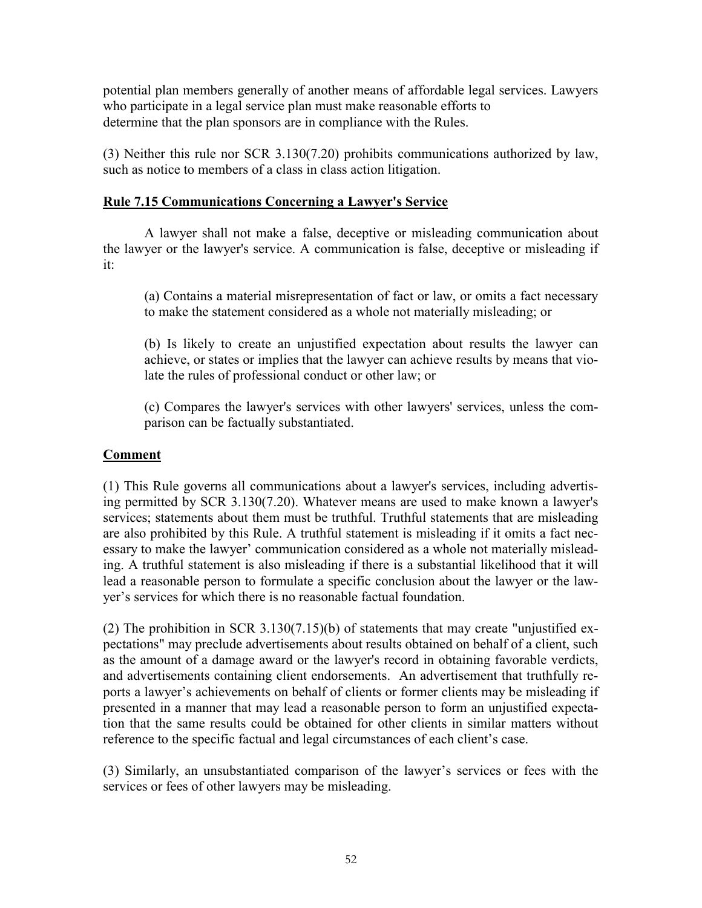potential plan members generally of another means of affordable legal services. Lawyers who participate in a legal service plan must make reasonable efforts to determine that the plan sponsors are in compliance with the Rules.

(3) Neither this rule nor SCR 3.130(7.20) prohibits communications authorized by law, such as notice to members of a class in class action litigation.

**Rule 7.15 Communications Concerning a Lawyer's Service**

A lawyer shall not make a false, deceptive or misleading communication about the lawyer or the lawyer's service. A communication is false, deceptive or misleading if it:

(a) Contains a material misrepresentation of fact or law, or omits a fact necessary to make the statement considered as a whole not materially misleading; or

(b) Is likely to create an unjustified expectation about results the lawyer can achieve, or states or implies that the lawyer can achieve results by means that violate the rules of professional conduct or other law; or

(c) Compares the lawyer's services with other lawyers' services, unless the comparison can be factually substantiated.

**Comment**

(1) This Rule governs all communications about a lawyer's services, including advertising permitted by SCR 3.130(7.20). Whatever means are used to make known a lawyer's services; statements about them must be truthful. Truthful statements that are misleading are also prohibited by this Rule. A truthful statement is misleading if it omits a fact necessary to make the lawyer' communication considered as a whole not materially misleading. A truthful statement is also misleading if there is a substantial likelihood that it will lead a reasonable person to formulate a specific conclusion about the lawyer or the lawyer's services for which there is no reasonable factual foundation.

(2) The prohibition in SCR 3.130(7.15)(b) of statements that may create "unjustified expectations" may preclude advertisements about results obtained on behalf of a client, such as the amount of a damage award or the lawyer's record in obtaining favorable verdicts, and advertisements containing client endorsements. An advertisement that truthfully reports a lawyer's achievements on behalf of clients or former clients may be misleading if presented in a manner that may lead a reasonable person to form an unjustified expectation that the same results could be obtained for other clients in similar matters without reference to the specific factual and legal circumstances of each client's case.

(3) Similarly, an unsubstantiated comparison of the lawyer's services or fees with the services or fees of other lawyers may be misleading.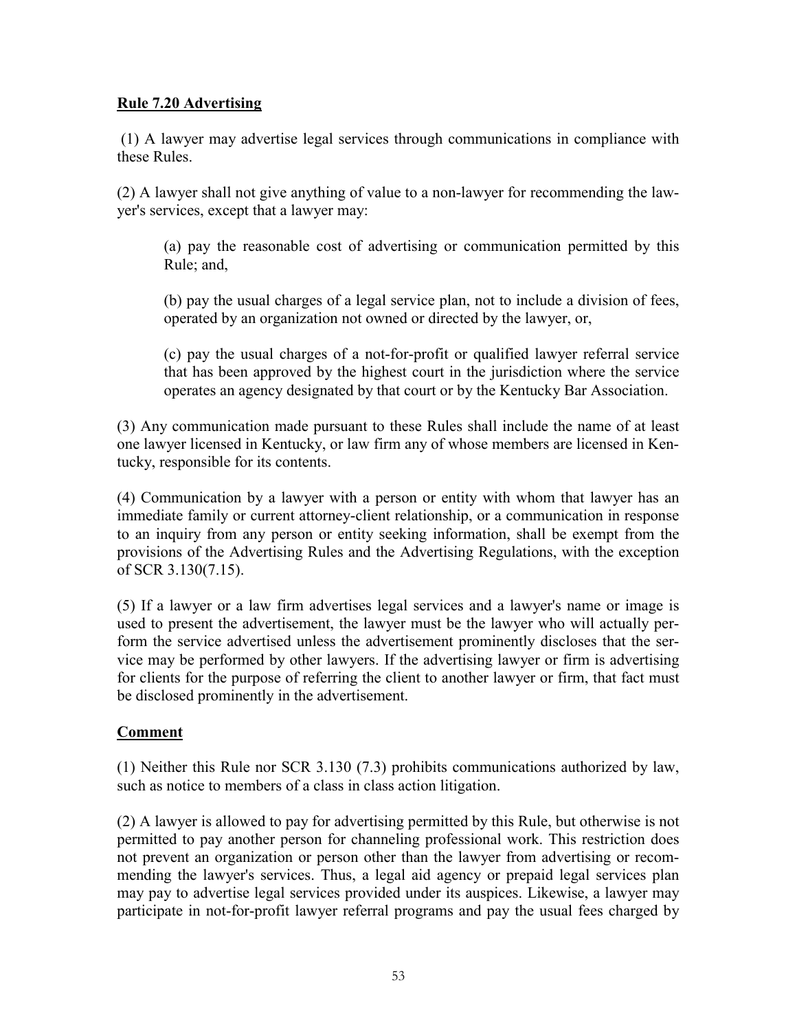**Rule 7.20 Advertising**

(1) A lawyer may advertise legal services through communications in compliance with these Rules.

(2) A lawyer shall not give anything of value to a non-lawyer for recommending the lawyer's services, except that a lawyer may:

> (a) pay the reasonable cost of advertising or communication permitted by this Rule; and,
>
> (b) pay the usual charges of a legal service plan, not to include a division of fees, operated by an organization not owned or directed by the lawyer, or,
>
> (c) pay the usual charges of a not-for-profit or qualified lawyer referral service that has been approved by the highest court in the jurisdiction where the service operates an agency designated by that court or by the Kentucky Bar Association.

(3) Any communication made pursuant to these Rules shall include the name of at least one lawyer licensed in Kentucky, or law firm any of whose members are licensed in Kentucky, responsible for its contents.

(4) Communication by a lawyer with a person or entity with whom that lawyer has an immediate family or current attorney-client relationship, or a communication in response to an inquiry from any person or entity seeking information, shall be exempt from the provisions of the Advertising Rules and the Advertising Regulations, with the exception of SCR 3.130(7.15).

(5) If a lawyer or a law firm advertises legal services and a lawyer's name or image is used to present the advertisement, the lawyer must be the lawyer who will actually perform the service advertised unless the advertisement prominently discloses that the service may be performed by other lawyers. If the advertising lawyer or firm is advertising for clients for the purpose of referring the client to another lawyer or firm, that fact must be disclosed prominently in the advertisement.

**Comment**

(1) Neither this Rule nor SCR 3.130 (7.3) prohibits communications authorized by law, such as notice to members of a class in class action litigation.

(2) A lawyer is allowed to pay for advertising permitted by this Rule, but otherwise is not permitted to pay another person for channeling professional work. This restriction does not prevent an organization or person other than the lawyer from advertising or recommending the lawyer's services. Thus, a legal aid agency or prepaid legal services plan may pay to advertise legal services provided under its auspices. Likewise, a lawyer may participate in not-for-profit lawyer referral programs and pay the usual fees charged by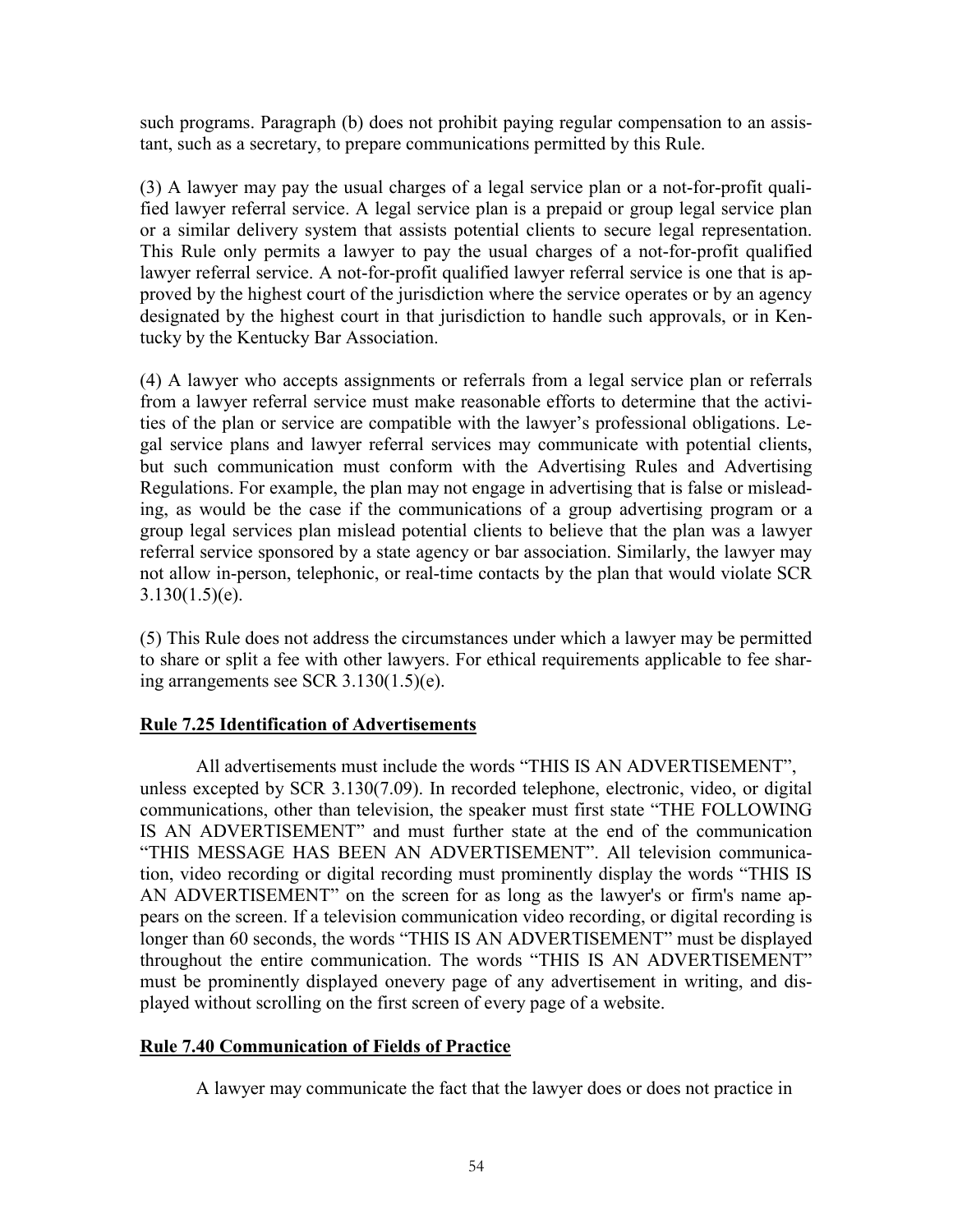such programs. Paragraph (b) does not prohibit paying regular compensation to an assistant, such as a secretary, to prepare communications permitted by this Rule.

(3) A lawyer may pay the usual charges of a legal service plan or a not-for-profit qualified lawyer referral service. A legal service plan is a prepaid or group legal service plan or a similar delivery system that assists potential clients to secure legal representation. This Rule only permits a lawyer to pay the usual charges of a not-for-profit qualified lawyer referral service. A not-for-profit qualified lawyer referral service is one that is approved by the highest court of the jurisdiction where the service operates or by an agency designated by the highest court in that jurisdiction to handle such approvals, or in Kentucky by the Kentucky Bar Association.

(4) A lawyer who accepts assignments or referrals from a legal service plan or referrals from a lawyer referral service must make reasonable efforts to determine that the activities of the plan or service are compatible with the lawyer's professional obligations. Legal service plans and lawyer referral services may communicate with potential clients, but such communication must conform with the Advertising Rules and Advertising Regulations. For example, the plan may not engage in advertising that is false or misleading, as would be the case if the communications of a group advertising program or a group legal services plan mislead potential clients to believe that the plan was a lawyer referral service sponsored by a state agency or bar association. Similarly, the lawyer may not allow in-person, telephonic, or real-time contacts by the plan that would violate SCR 3.130(1.5)(e).

(5) This Rule does not address the circumstances under which a lawyer may be permitted to share or split a fee with other lawyers. For ethical requirements applicable to fee sharing arrangements see SCR 3.130(1.5)(e).

## Rule 7.25 Identification of Advertisements

All advertisements must include the words "THIS IS AN ADVERTISEMENT", unless excepted by SCR 3.130(7.09). In recorded telephone, electronic, video, or digital communications, other than television, the speaker must first state "THE FOLLOWING IS AN ADVERTISEMENT" and must further state at the end of the communication "THIS MESSAGE HAS BEEN AN ADVERTISEMENT". All television communication, video recording or digital recording must prominently display the words "THIS IS AN ADVERTISEMENT" on the screen for as long as the lawyer's or firm's name appears on the screen. If a television communication video recording, or digital recording is longer than 60 seconds, the words "THIS IS AN ADVERTISEMENT" must be displayed throughout the entire communication. The words "THIS IS AN ADVERTISEMENT" must be prominently displayed onevery page of any advertisement in writing, and displayed without scrolling on the first screen of every page of a website.

## Rule 7.40 Communication of Fields of Practice

A lawyer may communicate the fact that the lawyer does or does not practice in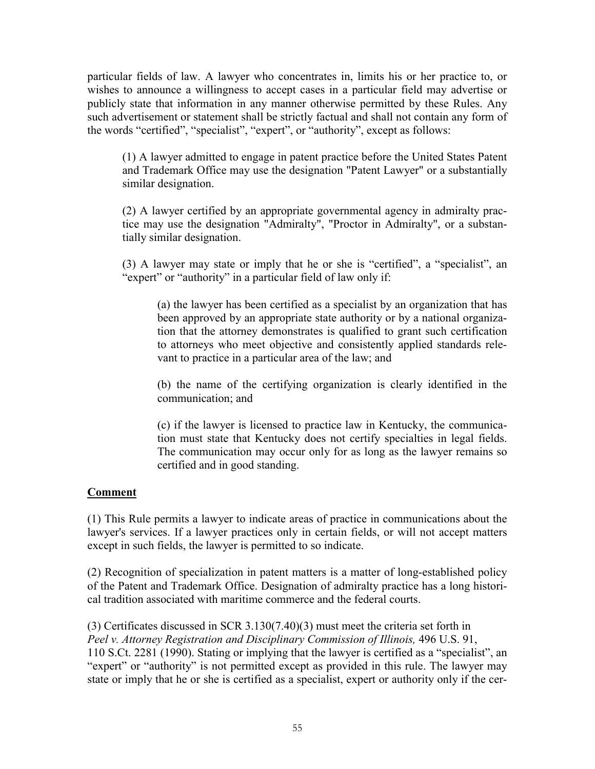particular fields of law. A lawyer who concentrates in, limits his or her practice to, or wishes to announce a willingness to accept cases in a particular field may advertise or publicly state that information in any manner otherwise permitted by these Rules. Any such advertisement or statement shall be strictly factual and shall not contain any form of the words "certified", "specialist", "expert", or "authority", except as follows:

(1) A lawyer admitted to engage in patent practice before the United States Patent and Trademark Office may use the designation "Patent Lawyer" or a substantially similar designation.

(2) A lawyer certified by an appropriate governmental agency in admiralty practice may use the designation "Admiralty", "Proctor in Admiralty", or a substantially similar designation.

(3) A lawyer may state or imply that he or she is "certified", a "specialist", an "expert" or "authority" in a particular field of law only if:

(a) the lawyer has been certified as a specialist by an organization that has been approved by an appropriate state authority or by a national organization that the attorney demonstrates is qualified to grant such certification to attorneys who meet objective and consistently applied standards relevant to practice in a particular area of the law; and

(b) the name of the certifying organization is clearly identified in the communication; and

(c) if the lawyer is licensed to practice law in Kentucky, the communication must state that Kentucky does not certify specialties in legal fields. The communication may occur only for as long as the lawyer remains so certified and in good standing.

**Comment**

(1) This Rule permits a lawyer to indicate areas of practice in communications about the lawyer's services. If a lawyer practices only in certain fields, or will not accept matters except in such fields, the lawyer is permitted to so indicate.

(2) Recognition of specialization in patent matters is a matter of long-established policy of the Patent and Trademark Office. Designation of admiralty practice has a long historical tradition associated with maritime commerce and the federal courts.

(3) Certificates discussed in SCR 3.130(7.40)(3) must meet the criteria set forth in *Peel v. Attorney Registration and Disciplinary Commission of Illinois,* 496 U.S. 91, 110 S.Ct. 2281 (1990). Stating or implying that the lawyer is certified as a "specialist", an "expert" or "authority" is not permitted except as provided in this rule. The lawyer may state or imply that he or she is certified as a specialist, expert or authority only if the cer-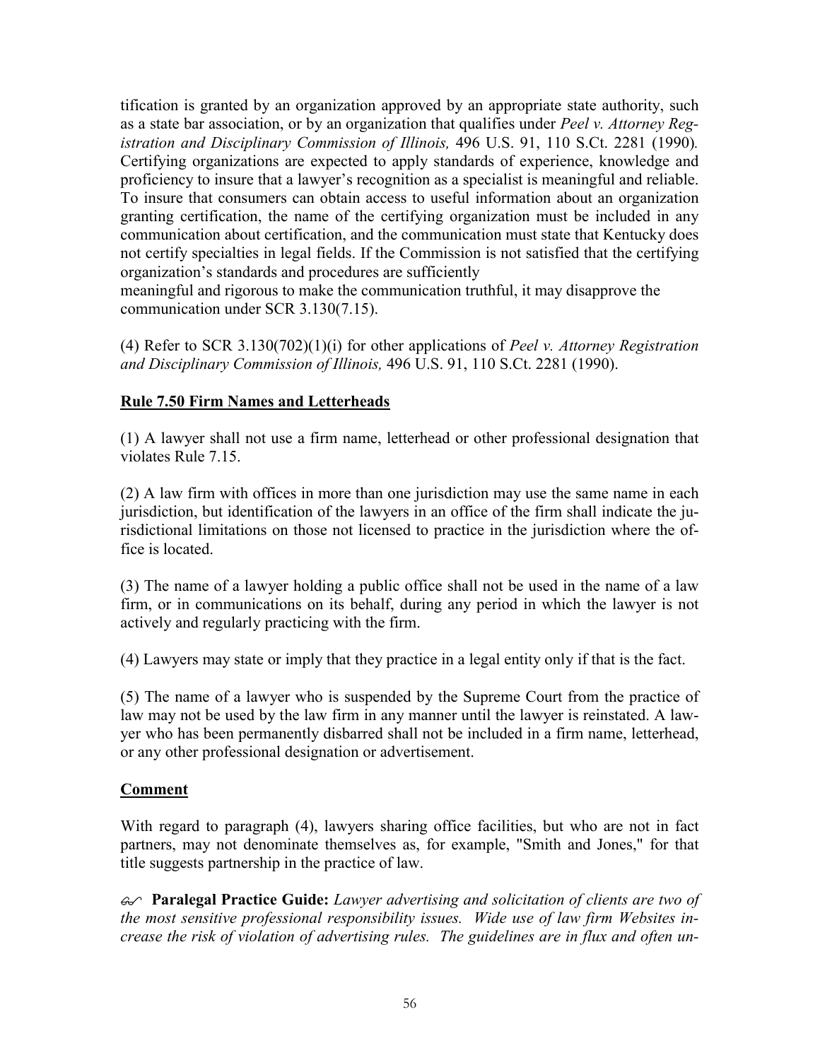tification is granted by an organization approved by an appropriate state authority, such as a state bar association, or by an organization that qualifies under *Peel v. Attorney Registration and Disciplinary Commission of Illinois,* 496 U.S. 91, 110 S.Ct. 2281 (1990)*.* Certifying organizations are expected to apply standards of experience, knowledge and proficiency to insure that a lawyer's recognition as a specialist is meaningful and reliable. To insure that consumers can obtain access to useful information about an organization granting certification, the name of the certifying organization must be included in any communication about certification, and the communication must state that Kentucky does not certify specialties in legal fields. If the Commission is not satisfied that the certifying organization's standards and procedures are sufficiently meaningful and rigorous to make the communication truthful, it may disapprove the communication under SCR 3.130(7.15).

(4) Refer to SCR 3.130(702)(1)(i) for other applications of *Peel v. Attorney Registration and Disciplinary Commission of Illinois,* 496 U.S. 91, 110 S.Ct. 2281 (1990).

## Rule 7.50 Firm Names and Letterheads

(1) A lawyer shall not use a firm name, letterhead or other professional designation that violates Rule 7.15.

(2) A law firm with offices in more than one jurisdiction may use the same name in each jurisdiction, but identification of the lawyers in an office of the firm shall indicate the jurisdictional limitations on those not licensed to practice in the jurisdiction where the office is located.

(3) The name of a lawyer holding a public office shall not be used in the name of a law firm, or in communications on its behalf, during any period in which the lawyer is not actively and regularly practicing with the firm.

(4) Lawyers may state or imply that they practice in a legal entity only if that is the fact.

(5) The name of a lawyer who is suspended by the Supreme Court from the practice of law may not be used by the law firm in any manner until the lawyer is reinstated. A lawyer who has been permanently disbarred shall not be included in a firm name, letterhead, or any other professional designation or advertisement.

## Comment

With regard to paragraph (4), lawyers sharing office facilities, but who are not in fact partners, may not denominate themselves as, for example, "Smith and Jones," for that title suggests partnership in the practice of law.

✍ **Paralegal Practice Guide:** *Lawyer advertising and solicitation of clients are two of the most sensitive professional responsibility issues. Wide use of law firm Websites increase the risk of violation of advertising rules. The guidelines are in flux and often un-*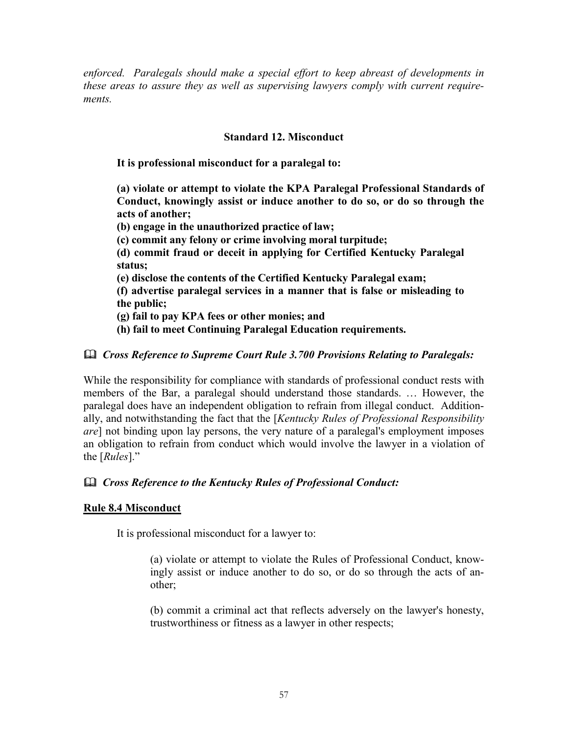*enforced. Paralegals should make a special effort to keep abreast of developments in these areas to assure they as well as supervising lawyers comply with current requirements.*

### Standard 12. Misconduct

**It is professional misconduct for a paralegal to:**

**(a) violate or attempt to violate the KPA Paralegal Professional Standards of Conduct, knowingly assist or induce another to do so, or do so through the acts of another;**
**(b) engage in the unauthorized practice of law;**
**(c) commit any felony or crime involving moral turpitude;**
**(d) commit fraud or deceit in applying for Certified Kentucky Paralegal status;**
**(e) disclose the contents of the Certified Kentucky Paralegal exam;**
**(f) advertise paralegal services in a manner that is false or misleading to the public;**
**(g) fail to pay KPA fees or other monies; and**
**(h) fail to meet Continuing Paralegal Education requirements.**

📖 ***Cross Reference to Supreme Court Rule 3.700 Provisions Relating to Paralegals:***

While the responsibility for compliance with standards of professional conduct rests with members of the Bar, a paralegal should understand those standards. … However, the paralegal does have an independent obligation to refrain from illegal conduct. Additionally, and notwithstanding the fact that the [*Kentucky Rules of Professional Responsibility are*] not binding upon lay persons, the very nature of a paralegal's employment imposes an obligation to refrain from conduct which would involve the lawyer in a violation of the [*Rules*]."

📖 ***Cross Reference to the Kentucky Rules of Professional Conduct:***

**Rule 8.4 Misconduct**

It is professional misconduct for a lawyer to:

(a) violate or attempt to violate the Rules of Professional Conduct, knowingly assist or induce another to do so, or do so through the acts of another;

(b) commit a criminal act that reflects adversely on the lawyer's honesty, trustworthiness or fitness as a lawyer in other respects;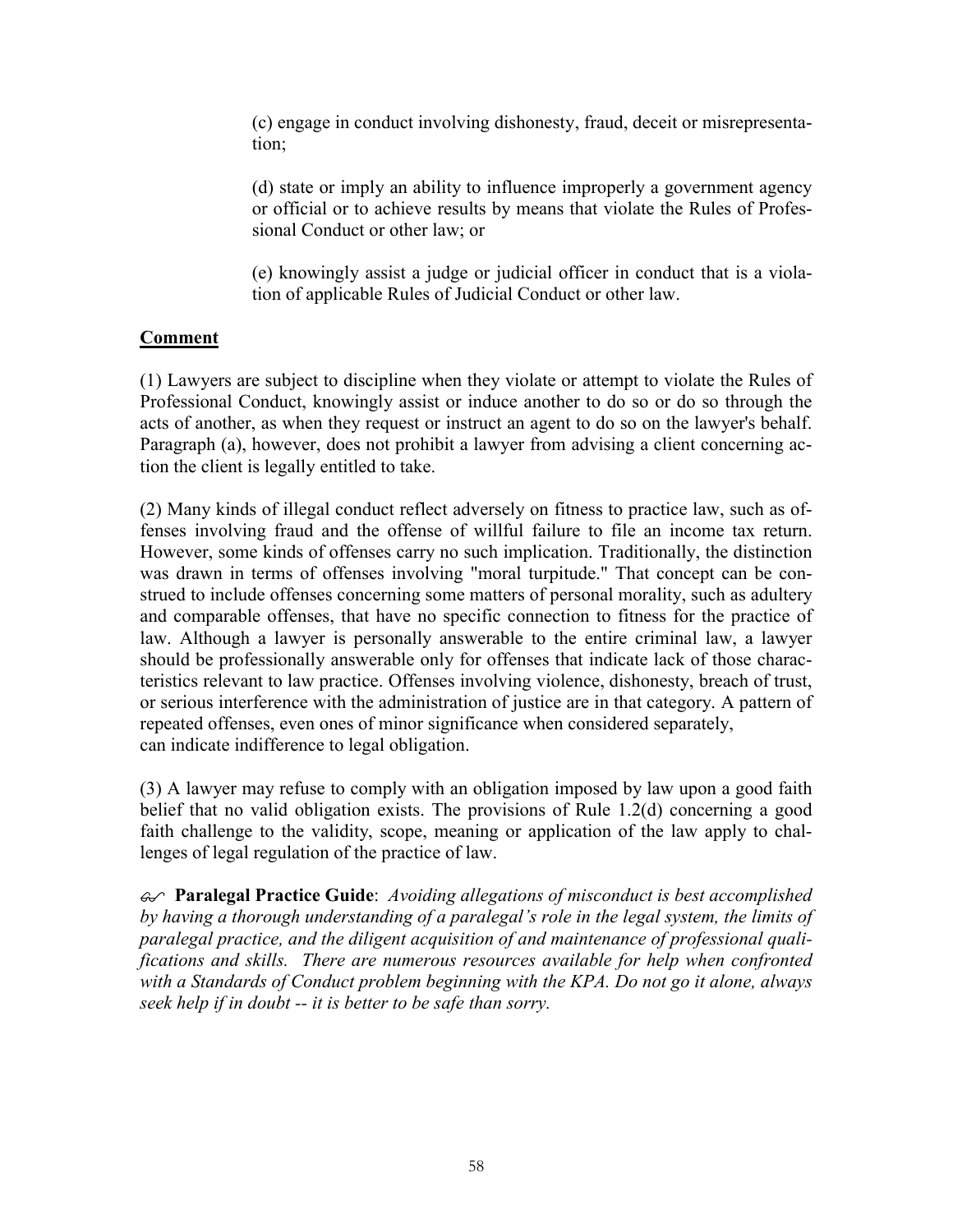(c) engage in conduct involving dishonesty, fraud, deceit or misrepresentation;

(d) state or imply an ability to influence improperly a government agency or official or to achieve results by means that violate the Rules of Professional Conduct or other law; or

(e) knowingly assist a judge or judicial officer in conduct that is a violation of applicable Rules of Judicial Conduct or other law.

**Comment**

(1) Lawyers are subject to discipline when they violate or attempt to violate the Rules of Professional Conduct, knowingly assist or induce another to do so or do so through the acts of another, as when they request or instruct an agent to do so on the lawyer's behalf. Paragraph (a), however, does not prohibit a lawyer from advising a client concerning action the client is legally entitled to take.

(2) Many kinds of illegal conduct reflect adversely on fitness to practice law, such as offenses involving fraud and the offense of willful failure to file an income tax return. However, some kinds of offenses carry no such implication. Traditionally, the distinction was drawn in terms of offenses involving "moral turpitude." That concept can be construed to include offenses concerning some matters of personal morality, such as adultery and comparable offenses, that have no specific connection to fitness for the practice of law. Although a lawyer is personally answerable to the entire criminal law, a lawyer should be professionally answerable only for offenses that indicate lack of those characteristics relevant to law practice. Offenses involving violence, dishonesty, breach of trust, or serious interference with the administration of justice are in that category. A pattern of repeated offenses, even ones of minor significance when considered separately, can indicate indifference to legal obligation.

(3) A lawyer may refuse to comply with an obligation imposed by law upon a good faith belief that no valid obligation exists. The provisions of Rule 1.2(d) concerning a good faith challenge to the validity, scope, meaning or application of the law apply to challenges of legal regulation of the practice of law.

**Paralegal Practice Guide**: *Avoiding allegations of misconduct is best accomplished by having a thorough understanding of a paralegal's role in the legal system, the limits of paralegal practice, and the diligent acquisition of and maintenance of professional qualifications and skills. There are numerous resources available for help when confronted with a Standards of Conduct problem beginning with the KPA. Do not go it alone, always seek help if in doubt -- it is better to be safe than sorry.*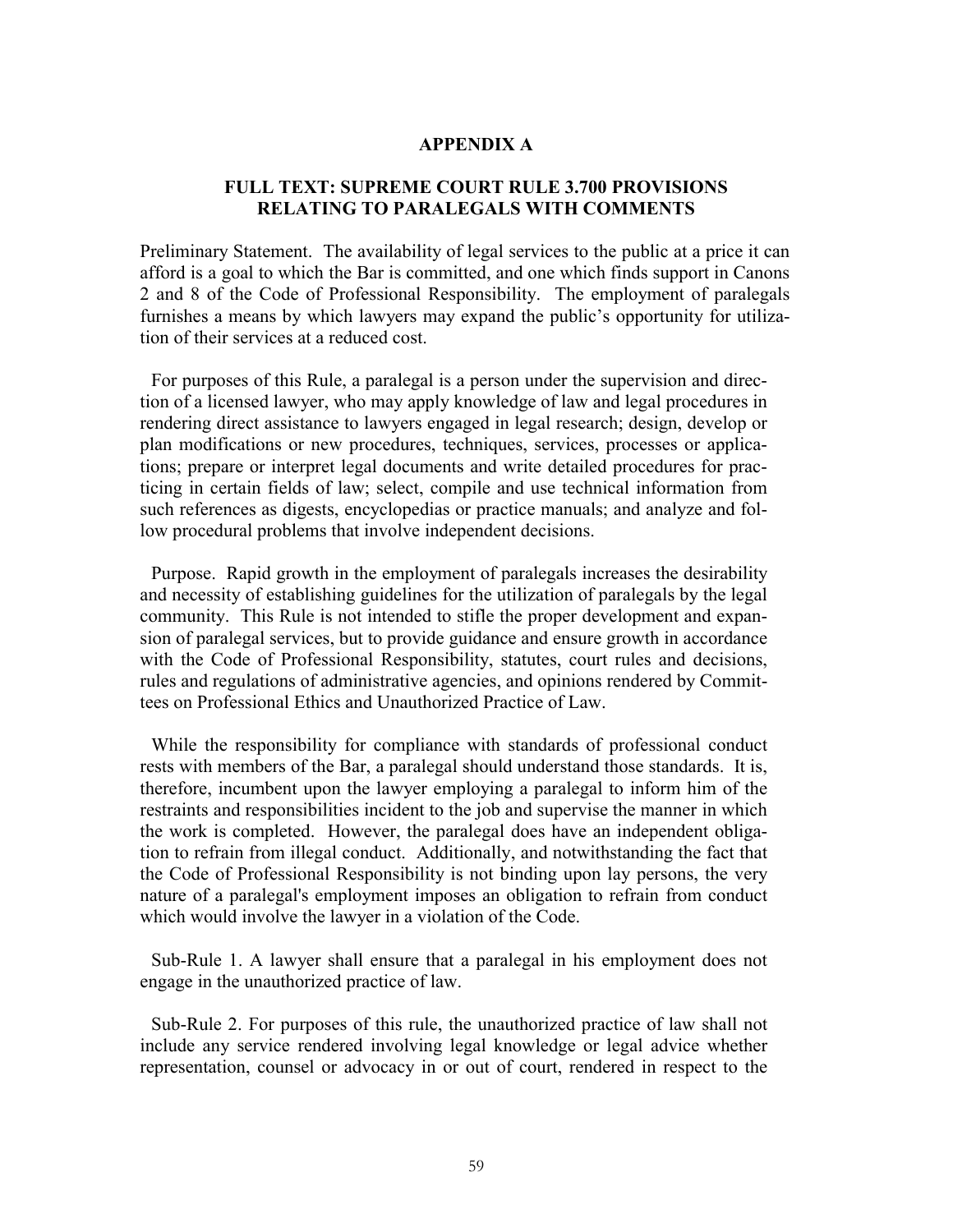# APPENDIX A

## FULL TEXT: SUPREME COURT RULE 3.700 PROVISIONS RELATING TO PARALEGALS WITH COMMENTS

Preliminary Statement. The availability of legal services to the public at a price it can afford is a goal to which the Bar is committed, and one which finds support in Canons 2 and 8 of the Code of Professional Responsibility. The employment of paralegals furnishes a means by which lawyers may expand the public's opportunity for utilization of their services at a reduced cost.

For purposes of this Rule, a paralegal is a person under the supervision and direction of a licensed lawyer, who may apply knowledge of law and legal procedures in rendering direct assistance to lawyers engaged in legal research; design, develop or plan modifications or new procedures, techniques, services, processes or applications; prepare or interpret legal documents and write detailed procedures for practicing in certain fields of law; select, compile and use technical information from such references as digests, encyclopedias or practice manuals; and analyze and follow procedural problems that involve independent decisions.

Purpose. Rapid growth in the employment of paralegals increases the desirability and necessity of establishing guidelines for the utilization of paralegals by the legal community. This Rule is not intended to stifle the proper development and expansion of paralegal services, but to provide guidance and ensure growth in accordance with the Code of Professional Responsibility, statutes, court rules and decisions, rules and regulations of administrative agencies, and opinions rendered by Committees on Professional Ethics and Unauthorized Practice of Law.

While the responsibility for compliance with standards of professional conduct rests with members of the Bar, a paralegal should understand those standards. It is, therefore, incumbent upon the lawyer employing a paralegal to inform him of the restraints and responsibilities incident to the job and supervise the manner in which the work is completed. However, the paralegal does have an independent obligation to refrain from illegal conduct. Additionally, and notwithstanding the fact that the Code of Professional Responsibility is not binding upon lay persons, the very nature of a paralegal's employment imposes an obligation to refrain from conduct which would involve the lawyer in a violation of the Code.

Sub-Rule 1. A lawyer shall ensure that a paralegal in his employment does not engage in the unauthorized practice of law.

Sub-Rule 2. For purposes of this rule, the unauthorized practice of law shall not include any service rendered involving legal knowledge or legal advice whether representation, counsel or advocacy in or out of court, rendered in respect to the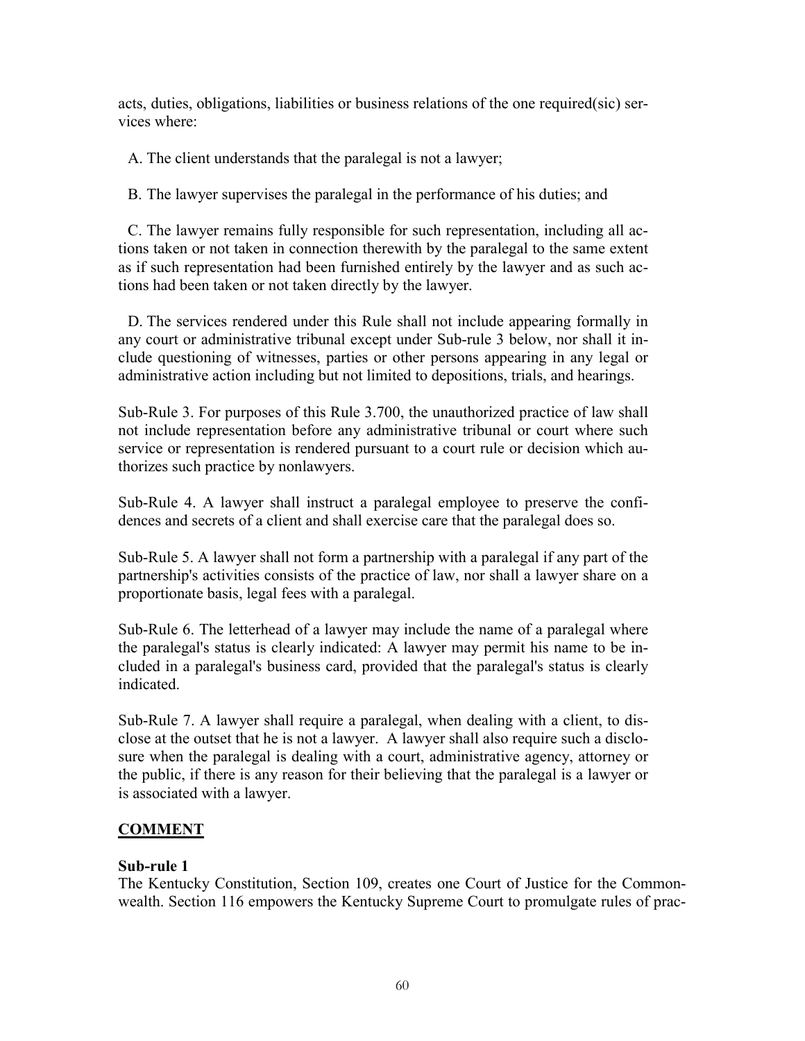acts, duties, obligations, liabilities or business relations of the one required(sic) services where:

A. The client understands that the paralegal is not a lawyer;

B. The lawyer supervises the paralegal in the performance of his duties; and

C. The lawyer remains fully responsible for such representation, including all actions taken or not taken in connection therewith by the paralegal to the same extent as if such representation had been furnished entirely by the lawyer and as such actions had been taken or not taken directly by the lawyer.

D. The services rendered under this Rule shall not include appearing formally in any court or administrative tribunal except under Sub-rule 3 below, nor shall it include questioning of witnesses, parties or other persons appearing in any legal or administrative action including but not limited to depositions, trials, and hearings.

Sub-Rule 3. For purposes of this Rule 3.700, the unauthorized practice of law shall not include representation before any administrative tribunal or court where such service or representation is rendered pursuant to a court rule or decision which authorizes such practice by nonlawyers.

Sub-Rule 4. A lawyer shall instruct a paralegal employee to preserve the confidences and secrets of a client and shall exercise care that the paralegal does so.

Sub-Rule 5. A lawyer shall not form a partnership with a paralegal if any part of the partnership's activities consists of the practice of law, nor shall a lawyer share on a proportionate basis, legal fees with a paralegal.

Sub-Rule 6. The letterhead of a lawyer may include the name of a paralegal where the paralegal's status is clearly indicated: A lawyer may permit his name to be included in a paralegal's business card, provided that the paralegal's status is clearly indicated.

Sub-Rule 7. A lawyer shall require a paralegal, when dealing with a client, to disclose at the outset that he is not a lawyer. A lawyer shall also require such a disclosure when the paralegal is dealing with a court, administrative agency, attorney or the public, if there is any reason for their believing that the paralegal is a lawyer or is associated with a lawyer.

## COMMENT

**Sub-rule 1**

The Kentucky Constitution, Section 109, creates one Court of Justice for the Commonwealth. Section 116 empowers the Kentucky Supreme Court to promulgate rules of prac-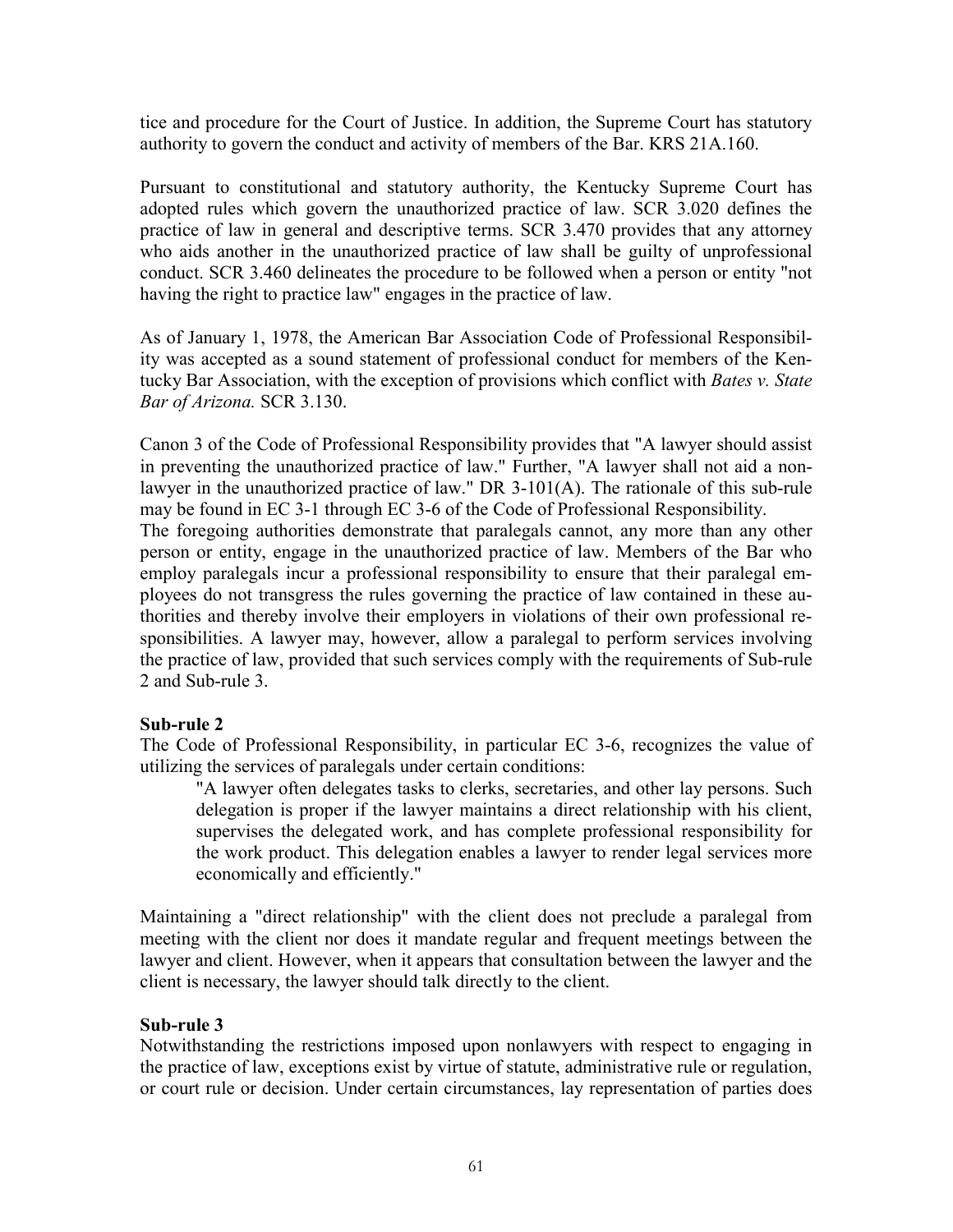tice and procedure for the Court of Justice. In addition, the Supreme Court has statutory authority to govern the conduct and activity of members of the Bar. KRS 21A.160.

Pursuant to constitutional and statutory authority, the Kentucky Supreme Court has adopted rules which govern the unauthorized practice of law. SCR 3.020 defines the practice of law in general and descriptive terms. SCR 3.470 provides that any attorney who aids another in the unauthorized practice of law shall be guilty of unprofessional conduct. SCR 3.460 delineates the procedure to be followed when a person or entity "not having the right to practice law" engages in the practice of law.

As of January 1, 1978, the American Bar Association Code of Professional Responsibility was accepted as a sound statement of professional conduct for members of the Kentucky Bar Association, with the exception of provisions which conflict with *Bates v. State Bar of Arizona.* SCR 3.130.

Canon 3 of the Code of Professional Responsibility provides that "A lawyer should assist in preventing the unauthorized practice of law." Further, "A lawyer shall not aid a nonlawyer in the unauthorized practice of law." DR 3-101(A). The rationale of this sub-rule may be found in EC 3-1 through EC 3-6 of the Code of Professional Responsibility.
The foregoing authorities demonstrate that paralegals cannot, any more than any other person or entity, engage in the unauthorized practice of law. Members of the Bar who employ paralegals incur a professional responsibility to ensure that their paralegal employees do not transgress the rules governing the practice of law contained in these authorities and thereby involve their employers in violations of their own professional responsibilities. A lawyer may, however, allow a paralegal to perform services involving the practice of law, provided that such services comply with the requirements of Sub-rule 2 and Sub-rule 3.

**Sub-rule 2**
The Code of Professional Responsibility, in particular EC 3-6, recognizes the value of utilizing the services of paralegals under certain conditions:

> "A lawyer often delegates tasks to clerks, secretaries, and other lay persons. Such delegation is proper if the lawyer maintains a direct relationship with his client, supervises the delegated work, and has complete professional responsibility for the work product. This delegation enables a lawyer to render legal services more economically and efficiently."

Maintaining a "direct relationship" with the client does not preclude a paralegal from meeting with the client nor does it mandate regular and frequent meetings between the lawyer and client. However, when it appears that consultation between the lawyer and the client is necessary, the lawyer should talk directly to the client.

**Sub-rule 3**
Notwithstanding the restrictions imposed upon nonlawyers with respect to engaging in the practice of law, exceptions exist by virtue of statute, administrative rule or regulation, or court rule or decision. Under certain circumstances, lay representation of parties does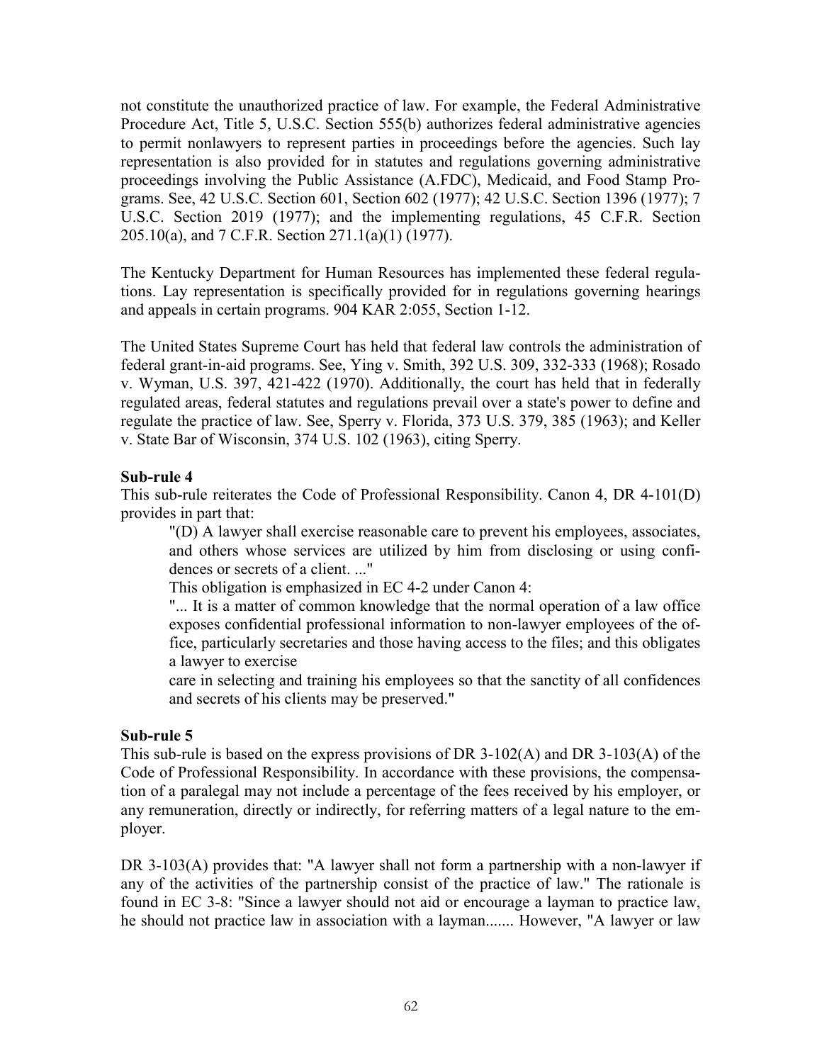not constitute the unauthorized practice of law. For example, the Federal Administrative Procedure Act, Title 5, U.S.C. Section 555(b) authorizes federal administrative agencies to permit nonlawyers to represent parties in proceedings before the agencies. Such lay representation is also provided for in statutes and regulations governing administrative proceedings involving the Public Assistance (A.FDC), Medicaid, and Food Stamp Programs. See, 42 U.S.C. Section 601, Section 602 (1977); 42 U.S.C. Section 1396 (1977); 7 U.S.C. Section 2019 (1977); and the implementing regulations, 45 C.F.R. Section 205.10(a), and 7 C.F.R. Section 271.1(a)(1) (1977).

The Kentucky Department for Human Resources has implemented these federal regulations. Lay representation is specifically provided for in regulations governing hearings and appeals in certain programs. 904 KAR 2:055, Section 1-12.

The United States Supreme Court has held that federal law controls the administration of federal grant-in-aid programs. See, Ying v. Smith, 392 U.S. 309, 332-333 (1968); Rosado v. Wyman, U.S. 397, 421-422 (1970). Additionally, the court has held that in federally regulated areas, federal statutes and regulations prevail over a state's power to define and regulate the practice of law. See, Sperry v. Florida, 373 U.S. 379, 385 (1963); and Keller v. State Bar of Wisconsin, 374 U.S. 102 (1963), citing Sperry.

**Sub-rule 4**

This sub-rule reiterates the Code of Professional Responsibility. Canon 4, DR 4-101(D) provides in part that:

> "(D) A lawyer shall exercise reasonable care to prevent his employees, associates, and others whose services are utilized by him from disclosing or using confidences or secrets of a client. ..."
>
> This obligation is emphasized in EC 4-2 under Canon 4:
>
> "... It is a matter of common knowledge that the normal operation of a law office exposes confidential professional information to non-lawyer employees of the office, particularly secretaries and those having access to the files; and this obligates a lawyer to exercise care in selecting and training his employees so that the sanctity of all confidences and secrets of his clients may be preserved."

**Sub-rule 5**

This sub-rule is based on the express provisions of DR 3-102(A) and DR 3-103(A) of the Code of Professional Responsibility. In accordance with these provisions, the compensation of a paralegal may not include a percentage of the fees received by his employer, or any remuneration, directly or indirectly, for referring matters of a legal nature to the employer.

DR 3-103(A) provides that: "A lawyer shall not form a partnership with a non-lawyer if any of the activities of the partnership consist of the practice of law." The rationale is found in EC 3-8: "Since a lawyer should not aid or encourage a layman to practice law, he should not practice law in association with a layman....... However, "A lawyer or law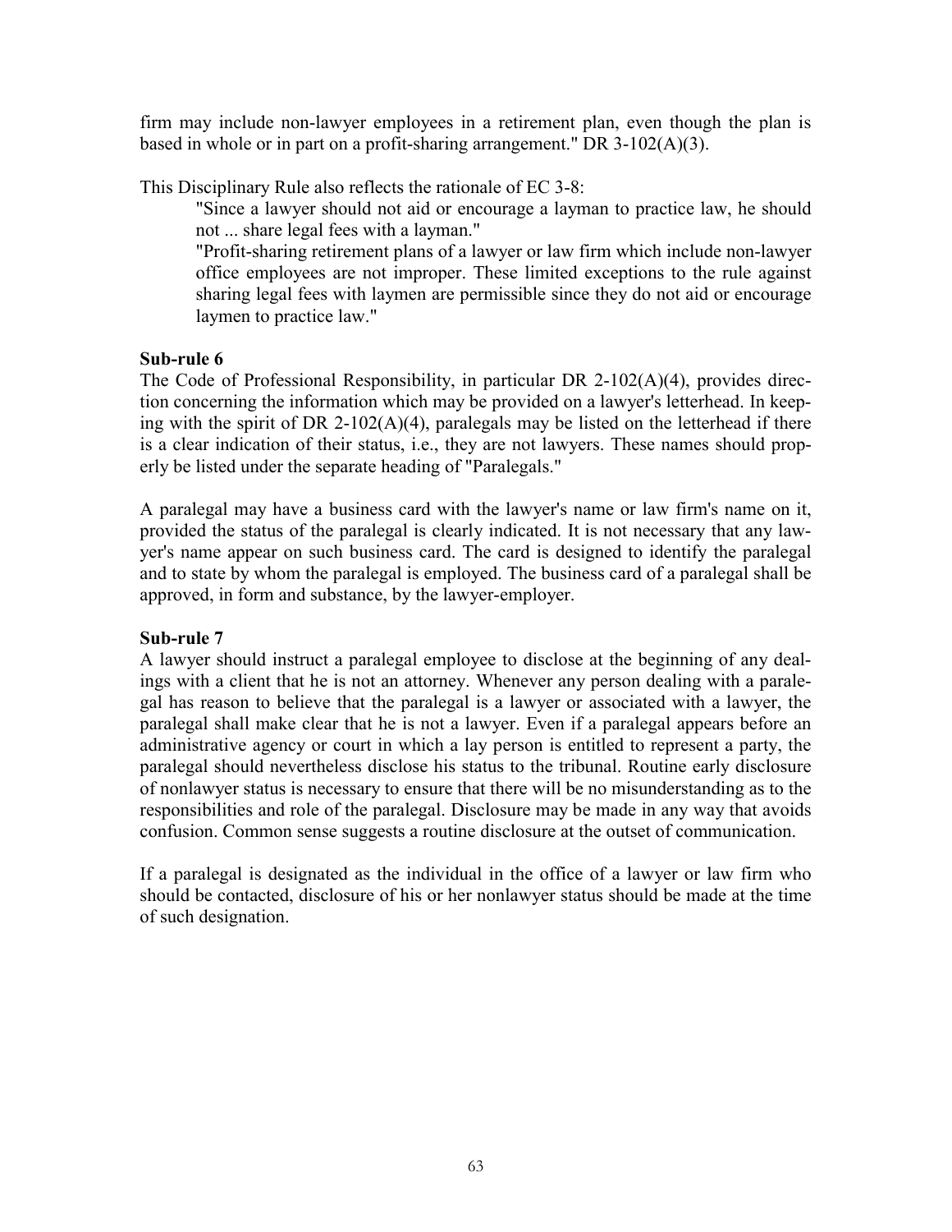firm may include non-lawyer employees in a retirement plan, even though the plan is based in whole or in part on a profit-sharing arrangement." DR 3-102(A)(3).

This Disciplinary Rule also reflects the rationale of EC 3-8:

> "Since a lawyer should not aid or encourage a layman to practice law, he should not ... share legal fees with a layman."
>
> "Profit-sharing retirement plans of a lawyer or law firm which include non-lawyer office employees are not improper. These limited exceptions to the rule against sharing legal fees with laymen are permissible since they do not aid or encourage laymen to practice law."

**Sub-rule 6**

The Code of Professional Responsibility, in particular DR 2-102(A)(4), provides direction concerning the information which may be provided on a lawyer's letterhead. In keeping with the spirit of DR 2-102(A)(4), paralegals may be listed on the letterhead if there is a clear indication of their status, i.e., they are not lawyers. These names should properly be listed under the separate heading of "Paralegals."

A paralegal may have a business card with the lawyer's name or law firm's name on it, provided the status of the paralegal is clearly indicated. It is not necessary that any lawyer's name appear on such business card. The card is designed to identify the paralegal and to state by whom the paralegal is employed. The business card of a paralegal shall be approved, in form and substance, by the lawyer-employer.

**Sub-rule 7**

A lawyer should instruct a paralegal employee to disclose at the beginning of any dealings with a client that he is not an attorney. Whenever any person dealing with a paralegal has reason to believe that the paralegal is a lawyer or associated with a lawyer, the paralegal shall make clear that he is not a lawyer. Even if a paralegal appears before an administrative agency or court in which a lay person is entitled to represent a party, the paralegal should nevertheless disclose his status to the tribunal. Routine early disclosure of nonlawyer status is necessary to ensure that there will be no misunderstanding as to the responsibilities and role of the paralegal. Disclosure may be made in any way that avoids confusion. Common sense suggests a routine disclosure at the outset of communication.

If a paralegal is designated as the individual in the office of a lawyer or law firm who should be contacted, disclosure of his or her nonlawyer status should be made at the time of such designation.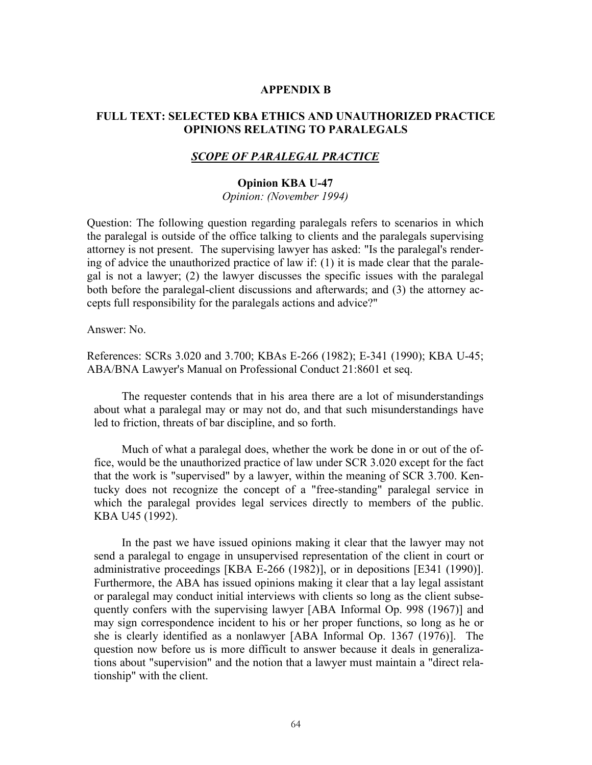## APPENDIX B

## FULL TEXT: SELECTED KBA ETHICS AND UNAUTHORIZED PRACTICE OPINIONS RELATING TO PARALEGALS

### *SCOPE OF PARALEGAL PRACTICE*

**Opinion KBA U-47**

*Opinion: (November 1994)*

Question: The following question regarding paralegals refers to scenarios in which the paralegal is outside of the office talking to clients and the paralegals supervising attorney is not present. The supervising lawyer has asked: "Is the paralegal's rendering of advice the unauthorized practice of law if: (1) it is made clear that the paralegal is not a lawyer; (2) the lawyer discusses the specific issues with the paralegal both before the paralegal-client discussions and afterwards; and (3) the attorney accepts full responsibility for the paralegals actions and advice?"

Answer: No.

References: SCRs 3.020 and 3.700; KBAs E-266 (1982); E-341 (1990); KBA U-45; ABA/BNA Lawyer's Manual on Professional Conduct 21:8601 et seq.

The requester contends that in his area there are a lot of misunderstandings about what a paralegal may or may not do, and that such misunderstandings have led to friction, threats of bar discipline, and so forth.

Much of what a paralegal does, whether the work be done in or out of the office, would be the unauthorized practice of law under SCR 3.020 except for the fact that the work is "supervised" by a lawyer, within the meaning of SCR 3.700. Kentucky does not recognize the concept of a "free-standing" paralegal service in which the paralegal provides legal services directly to members of the public. KBA U45 (1992).

In the past we have issued opinions making it clear that the lawyer may not send a paralegal to engage in unsupervised representation of the client in court or administrative proceedings [KBA E-266 (1982)], or in depositions [E341 (1990)]. Furthermore, the ABA has issued opinions making it clear that a lay legal assistant or paralegal may conduct initial interviews with clients so long as the client subsequently confers with the supervising lawyer [ABA Informal Op. 998 (1967)] and may sign correspondence incident to his or her proper functions, so long as he or she is clearly identified as a nonlawyer [ABA Informal Op. 1367 (1976)]. The question now before us is more difficult to answer because it deals in generalizations about "supervision" and the notion that a lawyer must maintain a "direct relationship" with the client.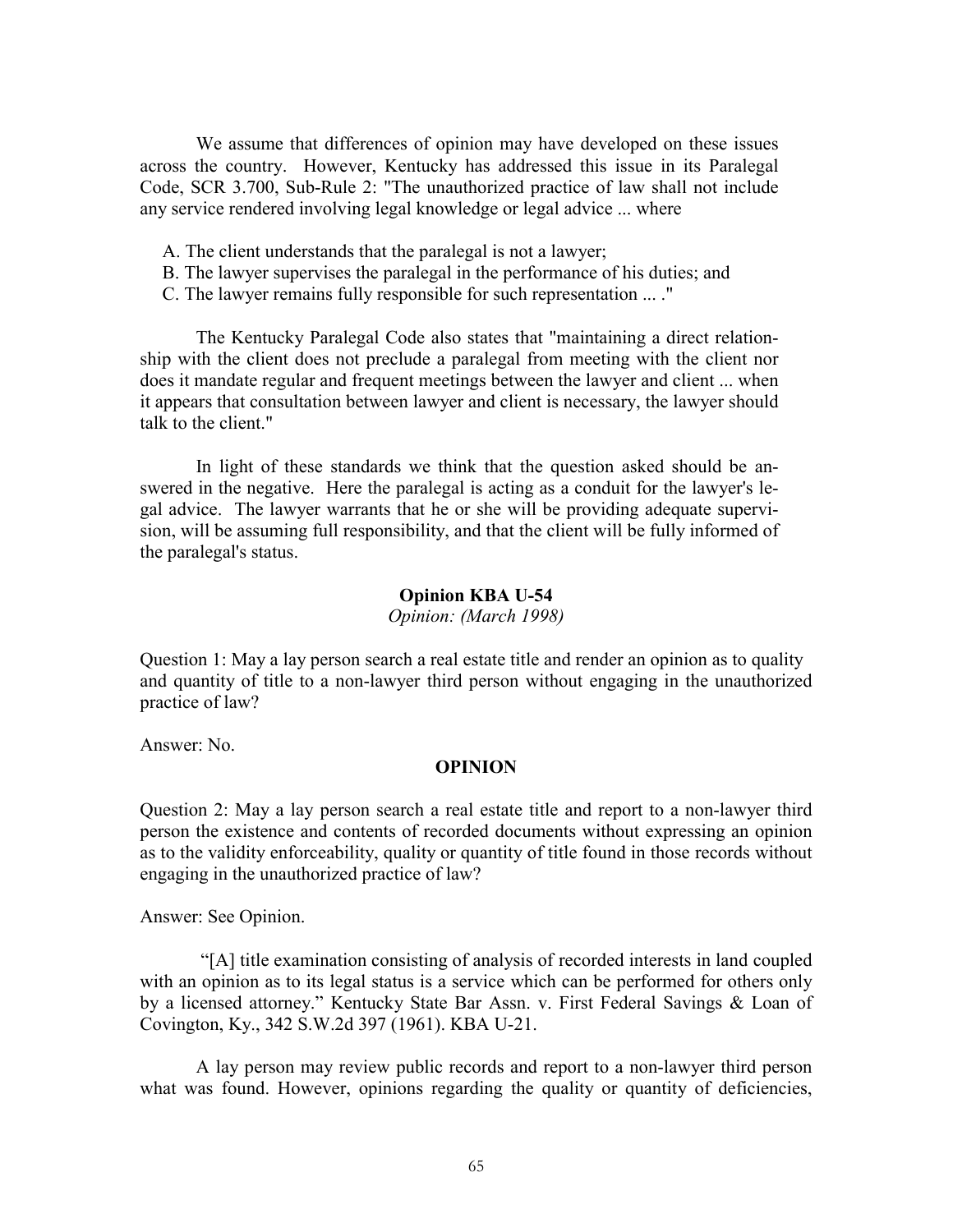We assume that differences of opinion may have developed on these issues across the country. However, Kentucky has addressed this issue in its Paralegal Code, SCR 3.700, Sub-Rule 2: "The unauthorized practice of law shall not include any service rendered involving legal knowledge or legal advice ... where

A. The client understands that the paralegal is not a lawyer;
B. The lawyer supervises the paralegal in the performance of his duties; and
C. The lawyer remains fully responsible for such representation ... ."

The Kentucky Paralegal Code also states that "maintaining a direct relationship with the client does not preclude a paralegal from meeting with the client nor does it mandate regular and frequent meetings between the lawyer and client ... when it appears that consultation between lawyer and client is necessary, the lawyer should talk to the client."

In light of these standards we think that the question asked should be answered in the negative. Here the paralegal is acting as a conduit for the lawyer's legal advice. The lawyer warrants that he or she will be providing adequate supervision, will be assuming full responsibility, and that the client will be fully informed of the paralegal's status.

**Opinion KBA U-54**

*Opinion: (March 1998)*

Question 1: May a lay person search a real estate title and render an opinion as to quality and quantity of title to a non-lawyer third person without engaging in the unauthorized practice of law?

Answer: No.

**OPINION**

Question 2: May a lay person search a real estate title and report to a non-lawyer third person the existence and contents of recorded documents without expressing an opinion as to the validity enforceability, quality or quantity of title found in those records without engaging in the unauthorized practice of law?

Answer: See Opinion.

"[A] title examination consisting of analysis of recorded interests in land coupled with an opinion as to its legal status is a service which can be performed for others only by a licensed attorney." Kentucky State Bar Assn. v. First Federal Savings & Loan of Covington, Ky., 342 S.W.2d 397 (1961). KBA U-21.

A lay person may review public records and report to a non-lawyer third person what was found. However, opinions regarding the quality or quantity of deficiencies,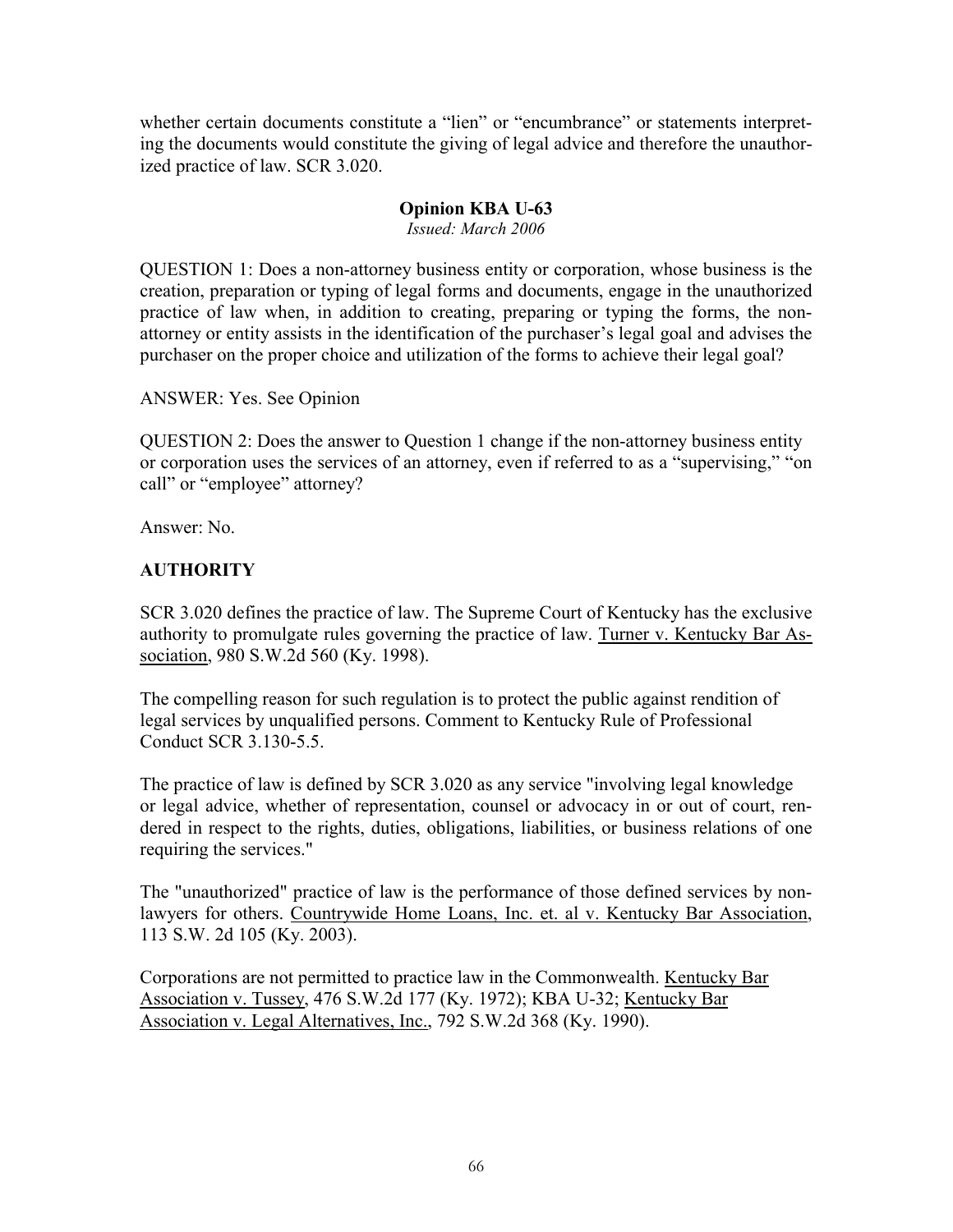whether certain documents constitute a "lien" or "encumbrance" or statements interpreting the documents would constitute the giving of legal advice and therefore the unauthorized practice of law. SCR 3.020.

## Opinion KBA U-63

*Issued: March 2006*

QUESTION 1: Does a non-attorney business entity or corporation, whose business is the creation, preparation or typing of legal forms and documents, engage in the unauthorized practice of law when, in addition to creating, preparing or typing the forms, the non-attorney or entity assists in the identification of the purchaser's legal goal and advises the purchaser on the proper choice and utilization of the forms to achieve their legal goal?

ANSWER: Yes. See Opinion

QUESTION 2: Does the answer to Question 1 change if the non-attorney business entity or corporation uses the services of an attorney, even if referred to as a "supervising," "on call" or "employee" attorney?

Answer: No.

### AUTHORITY

SCR 3.020 defines the practice of law. The Supreme Court of Kentucky has the exclusive authority to promulgate rules governing the practice of law. Turner v. Kentucky Bar Association, 980 S.W.2d 560 (Ky. 1998).

The compelling reason for such regulation is to protect the public against rendition of legal services by unqualified persons. Comment to Kentucky Rule of Professional Conduct SCR 3.130-5.5.

The practice of law is defined by SCR 3.020 as any service "involving legal knowledge or legal advice, whether of representation, counsel or advocacy in or out of court, rendered in respect to the rights, duties, obligations, liabilities, or business relations of one requiring the services."

The "unauthorized" practice of law is the performance of those defined services by non-lawyers for others. Countrywide Home Loans, Inc. et. al v. Kentucky Bar Association, 113 S.W. 2d 105 (Ky. 2003).

Corporations are not permitted to practice law in the Commonwealth. Kentucky Bar Association v. Tussey, 476 S.W.2d 177 (Ky. 1972); KBA U-32; Kentucky Bar Association v. Legal Alternatives, Inc., 792 S.W.2d 368 (Ky. 1990).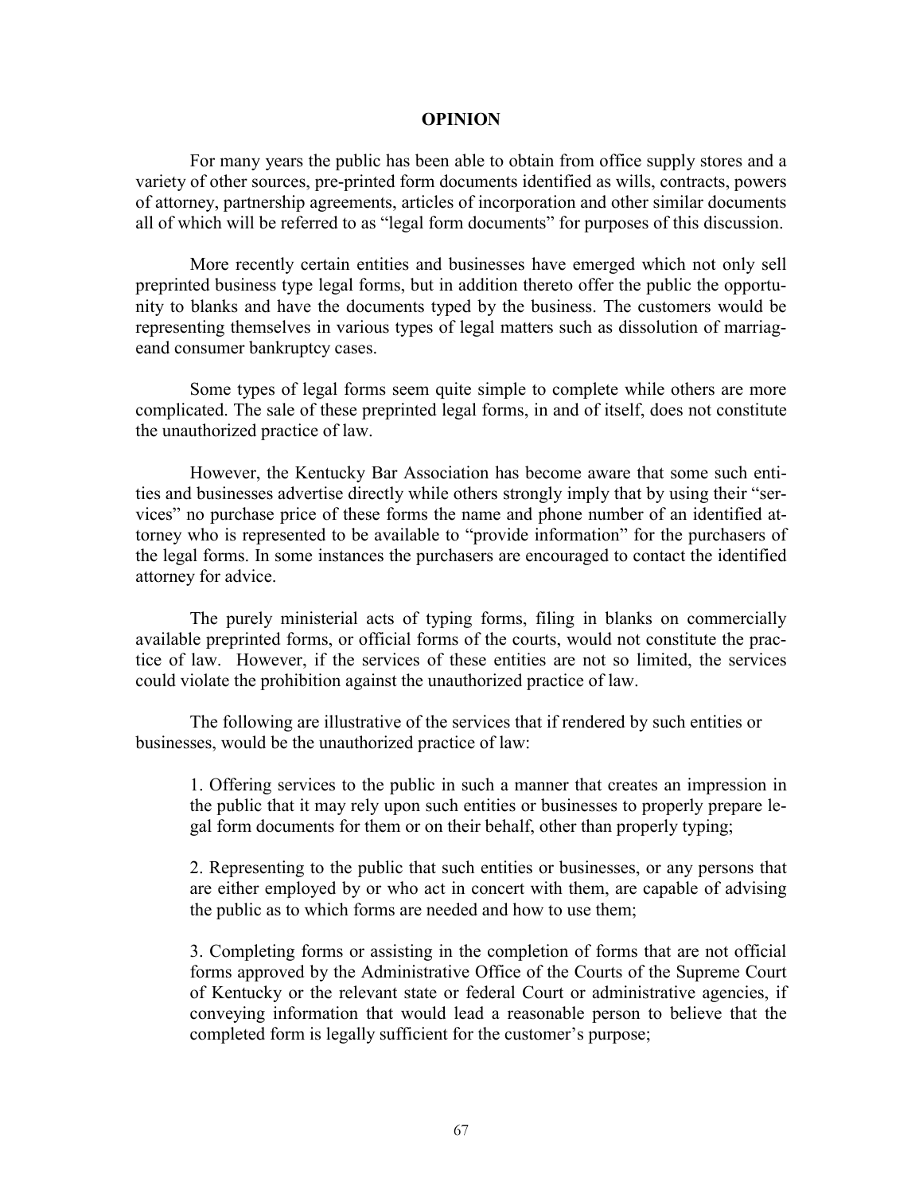**OPINION**

For many years the public has been able to obtain from office supply stores and a variety of other sources, pre-printed form documents identified as wills, contracts, powers of attorney, partnership agreements, articles of incorporation and other similar documents all of which will be referred to as "legal form documents" for purposes of this discussion.

More recently certain entities and businesses have emerged which not only sell preprinted business type legal forms, but in addition thereto offer the public the opportunity to blanks and have the documents typed by the business. The customers would be representing themselves in various types of legal matters such as dissolution of marriageand consumer bankruptcy cases.

Some types of legal forms seem quite simple to complete while others are more complicated. The sale of these preprinted legal forms, in and of itself, does not constitute the unauthorized practice of law.

However, the Kentucky Bar Association has become aware that some such entities and businesses advertise directly while others strongly imply that by using their "services" no purchase price of these forms the name and phone number of an identified attorney who is represented to be available to "provide information" for the purchasers of the legal forms. In some instances the purchasers are encouraged to contact the identified attorney for advice.

The purely ministerial acts of typing forms, filing in blanks on commercially available preprinted forms, or official forms of the courts, would not constitute the practice of law. However, if the services of these entities are not so limited, the services could violate the prohibition against the unauthorized practice of law.

The following are illustrative of the services that if rendered by such entities or businesses, would be the unauthorized practice of law:

1. Offering services to the public in such a manner that creates an impression in the public that it may rely upon such entities or businesses to properly prepare legal form documents for them or on their behalf, other than properly typing;

2. Representing to the public that such entities or businesses, or any persons that are either employed by or who act in concert with them, are capable of advising the public as to which forms are needed and how to use them;

3. Completing forms or assisting in the completion of forms that are not official forms approved by the Administrative Office of the Courts of the Supreme Court of Kentucky or the relevant state or federal Court or administrative agencies, if conveying information that would lead a reasonable person to believe that the completed form is legally sufficient for the customer's purpose;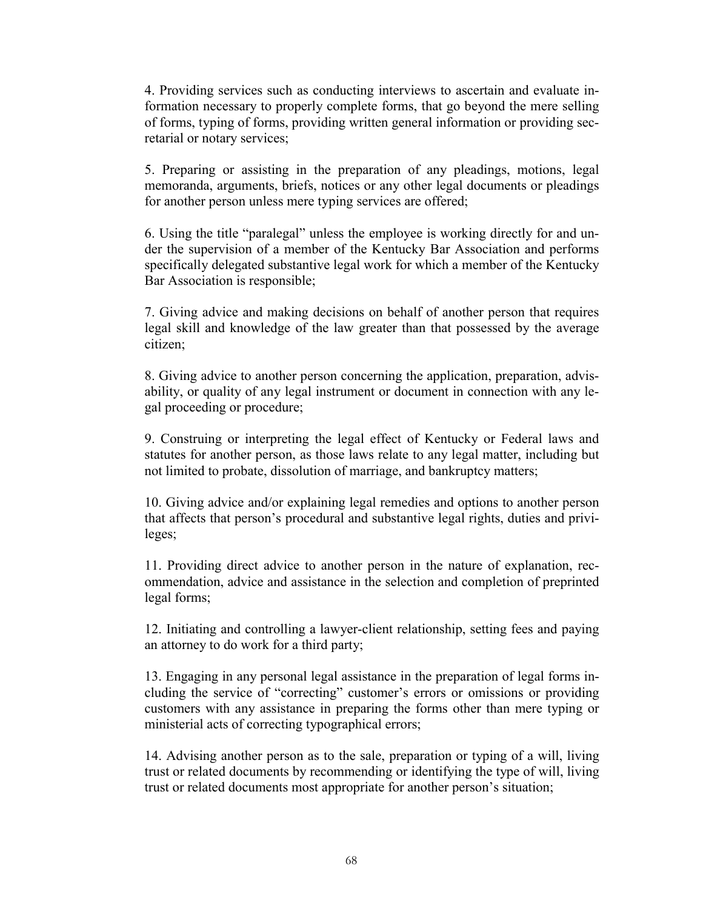4. Providing services such as conducting interviews to ascertain and evaluate information necessary to properly complete forms, that go beyond the mere selling of forms, typing of forms, providing written general information or providing secretarial or notary services;

5. Preparing or assisting in the preparation of any pleadings, motions, legal memoranda, arguments, briefs, notices or any other legal documents or pleadings for another person unless mere typing services are offered;

6. Using the title “paralegal” unless the employee is working directly for and under the supervision of a member of the Kentucky Bar Association and performs specifically delegated substantive legal work for which a member of the Kentucky Bar Association is responsible;

7. Giving advice and making decisions on behalf of another person that requires legal skill and knowledge of the law greater than that possessed by the average citizen;

8. Giving advice to another person concerning the application, preparation, advisability, or quality of any legal instrument or document in connection with any legal proceeding or procedure;

9. Construing or interpreting the legal effect of Kentucky or Federal laws and statutes for another person, as those laws relate to any legal matter, including but not limited to probate, dissolution of marriage, and bankruptcy matters;

10. Giving advice and/or explaining legal remedies and options to another person that affects that person’s procedural and substantive legal rights, duties and privileges;

11. Providing direct advice to another person in the nature of explanation, recommendation, advice and assistance in the selection and completion of preprinted legal forms;

12. Initiating and controlling a lawyer-client relationship, setting fees and paying an attorney to do work for a third party;

13. Engaging in any personal legal assistance in the preparation of legal forms including the service of “correcting” customer’s errors or omissions or providing customers with any assistance in preparing the forms other than mere typing or ministerial acts of correcting typographical errors;

14. Advising another person as to the sale, preparation or typing of a will, living trust or related documents by recommending or identifying the type of will, living trust or related documents most appropriate for another person’s situation;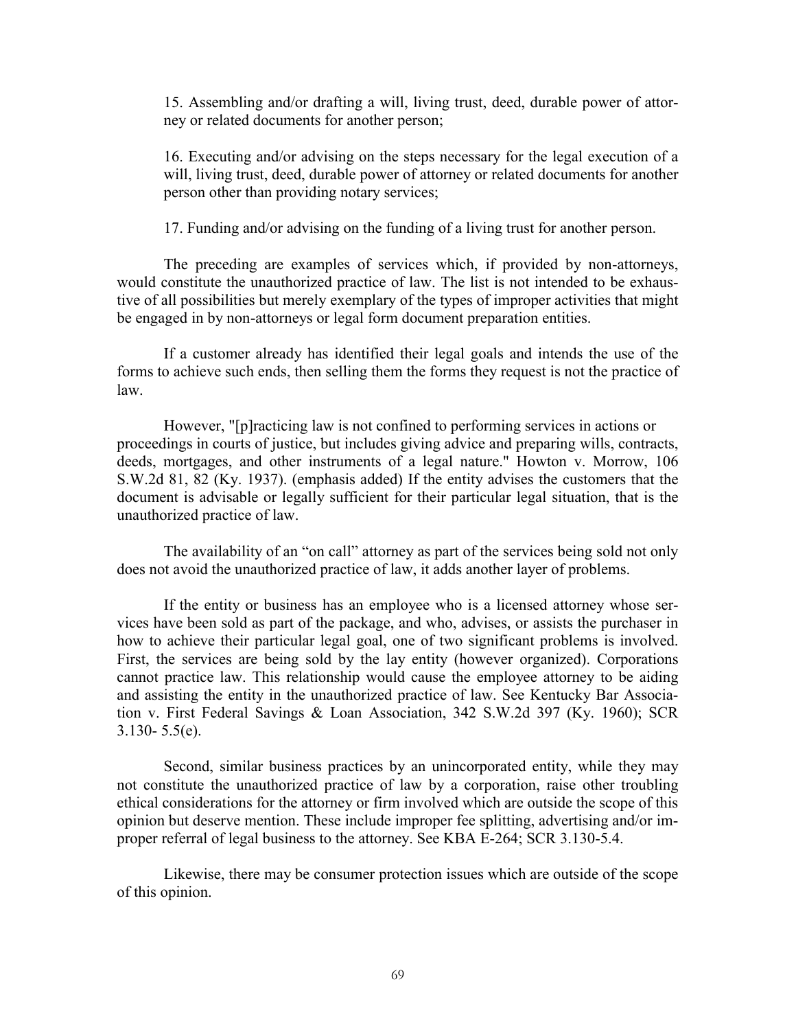15. Assembling and/or drafting a will, living trust, deed, durable power of attorney or related documents for another person;

16. Executing and/or advising on the steps necessary for the legal execution of a will, living trust, deed, durable power of attorney or related documents for another person other than providing notary services;

17. Funding and/or advising on the funding of a living trust for another person.

The preceding are examples of services which, if provided by non-attorneys, would constitute the unauthorized practice of law. The list is not intended to be exhaustive of all possibilities but merely exemplary of the types of improper activities that might be engaged in by non-attorneys or legal form document preparation entities.

If a customer already has identified their legal goals and intends the use of the forms to achieve such ends, then selling them the forms they request is not the practice of law.

However, "[p]racticing law is not confined to performing services in actions or proceedings in courts of justice, but includes giving advice and preparing wills, contracts, deeds, mortgages, and other instruments of a legal nature." Howton v. Morrow, 106 S.W.2d 81, 82 (Ky. 1937). (emphasis added) If the entity advises the customers that the document is advisable or legally sufficient for their particular legal situation, that is the unauthorized practice of law.

The availability of an "on call" attorney as part of the services being sold not only does not avoid the unauthorized practice of law, it adds another layer of problems.

If the entity or business has an employee who is a licensed attorney whose services have been sold as part of the package, and who, advises, or assists the purchaser in how to achieve their particular legal goal, one of two significant problems is involved. First, the services are being sold by the lay entity (however organized). Corporations cannot practice law. This relationship would cause the employee attorney to be aiding and assisting the entity in the unauthorized practice of law. See Kentucky Bar Association v. First Federal Savings & Loan Association, 342 S.W.2d 397 (Ky. 1960); SCR 3.130- 5.5(e).

Second, similar business practices by an unincorporated entity, while they may not constitute the unauthorized practice of law by a corporation, raise other troubling ethical considerations for the attorney or firm involved which are outside the scope of this opinion but deserve mention. These include improper fee splitting, advertising and/or improper referral of legal business to the attorney. See KBA E-264; SCR 3.130-5.4.

Likewise, there may be consumer protection issues which are outside of the scope of this opinion.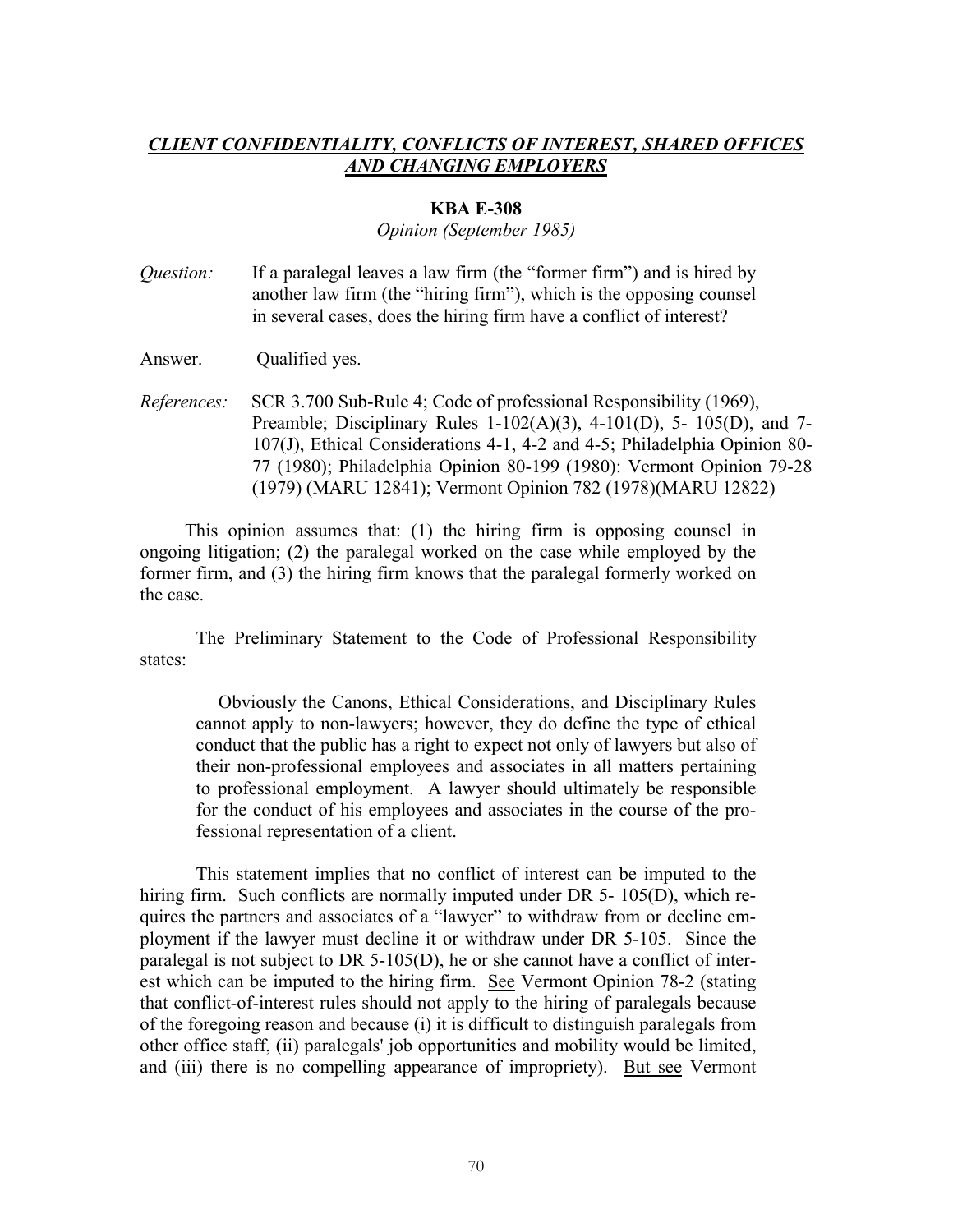***CLIENT CONFIDENTIALITY, CONFLICTS OF INTEREST, SHARED OFFICES AND CHANGING EMPLOYERS***

**KBA E-308**

*Opinion (September 1985)*

*Question:* If a paralegal leaves a law firm (the "former firm") and is hired by another law firm (the "hiring firm"), which is the opposing counsel in several cases, does the hiring firm have a conflict of interest?

Answer. Qualified yes.

*References:* SCR 3.700 Sub-Rule 4; Code of professional Responsibility (1969), Preamble; Disciplinary Rules 1-102(A)(3), 4-101(D), 5- 105(D), and 7-107(J), Ethical Considerations 4-1, 4-2 and 4-5; Philadelphia Opinion 80-77 (1980); Philadelphia Opinion 80-199 (1980): Vermont Opinion 79-28 (1979) (MARU 12841); Vermont Opinion 782 (1978)(MARU 12822)

This opinion assumes that: (1) the hiring firm is opposing counsel in ongoing litigation; (2) the paralegal worked on the case while employed by the former firm, and (3) the hiring firm knows that the paralegal formerly worked on the case.

The Preliminary Statement to the Code of Professional Responsibility states:

> Obviously the Canons, Ethical Considerations, and Disciplinary Rules cannot apply to non-lawyers; however, they do define the type of ethical conduct that the public has a right to expect not only of lawyers but also of their non-professional employees and associates in all matters pertaining to professional employment. A lawyer should ultimately be responsible for the conduct of his employees and associates in the course of the professional representation of a client.

This statement implies that no conflict of interest can be imputed to the hiring firm. Such conflicts are normally imputed under DR 5- 105(D), which requires the partners and associates of a "lawyer" to withdraw from or decline employment if the lawyer must decline it or withdraw under DR 5-105. Since the paralegal is not subject to DR 5-105(D), he or she cannot have a conflict of interest which can be imputed to the hiring firm. See Vermont Opinion 78-2 (stating that conflict-of-interest rules should not apply to the hiring of paralegals because of the foregoing reason and because (i) it is difficult to distinguish paralegals from other office staff, (ii) paralegals' job opportunities and mobility would be limited, and (iii) there is no compelling appearance of impropriety). But see Vermont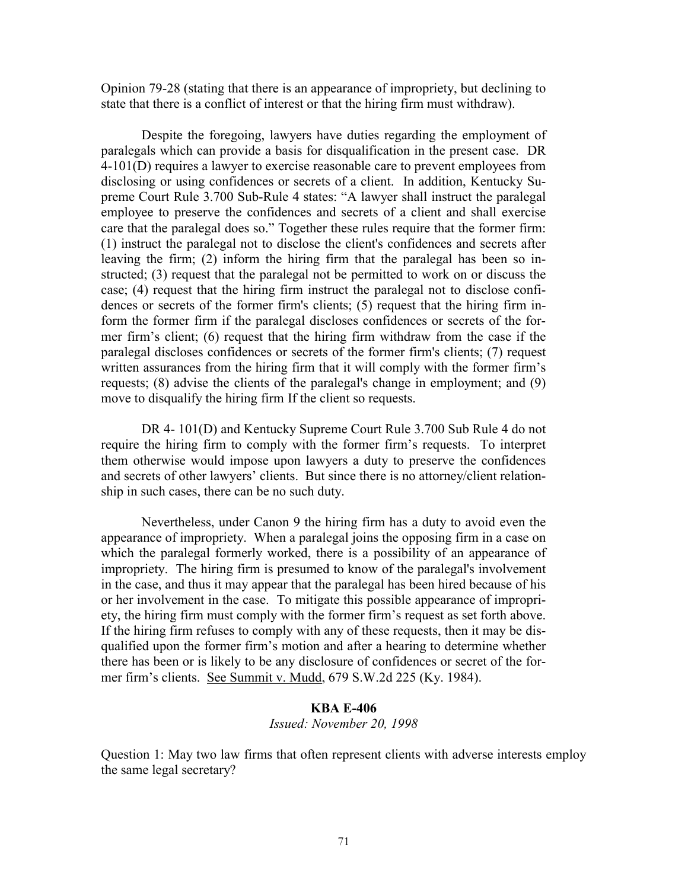Opinion 79-28 (stating that there is an appearance of impropriety, but declining to state that there is a conflict of interest or that the hiring firm must withdraw).

Despite the foregoing, lawyers have duties regarding the employment of paralegals which can provide a basis for disqualification in the present case. DR 4-101(D) requires a lawyer to exercise reasonable care to prevent employees from disclosing or using confidences or secrets of a client. In addition, Kentucky Supreme Court Rule 3.700 Sub-Rule 4 states: "A lawyer shall instruct the paralegal employee to preserve the confidences and secrets of a client and shall exercise care that the paralegal does so." Together these rules require that the former firm: (1) instruct the paralegal not to disclose the client's confidences and secrets after leaving the firm; (2) inform the hiring firm that the paralegal has been so instructed; (3) request that the paralegal not be permitted to work on or discuss the case; (4) request that the hiring firm instruct the paralegal not to disclose confidences or secrets of the former firm's clients; (5) request that the hiring firm inform the former firm if the paralegal discloses confidences or secrets of the former firm's client; (6) request that the hiring firm withdraw from the case if the paralegal discloses confidences or secrets of the former firm's clients; (7) request written assurances from the hiring firm that it will comply with the former firm's requests; (8) advise the clients of the paralegal's change in employment; and (9) move to disqualify the hiring firm If the client so requests.

DR 4- 101(D) and Kentucky Supreme Court Rule 3.700 Sub Rule 4 do not require the hiring firm to comply with the former firm's requests. To interpret them otherwise would impose upon lawyers a duty to preserve the confidences and secrets of other lawyers' clients. But since there is no attorney/client relationship in such cases, there can be no such duty.

Nevertheless, under Canon 9 the hiring firm has a duty to avoid even the appearance of impropriety. When a paralegal joins the opposing firm in a case on which the paralegal formerly worked, there is a possibility of an appearance of impropriety. The hiring firm is presumed to know of the paralegal's involvement in the case, and thus it may appear that the paralegal has been hired because of his or her involvement in the case. To mitigate this possible appearance of impropriety, the hiring firm must comply with the former firm's request as set forth above. If the hiring firm refuses to comply with any of these requests, then it may be disqualified upon the former firm's motion and after a hearing to determine whether there has been or is likely to be any disclosure of confidences or secret of the former firm's clients. See Summit v. Mudd, 679 S.W.2d 225 (Ky. 1984).

## KBA E-406

*Issued: November 20, 1998*

Question 1: May two law firms that often represent clients with adverse interests employ the same legal secretary?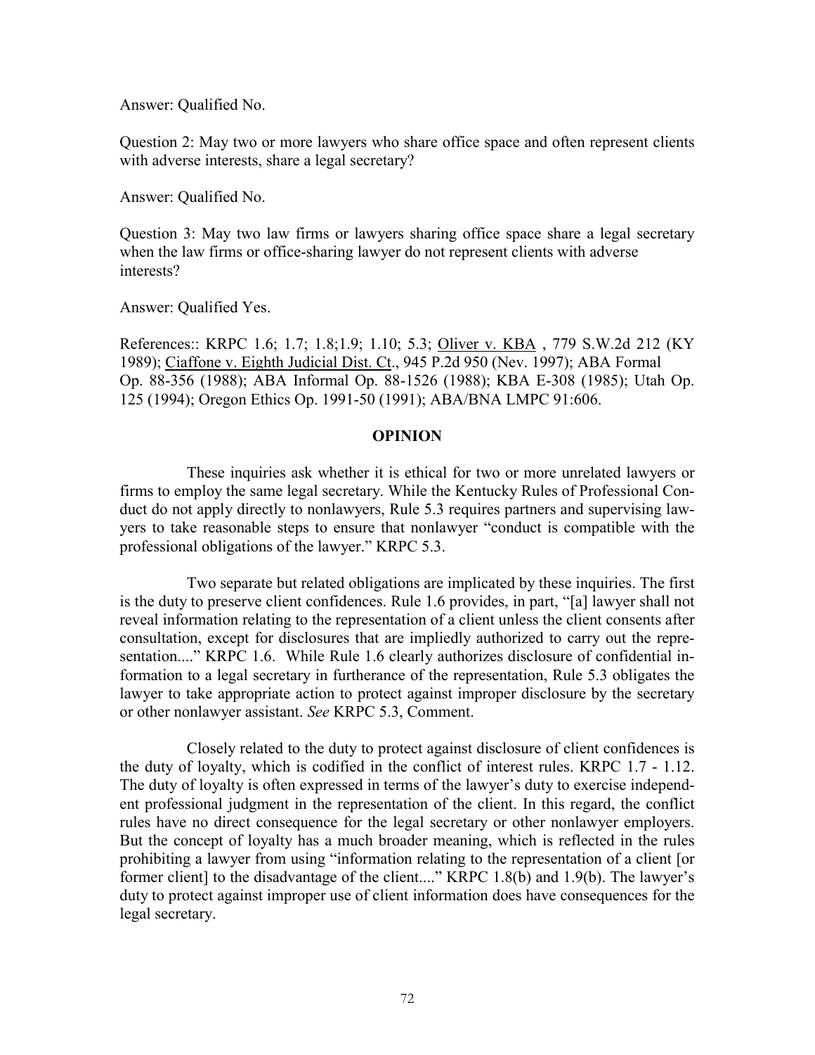Answer: Qualified No.

Question 2: May two or more lawyers who share office space and often represent clients with adverse interests, share a legal secretary?

Answer: Qualified No.

Question 3: May two law firms or lawyers sharing office space share a legal secretary when the law firms or office-sharing lawyer do not represent clients with adverse interests?

Answer: Qualified Yes.

References:: KRPC 1.6; 1.7; 1.8;1.9; 1.10; 5.3; Oliver v. KBA , 779 S.W.2d 212 (KY 1989); Ciaffone v. Eighth Judicial Dist. Ct., 945 P.2d 950 (Nev. 1997); ABA Formal Op. 88-356 (1988); ABA Informal Op. 88-1526 (1988); KBA E-308 (1985); Utah Op. 125 (1994); Oregon Ethics Op. 1991-50 (1991); ABA/BNA LMPC 91:606.

## OPINION

These inquiries ask whether it is ethical for two or more unrelated lawyers or firms to employ the same legal secretary. While the Kentucky Rules of Professional Conduct do not apply directly to nonlawyers, Rule 5.3 requires partners and supervising lawyers to take reasonable steps to ensure that nonlawyer "conduct is compatible with the professional obligations of the lawyer." KRPC 5.3.

Two separate but related obligations are implicated by these inquiries. The first is the duty to preserve client confidences. Rule 1.6 provides, in part, "[a] lawyer shall not reveal information relating to the representation of a client unless the client consents after consultation, except for disclosures that are impliedly authorized to carry out the representation...." KRPC 1.6. While Rule 1.6 clearly authorizes disclosure of confidential information to a legal secretary in furtherance of the representation, Rule 5.3 obligates the lawyer to take appropriate action to protect against improper disclosure by the secretary or other nonlawyer assistant. *See* KRPC 5.3, Comment.

Closely related to the duty to protect against disclosure of client confidences is the duty of loyalty, which is codified in the conflict of interest rules. KRPC 1.7 - 1.12. The duty of loyalty is often expressed in terms of the lawyer's duty to exercise independent professional judgment in the representation of the client. In this regard, the conflict rules have no direct consequence for the legal secretary or other nonlawyer employers. But the concept of loyalty has a much broader meaning, which is reflected in the rules prohibiting a lawyer from using "information relating to the representation of a client [or former client] to the disadvantage of the client...." KRPC 1.8(b) and 1.9(b). The lawyer's duty to protect against improper use of client information does have consequences for the legal secretary.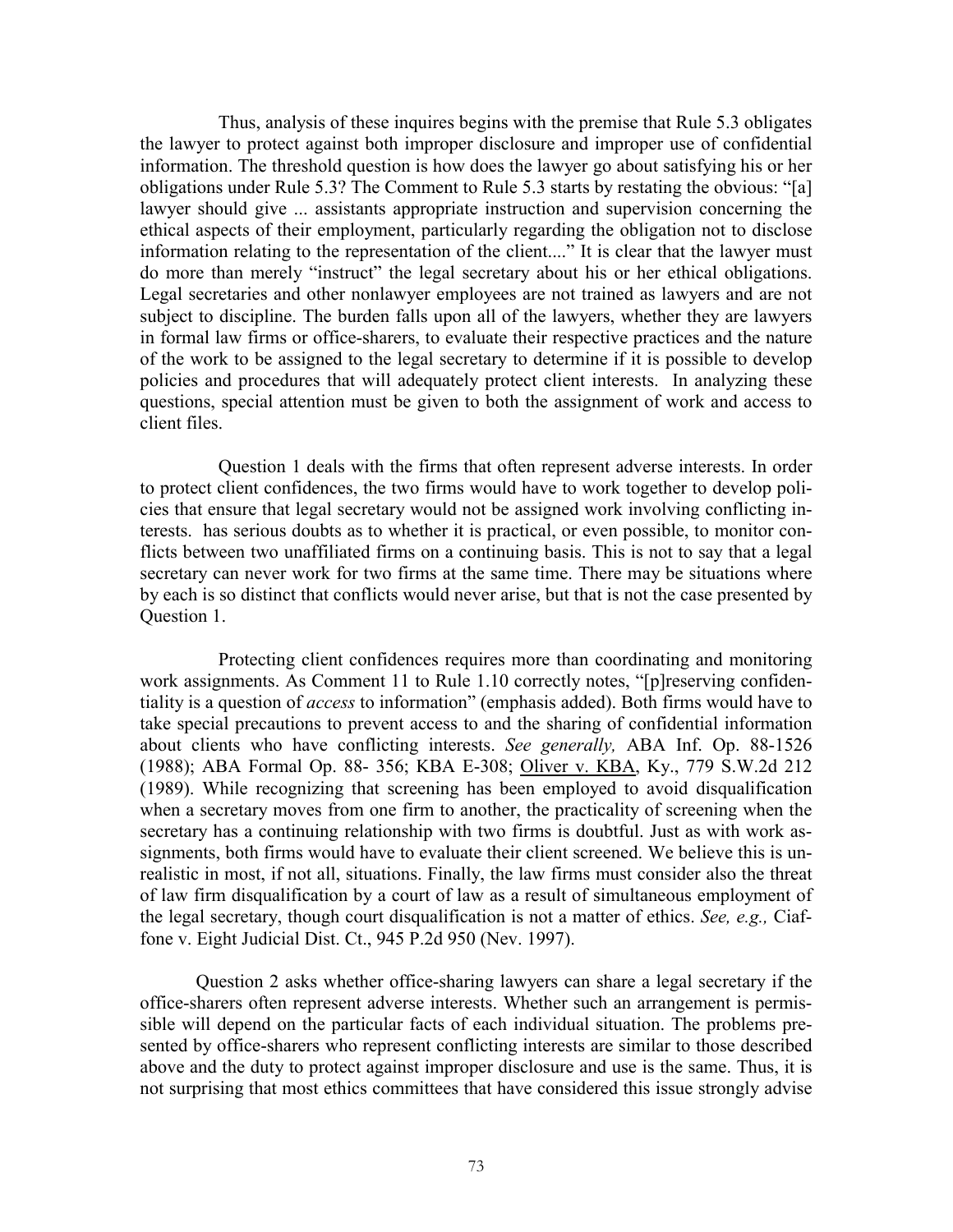Thus, analysis of these inquires begins with the premise that Rule 5.3 obligates the lawyer to protect against both improper disclosure and improper use of confidential information. The threshold question is how does the lawyer go about satisfying his or her obligations under Rule 5.3? The Comment to Rule 5.3 starts by restating the obvious: "[a] lawyer should give ... assistants appropriate instruction and supervision concerning the ethical aspects of their employment, particularly regarding the obligation not to disclose information relating to the representation of the client...." It is clear that the lawyer must do more than merely "instruct" the legal secretary about his or her ethical obligations. Legal secretaries and other nonlawyer employees are not trained as lawyers and are not subject to discipline. The burden falls upon all of the lawyers, whether they are lawyers in formal law firms or office-sharers, to evaluate their respective practices and the nature of the work to be assigned to the legal secretary to determine if it is possible to develop policies and procedures that will adequately protect client interests. In analyzing these questions, special attention must be given to both the assignment of work and access to client files.

Question 1 deals with the firms that often represent adverse interests. In order to protect client confidences, the two firms would have to work together to develop policies that ensure that legal secretary would not be assigned work involving conflicting interests. has serious doubts as to whether it is practical, or even possible, to monitor conflicts between two unaffiliated firms on a continuing basis. This is not to say that a legal secretary can never work for two firms at the same time. There may be situations where by each is so distinct that conflicts would never arise, but that is not the case presented by Question 1.

Protecting client confidences requires more than coordinating and monitoring work assignments. As Comment 11 to Rule 1.10 correctly notes, "[p]reserving confidentiality is a question of *access* to information" (emphasis added). Both firms would have to take special precautions to prevent access to and the sharing of confidential information about clients who have conflicting interests. *See generally,* ABA Inf. Op. 88-1526 (1988); ABA Formal Op. 88- 356; KBA E-308; Oliver v. KBA, Ky., 779 S.W.2d 212 (1989). While recognizing that screening has been employed to avoid disqualification when a secretary moves from one firm to another, the practicality of screening when the secretary has a continuing relationship with two firms is doubtful. Just as with work assignments, both firms would have to evaluate their client screened. We believe this is unrealistic in most, if not all, situations. Finally, the law firms must consider also the threat of law firm disqualification by a court of law as a result of simultaneous employment of the legal secretary, though court disqualification is not a matter of ethics. *See, e.g.,* Ciaffone v. Eight Judicial Dist. Ct., 945 P.2d 950 (Nev. 1997).

Question 2 asks whether office-sharing lawyers can share a legal secretary if the office-sharers often represent adverse interests. Whether such an arrangement is permissible will depend on the particular facts of each individual situation. The problems presented by office-sharers who represent conflicting interests are similar to those described above and the duty to protect against improper disclosure and use is the same. Thus, it is not surprising that most ethics committees that have considered this issue strongly advise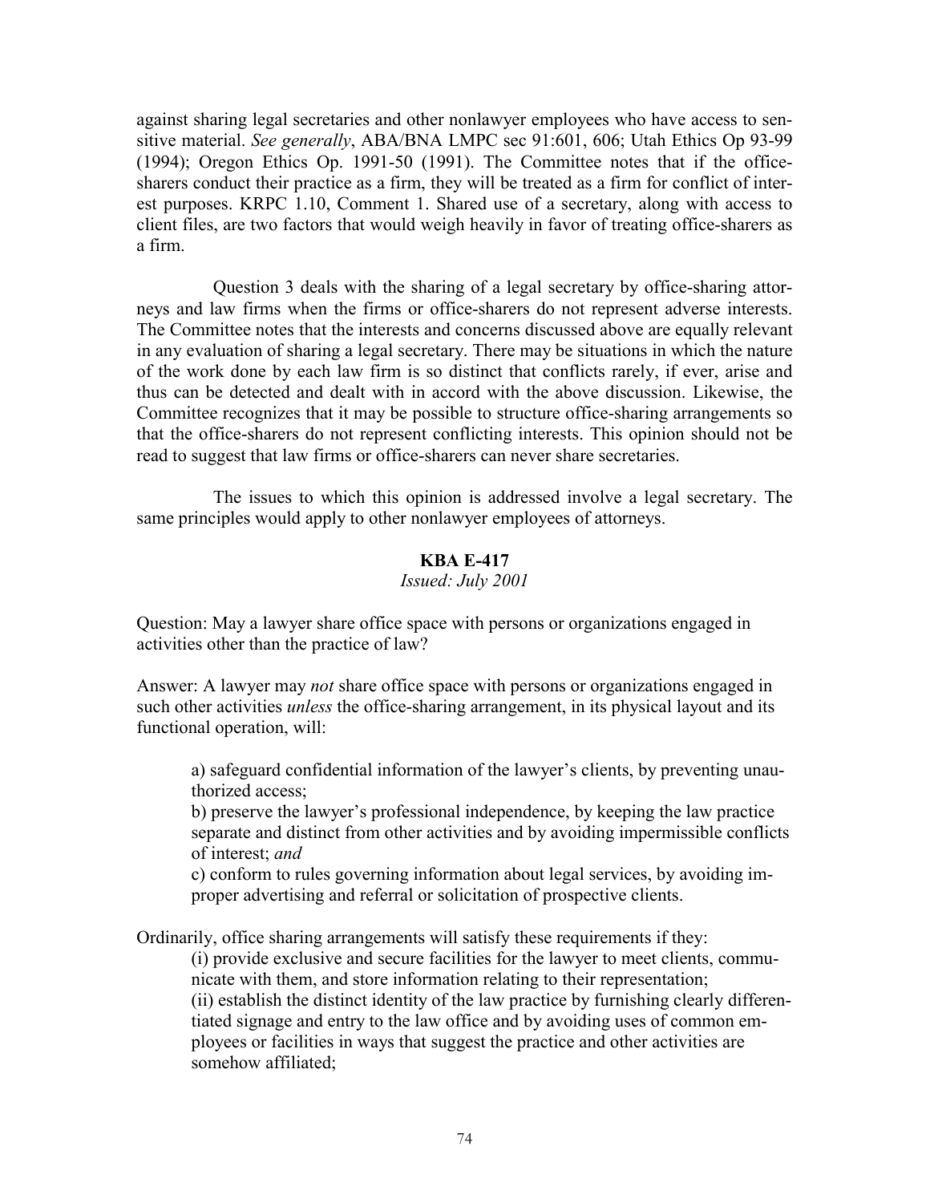against sharing legal secretaries and other nonlawyer employees who have access to sensitive material. *See generally*, ABA/BNA LMPC sec 91:601, 606; Utah Ethics Op 93-99 (1994); Oregon Ethics Op. 1991-50 (1991). The Committee notes that if the office-sharers conduct their practice as a firm, they will be treated as a firm for conflict of interest purposes. KRPC 1.10, Comment 1. Shared use of a secretary, along with access to client files, are two factors that would weigh heavily in favor of treating office-sharers as a firm.

Question 3 deals with the sharing of a legal secretary by office-sharing attorneys and law firms when the firms or office-sharers do not represent adverse interests. The Committee notes that the interests and concerns discussed above are equally relevant in any evaluation of sharing a legal secretary. There may be situations in which the nature of the work done by each law firm is so distinct that conflicts rarely, if ever, arise and thus can be detected and dealt with in accord with the above discussion. Likewise, the Committee recognizes that it may be possible to structure office-sharing arrangements so that the office-sharers do not represent conflicting interests. This opinion should not be read to suggest that law firms or office-sharers can never share secretaries.

The issues to which this opinion is addressed involve a legal secretary. The same principles would apply to other nonlawyer employees of attorneys.

**KBA E-417**

*Issued: July 2001*

Question: May a lawyer share office space with persons or organizations engaged in activities other than the practice of law?

Answer: A lawyer may *not* share office space with persons or organizations engaged in such other activities *unless* the office-sharing arrangement, in its physical layout and its functional operation, will:

> a) safeguard confidential information of the lawyer's clients, by preventing unauthorized access;
>
> b) preserve the lawyer's professional independence, by keeping the law practice separate and distinct from other activities and by avoiding impermissible conflicts of interest; *and*
>
> c) conform to rules governing information about legal services, by avoiding improper advertising and referral or solicitation of prospective clients.

Ordinarily, office sharing arrangements will satisfy these requirements if they:

> (i) provide exclusive and secure facilities for the lawyer to meet clients, communicate with them, and store information relating to their representation;
>
> (ii) establish the distinct identity of the law practice by furnishing clearly differentiated signage and entry to the law office and by avoiding uses of common employees or facilities in ways that suggest the practice and other activities are somehow affiliated;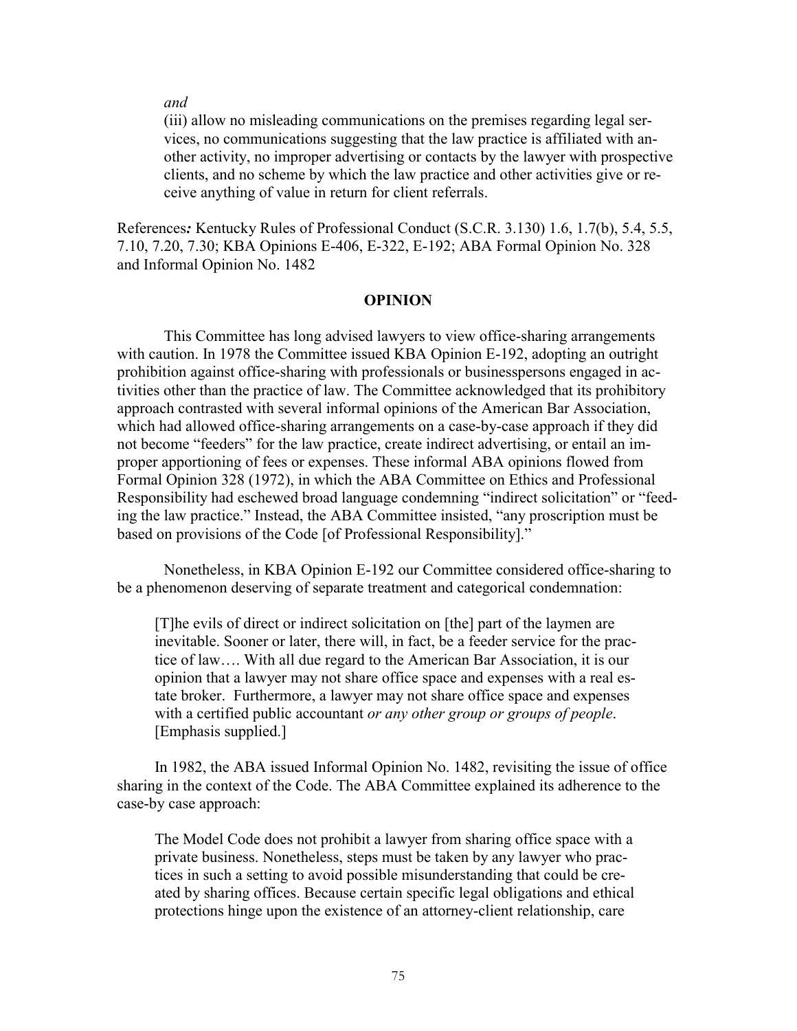*and*

(iii) allow no misleading communications on the premises regarding legal services, no communications suggesting that the law practice is affiliated with another activity, no improper advertising or contacts by the lawyer with prospective clients, and no scheme by which the law practice and other activities give or receive anything of value in return for client referrals.

References*:* Kentucky Rules of Professional Conduct (S.C.R. 3.130) 1.6, 1.7(b), 5.4, 5.5, 7.10, 7.20, 7.30; KBA Opinions E-406, E-322, E-192; ABA Formal Opinion No. 328 and Informal Opinion No. 1482

## OPINION

This Committee has long advised lawyers to view office-sharing arrangements with caution. In 1978 the Committee issued KBA Opinion E-192, adopting an outright prohibition against office-sharing with professionals or businesspersons engaged in activities other than the practice of law. The Committee acknowledged that its prohibitory approach contrasted with several informal opinions of the American Bar Association, which had allowed office-sharing arrangements on a case-by-case approach if they did not become "feeders" for the law practice, create indirect advertising, or entail an improper apportioning of fees or expenses. These informal ABA opinions flowed from Formal Opinion 328 (1972), in which the ABA Committee on Ethics and Professional Responsibility had eschewed broad language condemning "indirect solicitation" or "feeding the law practice." Instead, the ABA Committee insisted, "any proscription must be based on provisions of the Code [of Professional Responsibility]."

Nonetheless, in KBA Opinion E-192 our Committee considered office-sharing to be a phenomenon deserving of separate treatment and categorical condemnation:

> [T]he evils of direct or indirect solicitation on [the] part of the laymen are inevitable. Sooner or later, there will, in fact, be a feeder service for the practice of law…. With all due regard to the American Bar Association, it is our opinion that a lawyer may not share office space and expenses with a real estate broker. Furthermore, a lawyer may not share office space and expenses with a certified public accountant *or any other group or groups of people*. [Emphasis supplied.]

In 1982, the ABA issued Informal Opinion No. 1482, revisiting the issue of office sharing in the context of the Code. The ABA Committee explained its adherence to the case-by case approach:

> The Model Code does not prohibit a lawyer from sharing office space with a private business. Nonetheless, steps must be taken by any lawyer who practices in such a setting to avoid possible misunderstanding that could be created by sharing offices. Because certain specific legal obligations and ethical protections hinge upon the existence of an attorney-client relationship, care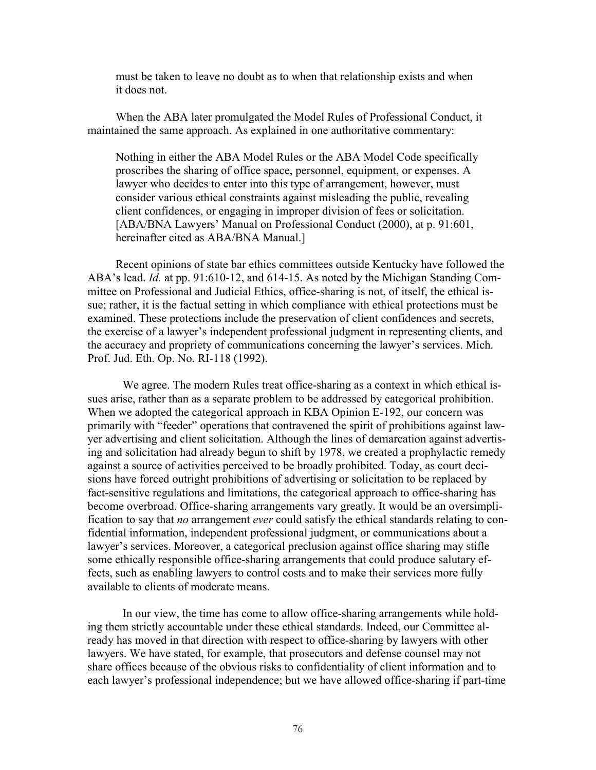must be taken to leave no doubt as to when that relationship exists and when it does not.

When the ABA later promulgated the Model Rules of Professional Conduct, it maintained the same approach. As explained in one authoritative commentary:

> Nothing in either the ABA Model Rules or the ABA Model Code specifically proscribes the sharing of office space, personnel, equipment, or expenses. A lawyer who decides to enter into this type of arrangement, however, must consider various ethical constraints against misleading the public, revealing client confidences, or engaging in improper division of fees or solicitation. [ABA/BNA Lawyers' Manual on Professional Conduct (2000), at p. 91:601, hereinafter cited as ABA/BNA Manual.]

Recent opinions of state bar ethics committees outside Kentucky have followed the ABA's lead. *Id.* at pp. 91:610-12, and 614-15. As noted by the Michigan Standing Committee on Professional and Judicial Ethics, office-sharing is not, of itself, the ethical issue; rather, it is the factual setting in which compliance with ethical protections must be examined. These protections include the preservation of client confidences and secrets, the exercise of a lawyer's independent professional judgment in representing clients, and the accuracy and propriety of communications concerning the lawyer's services. Mich. Prof. Jud. Eth. Op. No. RI-118 (1992).

We agree. The modern Rules treat office-sharing as a context in which ethical issues arise, rather than as a separate problem to be addressed by categorical prohibition. When we adopted the categorical approach in KBA Opinion E-192, our concern was primarily with "feeder" operations that contravened the spirit of prohibitions against lawyer advertising and client solicitation. Although the lines of demarcation against advertising and solicitation had already begun to shift by 1978, we created a prophylactic remedy against a source of activities perceived to be broadly prohibited. Today, as court decisions have forced outright prohibitions of advertising or solicitation to be replaced by fact-sensitive regulations and limitations, the categorical approach to office-sharing has become overbroad. Office-sharing arrangements vary greatly. It would be an oversimplification to say that *no* arrangement *ever* could satisfy the ethical standards relating to confidential information, independent professional judgment, or communications about a lawyer's services. Moreover, a categorical preclusion against office sharing may stifle some ethically responsible office-sharing arrangements that could produce salutary effects, such as enabling lawyers to control costs and to make their services more fully available to clients of moderate means.

In our view, the time has come to allow office-sharing arrangements while holding them strictly accountable under these ethical standards. Indeed, our Committee already has moved in that direction with respect to office-sharing by lawyers with other lawyers. We have stated, for example, that prosecutors and defense counsel may not share offices because of the obvious risks to confidentiality of client information and to each lawyer's professional independence; but we have allowed office-sharing if part-time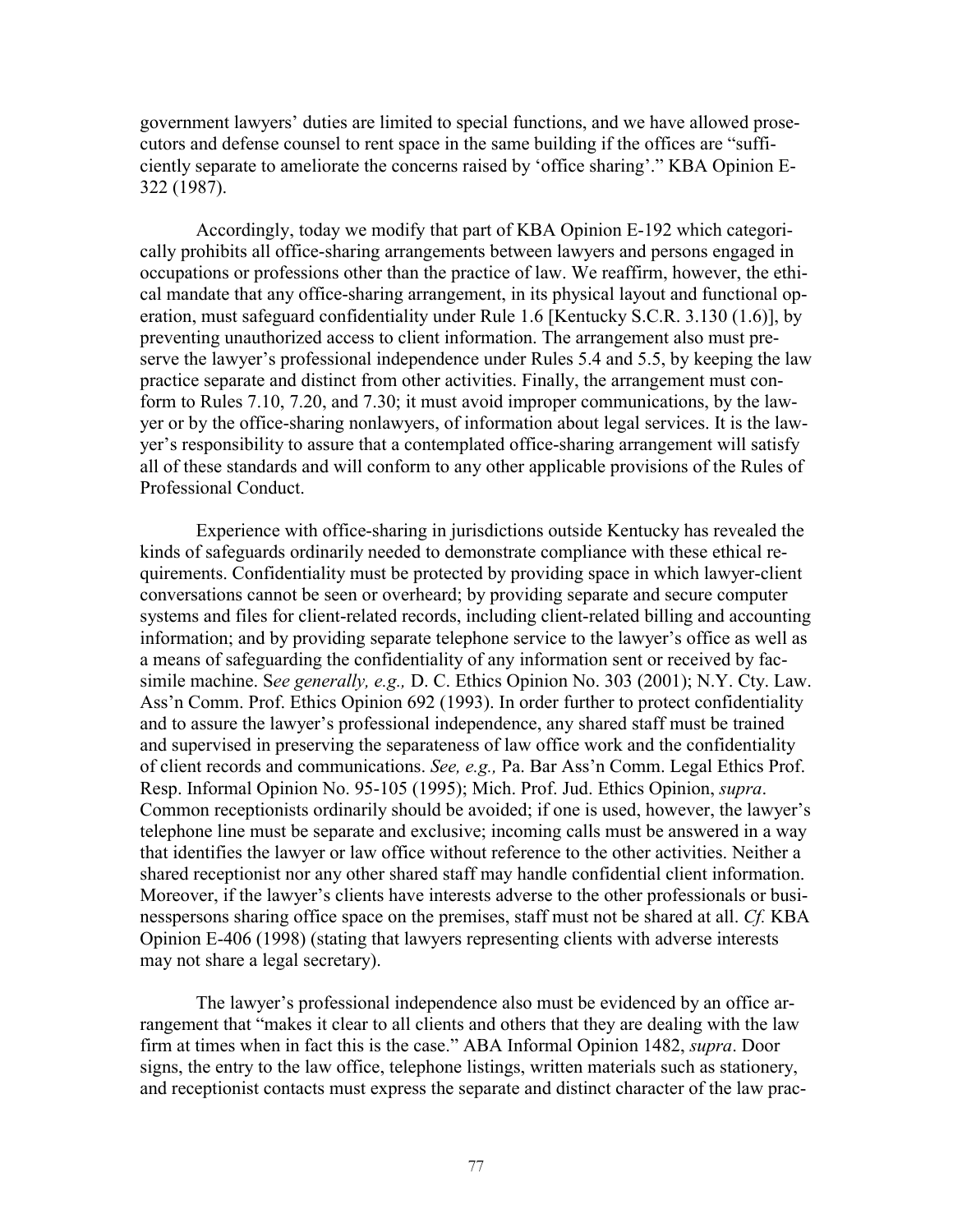government lawyers' duties are limited to special functions, and we have allowed prosecutors and defense counsel to rent space in the same building if the offices are "sufficiently separate to ameliorate the concerns raised by 'office sharing'." KBA Opinion E-322 (1987).

Accordingly, today we modify that part of KBA Opinion E-192 which categorically prohibits all office-sharing arrangements between lawyers and persons engaged in occupations or professions other than the practice of law. We reaffirm, however, the ethical mandate that any office-sharing arrangement, in its physical layout and functional operation, must safeguard confidentiality under Rule 1.6 [Kentucky S.C.R. 3.130 (1.6)], by preventing unauthorized access to client information. The arrangement also must preserve the lawyer's professional independence under Rules 5.4 and 5.5, by keeping the law practice separate and distinct from other activities. Finally, the arrangement must conform to Rules 7.10, 7.20, and 7.30; it must avoid improper communications, by the lawyer or by the office-sharing nonlawyers, of information about legal services. It is the lawyer's responsibility to assure that a contemplated office-sharing arrangement will satisfy all of these standards and will conform to any other applicable provisions of the Rules of Professional Conduct.

Experience with office-sharing in jurisdictions outside Kentucky has revealed the kinds of safeguards ordinarily needed to demonstrate compliance with these ethical requirements. Confidentiality must be protected by providing space in which lawyer-client conversations cannot be seen or overheard; by providing separate and secure computer systems and files for client-related records, including client-related billing and accounting information; and by providing separate telephone service to the lawyer's office as well as a means of safeguarding the confidentiality of any information sent or received by facsimile machine. S*ee generally, e.g.,* D. C. Ethics Opinion No. 303 (2001); N.Y. Cty. Law. Ass'n Comm. Prof. Ethics Opinion 692 (1993). In order further to protect confidentiality and to assure the lawyer's professional independence, any shared staff must be trained and supervised in preserving the separateness of law office work and the confidentiality of client records and communications. *See, e.g.,* Pa. Bar Ass'n Comm. Legal Ethics Prof. Resp. Informal Opinion No. 95-105 (1995); Mich. Prof. Jud. Ethics Opinion, *supra*. Common receptionists ordinarily should be avoided; if one is used, however, the lawyer's telephone line must be separate and exclusive; incoming calls must be answered in a way that identifies the lawyer or law office without reference to the other activities. Neither a shared receptionist nor any other shared staff may handle confidential client information. Moreover, if the lawyer's clients have interests adverse to the other professionals or businesspersons sharing office space on the premises, staff must not be shared at all. *Cf.* KBA Opinion E-406 (1998) (stating that lawyers representing clients with adverse interests may not share a legal secretary).

The lawyer's professional independence also must be evidenced by an office arrangement that "makes it clear to all clients and others that they are dealing with the law firm at times when in fact this is the case." ABA Informal Opinion 1482, *supra*. Door signs, the entry to the law office, telephone listings, written materials such as stationery, and receptionist contacts must express the separate and distinct character of the law prac-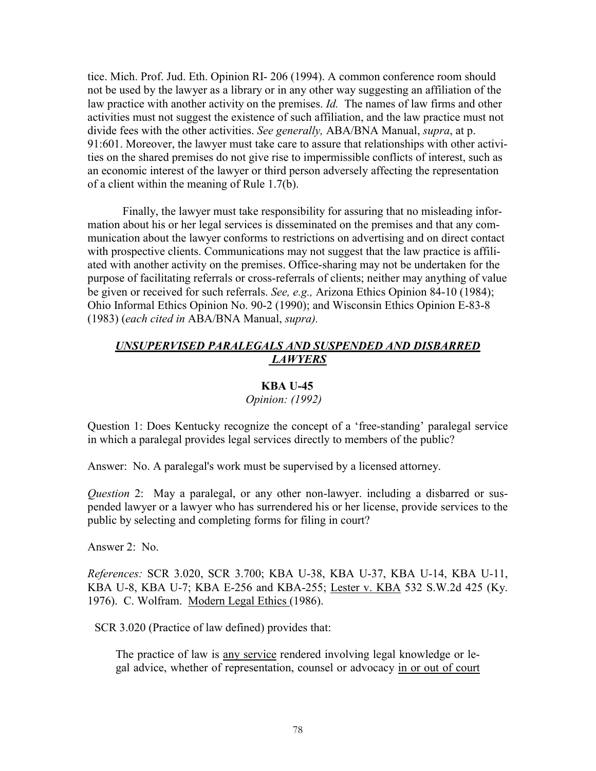tice. Mich. Prof. Jud. Eth. Opinion RI- 206 (1994). A common conference room should not be used by the lawyer as a library or in any other way suggesting an affiliation of the law practice with another activity on the premises. *Id.* The names of law firms and other activities must not suggest the existence of such affiliation, and the law practice must not divide fees with the other activities. *See generally,* ABA/BNA Manual, *supra*, at p. 91:601. Moreover, the lawyer must take care to assure that relationships with other activities on the shared premises do not give rise to impermissible conflicts of interest, such as an economic interest of the lawyer or third person adversely affecting the representation of a client within the meaning of Rule 1.7(b).

Finally, the lawyer must take responsibility for assuring that no misleading information about his or her legal services is disseminated on the premises and that any communication about the lawyer conforms to restrictions on advertising and on direct contact with prospective clients. Communications may not suggest that the law practice is affiliated with another activity on the premises. Office-sharing may not be undertaken for the purpose of facilitating referrals or cross-referrals of clients; neither may anything of value be given or received for such referrals. *See, e.g.,* Arizona Ethics Opinion 84-10 (1984); Ohio Informal Ethics Opinion No. 90-2 (1990); and Wisconsin Ethics Opinion E-83-8 (1983) (*each cited in* ABA/BNA Manual, *supra).*

## ***UNSUPERVISED PARALEGALS AND SUSPENDED AND DISBARRED LAWYERS***

### **KBA U-45**

*Opinion: (1992)*

Question 1: Does Kentucky recognize the concept of a 'free-standing' paralegal service in which a paralegal provides legal services directly to members of the public?

Answer: No. A paralegal's work must be supervised by a licensed attorney.

*Question* 2: May a paralegal, or any other non-lawyer. including a disbarred or suspended lawyer or a lawyer who has surrendered his or her license, provide services to the public by selecting and completing forms for filing in court?

Answer 2: No.

*References:* SCR 3.020, SCR 3.700; KBA U-38, KBA U-37, KBA U-14, KBA U-11, KBA U-8, KBA U-7; KBA E-256 and KBA-255; Lester v. KBA 532 S.W.2d 425 (Ky. 1976). C. Wolfram. Modern Legal Ethics (1986).

SCR 3.020 (Practice of law defined) provides that:

> The practice of law is any service rendered involving legal knowledge or legal advice, whether of representation, counsel or advocacy in or out of court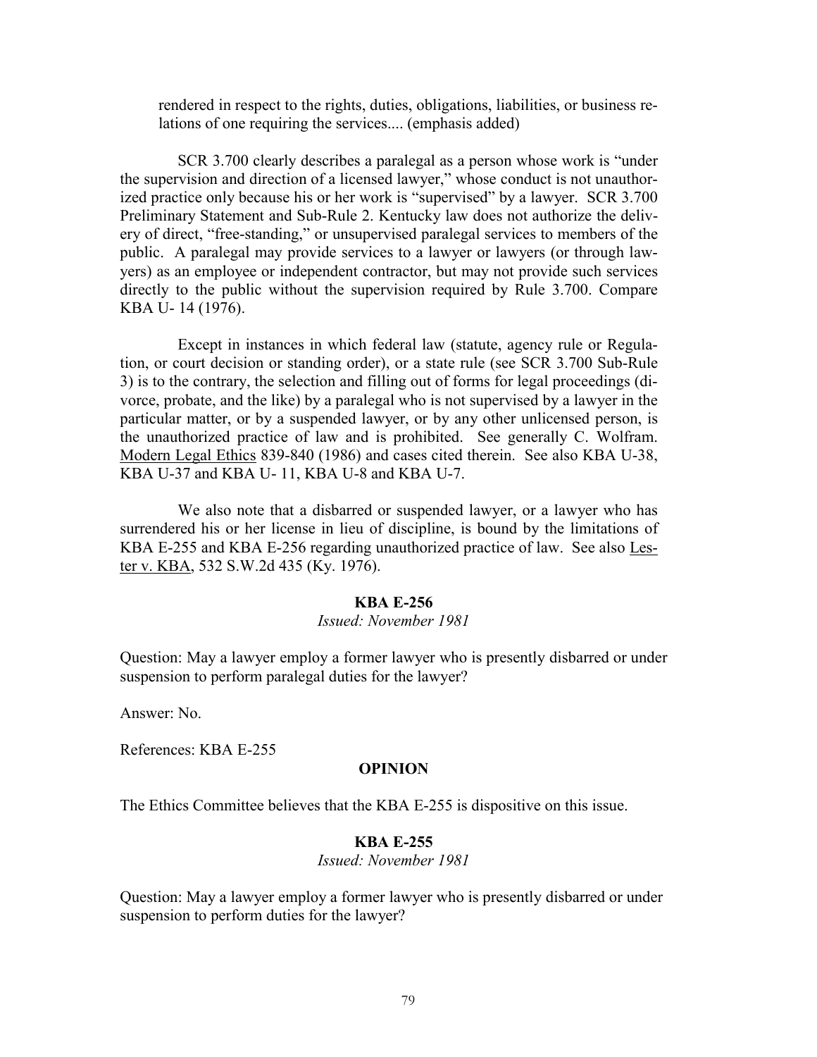rendered in respect to the rights, duties, obligations, liabilities, or business relations of one requiring the services.... (emphasis added)

SCR 3.700 clearly describes a paralegal as a person whose work is "under the supervision and direction of a licensed lawyer," whose conduct is not unauthorized practice only because his or her work is "supervised" by a lawyer. SCR 3.700 Preliminary Statement and Sub-Rule 2. Kentucky law does not authorize the delivery of direct, "free-standing," or unsupervised paralegal services to members of the public. A paralegal may provide services to a lawyer or lawyers (or through lawyers) as an employee or independent contractor, but may not provide such services directly to the public without the supervision required by Rule 3.700. Compare KBA U- 14 (1976).

Except in instances in which federal law (statute, agency rule or Regulation, or court decision or standing order), or a state rule (see SCR 3.700 Sub-Rule 3) is to the contrary, the selection and filling out of forms for legal proceedings (divorce, probate, and the like) by a paralegal who is not supervised by a lawyer in the particular matter, or by a suspended lawyer, or by any other unlicensed person, is the unauthorized practice of law and is prohibited. See generally C. Wolfram. Modern Legal Ethics 839-840 (1986) and cases cited therein. See also KBA U-38, KBA U-37 and KBA U- 11, KBA U-8 and KBA U-7.

We also note that a disbarred or suspended lawyer, or a lawyer who has surrendered his or her license in lieu of discipline, is bound by the limitations of KBA E-255 and KBA E-256 regarding unauthorized practice of law. See also Lester v. KBA, 532 S.W.2d 435 (Ky. 1976).

### KBA E-256

*Issued: November 1981*

Question: May a lawyer employ a former lawyer who is presently disbarred or under suspension to perform paralegal duties for the lawyer?

Answer: No.

References: KBA E-255

**OPINION**

The Ethics Committee believes that the KBA E-255 is dispositive on this issue.

### KBA E-255

*Issued: November 1981*

Question: May a lawyer employ a former lawyer who is presently disbarred or under suspension to perform duties for the lawyer?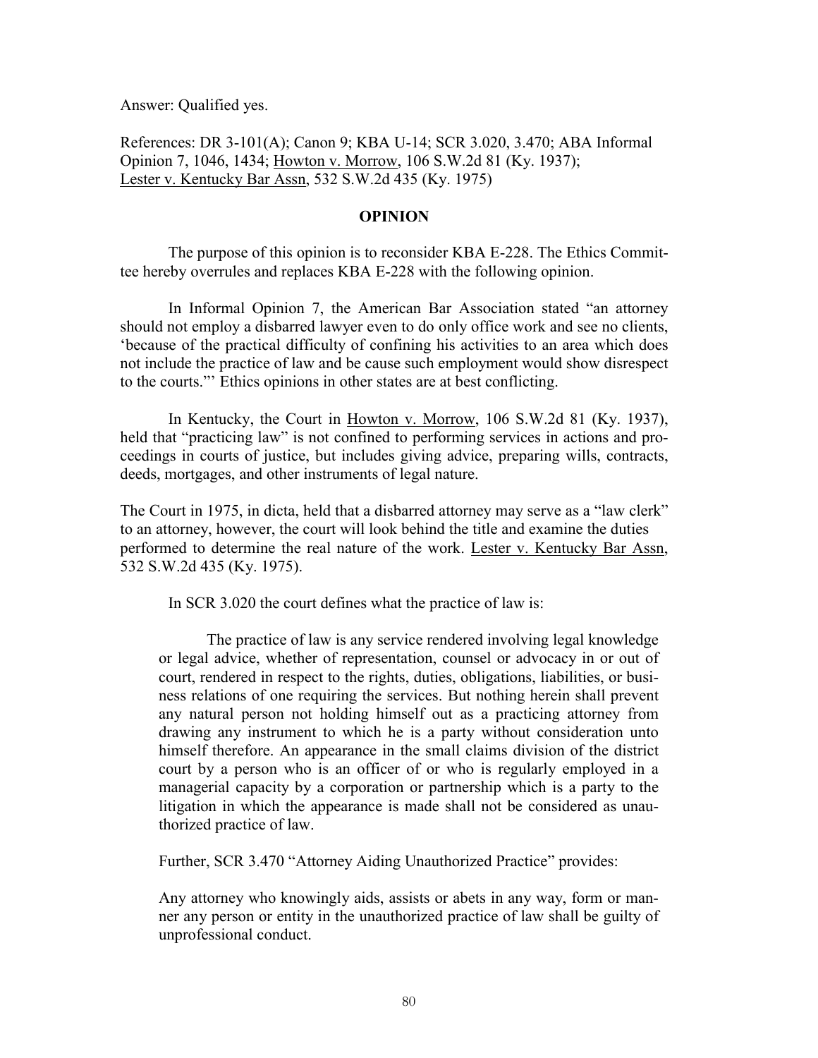Answer: Qualified yes.

References: DR 3-101(A); Canon 9; KBA U-14; SCR 3.020, 3.470; ABA Informal Opinion 7, 1046, 1434; Howton v. Morrow, 106 S.W.2d 81 (Ky. 1937); Lester v. Kentucky Bar Assn, 532 S.W.2d 435 (Ky. 1975)

## OPINION

The purpose of this opinion is to reconsider KBA E-228. The Ethics Committee hereby overrules and replaces KBA E-228 with the following opinion.

In Informal Opinion 7, the American Bar Association stated "an attorney should not employ a disbarred lawyer even to do only office work and see no clients, 'because of the practical difficulty of confining his activities to an area which does not include the practice of law and be cause such employment would show disrespect to the courts.'" Ethics opinions in other states are at best conflicting.

In Kentucky, the Court in Howton v. Morrow, 106 S.W.2d 81 (Ky. 1937), held that "practicing law" is not confined to performing services in actions and proceedings in courts of justice, but includes giving advice, preparing wills, contracts, deeds, mortgages, and other instruments of legal nature.

The Court in 1975, in dicta, held that a disbarred attorney may serve as a "law clerk" to an attorney, however, the court will look behind the title and examine the duties performed to determine the real nature of the work. Lester v. Kentucky Bar Assn, 532 S.W.2d 435 (Ky. 1975).

In SCR 3.020 the court defines what the practice of law is:

> The practice of law is any service rendered involving legal knowledge or legal advice, whether of representation, counsel or advocacy in or out of court, rendered in respect to the rights, duties, obligations, liabilities, or business relations of one requiring the services. But nothing herein shall prevent any natural person not holding himself out as a practicing attorney from drawing any instrument to which he is a party without consideration unto himself therefore. An appearance in the small claims division of the district court by a person who is an officer of or who is regularly employed in a managerial capacity by a corporation or partnership which is a party to the litigation in which the appearance is made shall not be considered as unauthorized practice of law.

Further, SCR 3.470 "Attorney Aiding Unauthorized Practice" provides:

> Any attorney who knowingly aids, assists or abets in any way, form or manner any person or entity in the unauthorized practice of law shall be guilty of unprofessional conduct.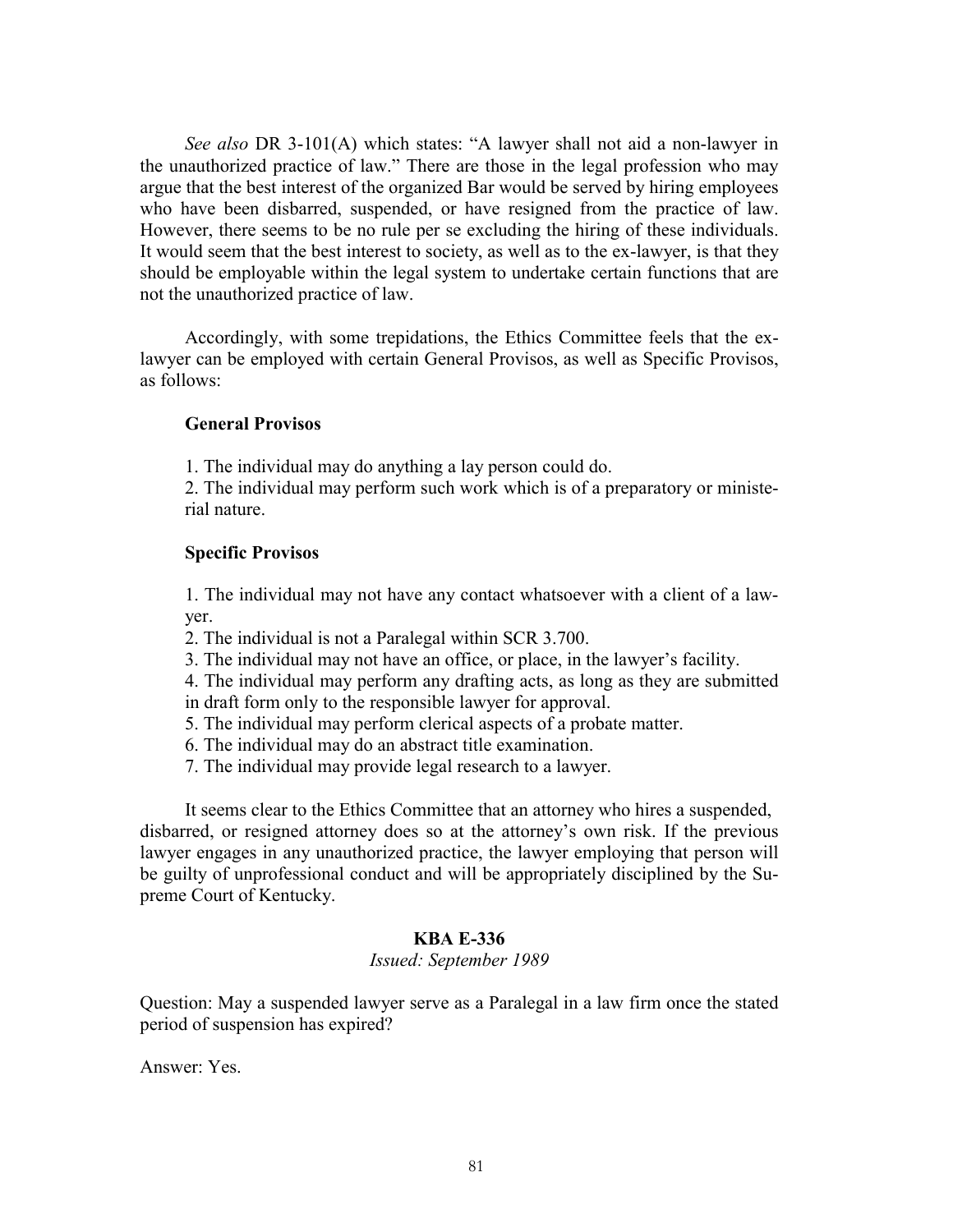*See also* DR 3-101(A) which states: "A lawyer shall not aid a non-lawyer in the unauthorized practice of law." There are those in the legal profession who may argue that the best interest of the organized Bar would be served by hiring employees who have been disbarred, suspended, or have resigned from the practice of law. However, there seems to be no rule per se excluding the hiring of these individuals. It would seem that the best interest to society, as well as to the ex-lawyer, is that they should be employable within the legal system to undertake certain functions that are not the unauthorized practice of law.

Accordingly, with some trepidations, the Ethics Committee feels that the ex-lawyer can be employed with certain General Provisos, as well as Specific Provisos, as follows:

**General Provisos**

1. The individual may do anything a lay person could do.
2. The individual may perform such work which is of a preparatory or ministerial nature.

**Specific Provisos**

1. The individual may not have any contact whatsoever with a client of a lawyer.
2. The individual is not a Paralegal within SCR 3.700.
3. The individual may not have an office, or place, in the lawyer's facility.
4. The individual may perform any drafting acts, as long as they are submitted in draft form only to the responsible lawyer for approval.
5. The individual may perform clerical aspects of a probate matter.
6. The individual may do an abstract title examination.
7. The individual may provide legal research to a lawyer.

It seems clear to the Ethics Committee that an attorney who hires a suspended, disbarred, or resigned attorney does so at the attorney's own risk. If the previous lawyer engages in any unauthorized practice, the lawyer employing that person will be guilty of unprofessional conduct and will be appropriately disciplined by the Supreme Court of Kentucky.

**KBA E-336**

*Issued: September 1989*

Question: May a suspended lawyer serve as a Paralegal in a law firm once the stated period of suspension has expired?

Answer: Yes.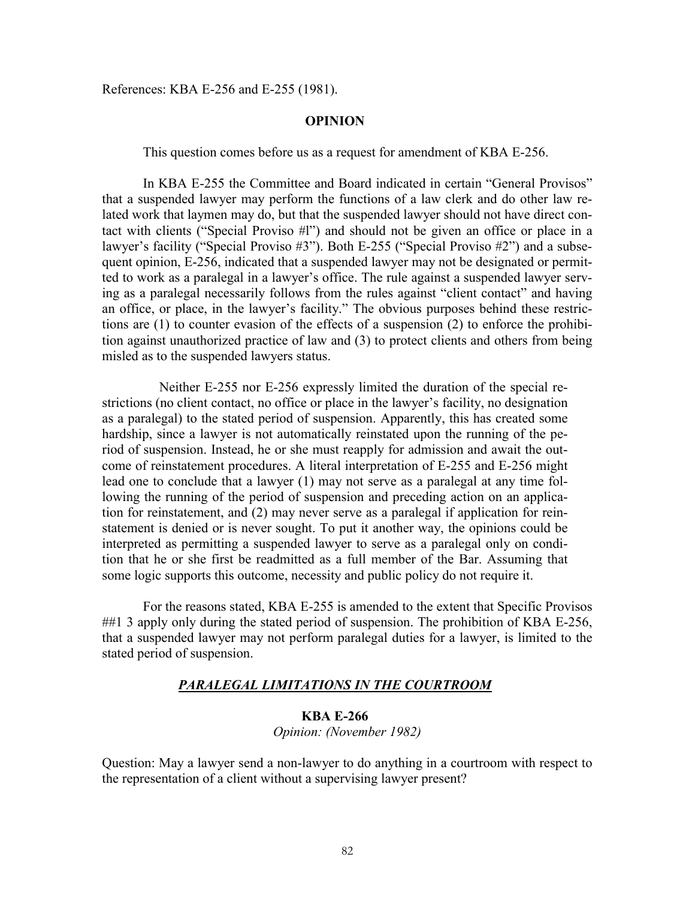References: KBA E-256 and E-255 (1981).

**OPINION**

This question comes before us as a request for amendment of KBA E-256.

In KBA E-255 the Committee and Board indicated in certain "General Provisos" that a suspended lawyer may perform the functions of a law clerk and do other law related work that laymen may do, but that the suspended lawyer should not have direct contact with clients ("Special Proviso #l") and should not be given an office or place in a lawyer's facility ("Special Proviso #3"). Both E-255 ("Special Proviso #2") and a subsequent opinion, E-256, indicated that a suspended lawyer may not be designated or permitted to work as a paralegal in a lawyer's office. The rule against a suspended lawyer serving as a paralegal necessarily follows from the rules against "client contact" and having an office, or place, in the lawyer's facility." The obvious purposes behind these restrictions are (1) to counter evasion of the effects of a suspension (2) to enforce the prohibition against unauthorized practice of law and (3) to protect clients and others from being misled as to the suspended lawyers status.

Neither E-255 nor E-256 expressly limited the duration of the special restrictions (no client contact, no office or place in the lawyer's facility, no designation as a paralegal) to the stated period of suspension. Apparently, this has created some hardship, since a lawyer is not automatically reinstated upon the running of the period of suspension. Instead, he or she must reapply for admission and await the outcome of reinstatement procedures. A literal interpretation of E-255 and E-256 might lead one to conclude that a lawyer (1) may not serve as a paralegal at any time following the running of the period of suspension and preceding action on an application for reinstatement, and (2) may never serve as a paralegal if application for reinstatement is denied or is never sought. To put it another way, the opinions could be interpreted as permitting a suspended lawyer to serve as a paralegal only on condition that he or she first be readmitted as a full member of the Bar. Assuming that some logic supports this outcome, necessity and public policy do not require it.

For the reasons stated, KBA E-255 is amended to the extent that Specific Provisos ##1 3 apply only during the stated period of suspension. The prohibition of KBA E-256, that a suspended lawyer may not perform paralegal duties for a lawyer, is limited to the stated period of suspension.

## ***PARALEGAL LIMITATIONS IN THE COURTROOM***

**KBA E-266**

*Opinion: (November 1982)*

Question: May a lawyer send a non-lawyer to do anything in a courtroom with respect to the representation of a client without a supervising lawyer present?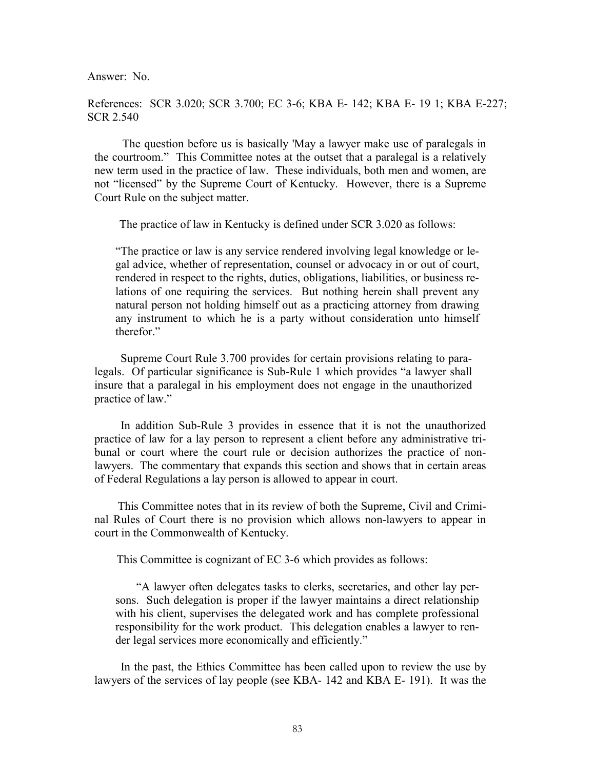Answer: No.

References: SCR 3.020; SCR 3.700; EC 3-6; KBA E- 142; KBA E- 19 1; KBA E-227; SCR 2.540

The question before us is basically 'May a lawyer make use of paralegals in the courtroom." This Committee notes at the outset that a paralegal is a relatively new term used in the practice of law. These individuals, both men and women, are not "licensed" by the Supreme Court of Kentucky. However, there is a Supreme Court Rule on the subject matter.

The practice of law in Kentucky is defined under SCR 3.020 as follows:

> "The practice or law is any service rendered involving legal knowledge or legal advice, whether of representation, counsel or advocacy in or out of court, rendered in respect to the rights, duties, obligations, liabilities, or business relations of one requiring the services. But nothing herein shall prevent any natural person not holding himself out as a practicing attorney from drawing any instrument to which he is a party without consideration unto himself therefor."

Supreme Court Rule 3.700 provides for certain provisions relating to paralegals. Of particular significance is Sub-Rule 1 which provides "a lawyer shall insure that a paralegal in his employment does not engage in the unauthorized practice of law."

In addition Sub-Rule 3 provides in essence that it is not the unauthorized practice of law for a lay person to represent a client before any administrative tribunal or court where the court rule or decision authorizes the practice of non-lawyers. The commentary that expands this section and shows that in certain areas of Federal Regulations a lay person is allowed to appear in court.

This Committee notes that in its review of both the Supreme, Civil and Criminal Rules of Court there is no provision which allows non-lawyers to appear in court in the Commonwealth of Kentucky.

This Committee is cognizant of EC 3-6 which provides as follows:

> "A lawyer often delegates tasks to clerks, secretaries, and other lay persons. Such delegation is proper if the lawyer maintains a direct relationship with his client, supervises the delegated work and has complete professional responsibility for the work product. This delegation enables a lawyer to render legal services more economically and efficiently."

In the past, the Ethics Committee has been called upon to review the use by lawyers of the services of lay people (see KBA- 142 and KBA E- 191). It was the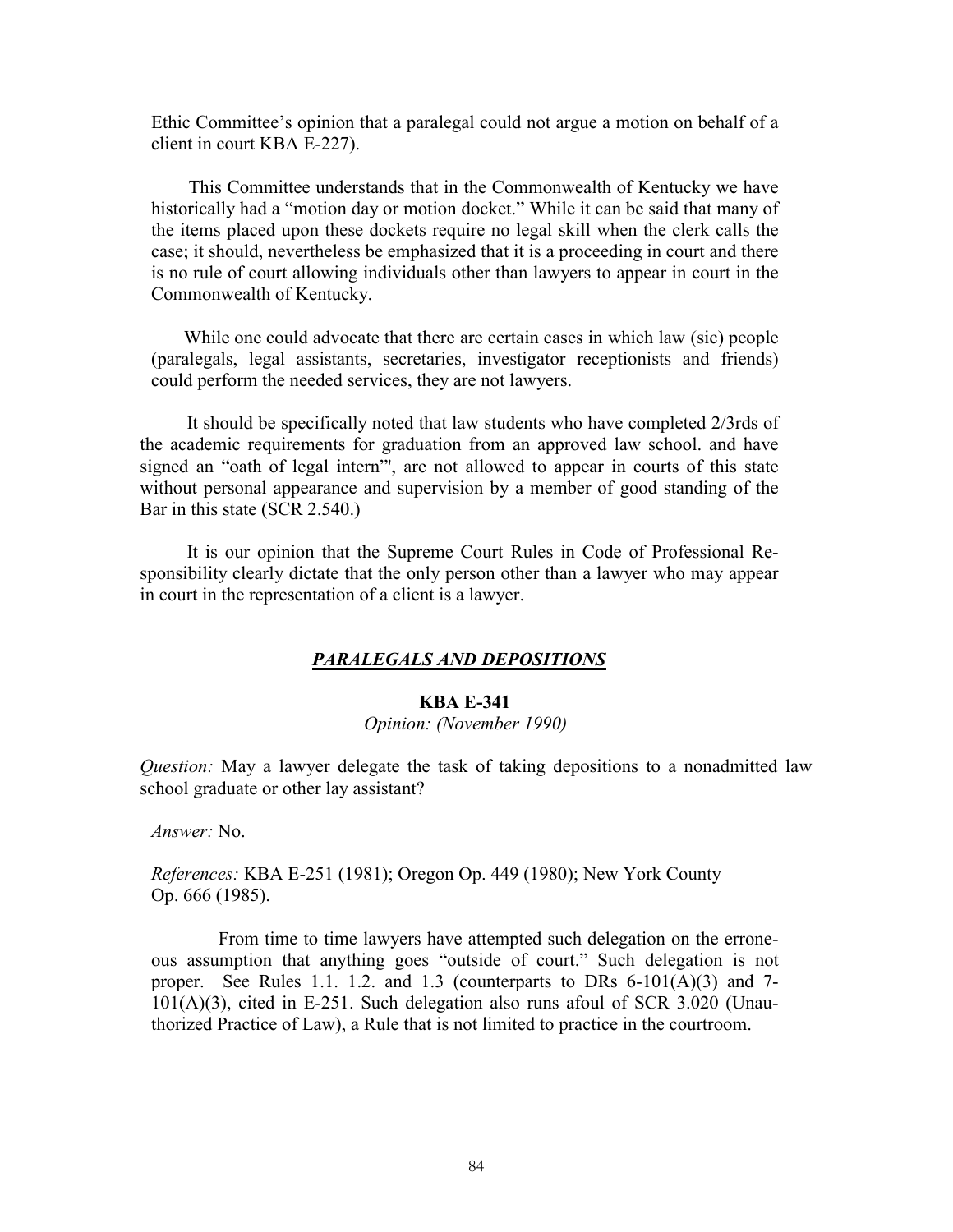Ethic Committee's opinion that a paralegal could not argue a motion on behalf of a client in court KBA E-227).

This Committee understands that in the Commonwealth of Kentucky we have historically had a "motion day or motion docket." While it can be said that many of the items placed upon these dockets require no legal skill when the clerk calls the case; it should, nevertheless be emphasized that it is a proceeding in court and there is no rule of court allowing individuals other than lawyers to appear in court in the Commonwealth of Kentucky.

While one could advocate that there are certain cases in which law (sic) people (paralegals, legal assistants, secretaries, investigator receptionists and friends) could perform the needed services, they are not lawyers.

It should be specifically noted that law students who have completed 2/3rds of the academic requirements for graduation from an approved law school. and have signed an "oath of legal intern"', are not allowed to appear in courts of this state without personal appearance and supervision by a member of good standing of the Bar in this state (SCR 2.540.)

It is our opinion that the Supreme Court Rules in Code of Professional Responsibility clearly dictate that the only person other than a lawyer who may appear in court in the representation of a client is a lawyer.

## ***PARALEGALS AND DEPOSITIONS***

**KBA E-341**

*Opinion: (November 1990)*

*Question:* May a lawyer delegate the task of taking depositions to a nonadmitted law school graduate or other lay assistant?

*Answer:* No.

*References:* KBA E-251 (1981); Oregon Op. 449 (1980); New York County Op. 666 (1985).

From time to time lawyers have attempted such delegation on the erroneous assumption that anything goes "outside of court." Such delegation is not proper. See Rules 1.1. 1.2. and 1.3 (counterparts to DRs 6-101(A)(3) and 7-101(A)(3), cited in E-251. Such delegation also runs afoul of SCR 3.020 (Unauthorized Practice of Law), a Rule that is not limited to practice in the courtroom.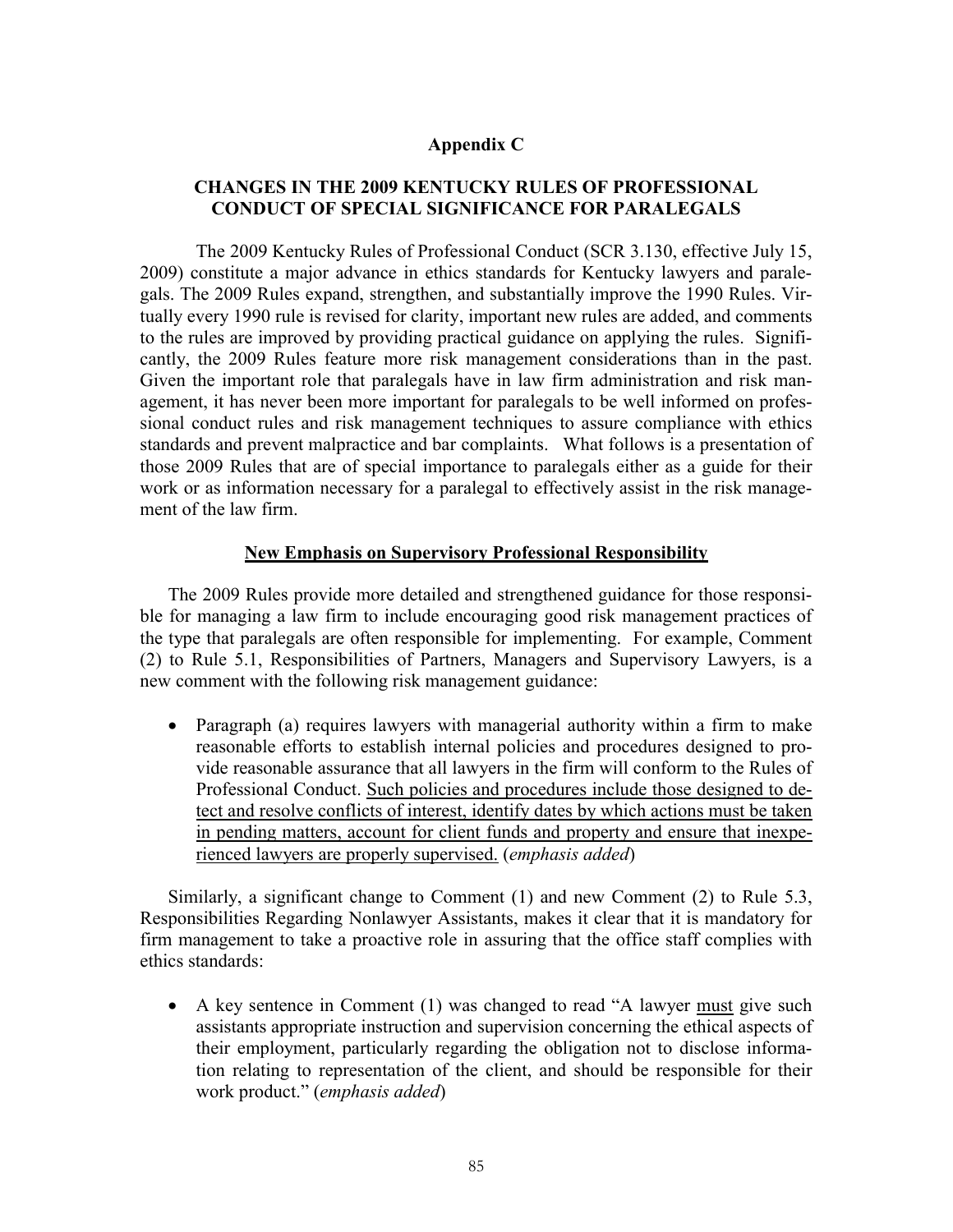## Appendix C

### CHANGES IN THE 2009 KENTUCKY RULES OF PROFESSIONAL CONDUCT OF SPECIAL SIGNIFICANCE FOR PARALEGALS

The 2009 Kentucky Rules of Professional Conduct (SCR 3.130, effective July 15, 2009) constitute a major advance in ethics standards for Kentucky lawyers and paralegals. The 2009 Rules expand, strengthen, and substantially improve the 1990 Rules. Virtually every 1990 rule is revised for clarity, important new rules are added, and comments to the rules are improved by providing practical guidance on applying the rules. Significantly, the 2009 Rules feature more risk management considerations than in the past. Given the important role that paralegals have in law firm administration and risk management, it has never been more important for paralegals to be well informed on professional conduct rules and risk management techniques to assure compliance with ethics standards and prevent malpractice and bar complaints. What follows is a presentation of those 2009 Rules that are of special importance to paralegals either as a guide for their work or as information necessary for a paralegal to effectively assist in the risk management of the law firm.

### <u>New Emphasis on Supervisory Professional Responsibility</u>

The 2009 Rules provide more detailed and strengthened guidance for those responsible for managing a law firm to include encouraging good risk management practices of the type that paralegals are often responsible for implementing. For example, Comment (2) to Rule 5.1, Responsibilities of Partners, Managers and Supervisory Lawyers, is a new comment with the following risk management guidance:

- Paragraph (a) requires lawyers with managerial authority within a firm to make reasonable efforts to establish internal policies and procedures designed to provide reasonable assurance that all lawyers in the firm will conform to the Rules of Professional Conduct. <u>Such policies and procedures include those designed to detect and resolve conflicts of interest, identify dates by which actions must be taken in pending matters, account for client funds and property and ensure that inexperienced lawyers are properly supervised.</u> (*emphasis added*)

Similarly, a significant change to Comment (1) and new Comment (2) to Rule 5.3, Responsibilities Regarding Nonlawyer Assistants, makes it clear that it is mandatory for firm management to take a proactive role in assuring that the office staff complies with ethics standards:

- A key sentence in Comment (1) was changed to read "A lawyer <u>must</u> give such assistants appropriate instruction and supervision concerning the ethical aspects of their employment, particularly regarding the obligation not to disclose information relating to representation of the client, and should be responsible for their work product." (*emphasis added*)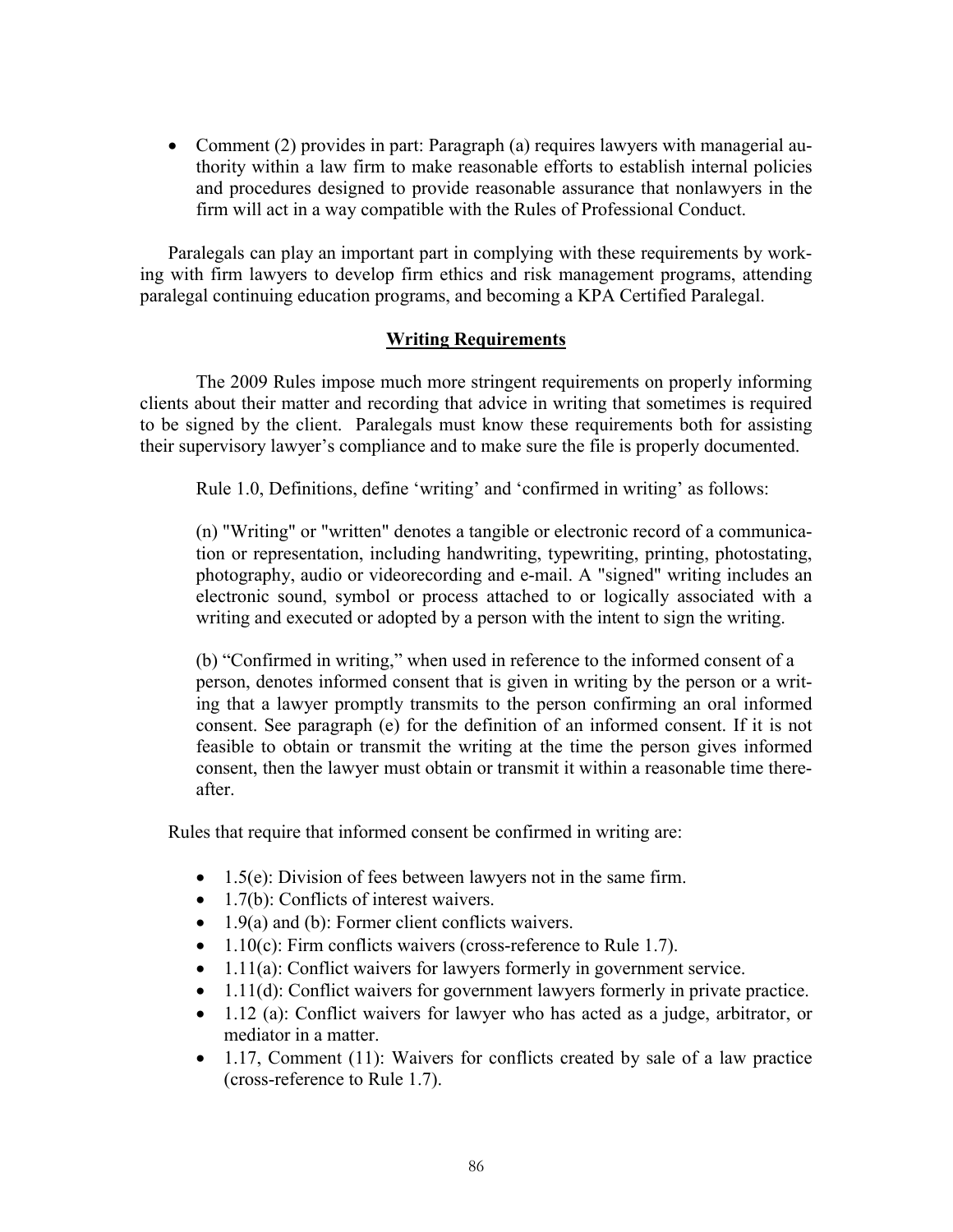- Comment (2) provides in part: Paragraph (a) requires lawyers with managerial authority within a law firm to make reasonable efforts to establish internal policies and procedures designed to provide reasonable assurance that nonlawyers in the firm will act in a way compatible with the Rules of Professional Conduct.

Paralegals can play an important part in complying with these requirements by working with firm lawyers to develop firm ethics and risk management programs, attending paralegal continuing education programs, and becoming a KPA Certified Paralegal.

## Writing Requirements

The 2009 Rules impose much more stringent requirements on properly informing clients about their matter and recording that advice in writing that sometimes is required to be signed by the client. Paralegals must know these requirements both for assisting their supervisory lawyer's compliance and to make sure the file is properly documented.

Rule 1.0, Definitions, define 'writing' and 'confirmed in writing' as follows:

(n) "Writing" or "written" denotes a tangible or electronic record of a communication or representation, including handwriting, typewriting, printing, photostating, photography, audio or videorecording and e-mail. A "signed" writing includes an electronic sound, symbol or process attached to or logically associated with a writing and executed or adopted by a person with the intent to sign the writing.

(b) "Confirmed in writing," when used in reference to the informed consent of a person, denotes informed consent that is given in writing by the person or a writing that a lawyer promptly transmits to the person confirming an oral informed consent. See paragraph (e) for the definition of an informed consent. If it is not feasible to obtain or transmit the writing at the time the person gives informed consent, then the lawyer must obtain or transmit it within a reasonable time thereafter.

Rules that require that informed consent be confirmed in writing are:

- 1.5(e): Division of fees between lawyers not in the same firm.
- 1.7(b): Conflicts of interest waivers.
- 1.9(a) and (b): Former client conflicts waivers.
- 1.10(c): Firm conflicts waivers (cross-reference to Rule 1.7).
- 1.11(a): Conflict waivers for lawyers formerly in government service.
- 1.11(d): Conflict waivers for government lawyers formerly in private practice.
- 1.12 (a): Conflict waivers for lawyer who has acted as a judge, arbitrator, or mediator in a matter.
- 1.17, Comment (11): Waivers for conflicts created by sale of a law practice (cross-reference to Rule 1.7).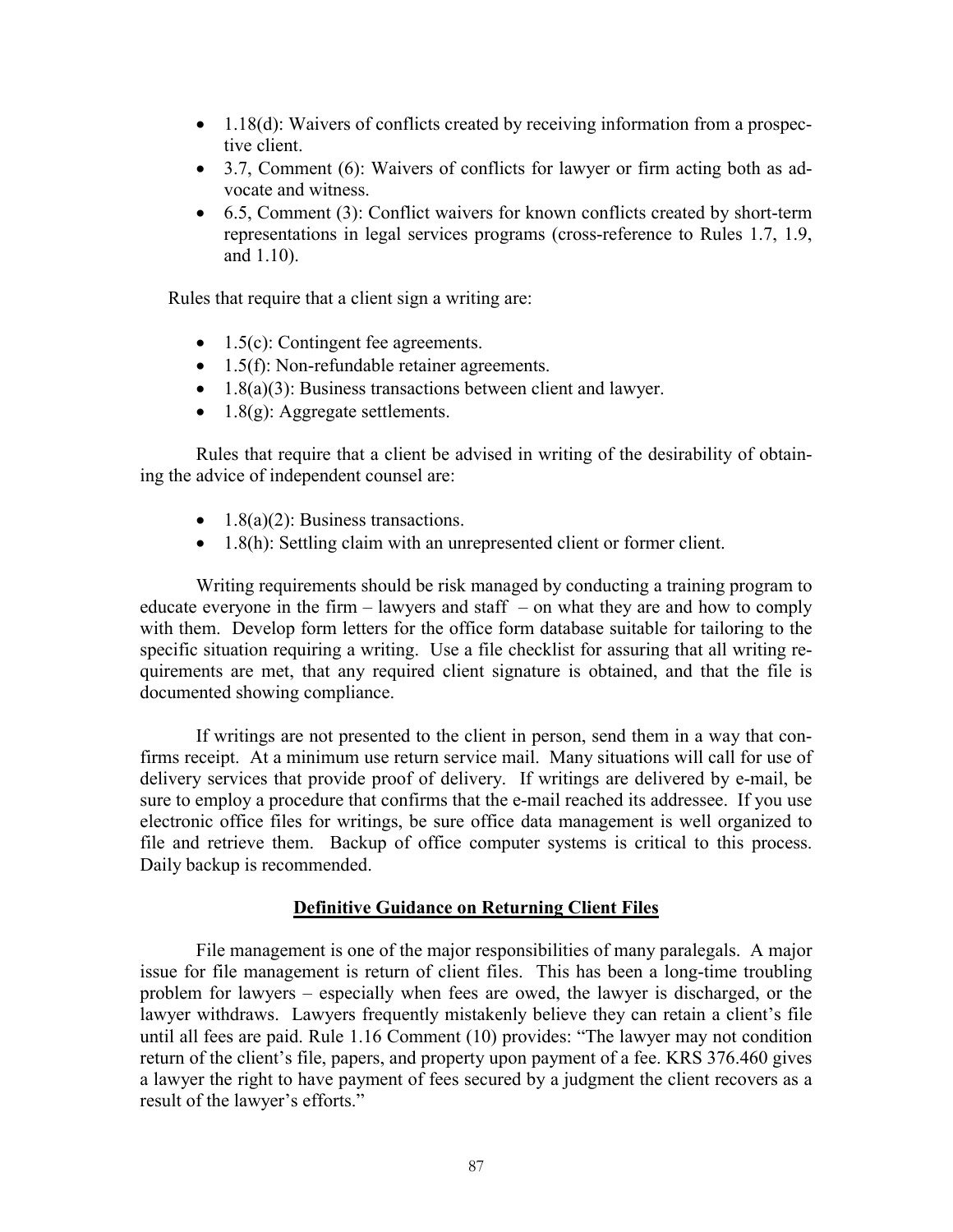- 1.18(d): Waivers of conflicts created by receiving information from a prospective client.
- 3.7, Comment (6): Waivers of conflicts for lawyer or firm acting both as advocate and witness.
- 6.5, Comment (3): Conflict waivers for known conflicts created by short-term representations in legal services programs (cross-reference to Rules 1.7, 1.9, and 1.10).

Rules that require that a client sign a writing are:

- 1.5(c): Contingent fee agreements.
- 1.5(f): Non-refundable retainer agreements.
- 1.8(a)(3): Business transactions between client and lawyer.
- 1.8(g): Aggregate settlements.

Rules that require that a client be advised in writing of the desirability of obtaining the advice of independent counsel are:

- 1.8(a)(2): Business transactions.
- 1.8(h): Settling claim with an unrepresented client or former client.

Writing requirements should be risk managed by conducting a training program to educate everyone in the firm – lawyers and staff – on what they are and how to comply with them. Develop form letters for the office form database suitable for tailoring to the specific situation requiring a writing. Use a file checklist for assuring that all writing requirements are met, that any required client signature is obtained, and that the file is documented showing compliance.

If writings are not presented to the client in person, send them in a way that confirms receipt. At a minimum use return service mail. Many situations will call for use of delivery services that provide proof of delivery. If writings are delivered by e-mail, be sure to employ a procedure that confirms that the e-mail reached its addressee. If you use electronic office files for writings, be sure office data management is well organized to file and retrieve them. Backup of office computer systems is critical to this process. Daily backup is recommended.

## Definitive Guidance on Returning Client Files

File management is one of the major responsibilities of many paralegals. A major issue for file management is return of client files. This has been a long-time troubling problem for lawyers – especially when fees are owed, the lawyer is discharged, or the lawyer withdraws. Lawyers frequently mistakenly believe they can retain a client's file until all fees are paid. Rule 1.16 Comment (10) provides: "The lawyer may not condition return of the client's file, papers, and property upon payment of a fee. KRS 376.460 gives a lawyer the right to have payment of fees secured by a judgment the client recovers as a result of the lawyer's efforts."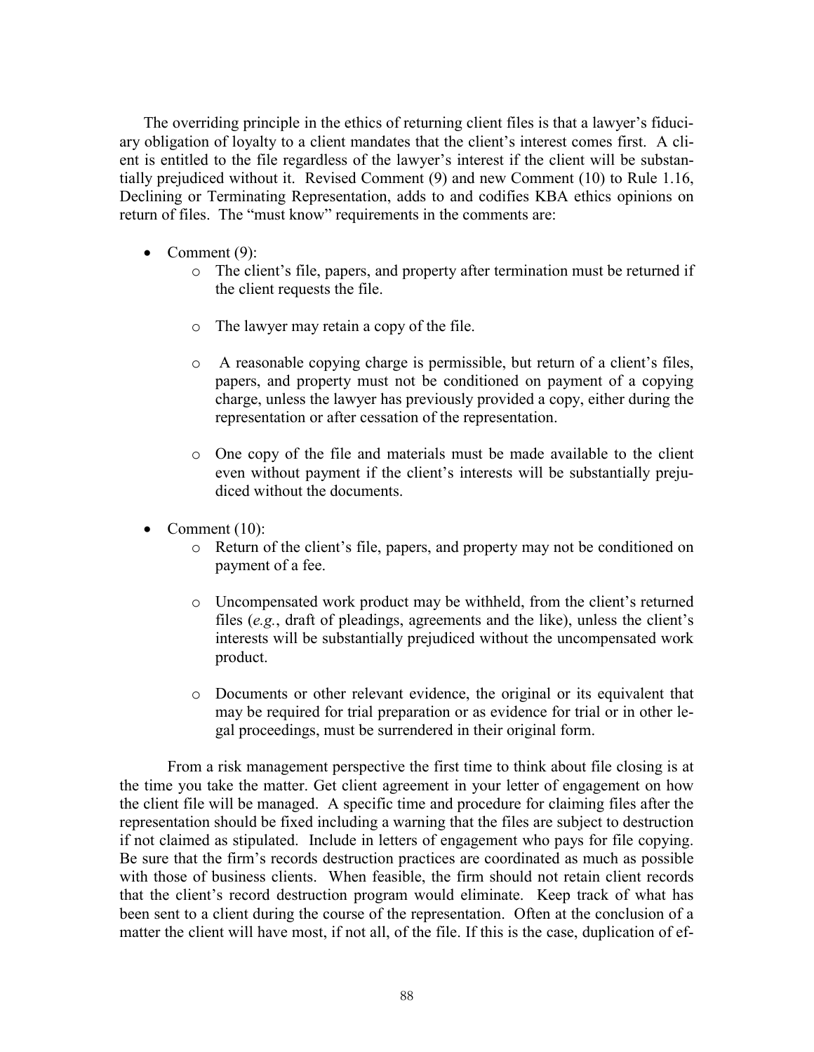The overriding principle in the ethics of returning client files is that a lawyer's fiduciary obligation of loyalty to a client mandates that the client's interest comes first. A client is entitled to the file regardless of the lawyer's interest if the client will be substantially prejudiced without it. Revised Comment (9) and new Comment (10) to Rule 1.16, Declining or Terminating Representation, adds to and codifies KBA ethics opinions on return of files. The "must know" requirements in the comments are:

- Comment (9):
  - The client's file, papers, and property after termination must be returned if the client requests the file.
  - The lawyer may retain a copy of the file.
  - A reasonable copying charge is permissible, but return of a client's files, papers, and property must not be conditioned on payment of a copying charge, unless the lawyer has previously provided a copy, either during the representation or after cessation of the representation.
  - One copy of the file and materials must be made available to the client even without payment if the client's interests will be substantially prejudiced without the documents.
- Comment (10):
  - Return of the client's file, papers, and property may not be conditioned on payment of a fee.
  - Uncompensated work product may be withheld, from the client's returned files (*e.g.*, draft of pleadings, agreements and the like), unless the client's interests will be substantially prejudiced without the uncompensated work product.
  - Documents or other relevant evidence, the original or its equivalent that may be required for trial preparation or as evidence for trial or in other legal proceedings, must be surrendered in their original form.

From a risk management perspective the first time to think about file closing is at the time you take the matter. Get client agreement in your letter of engagement on how the client file will be managed. A specific time and procedure for claiming files after the representation should be fixed including a warning that the files are subject to destruction if not claimed as stipulated. Include in letters of engagement who pays for file copying. Be sure that the firm's records destruction practices are coordinated as much as possible with those of business clients. When feasible, the firm should not retain client records that the client's record destruction program would eliminate. Keep track of what has been sent to a client during the course of the representation. Often at the conclusion of a matter the client will have most, if not all, of the file. If this is the case, duplication of ef-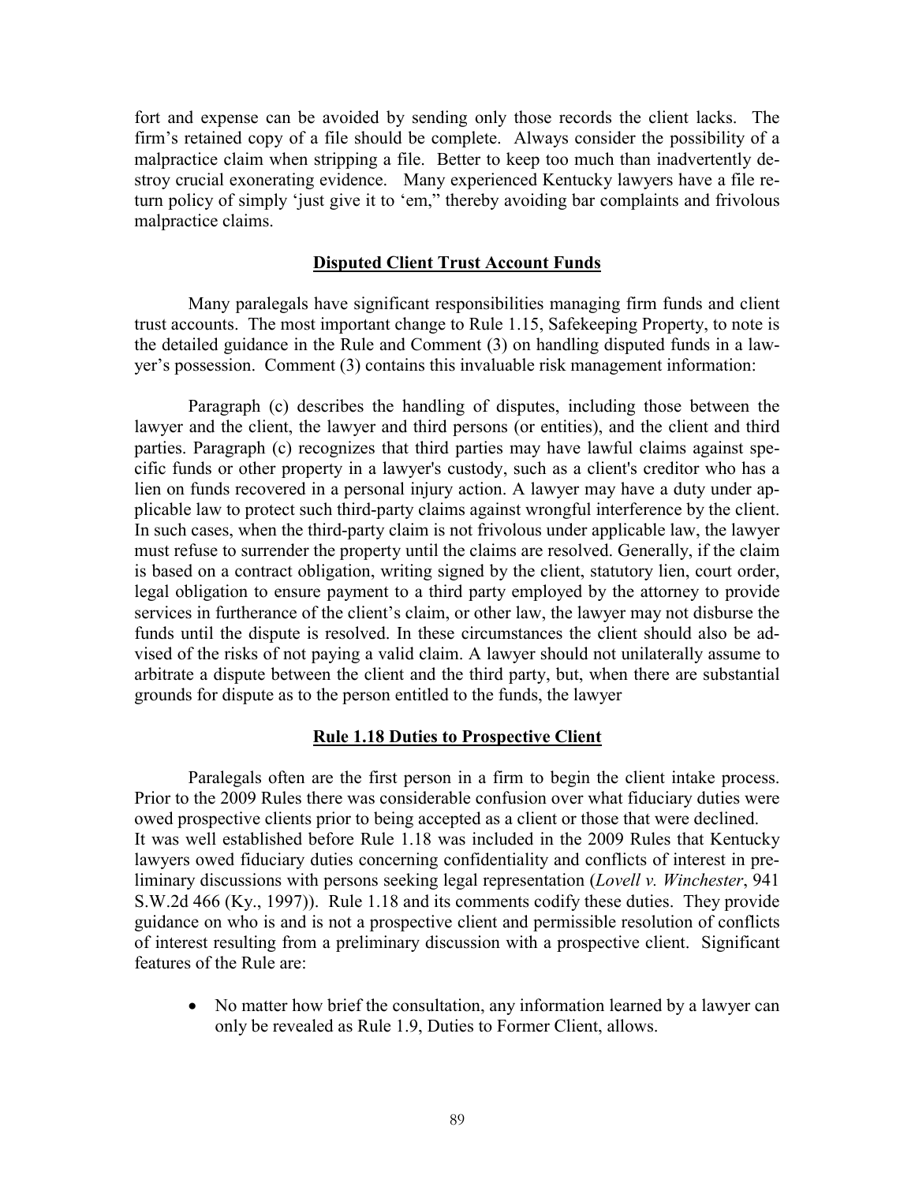fort and expense can be avoided by sending only those records the client lacks. The firm's retained copy of a file should be complete. Always consider the possibility of a malpractice claim when stripping a file. Better to keep too much than inadvertently destroy crucial exonerating evidence. Many experienced Kentucky lawyers have a file return policy of simply 'just give it to 'em," thereby avoiding bar complaints and frivolous malpractice claims.

## **Disputed Client Trust Account Funds**

Many paralegals have significant responsibilities managing firm funds and client trust accounts. The most important change to Rule 1.15, Safekeeping Property, to note is the detailed guidance in the Rule and Comment (3) on handling disputed funds in a lawyer's possession. Comment (3) contains this invaluable risk management information:

Paragraph (c) describes the handling of disputes, including those between the lawyer and the client, the lawyer and third persons (or entities), and the client and third parties. Paragraph (c) recognizes that third parties may have lawful claims against specific funds or other property in a lawyer's custody, such as a client's creditor who has a lien on funds recovered in a personal injury action. A lawyer may have a duty under applicable law to protect such third-party claims against wrongful interference by the client. In such cases, when the third-party claim is not frivolous under applicable law, the lawyer must refuse to surrender the property until the claims are resolved. Generally, if the claim is based on a contract obligation, writing signed by the client, statutory lien, court order, legal obligation to ensure payment to a third party employed by the attorney to provide services in furtherance of the client's claim, or other law, the lawyer may not disburse the funds until the dispute is resolved. In these circumstances the client should also be advised of the risks of not paying a valid claim. A lawyer should not unilaterally assume to arbitrate a dispute between the client and the third party, but, when there are substantial grounds for dispute as to the person entitled to the funds, the lawyer

## **Rule 1.18 Duties to Prospective Client**

Paralegals often are the first person in a firm to begin the client intake process. Prior to the 2009 Rules there was considerable confusion over what fiduciary duties were owed prospective clients prior to being accepted as a client or those that were declined. It was well established before Rule 1.18 was included in the 2009 Rules that Kentucky lawyers owed fiduciary duties concerning confidentiality and conflicts of interest in preliminary discussions with persons seeking legal representation (*Lovell v. Winchester*, 941 S.W.2d 466 (Ky., 1997)). Rule 1.18 and its comments codify these duties. They provide guidance on who is and is not a prospective client and permissible resolution of conflicts of interest resulting from a preliminary discussion with a prospective client. Significant features of the Rule are:

- No matter how brief the consultation, any information learned by a lawyer can only be revealed as Rule 1.9, Duties to Former Client, allows.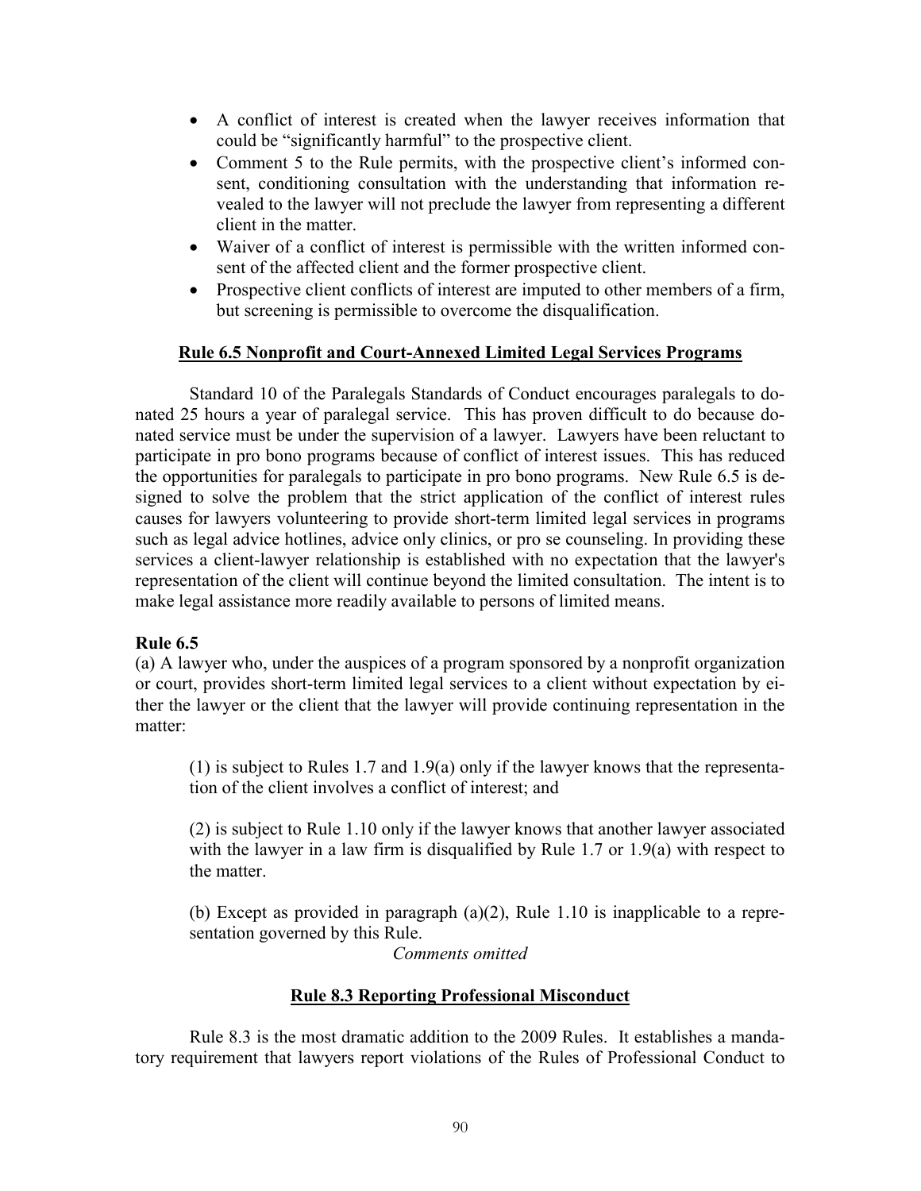- A conflict of interest is created when the lawyer receives information that could be "significantly harmful" to the prospective client.
- Comment 5 to the Rule permits, with the prospective client's informed consent, conditioning consultation with the understanding that information revealed to the lawyer will not preclude the lawyer from representing a different client in the matter.
- Waiver of a conflict of interest is permissible with the written informed consent of the affected client and the former prospective client.
- Prospective client conflicts of interest are imputed to other members of a firm, but screening is permissible to overcome the disqualification.

## Rule 6.5 Nonprofit and Court-Annexed Limited Legal Services Programs

Standard 10 of the Paralegals Standards of Conduct encourages paralegals to donated 25 hours a year of paralegal service. This has proven difficult to do because donated service must be under the supervision of a lawyer. Lawyers have been reluctant to participate in pro bono programs because of conflict of interest issues. This has reduced the opportunities for paralegals to participate in pro bono programs. New Rule 6.5 is designed to solve the problem that the strict application of the conflict of interest rules causes for lawyers volunteering to provide short-term limited legal services in programs such as legal advice hotlines, advice only clinics, or pro se counseling. In providing these services a client-lawyer relationship is established with no expectation that the lawyer's representation of the client will continue beyond the limited consultation. The intent is to make legal assistance more readily available to persons of limited means.

**Rule 6.5**

(a) A lawyer who, under the auspices of a program sponsored by a nonprofit organization or court, provides short-term limited legal services to a client without expectation by either the lawyer or the client that the lawyer will provide continuing representation in the matter:

(1) is subject to Rules 1.7 and 1.9(a) only if the lawyer knows that the representation of the client involves a conflict of interest; and

(2) is subject to Rule 1.10 only if the lawyer knows that another lawyer associated with the lawyer in a law firm is disqualified by Rule 1.7 or 1.9(a) with respect to the matter.

(b) Except as provided in paragraph (a)(2), Rule 1.10 is inapplicable to a representation governed by this Rule.

*Comments omitted*

## Rule 8.3 Reporting Professional Misconduct

Rule 8.3 is the most dramatic addition to the 2009 Rules. It establishes a mandatory requirement that lawyers report violations of the Rules of Professional Conduct to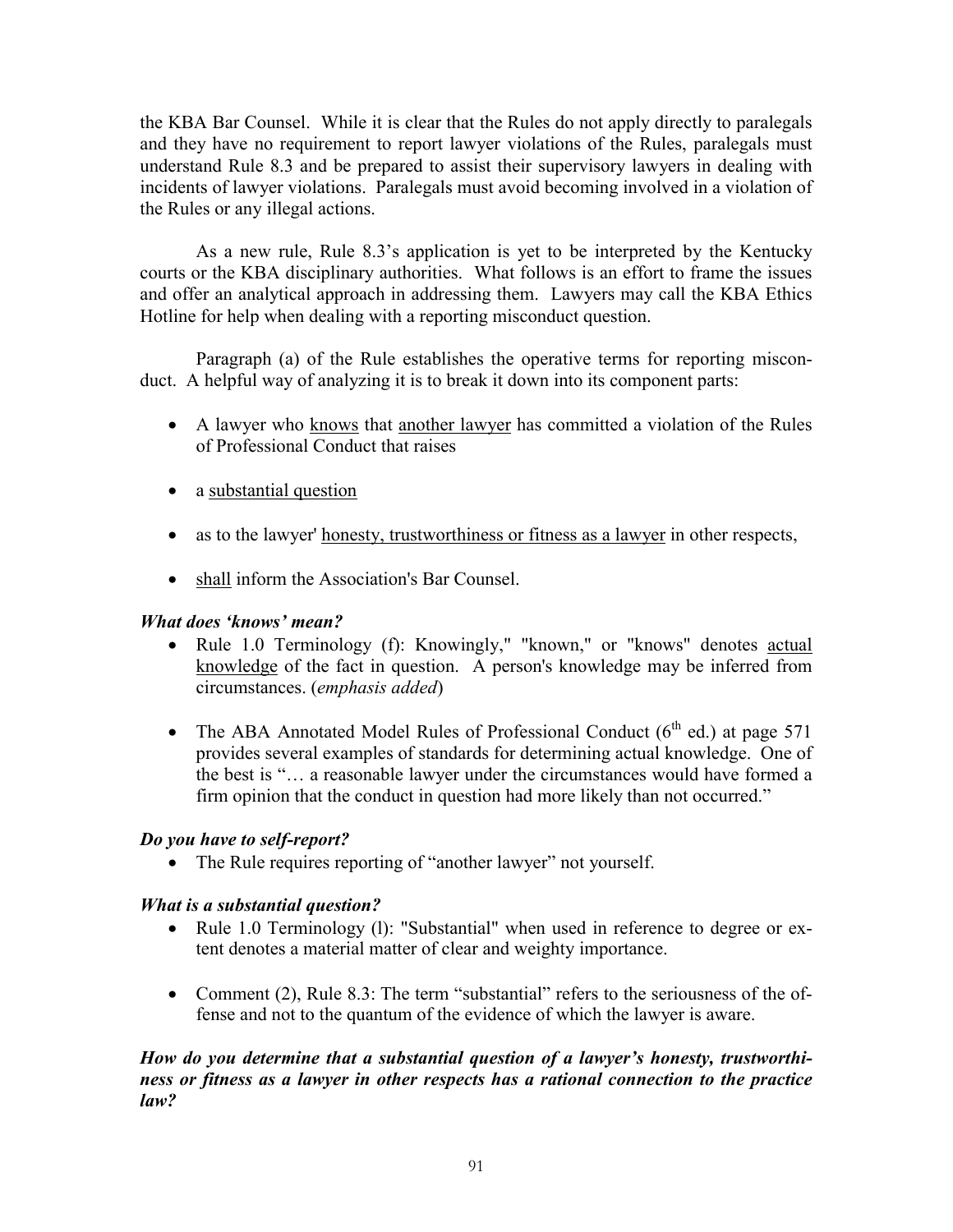the KBA Bar Counsel. While it is clear that the Rules do not apply directly to paralegals and they have no requirement to report lawyer violations of the Rules, paralegals must understand Rule 8.3 and be prepared to assist their supervisory lawyers in dealing with incidents of lawyer violations. Paralegals must avoid becoming involved in a violation of the Rules or any illegal actions.

As a new rule, Rule 8.3's application is yet to be interpreted by the Kentucky courts or the KBA disciplinary authorities. What follows is an effort to frame the issues and offer an analytical approach in addressing them. Lawyers may call the KBA Ethics Hotline for help when dealing with a reporting misconduct question.

Paragraph (a) of the Rule establishes the operative terms for reporting misconduct. A helpful way of analyzing it is to break it down into its component parts:

- A lawyer who <u>knows</u> that <u>another lawyer</u> has committed a violation of the Rules of Professional Conduct that raises
- a <u>substantial question</u>
- as to the lawyer' <u>honesty, trustworthiness or fitness as a lawyer</u> in other respects,
- <u>shall</u> inform the Association's Bar Counsel.

***What does 'knows' mean?***

- Rule 1.0 Terminology (f): Knowingly," "known," or "knows" denotes <u>actual knowledge</u> of the fact in question. A person's knowledge may be inferred from circumstances. (*emphasis added*)
- The ABA Annotated Model Rules of Professional Conduct (6th ed.) at page 571 provides several examples of standards for determining actual knowledge. One of the best is "… a reasonable lawyer under the circumstances would have formed a firm opinion that the conduct in question had more likely than not occurred."

***Do you have to self-report?***

- The Rule requires reporting of "another lawyer" not yourself.

***What is a substantial question?***

- Rule 1.0 Terminology (l): "Substantial" when used in reference to degree or extent denotes a material matter of clear and weighty importance.
- Comment (2), Rule 8.3: The term "substantial" refers to the seriousness of the offense and not to the quantum of the evidence of which the lawyer is aware.

***How do you determine that a substantial question of a lawyer's honesty, trustworthiness or fitness as a lawyer in other respects has a rational connection to the practice law?***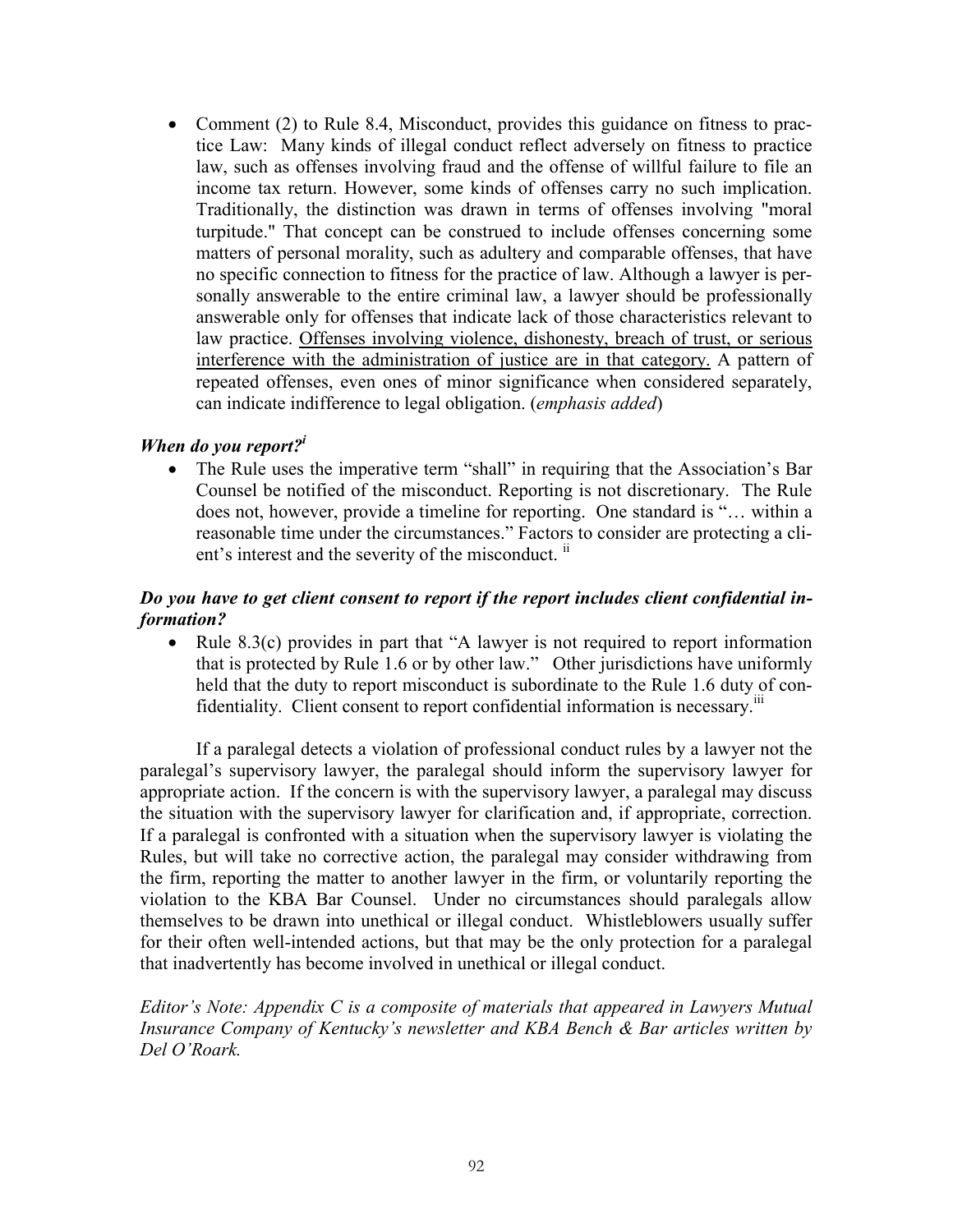- Comment (2) to Rule 8.4, Misconduct, provides this guidance on fitness to practice Law: Many kinds of illegal conduct reflect adversely on fitness to practice law, such as offenses involving fraud and the offense of willful failure to file an income tax return. However, some kinds of offenses carry no such implication. Traditionally, the distinction was drawn in terms of offenses involving "moral turpitude." That concept can be construed to include offenses concerning some matters of personal morality, such as adultery and comparable offenses, that have no specific connection to fitness for the practice of law. Although a lawyer is personally answerable to the entire criminal law, a lawyer should be professionally answerable only for offenses that indicate lack of those characteristics relevant to law practice. <u>Offenses involving violence, dishonesty, breach of trust, or serious interference with the administration of justice are in that category.</u> A pattern of repeated offenses, even ones of minor significance when considered separately, can indicate indifference to legal obligation. (*emphasis added*)

### *When do you report?*[i]

- The Rule uses the imperative term "shall" in requiring that the Association's Bar Counsel be notified of the misconduct. Reporting is not discretionary. The Rule does not, however, provide a timeline for reporting. One standard is "… within a reasonable time under the circumstances." Factors to consider are protecting a client's interest and the severity of the misconduct. [ii]

### *Do you have to get client consent to report if the report includes client confidential information?*

- Rule 8.3(c) provides in part that "A lawyer is not required to report information that is protected by Rule 1.6 or by other law." Other jurisdictions have uniformly held that the duty to report misconduct is subordinate to the Rule 1.6 duty of confidentiality. Client consent to report confidential information is necessary.[iii]

If a paralegal detects a violation of professional conduct rules by a lawyer not the paralegal's supervisory lawyer, the paralegal should inform the supervisory lawyer for appropriate action. If the concern is with the supervisory lawyer, a paralegal may discuss the situation with the supervisory lawyer for clarification and, if appropriate, correction. If a paralegal is confronted with a situation when the supervisory lawyer is violating the Rules, but will take no corrective action, the paralegal may consider withdrawing from the firm, reporting the matter to another lawyer in the firm, or voluntarily reporting the violation to the KBA Bar Counsel. Under no circumstances should paralegals allow themselves to be drawn into unethical or illegal conduct. Whistleblowers usually suffer for their often well-intended actions, but that may be the only protection for a paralegal that inadvertently has become involved in unethical or illegal conduct.

*Editor's Note: Appendix C is a composite of materials that appeared in Lawyers Mutual Insurance Company of Kentucky's newsletter and KBA Bench & Bar articles written by Del O'Roark.*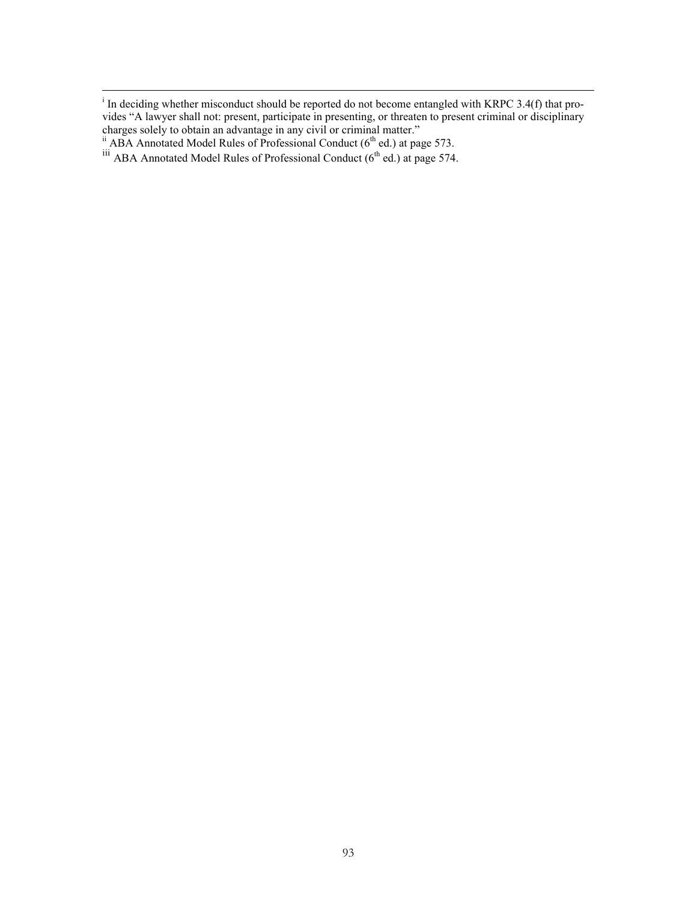---

[i] In deciding whether misconduct should be reported do not become entangled with KRPC 3.4(f) that provides "A lawyer shall not: present, participate in presenting, or threaten to present criminal or disciplinary charges solely to obtain an advantage in any civil or criminal matter."

[ii] ABA Annotated Model Rules of Professional Conduct (6th ed.) at page 573.

[iii] ABA Annotated Model Rules of Professional Conduct (6th ed.) at page 574.